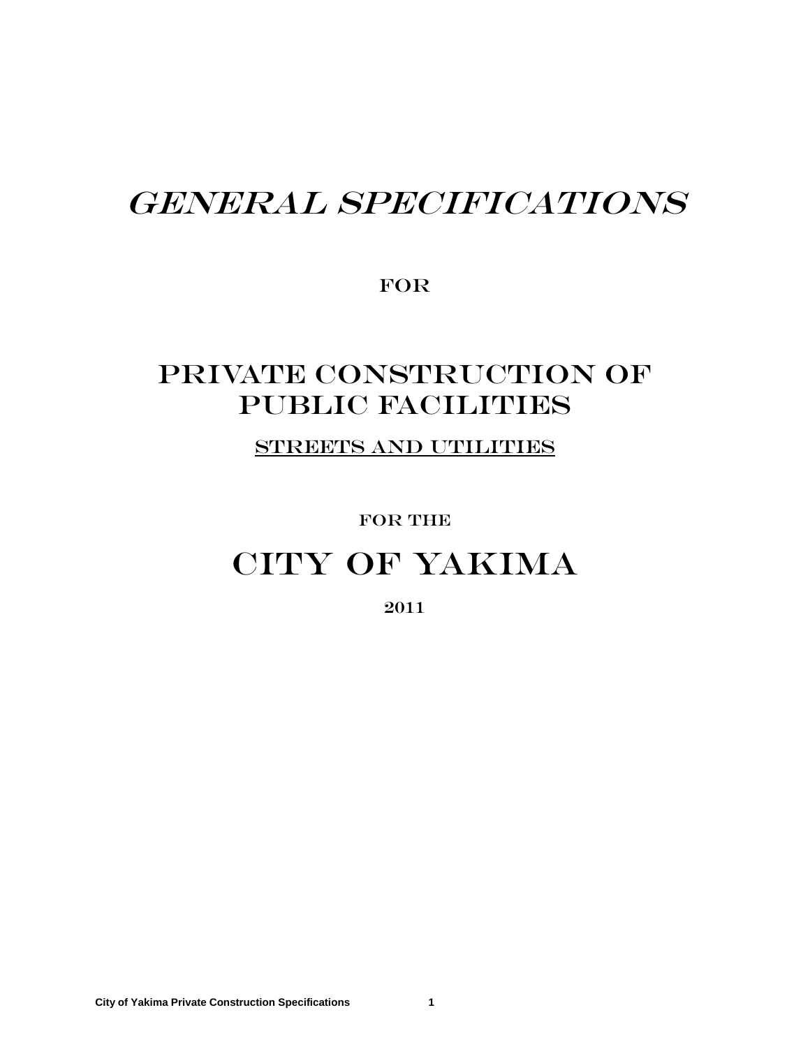# *GENERAL SPECIFICATIONS*

FOR

# PRIVATE CONSTRUCTION OF PUBLIC FACILITIES

STREETS AND UTILITIES

FOR THE

# CITY OF YAKIMA

2011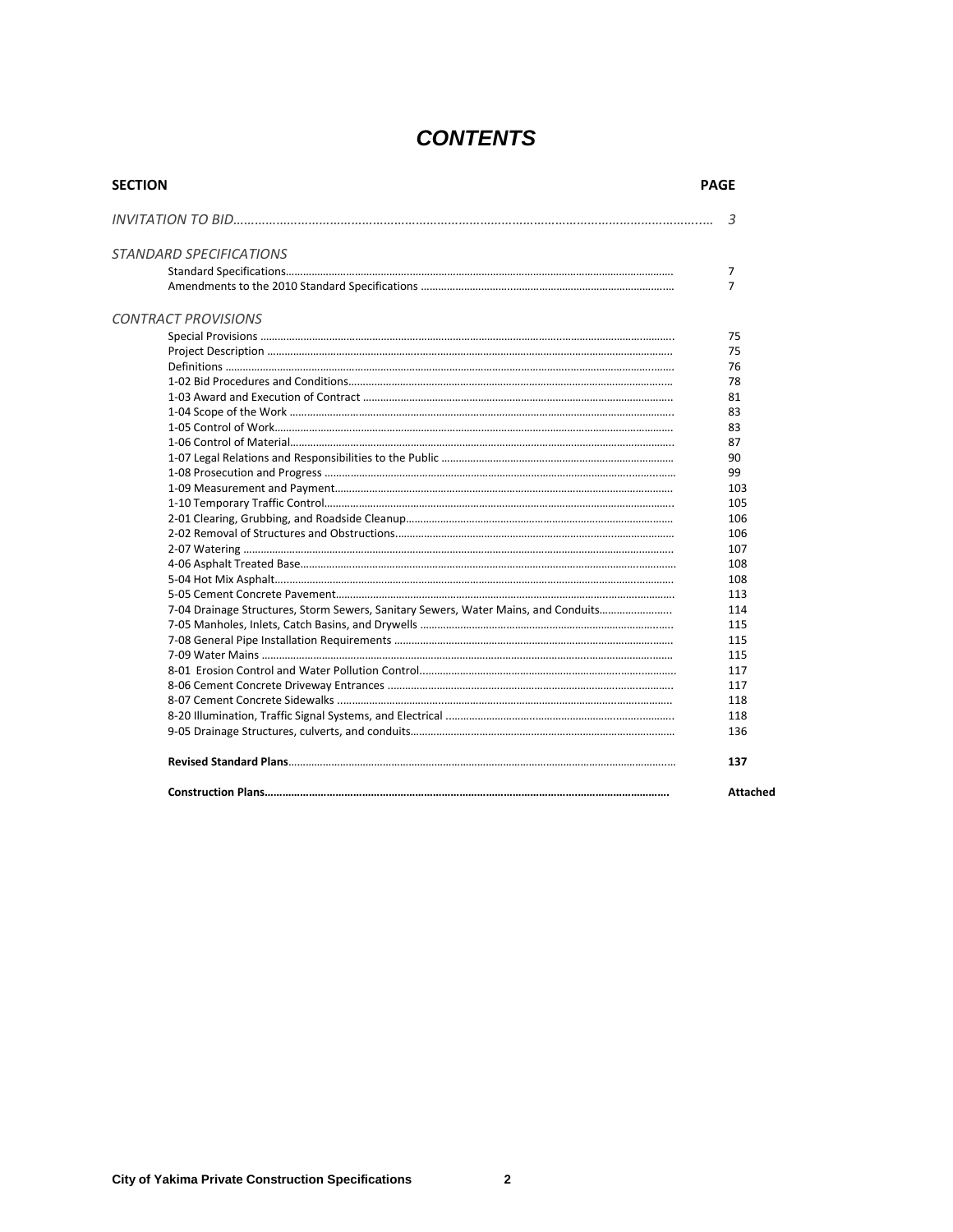# *CONTENTS*

| SECTION | PAGE |
|---|---|
| *INVITATION TO BID* | *3* |
| *STANDARD SPECIFICATIONS* | |
| Standard Specifications | 7 |
| Amendments to the 2010 Standard Specifications | 7 |
| *CONTRACT PROVISIONS* | |
| Special Provisions | 75 |
| Project Description | 75 |
| Definitions | 76 |
| 1-02 Bid Procedures and Conditions | 78 |
| 1-03 Award and Execution of Contract | 81 |
| 1-04 Scope of the Work | 83 |
| 1-05 Control of Work | 83 |
| 1-06 Control of Material | 87 |
| 1-07 Legal Relations and Responsibilities to the Public | 90 |
| 1-08 Prosecution and Progress | 99 |
| 1-09 Measurement and Payment | 103 |
| 1-10 Temporary Traffic Control | 105 |
| 2-01 Clearing, Grubbing, and Roadside Cleanup | 106 |
| 2-02 Removal of Structures and Obstructions | 106 |
| 2-07 Watering | 107 |
| 4-06 Asphalt Treated Base | 108 |
| 5-04 Hot Mix Asphalt | 108 |
| 5-05 Cement Concrete Pavement | 113 |
| 7-04 Drainage Structures, Storm Sewers, Sanitary Sewers, Water Mains, and Conduits | 114 |
| 7-05 Manholes, Inlets, Catch Basins, and Drywells | 115 |
| 7-08 General Pipe Installation Requirements | 115 |
| 7-09 Water Mains | 115 |
| 8-01 Erosion Control and Water Pollution Control | 117 |
| 8-06 Cement Concrete Driveway Entrances | 117 |
| 8-07 Cement Concrete Sidewalks | 118 |
| 8-20 Illumination, Traffic Signal Systems, and Electrical | 118 |
| 9-05 Drainage Structures, culverts, and conduits | 136 |
| **Revised Standard Plans** | **137** |
| **Construction Plans** | **Attached** |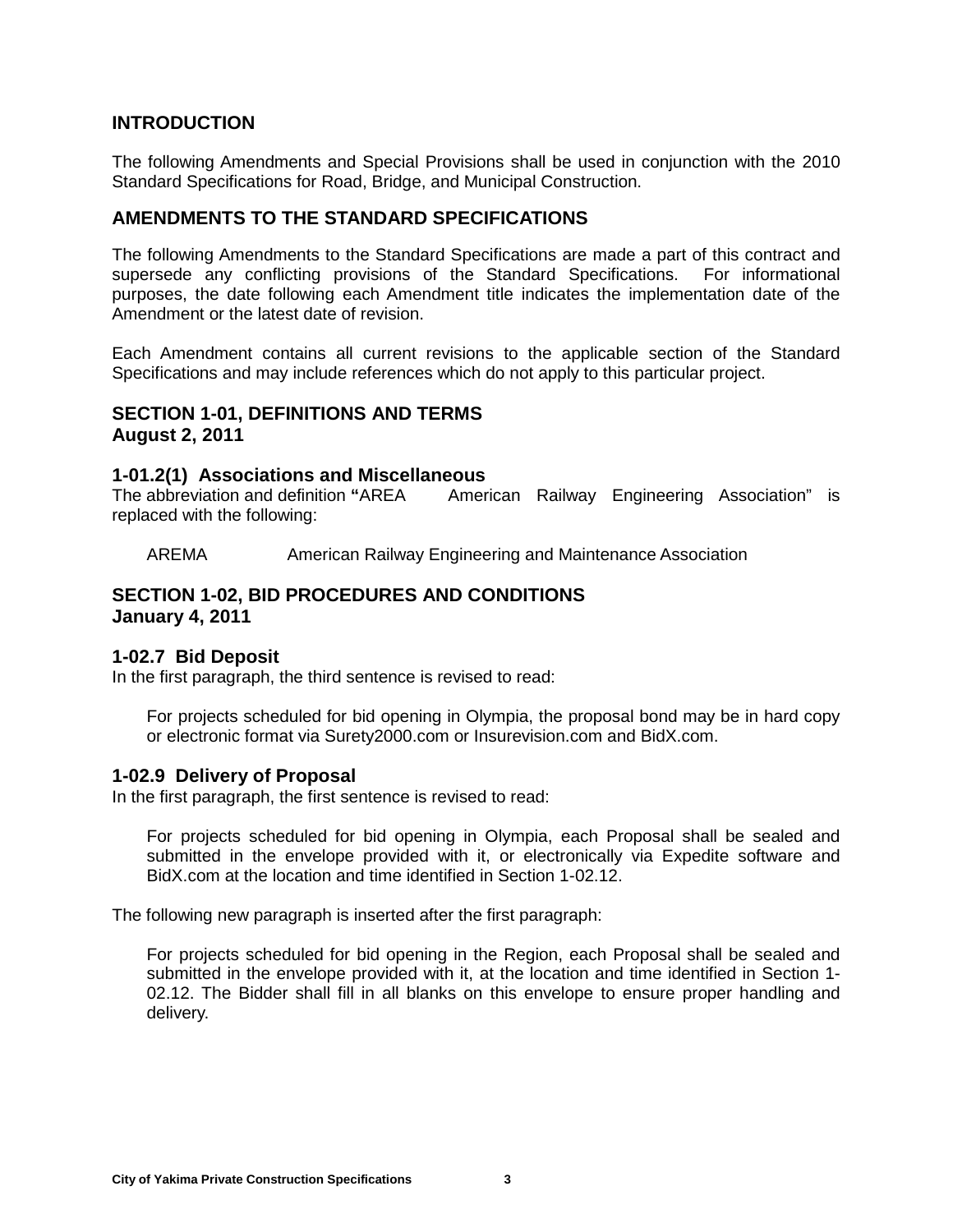## INTRODUCTION

The following Amendments and Special Provisions shall be used in conjunction with the 2010 Standard Specifications for Road, Bridge, and Municipal Construction.

## AMENDMENTS TO THE STANDARD SPECIFICATIONS

The following Amendments to the Standard Specifications are made a part of this contract and supersede any conflicting provisions of the Standard Specifications. For informational purposes, the date following each Amendment title indicates the implementation date of the Amendment or the latest date of revision.

Each Amendment contains all current revisions to the applicable section of the Standard Specifications and may include references which do not apply to this particular project.

## SECTION 1-01, DEFINITIONS AND TERMS
**August 2, 2011**

### 1-01.2(1) Associations and Miscellaneous

The abbreviation and definition "AREA American Railway Engineering Association" is replaced with the following:

> AREMA American Railway Engineering and Maintenance Association

## SECTION 1-02, BID PROCEDURES AND CONDITIONS
**January 4, 2011**

### 1-02.7 Bid Deposit

In the first paragraph, the third sentence is revised to read:

> For projects scheduled for bid opening in Olympia, the proposal bond may be in hard copy or electronic format via Surety2000.com or Insurevision.com and BidX.com.

### 1-02.9 Delivery of Proposal

In the first paragraph, the first sentence is revised to read:

> For projects scheduled for bid opening in Olympia, each Proposal shall be sealed and submitted in the envelope provided with it, or electronically via Expedite software and BidX.com at the location and time identified in Section 1-02.12.

The following new paragraph is inserted after the first paragraph:

> For projects scheduled for bid opening in the Region, each Proposal shall be sealed and submitted in the envelope provided with it, at the location and time identified in Section 1-02.12. The Bidder shall fill in all blanks on this envelope to ensure proper handling and delivery.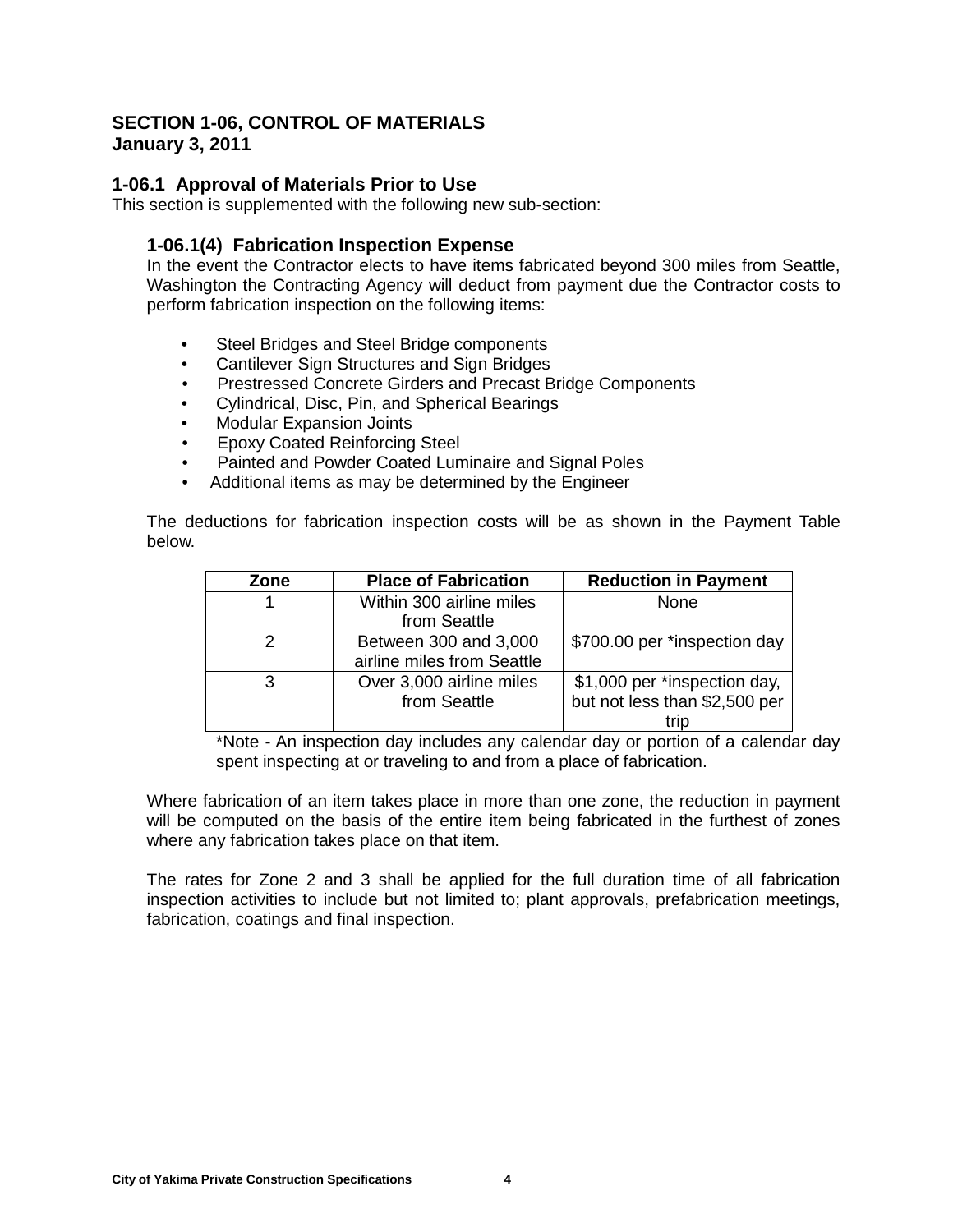## SECTION 1-06, CONTROL OF MATERIALS
**January 3, 2011**

### 1-06.1 Approval of Materials Prior to Use

This section is supplemented with the following new sub-section:

#### 1-06.1(4) Fabrication Inspection Expense

In the event the Contractor elects to have items fabricated beyond 300 miles from Seattle, Washington the Contracting Agency will deduct from payment due the Contractor costs to perform fabrication inspection on the following items:

- Steel Bridges and Steel Bridge components
- Cantilever Sign Structures and Sign Bridges
- Prestressed Concrete Girders and Precast Bridge Components
- Cylindrical, Disc, Pin, and Spherical Bearings
- Modular Expansion Joints
- Epoxy Coated Reinforcing Steel
- Painted and Powder Coated Luminaire and Signal Poles
- Additional items as may be determined by the Engineer

The deductions for fabrication inspection costs will be as shown in the Payment Table below.

| Zone | Place of Fabrication | Reduction in Payment |
|---|---|---|
| 1 | Within 300 airline miles from Seattle | None |
| 2 | Between 300 and 3,000 airline miles from Seattle | $700.00 per *inspection day |
| 3 | Over 3,000 airline miles from Seattle | $1,000 per *inspection day, but not less than $2,500 per trip |

*Note - An inspection day includes any calendar day or portion of a calendar day spent inspecting at or traveling to and from a place of fabrication.

Where fabrication of an item takes place in more than one zone, the reduction in payment will be computed on the basis of the entire item being fabricated in the furthest of zones where any fabrication takes place on that item.

The rates for Zone 2 and 3 shall be applied for the full duration time of all fabrication inspection activities to include but not limited to; plant approvals, prefabrication meetings, fabrication, coatings and final inspection.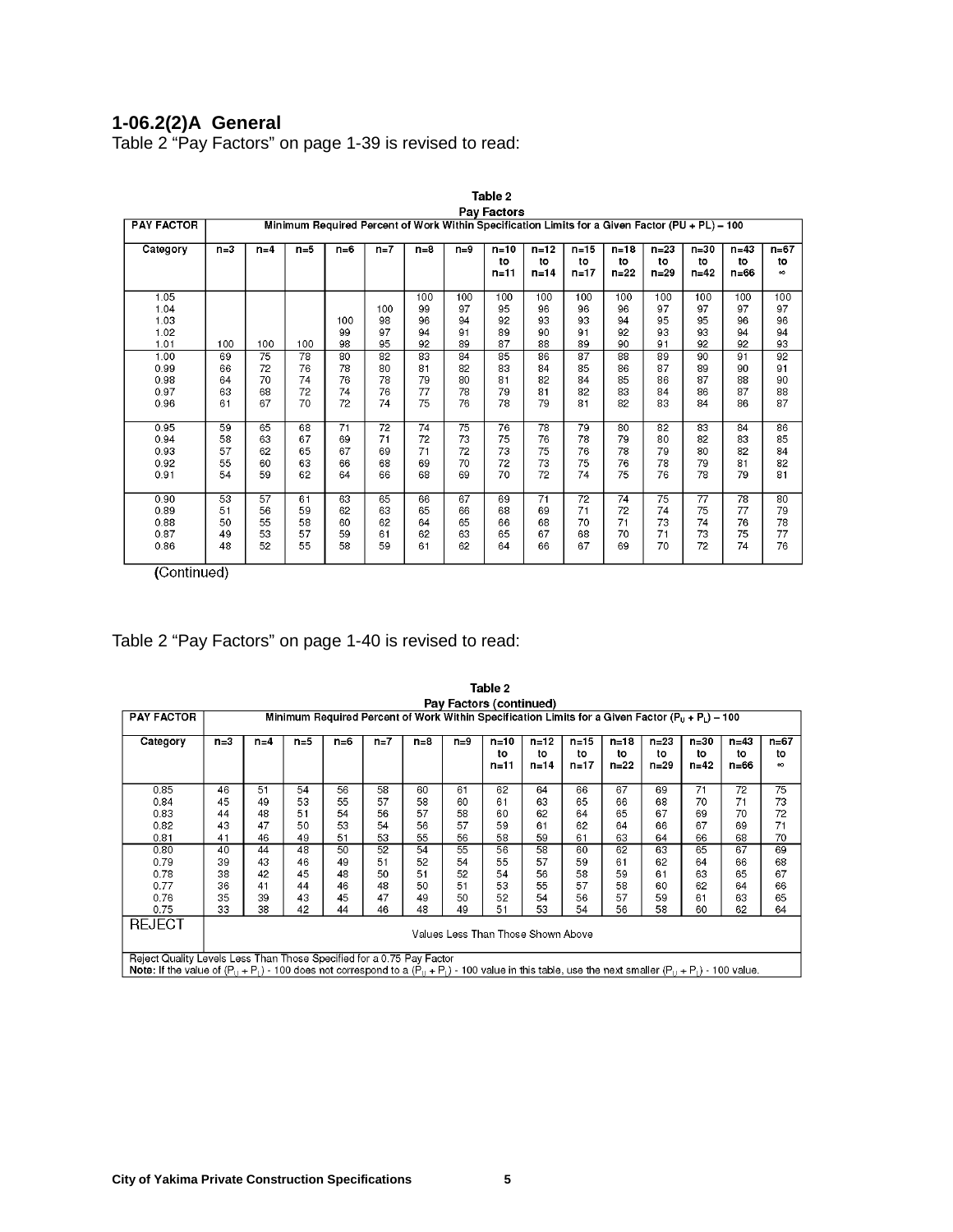## 1-06.2(2)A General

Table 2 “Pay Factors” on page 1-39 is revised to read:

**Table 2**
**Pay Factors**

| PAY FACTOR | Minimum Required Percent of Work Within Specification Limits for a Given Factor (PU + PL) – 100 | | | | | | | | | | | | | | |
|---|---|---|---|---|---|---|---|---|---|---|---|---|---|---|---|
| Category | n=3 | n=4 | n=5 | n=6 | n=7 | n=8 | n=9 | n=10 to n=11 | n=12 to n=14 | n=15 to n=17 | n=18 to n=22 | n=23 to n=29 | n=30 to n=42 | n=43 to n=66 | n=67 to ∞ |
| 1.05 | | | | | | 100 | 100 | 100 | 100 | 100 | 100 | 100 | 100 | 100 | 100 |
| 1.04 | | | | | 100 | 99 | 97 | 95 | 96 | 96 | 96 | 97 | 97 | 97 | 97 |
| 1.03 | | | | 100 | 98 | 96 | 94 | 92 | 93 | 93 | 94 | 95 | 95 | 96 | 96 |
| 1.02 | | | | 99 | 97 | 94 | 91 | 89 | 90 | 91 | 92 | 93 | 93 | 94 | 94 |
| 1.01 | 100 | 100 | 100 | 98 | 95 | 92 | 89 | 87 | 88 | 89 | 90 | 91 | 92 | 92 | 93 |
| 1.00 | 69 | 75 | 78 | 80 | 82 | 83 | 84 | 85 | 86 | 87 | 88 | 89 | 90 | 91 | 92 |
| 0.99 | 66 | 72 | 76 | 78 | 80 | 81 | 82 | 83 | 84 | 85 | 86 | 87 | 89 | 90 | 91 |
| 0.98 | 64 | 70 | 74 | 76 | 78 | 79 | 80 | 81 | 82 | 84 | 85 | 86 | 87 | 88 | 90 |
| 0.97 | 63 | 68 | 72 | 74 | 76 | 77 | 78 | 79 | 81 | 82 | 83 | 84 | 86 | 87 | 88 |
| 0.96 | 61 | 67 | 70 | 72 | 74 | 75 | 76 | 78 | 79 | 81 | 82 | 83 | 84 | 86 | 87 |
| 0.95 | 59 | 65 | 68 | 71 | 72 | 74 | 75 | 76 | 78 | 79 | 80 | 82 | 83 | 84 | 86 |
| 0.94 | 58 | 63 | 67 | 69 | 71 | 72 | 73 | 75 | 76 | 78 | 79 | 80 | 82 | 83 | 85 |
| 0.93 | 57 | 62 | 65 | 67 | 69 | 71 | 72 | 73 | 75 | 76 | 78 | 79 | 80 | 82 | 84 |
| 0.92 | 55 | 60 | 63 | 66 | 68 | 69 | 70 | 72 | 73 | 75 | 76 | 78 | 79 | 81 | 82 |
| 0.91 | 54 | 59 | 62 | 64 | 66 | 68 | 69 | 70 | 72 | 74 | 75 | 76 | 78 | 79 | 81 |
| 0.90 | 53 | 57 | 61 | 63 | 65 | 66 | 67 | 69 | 71 | 72 | 74 | 75 | 77 | 78 | 80 |
| 0.89 | 51 | 56 | 59 | 62 | 63 | 65 | 66 | 68 | 69 | 71 | 72 | 74 | 75 | 77 | 79 |
| 0.88 | 50 | 55 | 58 | 60 | 62 | 64 | 65 | 66 | 68 | 70 | 71 | 73 | 74 | 76 | 78 |
| 0.87 | 49 | 53 | 57 | 59 | 61 | 62 | 63 | 65 | 67 | 68 | 70 | 71 | 73 | 75 | 77 |
| 0.86 | 48 | 52 | 55 | 58 | 59 | 61 | 62 | 64 | 66 | 67 | 69 | 70 | 72 | 74 | 76 |

(Continued)

Table 2 “Pay Factors” on page 1-40 is revised to read:

**Table 2**
**Pay Factors (continued)**

| PAY FACTOR | Minimum Required Percent of Work Within Specification Limits for a Given Factor ($P_U + P_L$) – 100 | | | | | | | | | | | | | | |
|---|---|---|---|---|---|---|---|---|---|---|---|---|---|---|---|
| Category | n=3 | n=4 | n=5 | n=6 | n=7 | n=8 | n=9 | n=10 to n=11 | n=12 to n=14 | n=15 to n=17 | n=18 to n=22 | n=23 to n=29 | n=30 to n=42 | n=43 to n=66 | n=67 to ∞ |
| 0.85 | 46 | 51 | 54 | 56 | 58 | 60 | 61 | 62 | 64 | 66 | 67 | 69 | 71 | 72 | 75 |
| 0.84 | 45 | 49 | 53 | 55 | 57 | 58 | 60 | 61 | 63 | 65 | 66 | 68 | 70 | 71 | 73 |
| 0.83 | 44 | 48 | 51 | 54 | 56 | 57 | 58 | 60 | 62 | 64 | 65 | 67 | 69 | 70 | 72 |
| 0.82 | 43 | 47 | 50 | 53 | 54 | 56 | 57 | 59 | 61 | 62 | 64 | 66 | 67 | 69 | 71 |
| 0.81 | 41 | 46 | 49 | 51 | 53 | 55 | 56 | 58 | 59 | 61 | 63 | 64 | 66 | 68 | 70 |
| 0.80 | 40 | 44 | 48 | 50 | 52 | 54 | 55 | 56 | 58 | 60 | 62 | 63 | 65 | 67 | 69 |
| 0.79 | 39 | 43 | 46 | 49 | 51 | 52 | 54 | 55 | 57 | 59 | 61 | 62 | 64 | 66 | 68 |
| 0.78 | 38 | 42 | 45 | 48 | 50 | 51 | 52 | 54 | 56 | 58 | 59 | 61 | 63 | 65 | 67 |
| 0.77 | 36 | 41 | 44 | 46 | 48 | 50 | 51 | 53 | 55 | 57 | 58 | 60 | 62 | 64 | 66 |
| 0.76 | 35 | 39 | 43 | 45 | 47 | 49 | 50 | 52 | 54 | 56 | 57 | 59 | 61 | 63 | 65 |
| 0.75 | 33 | 38 | 42 | 44 | 46 | 48 | 49 | 51 | 53 | 54 | 56 | 58 | 60 | 62 | 64 |
| REJECT | Values Less Than Those Shown Above | | | | | | | | | | | | | | |

Reject Quality Levels Less Than Those Specified for a 0.75 Pay Factor

**Note:** If the value of ($P_U + P_L$) - 100 does not correspond to a ($P_U + P_L$) - 100 value in this table, use the next smaller ($P_U + P_L$) - 100 value.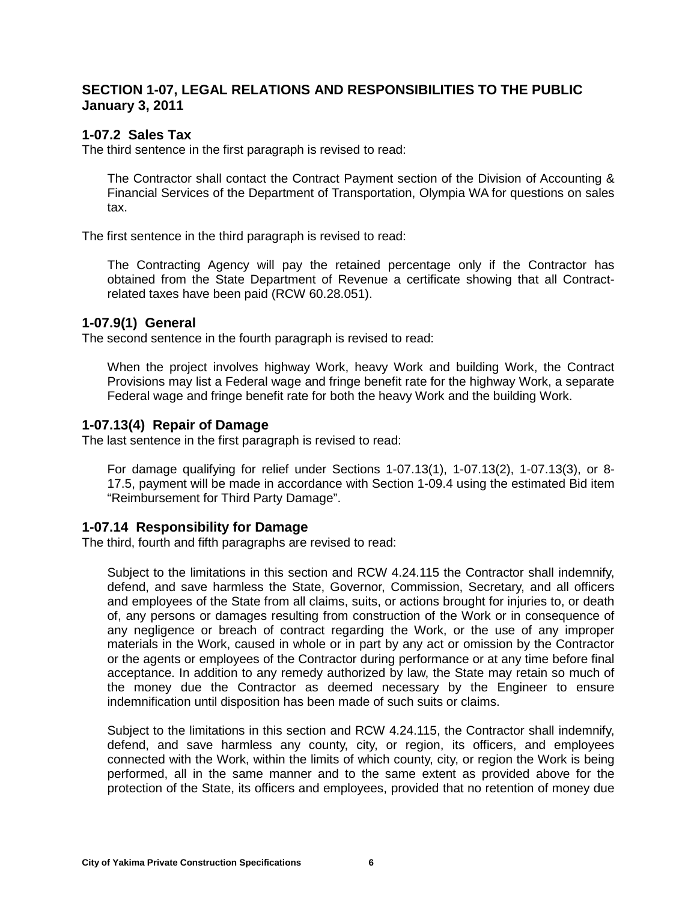## SECTION 1-07, LEGAL RELATIONS AND RESPONSIBILITIES TO THE PUBLIC
**January 3, 2011**

### 1-07.2 Sales Tax

The third sentence in the first paragraph is revised to read:

> The Contractor shall contact the Contract Payment section of the Division of Accounting & Financial Services of the Department of Transportation, Olympia WA for questions on sales tax.

The first sentence in the third paragraph is revised to read:

> The Contracting Agency will pay the retained percentage only if the Contractor has obtained from the State Department of Revenue a certificate showing that all Contract-related taxes have been paid (RCW 60.28.051).

### 1-07.9(1) General

The second sentence in the fourth paragraph is revised to read:

> When the project involves highway Work, heavy Work and building Work, the Contract Provisions may list a Federal wage and fringe benefit rate for the highway Work, a separate Federal wage and fringe benefit rate for both the heavy Work and the building Work.

### 1-07.13(4) Repair of Damage

The last sentence in the first paragraph is revised to read:

> For damage qualifying for relief under Sections 1-07.13(1), 1-07.13(2), 1-07.13(3), or 8-17.5, payment will be made in accordance with Section 1-09.4 using the estimated Bid item "Reimbursement for Third Party Damage".

### 1-07.14 Responsibility for Damage

The third, fourth and fifth paragraphs are revised to read:

> Subject to the limitations in this section and RCW 4.24.115 the Contractor shall indemnify, defend, and save harmless the State, Governor, Commission, Secretary, and all officers and employees of the State from all claims, suits, or actions brought for injuries to, or death of, any persons or damages resulting from construction of the Work or in consequence of any negligence or breach of contract regarding the Work, or the use of any improper materials in the Work, caused in whole or in part by any act or omission by the Contractor or the agents or employees of the Contractor during performance or at any time before final acceptance. In addition to any remedy authorized by law, the State may retain so much of the money due the Contractor as deemed necessary by the Engineer to ensure indemnification until disposition has been made of such suits or claims.
>
> Subject to the limitations in this section and RCW 4.24.115, the Contractor shall indemnify, defend, and save harmless any county, city, or region, its officers, and employees connected with the Work, within the limits of which county, city, or region the Work is being performed, all in the same manner and to the same extent as provided above for the protection of the State, its officers and employees, provided that no retention of money due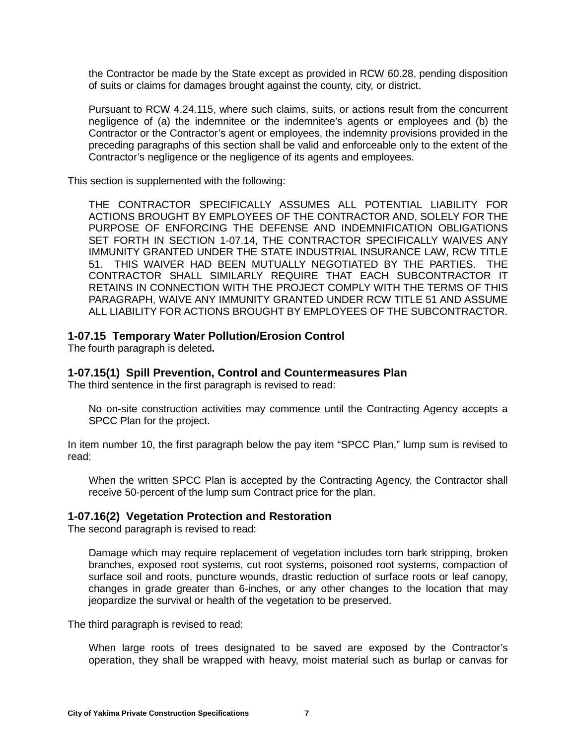the Contractor be made by the State except as provided in RCW 60.28, pending disposition of suits or claims for damages brought against the county, city, or district.

Pursuant to RCW 4.24.115, where such claims, suits, or actions result from the concurrent negligence of (a) the indemnitee or the indemnitee's agents or employees and (b) the Contractor or the Contractor's agent or employees, the indemnity provisions provided in the preceding paragraphs of this section shall be valid and enforceable only to the extent of the Contractor's negligence or the negligence of its agents and employees.

This section is supplemented with the following:

THE CONTRACTOR SPECIFICALLY ASSUMES ALL POTENTIAL LIABILITY FOR ACTIONS BROUGHT BY EMPLOYEES OF THE CONTRACTOR AND, SOLELY FOR THE PURPOSE OF ENFORCING THE DEFENSE AND INDEMNIFICATION OBLIGATIONS SET FORTH IN SECTION 1-07.14, THE CONTRACTOR SPECIFICALLY WAIVES ANY IMMUNITY GRANTED UNDER THE STATE INDUSTRIAL INSURANCE LAW, RCW TITLE 51. THIS WAIVER HAD BEEN MUTUALLY NEGOTIATED BY THE PARTIES. THE CONTRACTOR SHALL SIMILARLY REQUIRE THAT EACH SUBCONTRACTOR IT RETAINS IN CONNECTION WITH THE PROJECT COMPLY WITH THE TERMS OF THIS PARAGRAPH, WAIVE ANY IMMUNITY GRANTED UNDER RCW TITLE 51 AND ASSUME ALL LIABILITY FOR ACTIONS BROUGHT BY EMPLOYEES OF THE SUBCONTRACTOR.

### 1-07.15 Temporary Water Pollution/Erosion Control

The fourth paragraph is deleted**.**

### 1-07.15(1) Spill Prevention, Control and Countermeasures Plan

The third sentence in the first paragraph is revised to read:

No on-site construction activities may commence until the Contracting Agency accepts a SPCC Plan for the project.

In item number 10, the first paragraph below the pay item "SPCC Plan," lump sum is revised to read:

When the written SPCC Plan is accepted by the Contracting Agency, the Contractor shall receive 50-percent of the lump sum Contract price for the plan.

### 1-07.16(2) Vegetation Protection and Restoration

The second paragraph is revised to read:

Damage which may require replacement of vegetation includes torn bark stripping, broken branches, exposed root systems, cut root systems, poisoned root systems, compaction of surface soil and roots, puncture wounds, drastic reduction of surface roots or leaf canopy, changes in grade greater than 6-inches, or any other changes to the location that may jeopardize the survival or health of the vegetation to be preserved.

The third paragraph is revised to read:

When large roots of trees designated to be saved are exposed by the Contractor's operation, they shall be wrapped with heavy, moist material such as burlap or canvas for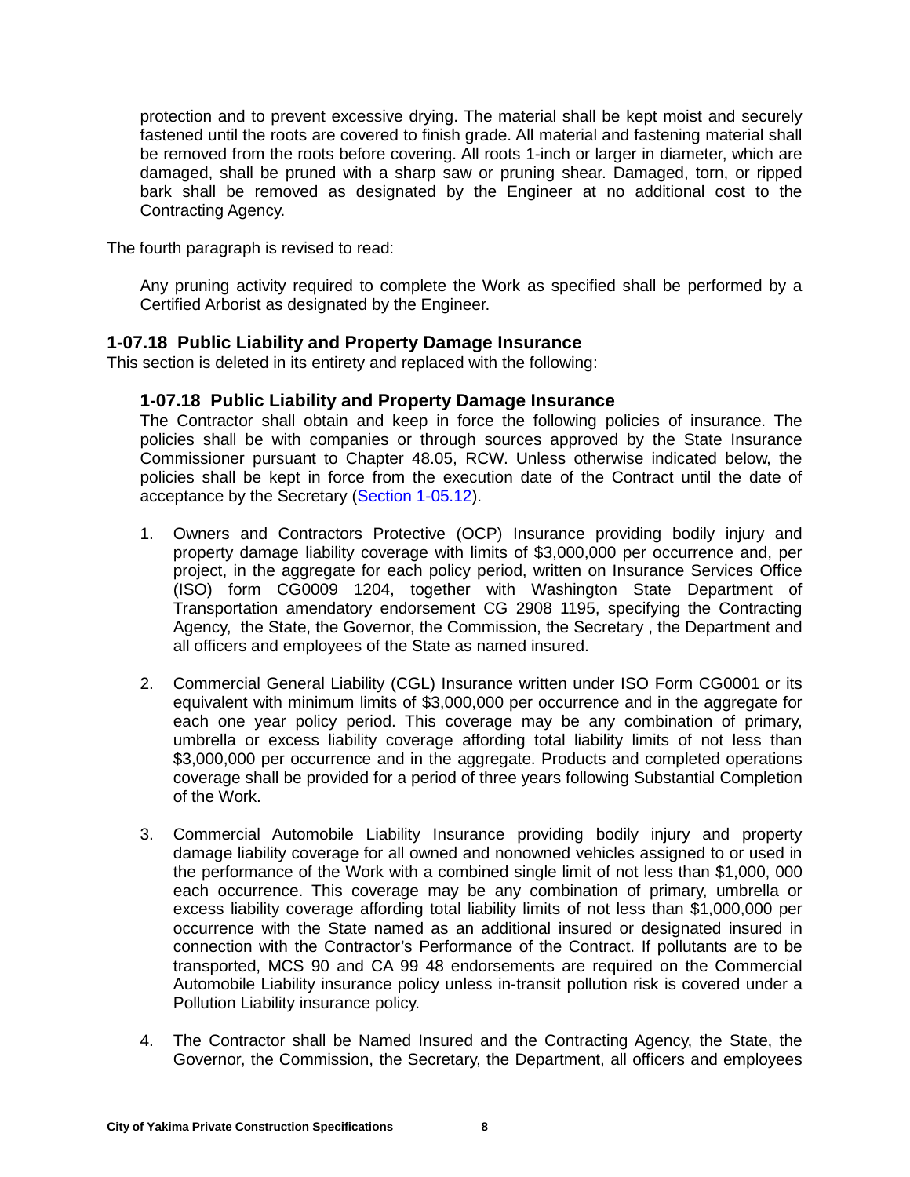protection and to prevent excessive drying. The material shall be kept moist and securely fastened until the roots are covered to finish grade. All material and fastening material shall be removed from the roots before covering. All roots 1-inch or larger in diameter, which are damaged, shall be pruned with a sharp saw or pruning shear. Damaged, torn, or ripped bark shall be removed as designated by the Engineer at no additional cost to the Contracting Agency.

The fourth paragraph is revised to read:

Any pruning activity required to complete the Work as specified shall be performed by a Certified Arborist as designated by the Engineer.

### 1-07.18 Public Liability and Property Damage Insurance

This section is deleted in its entirety and replaced with the following:

#### 1-07.18 Public Liability and Property Damage Insurance

The Contractor shall obtain and keep in force the following policies of insurance. The policies shall be with companies or through sources approved by the State Insurance Commissioner pursuant to Chapter 48.05, RCW. Unless otherwise indicated below, the policies shall be kept in force from the execution date of the Contract until the date of acceptance by the Secretary (Section 1-05.12).

1. Owners and Contractors Protective (OCP) Insurance providing bodily injury and property damage liability coverage with limits of $3,000,000 per occurrence and, per project, in the aggregate for each policy period, written on Insurance Services Office (ISO) form CG0009 1204, together with Washington State Department of Transportation amendatory endorsement CG 2908 1195, specifying the Contracting Agency, the State, the Governor, the Commission, the Secretary , the Department and all officers and employees of the State as named insured.

2. Commercial General Liability (CGL) Insurance written under ISO Form CG0001 or its equivalent with minimum limits of $3,000,000 per occurrence and in the aggregate for each one year policy period. This coverage may be any combination of primary, umbrella or excess liability coverage affording total liability limits of not less than $3,000,000 per occurrence and in the aggregate. Products and completed operations coverage shall be provided for a period of three years following Substantial Completion of the Work.

3. Commercial Automobile Liability Insurance providing bodily injury and property damage liability coverage for all owned and nonowned vehicles assigned to or used in the performance of the Work with a combined single limit of not less than $1,000, 000 each occurrence. This coverage may be any combination of primary, umbrella or excess liability coverage affording total liability limits of not less than $1,000,000 per occurrence with the State named as an additional insured or designated insured in connection with the Contractor's Performance of the Contract. If pollutants are to be transported, MCS 90 and CA 99 48 endorsements are required on the Commercial Automobile Liability insurance policy unless in-transit pollution risk is covered under a Pollution Liability insurance policy.

4. The Contractor shall be Named Insured and the Contracting Agency, the State, the Governor, the Commission, the Secretary, the Department, all officers and employees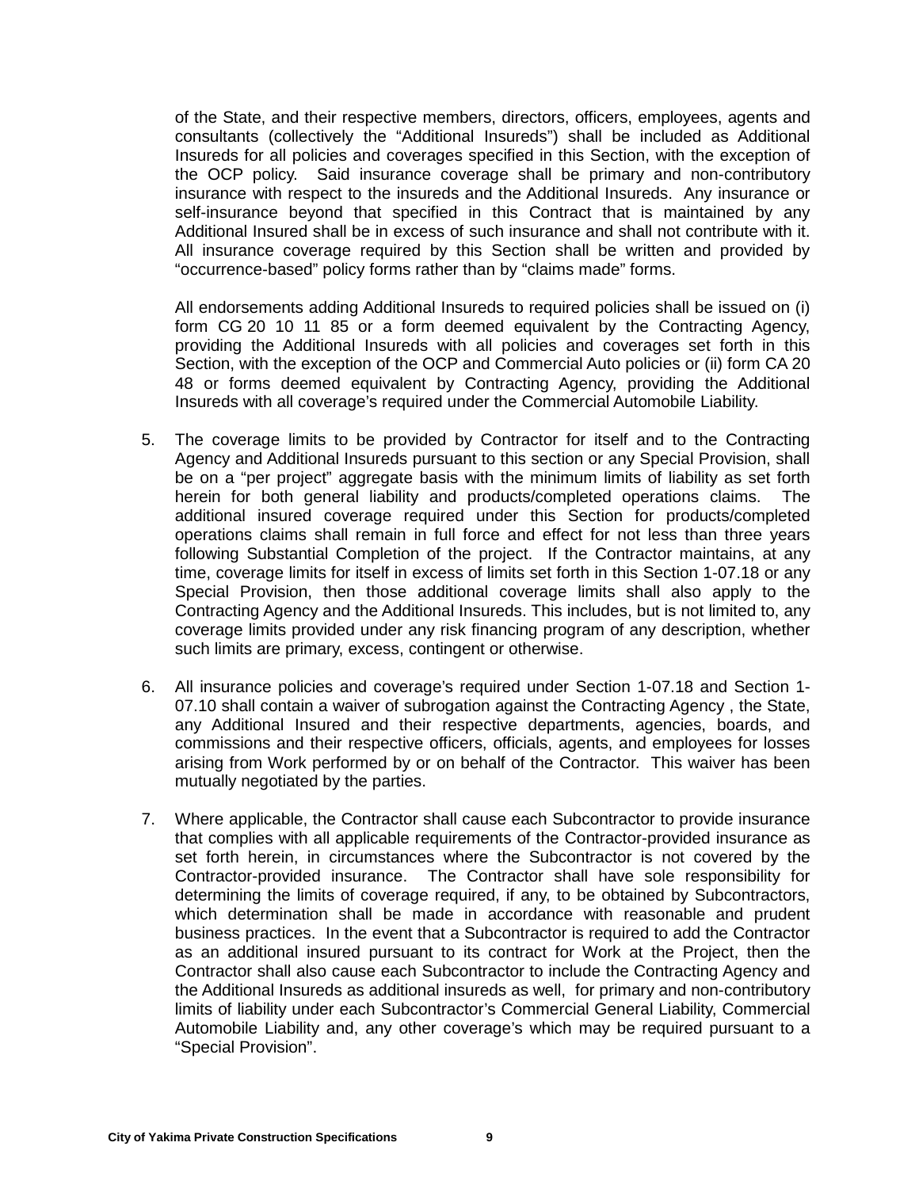of the State, and their respective members, directors, officers, employees, agents and consultants (collectively the "Additional Insureds") shall be included as Additional Insureds for all policies and coverages specified in this Section, with the exception of the OCP policy. Said insurance coverage shall be primary and non-contributory insurance with respect to the insureds and the Additional Insureds. Any insurance or self-insurance beyond that specified in this Contract that is maintained by any Additional Insured shall be in excess of such insurance and shall not contribute with it. All insurance coverage required by this Section shall be written and provided by "occurrence-based" policy forms rather than by "claims made" forms.

All endorsements adding Additional Insureds to required policies shall be issued on (i) form CG 20 10 11 85 or a form deemed equivalent by the Contracting Agency, providing the Additional Insureds with all policies and coverages set forth in this Section, with the exception of the OCP and Commercial Auto policies or (ii) form CA 20 48 or forms deemed equivalent by Contracting Agency, providing the Additional Insureds with all coverage's required under the Commercial Automobile Liability.

5. The coverage limits to be provided by Contractor for itself and to the Contracting Agency and Additional Insureds pursuant to this section or any Special Provision, shall be on a "per project" aggregate basis with the minimum limits of liability as set forth herein for both general liability and products/completed operations claims. The additional insured coverage required under this Section for products/completed operations claims shall remain in full force and effect for not less than three years following Substantial Completion of the project. If the Contractor maintains, at any time, coverage limits for itself in excess of limits set forth in this Section 1-07.18 or any Special Provision, then those additional coverage limits shall also apply to the Contracting Agency and the Additional Insureds. This includes, but is not limited to, any coverage limits provided under any risk financing program of any description, whether such limits are primary, excess, contingent or otherwise.

6. All insurance policies and coverage's required under Section 1-07.18 and Section 1-07.10 shall contain a waiver of subrogation against the Contracting Agency , the State, any Additional Insured and their respective departments, agencies, boards, and commissions and their respective officers, officials, agents, and employees for losses arising from Work performed by or on behalf of the Contractor. This waiver has been mutually negotiated by the parties.

7. Where applicable, the Contractor shall cause each Subcontractor to provide insurance that complies with all applicable requirements of the Contractor-provided insurance as set forth herein, in circumstances where the Subcontractor is not covered by the Contractor-provided insurance. The Contractor shall have sole responsibility for determining the limits of coverage required, if any, to be obtained by Subcontractors, which determination shall be made in accordance with reasonable and prudent business practices. In the event that a Subcontractor is required to add the Contractor as an additional insured pursuant to its contract for Work at the Project, then the Contractor shall also cause each Subcontractor to include the Contracting Agency and the Additional Insureds as additional insureds as well, for primary and non-contributory limits of liability under each Subcontractor's Commercial General Liability, Commercial Automobile Liability and, any other coverage's which may be required pursuant to a "Special Provision".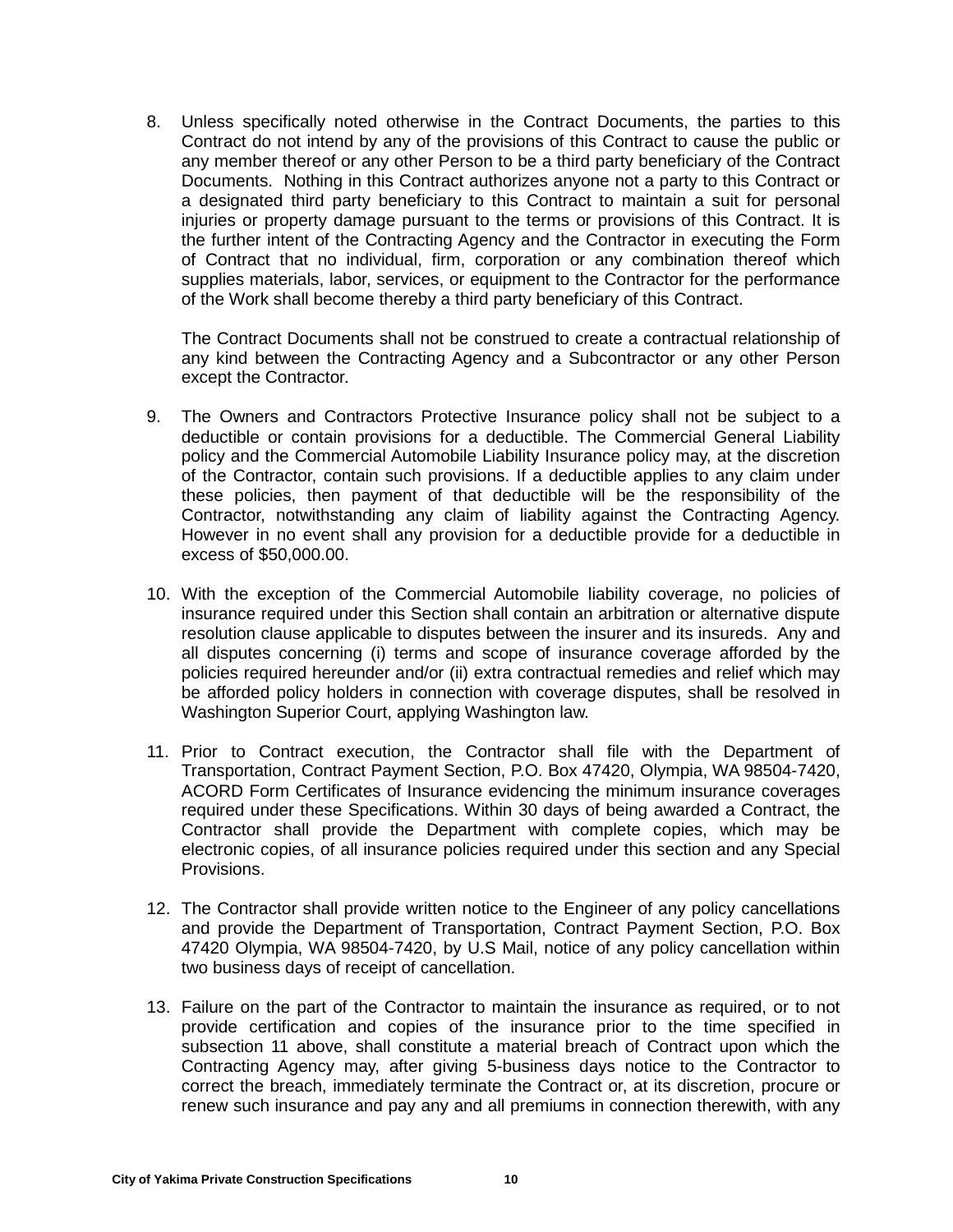8. Unless specifically noted otherwise in the Contract Documents, the parties to this Contract do not intend by any of the provisions of this Contract to cause the public or any member thereof or any other Person to be a third party beneficiary of the Contract Documents. Nothing in this Contract authorizes anyone not a party to this Contract or a designated third party beneficiary to this Contract to maintain a suit for personal injuries or property damage pursuant to the terms or provisions of this Contract. It is the further intent of the Contracting Agency and the Contractor in executing the Form of Contract that no individual, firm, corporation or any combination thereof which supplies materials, labor, services, or equipment to the Contractor for the performance of the Work shall become thereby a third party beneficiary of this Contract.

   The Contract Documents shall not be construed to create a contractual relationship of any kind between the Contracting Agency and a Subcontractor or any other Person except the Contractor.

9. The Owners and Contractors Protective Insurance policy shall not be subject to a deductible or contain provisions for a deductible. The Commercial General Liability policy and the Commercial Automobile Liability Insurance policy may, at the discretion of the Contractor, contain such provisions. If a deductible applies to any claim under these policies, then payment of that deductible will be the responsibility of the Contractor, notwithstanding any claim of liability against the Contracting Agency. However in no event shall any provision for a deductible provide for a deductible in excess of $50,000.00.

10. With the exception of the Commercial Automobile liability coverage, no policies of insurance required under this Section shall contain an arbitration or alternative dispute resolution clause applicable to disputes between the insurer and its insureds. Any and all disputes concerning (i) terms and scope of insurance coverage afforded by the policies required hereunder and/or (ii) extra contractual remedies and relief which may be afforded policy holders in connection with coverage disputes, shall be resolved in Washington Superior Court, applying Washington law.

11. Prior to Contract execution, the Contractor shall file with the Department of Transportation, Contract Payment Section, P.O. Box 47420, Olympia, WA 98504-7420, ACORD Form Certificates of Insurance evidencing the minimum insurance coverages required under these Specifications. Within 30 days of being awarded a Contract, the Contractor shall provide the Department with complete copies, which may be electronic copies, of all insurance policies required under this section and any Special Provisions.

12. The Contractor shall provide written notice to the Engineer of any policy cancellations and provide the Department of Transportation, Contract Payment Section, P.O. Box 47420 Olympia, WA 98504-7420, by U.S Mail, notice of any policy cancellation within two business days of receipt of cancellation.

13. Failure on the part of the Contractor to maintain the insurance as required, or to not provide certification and copies of the insurance prior to the time specified in subsection 11 above, shall constitute a material breach of Contract upon which the Contracting Agency may, after giving 5-business days notice to the Contractor to correct the breach, immediately terminate the Contract or, at its discretion, procure or renew such insurance and pay any and all premiums in connection therewith, with any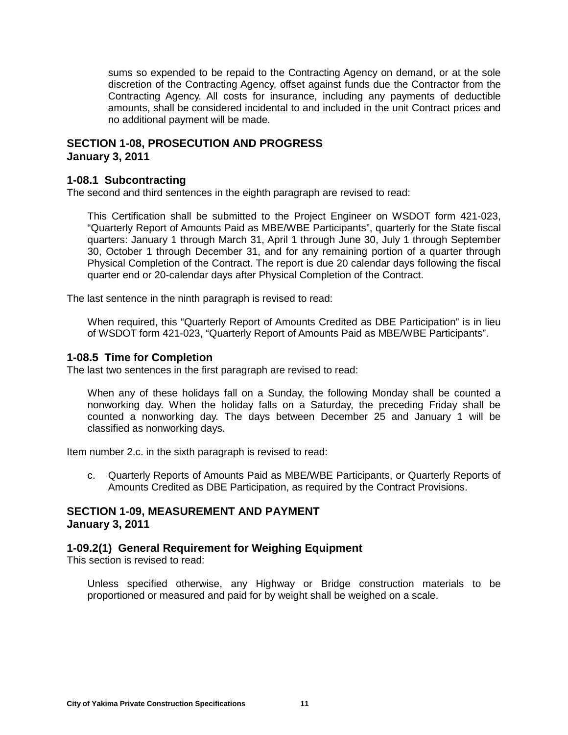sums so expended to be repaid to the Contracting Agency on demand, or at the sole discretion of the Contracting Agency, offset against funds due the Contractor from the Contracting Agency. All costs for insurance, including any payments of deductible amounts, shall be considered incidental to and included in the unit Contract prices and no additional payment will be made.

## SECTION 1-08, PROSECUTION AND PROGRESS
**January 3, 2011**

### 1-08.1 Subcontracting

The second and third sentences in the eighth paragraph are revised to read:

> This Certification shall be submitted to the Project Engineer on WSDOT form 421-023, "Quarterly Report of Amounts Paid as MBE/WBE Participants", quarterly for the State fiscal quarters: January 1 through March 31, April 1 through June 30, July 1 through September 30, October 1 through December 31, and for any remaining portion of a quarter through Physical Completion of the Contract. The report is due 20 calendar days following the fiscal quarter end or 20-calendar days after Physical Completion of the Contract.

The last sentence in the ninth paragraph is revised to read:

> When required, this "Quarterly Report of Amounts Credited as DBE Participation" is in lieu of WSDOT form 421-023, "Quarterly Report of Amounts Paid as MBE/WBE Participants".

### 1-08.5 Time for Completion

The last two sentences in the first paragraph are revised to read:

> When any of these holidays fall on a Sunday, the following Monday shall be counted a nonworking day. When the holiday falls on a Saturday, the preceding Friday shall be counted a nonworking day. The days between December 25 and January 1 will be classified as nonworking days.

Item number 2.c. in the sixth paragraph is revised to read:

> c. Quarterly Reports of Amounts Paid as MBE/WBE Participants, or Quarterly Reports of Amounts Credited as DBE Participation, as required by the Contract Provisions.

## SECTION 1-09, MEASUREMENT AND PAYMENT
**January 3, 2011**

### 1-09.2(1) General Requirement for Weighing Equipment

This section is revised to read:

> Unless specified otherwise, any Highway or Bridge construction materials to be proportioned or measured and paid for by weight shall be weighed on a scale.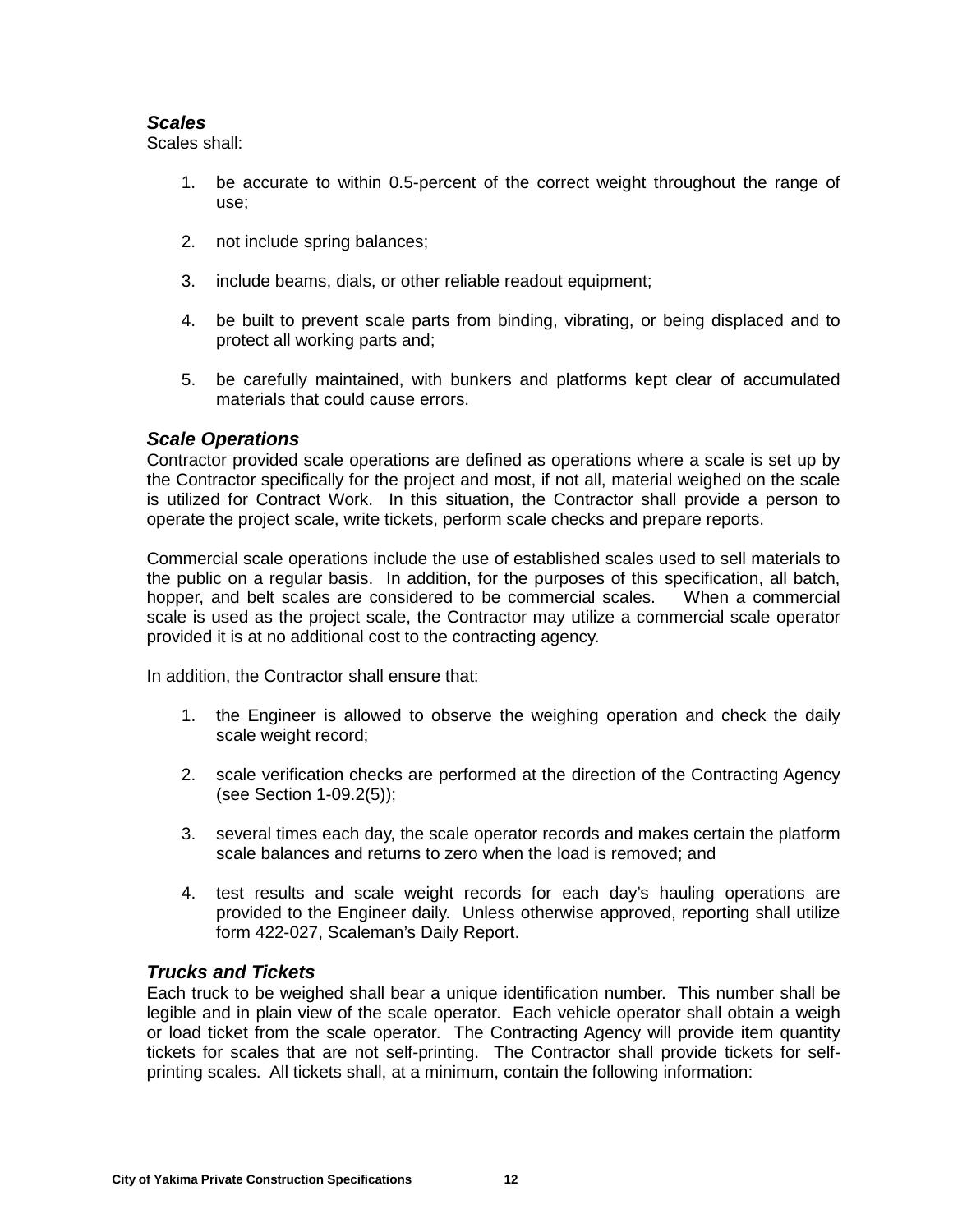### *Scales*

Scales shall:

1. be accurate to within 0.5-percent of the correct weight throughout the range of use;

2. not include spring balances;

3. include beams, dials, or other reliable readout equipment;

4. be built to prevent scale parts from binding, vibrating, or being displaced and to protect all working parts and;

5. be carefully maintained, with bunkers and platforms kept clear of accumulated materials that could cause errors.

### *Scale Operations*

Contractor provided scale operations are defined as operations where a scale is set up by the Contractor specifically for the project and most, if not all, material weighed on the scale is utilized for Contract Work. In this situation, the Contractor shall provide a person to operate the project scale, write tickets, perform scale checks and prepare reports.

Commercial scale operations include the use of established scales used to sell materials to the public on a regular basis. In addition, for the purposes of this specification, all batch, hopper, and belt scales are considered to be commercial scales. When a commercial scale is used as the project scale, the Contractor may utilize a commercial scale operator provided it is at no additional cost to the contracting agency.

In addition, the Contractor shall ensure that:

1. the Engineer is allowed to observe the weighing operation and check the daily scale weight record;

2. scale verification checks are performed at the direction of the Contracting Agency (see Section 1-09.2(5));

3. several times each day, the scale operator records and makes certain the platform scale balances and returns to zero when the load is removed; and

4. test results and scale weight records for each day's hauling operations are provided to the Engineer daily. Unless otherwise approved, reporting shall utilize form 422-027, Scaleman's Daily Report.

### *Trucks and Tickets*

Each truck to be weighed shall bear a unique identification number. This number shall be legible and in plain view of the scale operator. Each vehicle operator shall obtain a weigh or load ticket from the scale operator. The Contracting Agency will provide item quantity tickets for scales that are not self-printing. The Contractor shall provide tickets for self-printing scales. All tickets shall, at a minimum, contain the following information: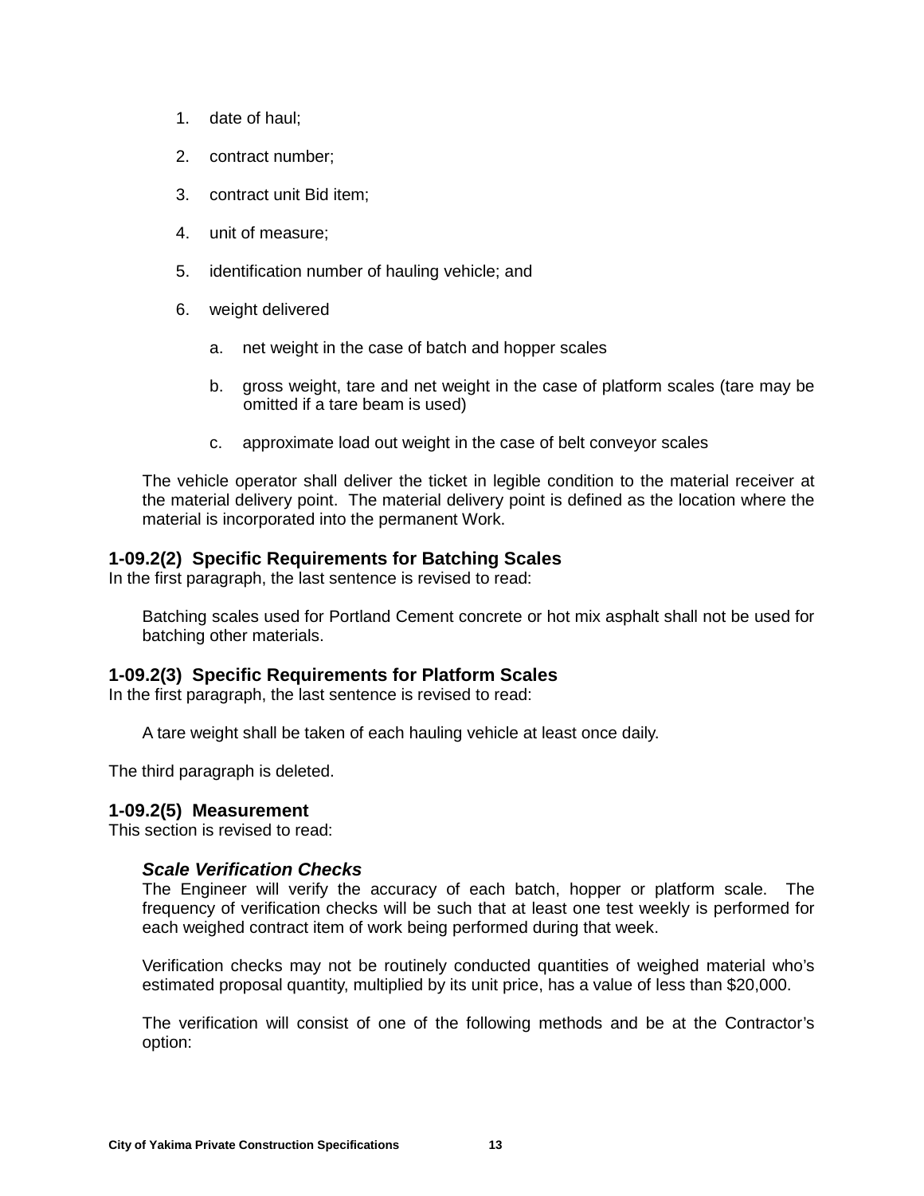1. date of haul;
2. contract number;
3. contract unit Bid item;
4. unit of measure;
5. identification number of hauling vehicle; and
6. weight delivered
   a. net weight in the case of batch and hopper scales
   b. gross weight, tare and net weight in the case of platform scales (tare may be omitted if a tare beam is used)
   c. approximate load out weight in the case of belt conveyor scales

The vehicle operator shall deliver the ticket in legible condition to the material receiver at the material delivery point. The material delivery point is defined as the location where the material is incorporated into the permanent Work.

### 1-09.2(2) Specific Requirements for Batching Scales

In the first paragraph, the last sentence is revised to read:

Batching scales used for Portland Cement concrete or hot mix asphalt shall not be used for batching other materials.

### 1-09.2(3) Specific Requirements for Platform Scales

In the first paragraph, the last sentence is revised to read:

A tare weight shall be taken of each hauling vehicle at least once daily.

The third paragraph is deleted.

### 1-09.2(5) Measurement

This section is revised to read:

***Scale Verification Checks***

The Engineer will verify the accuracy of each batch, hopper or platform scale. The frequency of verification checks will be such that at least one test weekly is performed for each weighed contract item of work being performed during that week.

Verification checks may not be routinely conducted quantities of weighed material who's estimated proposal quantity, multiplied by its unit price, has a value of less than $20,000.

The verification will consist of one of the following methods and be at the Contractor's option: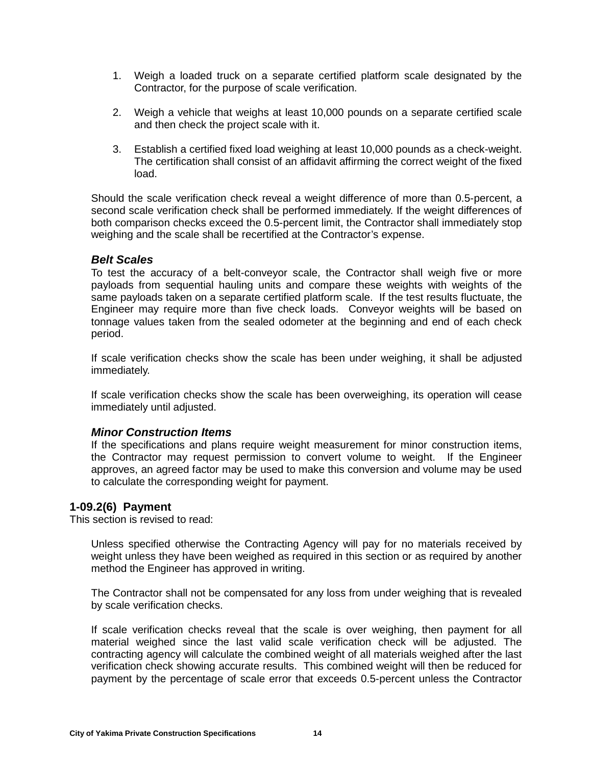1. Weigh a loaded truck on a separate certified platform scale designated by the Contractor, for the purpose of scale verification.

2. Weigh a vehicle that weighs at least 10,000 pounds on a separate certified scale and then check the project scale with it.

3. Establish a certified fixed load weighing at least 10,000 pounds as a check-weight. The certification shall consist of an affidavit affirming the correct weight of the fixed load.

Should the scale verification check reveal a weight difference of more than 0.5-percent, a second scale verification check shall be performed immediately. If the weight differences of both comparison checks exceed the 0.5-percent limit, the Contractor shall immediately stop weighing and the scale shall be recertified at the Contractor's expense.

***Belt Scales***

To test the accuracy of a belt-conveyor scale, the Contractor shall weigh five or more payloads from sequential hauling units and compare these weights with weights of the same payloads taken on a separate certified platform scale. If the test results fluctuate, the Engineer may require more than five check loads. Conveyor weights will be based on tonnage values taken from the sealed odometer at the beginning and end of each check period.

If scale verification checks show the scale has been under weighing, it shall be adjusted immediately.

If scale verification checks show the scale has been overweighing, its operation will cease immediately until adjusted.

***Minor Construction Items***

If the specifications and plans require weight measurement for minor construction items, the Contractor may request permission to convert volume to weight. If the Engineer approves, an agreed factor may be used to make this conversion and volume may be used to calculate the corresponding weight for payment.

### 1-09.2(6) Payment

This section is revised to read:

Unless specified otherwise the Contracting Agency will pay for no materials received by weight unless they have been weighed as required in this section or as required by another method the Engineer has approved in writing.

The Contractor shall not be compensated for any loss from under weighing that is revealed by scale verification checks.

If scale verification checks reveal that the scale is over weighing, then payment for all material weighed since the last valid scale verification check will be adjusted. The contracting agency will calculate the combined weight of all materials weighed after the last verification check showing accurate results. This combined weight will then be reduced for payment by the percentage of scale error that exceeds 0.5-percent unless the Contractor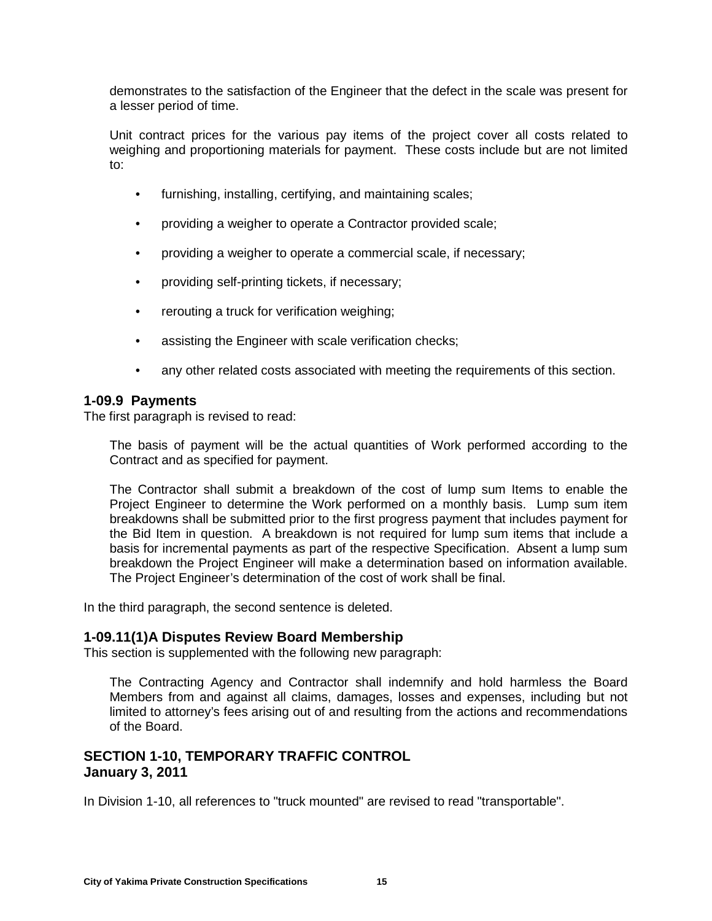demonstrates to the satisfaction of the Engineer that the defect in the scale was present for a lesser period of time.

Unit contract prices for the various pay items of the project cover all costs related to weighing and proportioning materials for payment. These costs include but are not limited to:

- furnishing, installing, certifying, and maintaining scales;
- providing a weigher to operate a Contractor provided scale;
- providing a weigher to operate a commercial scale, if necessary;
- providing self-printing tickets, if necessary;
- rerouting a truck for verification weighing;
- assisting the Engineer with scale verification checks;
- any other related costs associated with meeting the requirements of this section.

### 1-09.9 Payments

The first paragraph is revised to read:

The basis of payment will be the actual quantities of Work performed according to the Contract and as specified for payment.

The Contractor shall submit a breakdown of the cost of lump sum Items to enable the Project Engineer to determine the Work performed on a monthly basis. Lump sum item breakdowns shall be submitted prior to the first progress payment that includes payment for the Bid Item in question. A breakdown is not required for lump sum items that include a basis for incremental payments as part of the respective Specification. Absent a lump sum breakdown the Project Engineer will make a determination based on information available. The Project Engineer's determination of the cost of work shall be final.

In the third paragraph, the second sentence is deleted.

### 1-09.11(1)A Disputes Review Board Membership

This section is supplemented with the following new paragraph:

The Contracting Agency and Contractor shall indemnify and hold harmless the Board Members from and against all claims, damages, losses and expenses, including but not limited to attorney's fees arising out of and resulting from the actions and recommendations of the Board.

## SECTION 1-10, TEMPORARY TRAFFIC CONTROL
**January 3, 2011**

In Division 1-10, all references to "truck mounted" are revised to read "transportable".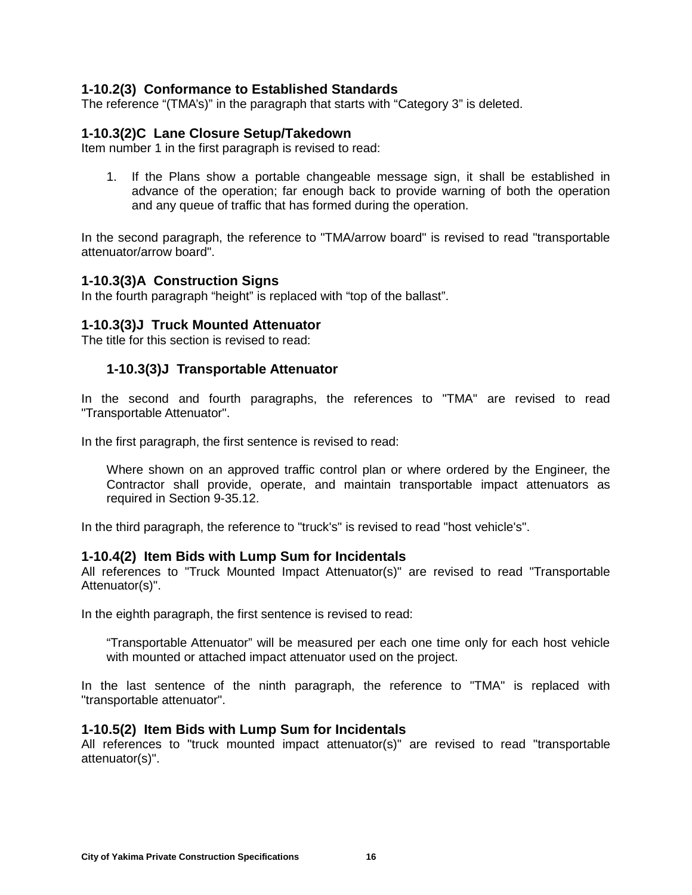### 1-10.2(3) Conformance to Established Standards

The reference “(TMA’s)” in the paragraph that starts with “Category 3” is deleted.

### 1-10.3(2)C Lane Closure Setup/Takedown

Item number 1 in the first paragraph is revised to read:

1. If the Plans show a portable changeable message sign, it shall be established in advance of the operation; far enough back to provide warning of both the operation and any queue of traffic that has formed during the operation.

In the second paragraph, the reference to "TMA/arrow board" is revised to read "transportable attenuator/arrow board".

### 1-10.3(3)A Construction Signs

In the fourth paragraph “height” is replaced with “top of the ballast”.

### 1-10.3(3)J Truck Mounted Attenuator

The title for this section is revised to read:

> **1-10.3(3)J Transportable Attenuator**

In the second and fourth paragraphs, the references to "TMA" are revised to read "Transportable Attenuator".

In the first paragraph, the first sentence is revised to read:

> Where shown on an approved traffic control plan or where ordered by the Engineer, the Contractor shall provide, operate, and maintain transportable impact attenuators as required in Section 9-35.12.

In the third paragraph, the reference to "truck's" is revised to read "host vehicle's".

### 1-10.4(2) Item Bids with Lump Sum for Incidentals

All references to "Truck Mounted Impact Attenuator(s)" are revised to read "Transportable Attenuator(s)".

In the eighth paragraph, the first sentence is revised to read:

> “Transportable Attenuator” will be measured per each one time only for each host vehicle with mounted or attached impact attenuator used on the project.

In the last sentence of the ninth paragraph, the reference to "TMA" is replaced with "transportable attenuator".

### 1-10.5(2) Item Bids with Lump Sum for Incidentals

All references to "truck mounted impact attenuator(s)" are revised to read "transportable attenuator(s)".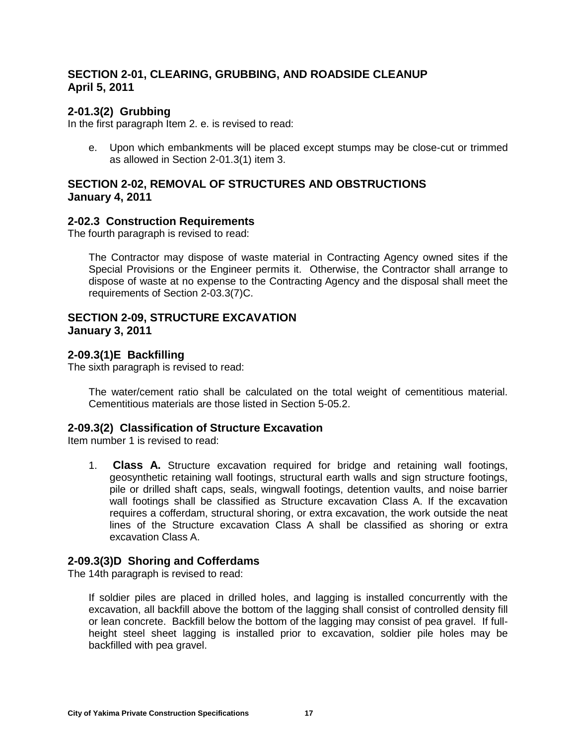## SECTION 2-01, CLEARING, GRUBBING, AND ROADSIDE CLEANUP
**April 5, 2011**

### 2-01.3(2) Grubbing

In the first paragraph Item 2. e. is revised to read:

> e. Upon which embankments will be placed except stumps may be close-cut or trimmed as allowed in Section 2-01.3(1) item 3.

## SECTION 2-02, REMOVAL OF STRUCTURES AND OBSTRUCTIONS
**January 4, 2011**

### 2-02.3 Construction Requirements

The fourth paragraph is revised to read:

> The Contractor may dispose of waste material in Contracting Agency owned sites if the Special Provisions or the Engineer permits it. Otherwise, the Contractor shall arrange to dispose of waste at no expense to the Contracting Agency and the disposal shall meet the requirements of Section 2-03.3(7)C.

## SECTION 2-09, STRUCTURE EXCAVATION
**January 3, 2011**

### 2-09.3(1)E Backfilling

The sixth paragraph is revised to read:

> The water/cement ratio shall be calculated on the total weight of cementitious material. Cementitious materials are those listed in Section 5-05.2.

### 2-09.3(2) Classification of Structure Excavation

Item number 1 is revised to read:

> 1. **Class A.** Structure excavation required for bridge and retaining wall footings, geosynthetic retaining wall footings, structural earth walls and sign structure footings, pile or drilled shaft caps, seals, wingwall footings, detention vaults, and noise barrier wall footings shall be classified as Structure excavation Class A. If the excavation requires a cofferdam, structural shoring, or extra excavation, the work outside the neat lines of the Structure excavation Class A shall be classified as shoring or extra excavation Class A.

### 2-09.3(3)D Shoring and Cofferdams

The 14th paragraph is revised to read:

> If soldier piles are placed in drilled holes, and lagging is installed concurrently with the excavation, all backfill above the bottom of the lagging shall consist of controlled density fill or lean concrete. Backfill below the bottom of the lagging may consist of pea gravel. If full-height steel sheet lagging is installed prior to excavation, soldier pile holes may be backfilled with pea gravel.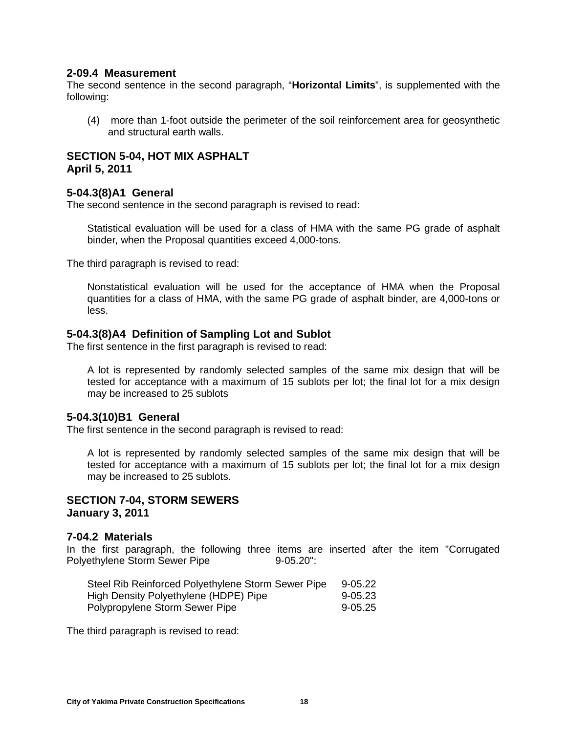### 2-09.4 Measurement

The second sentence in the second paragraph, "**Horizontal Limits**", is supplemented with the following:

(4) more than 1-foot outside the perimeter of the soil reinforcement area for geosynthetic and structural earth walls.

## SECTION 5-04, HOT MIX ASPHALT
**April 5, 2011**

### 5-04.3(8)A1 General

The second sentence in the second paragraph is revised to read:

> Statistical evaluation will be used for a class of HMA with the same PG grade of asphalt binder, when the Proposal quantities exceed 4,000-tons.

The third paragraph is revised to read:

> Nonstatistical evaluation will be used for the acceptance of HMA when the Proposal quantities for a class of HMA, with the same PG grade of asphalt binder, are 4,000-tons or less.

### 5-04.3(8)A4 Definition of Sampling Lot and Sublot

The first sentence in the first paragraph is revised to read:

> A lot is represented by randomly selected samples of the same mix design that will be tested for acceptance with a maximum of 15 sublots per lot; the final lot for a mix design may be increased to 25 sublots

### 5-04.3(10)B1 General

The first sentence in the second paragraph is revised to read:

> A lot is represented by randomly selected samples of the same mix design that will be tested for acceptance with a maximum of 15 sublots per lot; the final lot for a mix design may be increased to 25 sublots.

## SECTION 7-04, STORM SEWERS
**January 3, 2011**

### 7-04.2 Materials

In the first paragraph, the following three items are inserted after the item "Corrugated Polyethylene Storm Sewer Pipe 9-05.20":

| | |
|---|---|
| Steel Rib Reinforced Polyethylene Storm Sewer Pipe | 9-05.22 |
| High Density Polyethylene (HDPE) Pipe | 9-05.23 |
| Polypropylene Storm Sewer Pipe | 9-05.25 |

The third paragraph is revised to read: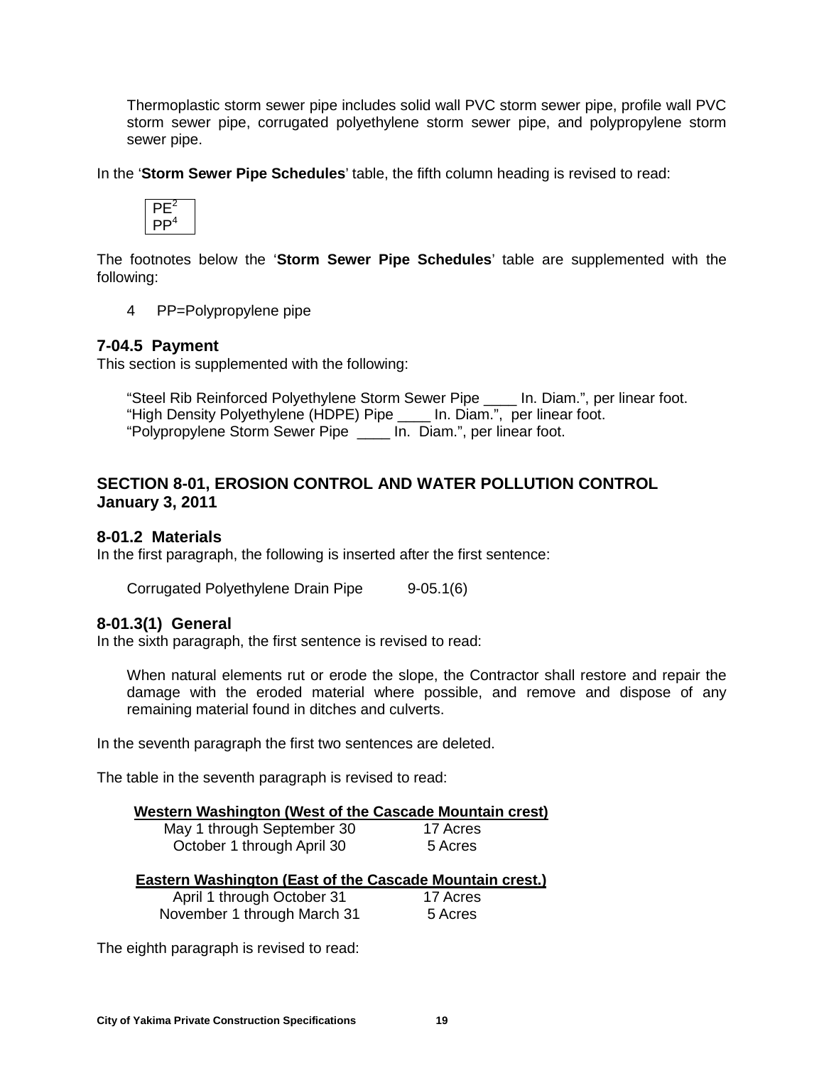Thermoplastic storm sewer pipe includes solid wall PVC storm sewer pipe, profile wall PVC storm sewer pipe, corrugated polyethylene storm sewer pipe, and polypropylene storm sewer pipe.

In the '**Storm Sewer Pipe Schedules**' table, the fifth column heading is revised to read:

| PE[2] PP[4] |
|---|

The footnotes below the '**Storm Sewer Pipe Schedules**' table are supplemented with the following:

4 PP=Polypropylene pipe

### 7-04.5 Payment

This section is supplemented with the following:

"Steel Rib Reinforced Polyethylene Storm Sewer Pipe ____ In. Diam.", per linear foot.
"High Density Polyethylene (HDPE) Pipe ____ In. Diam.", per linear foot.
"Polypropylene Storm Sewer Pipe ____ In. Diam.", per linear foot.

## SECTION 8-01, EROSION CONTROL AND WATER POLLUTION CONTROL January 3, 2011

### 8-01.2 Materials

In the first paragraph, the following is inserted after the first sentence:

Corrugated Polyethylene Drain Pipe 9-05.1(6)

### 8-01.3(1) General

In the sixth paragraph, the first sentence is revised to read:

When natural elements rut or erode the slope, the Contractor shall restore and repair the damage with the eroded material where possible, and remove and dispose of any remaining material found in ditches and culverts.

In the seventh paragraph the first two sentences are deleted.

The table in the seventh paragraph is revised to read:

| Western Washington (West of the Cascade Mountain crest) | |
|---|---|
| May 1 through September 30 | 17 Acres |
| October 1 through April 30 | 5 Acres |

| Eastern Washington (East of the Cascade Mountain crest.) | |
|---|---|
| April 1 through October 31 | 17 Acres |
| November 1 through March 31 | 5 Acres |

The eighth paragraph is revised to read: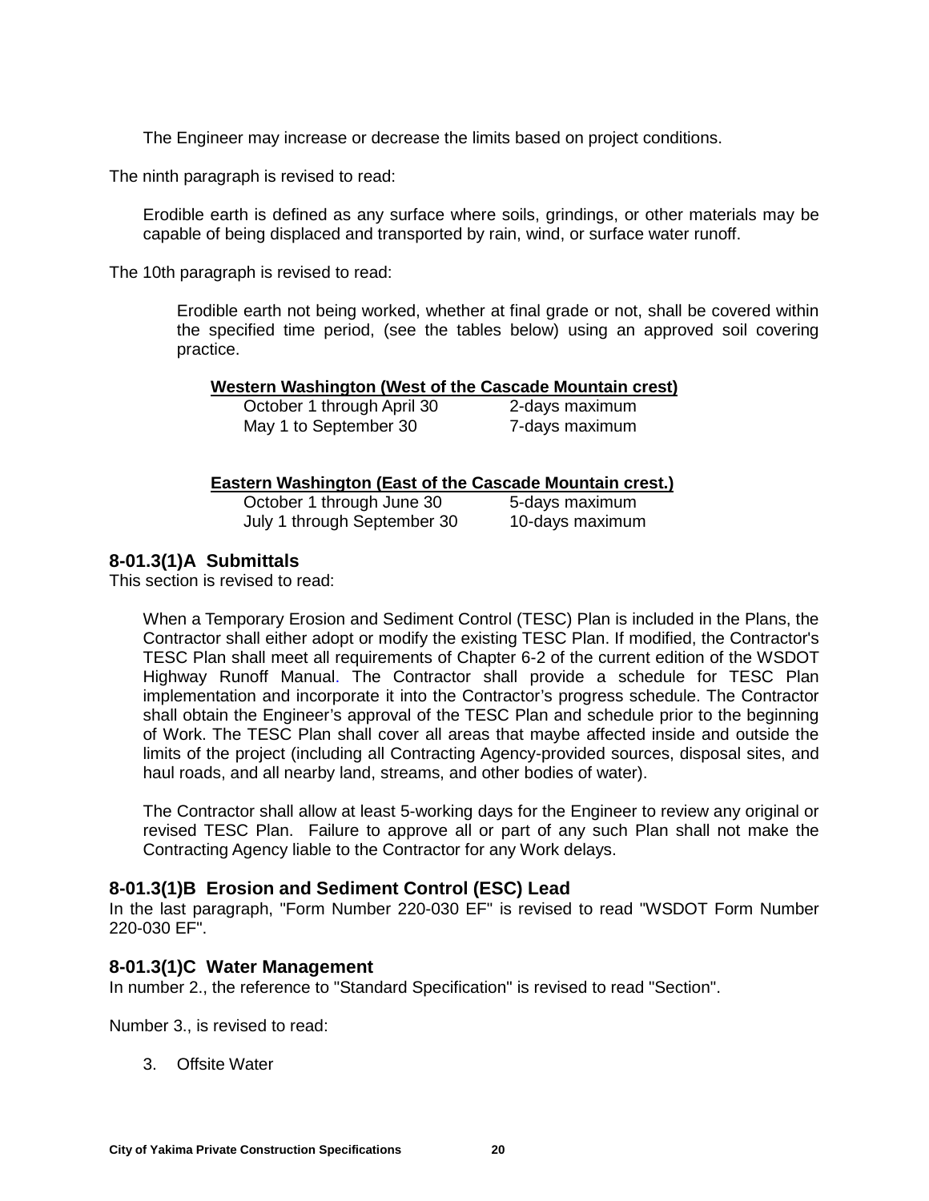The Engineer may increase or decrease the limits based on project conditions.

The ninth paragraph is revised to read:

Erodible earth is defined as any surface where soils, grindings, or other materials may be capable of being displaced and transported by rain, wind, or surface water runoff.

The 10th paragraph is revised to read:

Erodible earth not being worked, whether at final grade or not, shall be covered within the specified time period, (see the tables below) using an approved soil covering practice.

| **Western Washington (West of the Cascade Mountain crest)** | |
|---|---|
| October 1 through April 30 | 2-days maximum |
| May 1 to September 30 | 7-days maximum |

| **Eastern Washington (East of the Cascade Mountain crest.)** | |
|---|---|
| October 1 through June 30 | 5-days maximum |
| July 1 through September 30 | 10-days maximum |

### 8-01.3(1)A Submittals

This section is revised to read:

When a Temporary Erosion and Sediment Control (TESC) Plan is included in the Plans, the Contractor shall either adopt or modify the existing TESC Plan. If modified, the Contractor's TESC Plan shall meet all requirements of Chapter 6-2 of the current edition of the WSDOT Highway Runoff Manual. The Contractor shall provide a schedule for TESC Plan implementation and incorporate it into the Contractor's progress schedule. The Contractor shall obtain the Engineer's approval of the TESC Plan and schedule prior to the beginning of Work. The TESC Plan shall cover all areas that maybe affected inside and outside the limits of the project (including all Contracting Agency-provided sources, disposal sites, and haul roads, and all nearby land, streams, and other bodies of water).

The Contractor shall allow at least 5-working days for the Engineer to review any original or revised TESC Plan. Failure to approve all or part of any such Plan shall not make the Contracting Agency liable to the Contractor for any Work delays.

### 8-01.3(1)B Erosion and Sediment Control (ESC) Lead

In the last paragraph, "Form Number 220-030 EF" is revised to read "WSDOT Form Number 220-030 EF".

### 8-01.3(1)C Water Management

In number 2., the reference to "Standard Specification" is revised to read "Section".

Number 3., is revised to read:

3. Offsite Water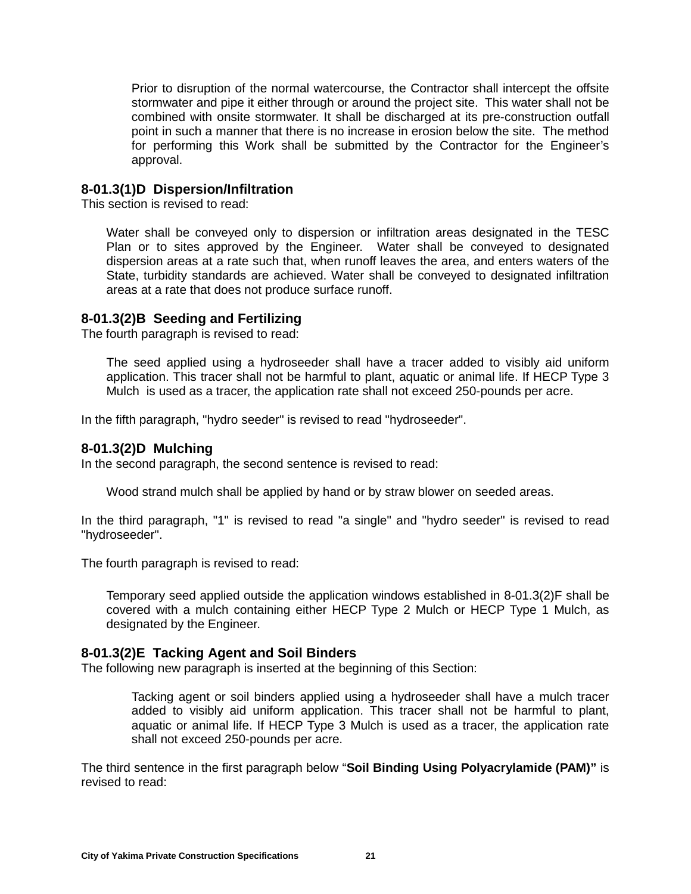Prior to disruption of the normal watercourse, the Contractor shall intercept the offsite stormwater and pipe it either through or around the project site. This water shall not be combined with onsite stormwater. It shall be discharged at its pre-construction outfall point in such a manner that there is no increase in erosion below the site. The method for performing this Work shall be submitted by the Contractor for the Engineer's approval.

### 8-01.3(1)D Dispersion/Infiltration

This section is revised to read:

> Water shall be conveyed only to dispersion or infiltration areas designated in the TESC Plan or to sites approved by the Engineer. Water shall be conveyed to designated dispersion areas at a rate such that, when runoff leaves the area, and enters waters of the State, turbidity standards are achieved. Water shall be conveyed to designated infiltration areas at a rate that does not produce surface runoff.

### 8-01.3(2)B Seeding and Fertilizing

The fourth paragraph is revised to read:

> The seed applied using a hydroseeder shall have a tracer added to visibly aid uniform application. This tracer shall not be harmful to plant, aquatic or animal life. If HECP Type 3 Mulch is used as a tracer, the application rate shall not exceed 250-pounds per acre.

In the fifth paragraph, "hydro seeder" is revised to read "hydroseeder".

### 8-01.3(2)D Mulching

In the second paragraph, the second sentence is revised to read:

> Wood strand mulch shall be applied by hand or by straw blower on seeded areas.

In the third paragraph, "1" is revised to read "a single" and "hydro seeder" is revised to read "hydroseeder".

The fourth paragraph is revised to read:

> Temporary seed applied outside the application windows established in 8-01.3(2)F shall be covered with a mulch containing either HECP Type 2 Mulch or HECP Type 1 Mulch, as designated by the Engineer.

### 8-01.3(2)E Tacking Agent and Soil Binders

The following new paragraph is inserted at the beginning of this Section:

> Tacking agent or soil binders applied using a hydroseeder shall have a mulch tracer added to visibly aid uniform application. This tracer shall not be harmful to plant, aquatic or animal life. If HECP Type 3 Mulch is used as a tracer, the application rate shall not exceed 250-pounds per acre.

The third sentence in the first paragraph below "**Soil Binding Using Polyacrylamide (PAM)"** is revised to read: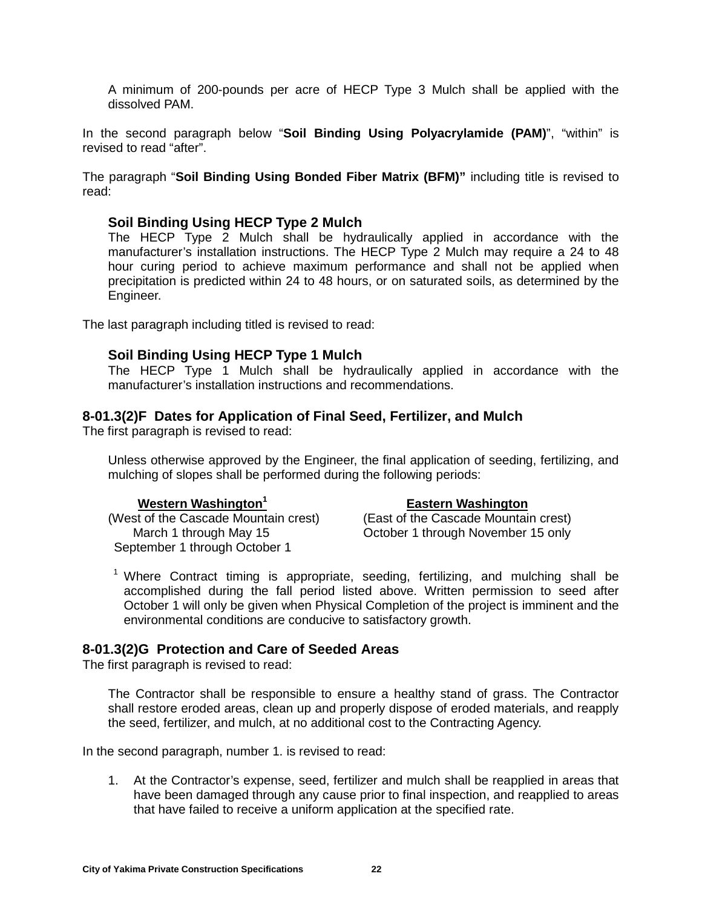A minimum of 200-pounds per acre of HECP Type 3 Mulch shall be applied with the dissolved PAM.

In the second paragraph below "**Soil Binding Using Polyacrylamide (PAM)**", "within" is revised to read "after".

The paragraph "**Soil Binding Using Bonded Fiber Matrix (BFM)"** including title is revised to read:

**Soil Binding Using HECP Type 2 Mulch**
The HECP Type 2 Mulch shall be hydraulically applied in accordance with the manufacturer's installation instructions. The HECP Type 2 Mulch may require a 24 to 48 hour curing period to achieve maximum performance and shall not be applied when precipitation is predicted within 24 to 48 hours, or on saturated soils, as determined by the Engineer.

The last paragraph including titled is revised to read:

**Soil Binding Using HECP Type 1 Mulch**
The HECP Type 1 Mulch shall be hydraulically applied in accordance with the manufacturer's installation instructions and recommendations.

### 8-01.3(2)F Dates for Application of Final Seed, Fertilizer, and Mulch

The first paragraph is revised to read:

Unless otherwise approved by the Engineer, the final application of seeding, fertilizing, and mulching of slopes shall be performed during the following periods:

| Western Washington[1] | Eastern Washington |
|---|---|
| (West of the Cascade Mountain crest) | (East of the Cascade Mountain crest) |
| March 1 through May 15 | October 1 through November 15 only |
| September 1 through October 1 | |

[1] Where Contract timing is appropriate, seeding, fertilizing, and mulching shall be accomplished during the fall period listed above. Written permission to seed after October 1 will only be given when Physical Completion of the project is imminent and the environmental conditions are conducive to satisfactory growth.

### 8-01.3(2)G Protection and Care of Seeded Areas

The first paragraph is revised to read:

The Contractor shall be responsible to ensure a healthy stand of grass. The Contractor shall restore eroded areas, clean up and properly dispose of eroded materials, and reapply the seed, fertilizer, and mulch, at no additional cost to the Contracting Agency.

In the second paragraph, number 1. is revised to read:

1. At the Contractor's expense, seed, fertilizer and mulch shall be reapplied in areas that have been damaged through any cause prior to final inspection, and reapplied to areas that have failed to receive a uniform application at the specified rate.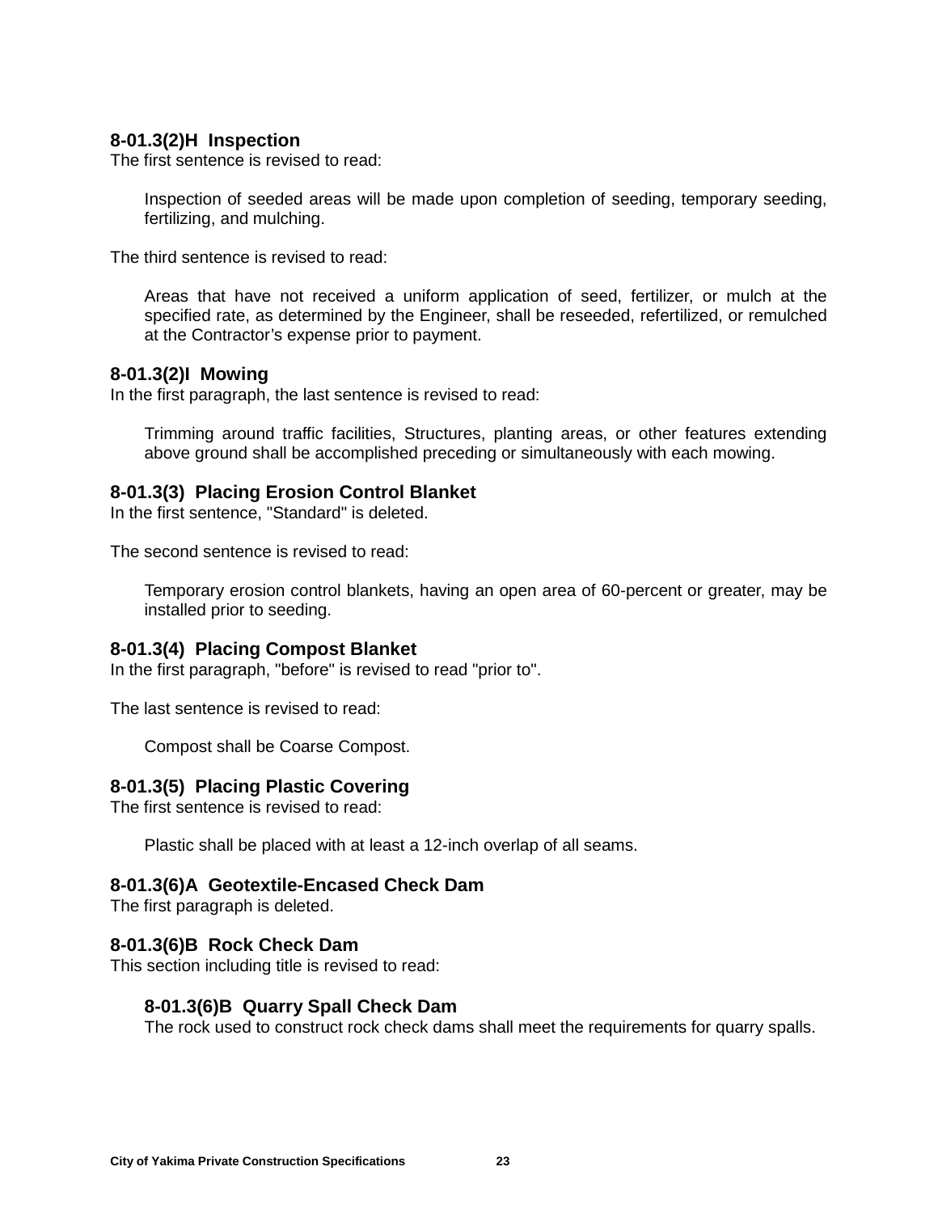### 8-01.3(2)H Inspection

The first sentence is revised to read:

> Inspection of seeded areas will be made upon completion of seeding, temporary seeding, fertilizing, and mulching.

The third sentence is revised to read:

> Areas that have not received a uniform application of seed, fertilizer, or mulch at the specified rate, as determined by the Engineer, shall be reseeded, refertilized, or remulched at the Contractor's expense prior to payment.

### 8-01.3(2)I Mowing

In the first paragraph, the last sentence is revised to read:

> Trimming around traffic facilities, Structures, planting areas, or other features extending above ground shall be accomplished preceding or simultaneously with each mowing.

### 8-01.3(3) Placing Erosion Control Blanket

In the first sentence, "Standard" is deleted.

The second sentence is revised to read:

> Temporary erosion control blankets, having an open area of 60-percent or greater, may be installed prior to seeding.

### 8-01.3(4) Placing Compost Blanket

In the first paragraph, "before" is revised to read "prior to".

The last sentence is revised to read:

> Compost shall be Coarse Compost.

### 8-01.3(5) Placing Plastic Covering

The first sentence is revised to read:

> Plastic shall be placed with at least a 12-inch overlap of all seams.

### 8-01.3(6)A Geotextile-Encased Check Dam

The first paragraph is deleted.

### 8-01.3(6)B Rock Check Dam

This section including title is revised to read:

> **8-01.3(6)B Quarry Spall Check Dam**
>
> The rock used to construct rock check dams shall meet the requirements for quarry spalls.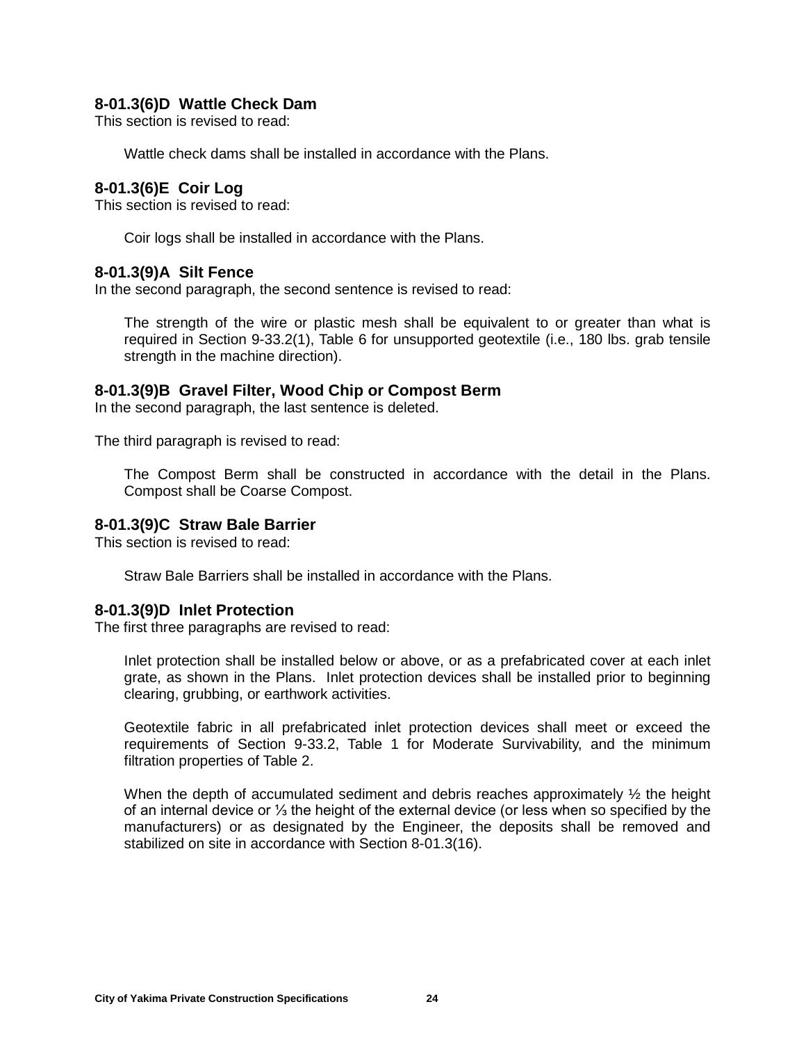### 8-01.3(6)D Wattle Check Dam

This section is revised to read:

> Wattle check dams shall be installed in accordance with the Plans.

### 8-01.3(6)E Coir Log

This section is revised to read:

> Coir logs shall be installed in accordance with the Plans.

### 8-01.3(9)A Silt Fence

In the second paragraph, the second sentence is revised to read:

> The strength of the wire or plastic mesh shall be equivalent to or greater than what is required in Section 9-33.2(1), Table 6 for unsupported geotextile (i.e., 180 lbs. grab tensile strength in the machine direction).

### 8-01.3(9)B Gravel Filter, Wood Chip or Compost Berm

In the second paragraph, the last sentence is deleted.

The third paragraph is revised to read:

> The Compost Berm shall be constructed in accordance with the detail in the Plans. Compost shall be Coarse Compost.

### 8-01.3(9)C Straw Bale Barrier

This section is revised to read:

> Straw Bale Barriers shall be installed in accordance with the Plans.

### 8-01.3(9)D Inlet Protection

The first three paragraphs are revised to read:

> Inlet protection shall be installed below or above, or as a prefabricated cover at each inlet grate, as shown in the Plans. Inlet protection devices shall be installed prior to beginning clearing, grubbing, or earthwork activities.
>
> Geotextile fabric in all prefabricated inlet protection devices shall meet or exceed the requirements of Section 9-33.2, Table 1 for Moderate Survivability, and the minimum filtration properties of Table 2.
>
> When the depth of accumulated sediment and debris reaches approximately ½ the height of an internal device or ⅓ the height of the external device (or less when so specified by the manufacturers) or as designated by the Engineer, the deposits shall be removed and stabilized on site in accordance with Section 8-01.3(16).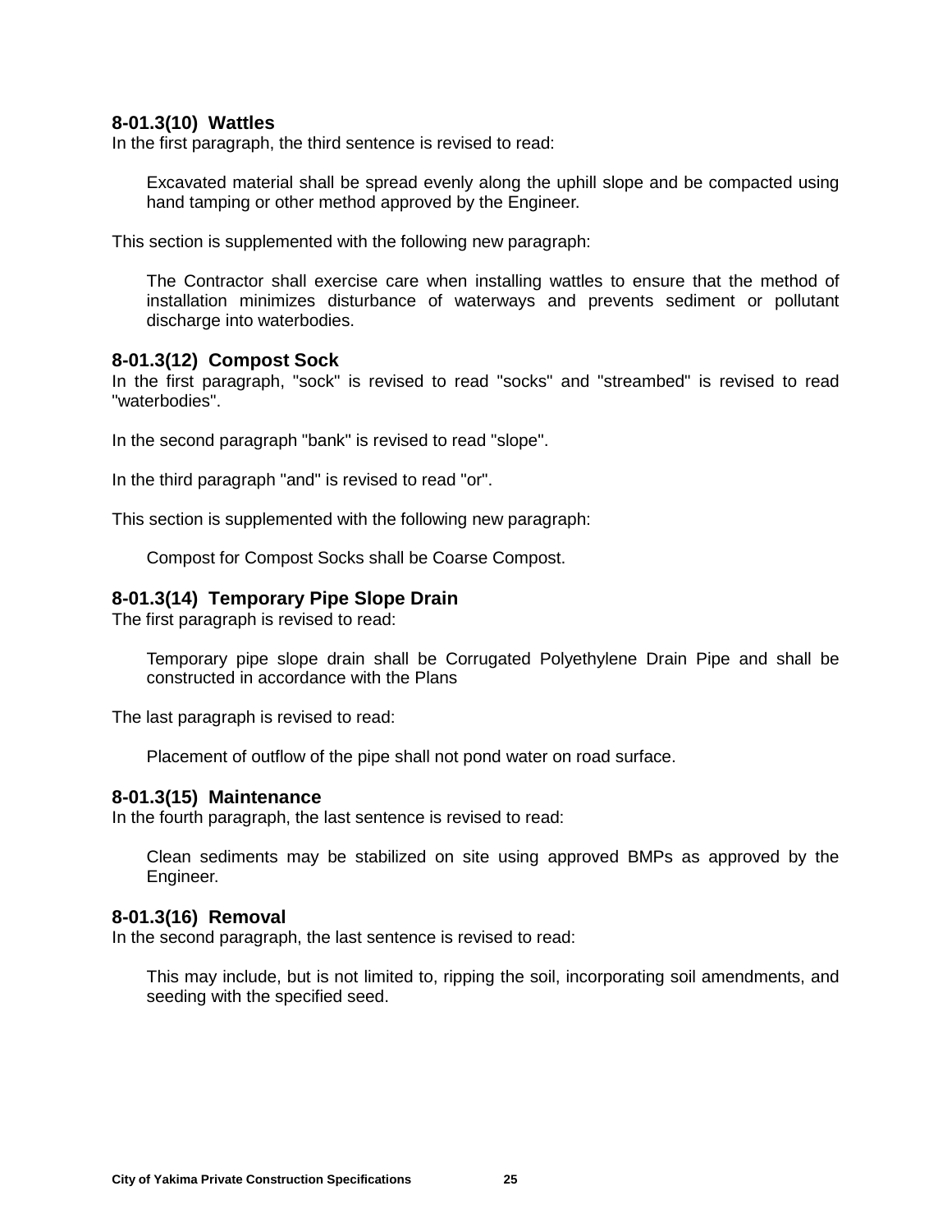### 8-01.3(10) Wattles

In the first paragraph, the third sentence is revised to read:

> Excavated material shall be spread evenly along the uphill slope and be compacted using hand tamping or other method approved by the Engineer.

This section is supplemented with the following new paragraph:

> The Contractor shall exercise care when installing wattles to ensure that the method of installation minimizes disturbance of waterways and prevents sediment or pollutant discharge into waterbodies.

### 8-01.3(12) Compost Sock

In the first paragraph, "sock" is revised to read "socks" and "streambed" is revised to read "waterbodies".

In the second paragraph "bank" is revised to read "slope".

In the third paragraph "and" is revised to read "or".

This section is supplemented with the following new paragraph:

> Compost for Compost Socks shall be Coarse Compost.

### 8-01.3(14) Temporary Pipe Slope Drain

The first paragraph is revised to read:

> Temporary pipe slope drain shall be Corrugated Polyethylene Drain Pipe and shall be constructed in accordance with the Plans

The last paragraph is revised to read:

> Placement of outflow of the pipe shall not pond water on road surface.

### 8-01.3(15) Maintenance

In the fourth paragraph, the last sentence is revised to read:

> Clean sediments may be stabilized on site using approved BMPs as approved by the Engineer.

### 8-01.3(16) Removal

In the second paragraph, the last sentence is revised to read:

> This may include, but is not limited to, ripping the soil, incorporating soil amendments, and seeding with the specified seed.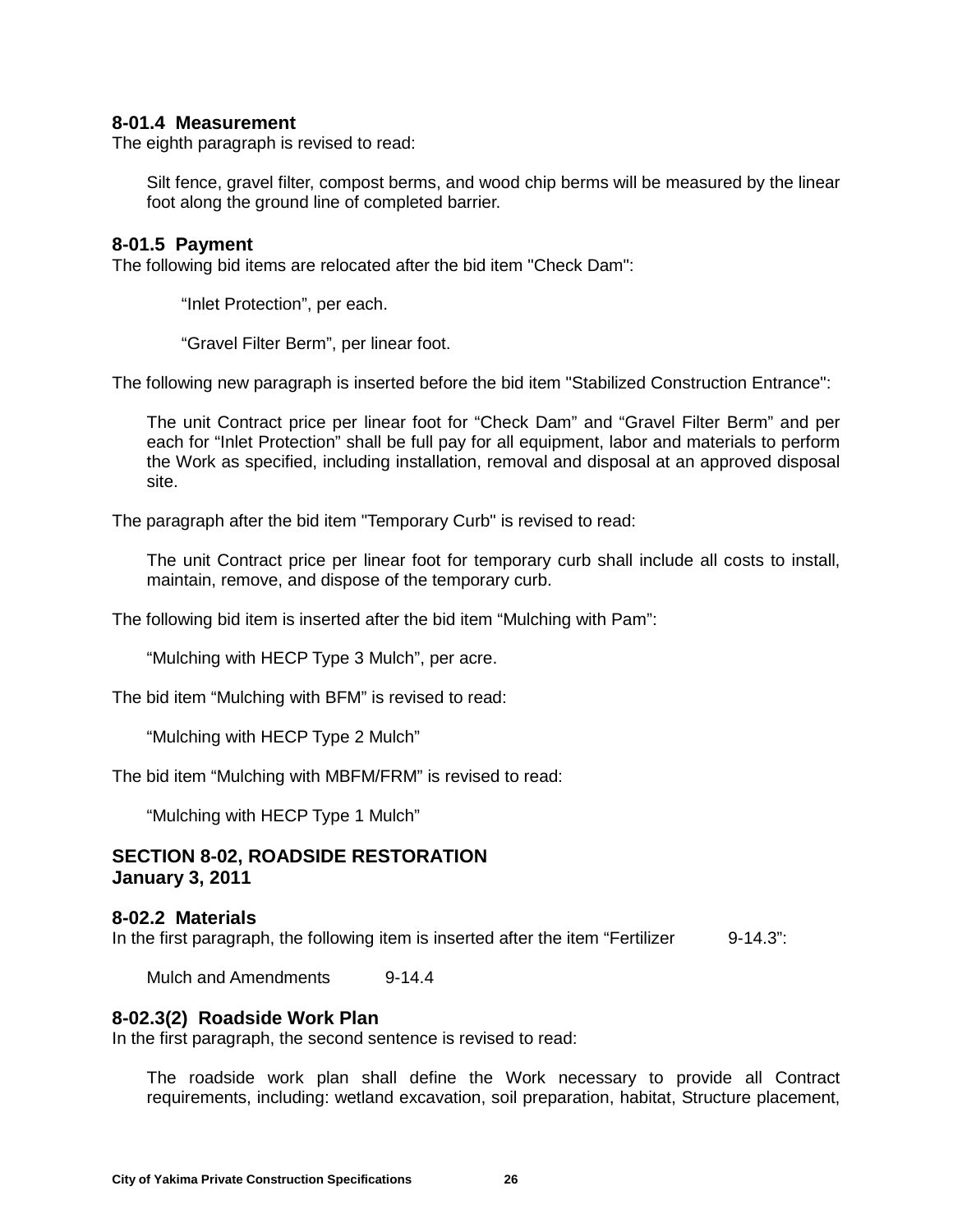### 8-01.4 Measurement

The eighth paragraph is revised to read:

> Silt fence, gravel filter, compost berms, and wood chip berms will be measured by the linear foot along the ground line of completed barrier.

### 8-01.5 Payment

The following bid items are relocated after the bid item "Check Dam":

> "Inlet Protection", per each.
>
> "Gravel Filter Berm", per linear foot.

The following new paragraph is inserted before the bid item "Stabilized Construction Entrance":

> The unit Contract price per linear foot for "Check Dam" and "Gravel Filter Berm" and per each for "Inlet Protection" shall be full pay for all equipment, labor and materials to perform the Work as specified, including installation, removal and disposal at an approved disposal site.

The paragraph after the bid item "Temporary Curb" is revised to read:

> The unit Contract price per linear foot for temporary curb shall include all costs to install, maintain, remove, and dispose of the temporary curb.

The following bid item is inserted after the bid item "Mulching with Pam":

> "Mulching with HECP Type 3 Mulch", per acre.

The bid item "Mulching with BFM" is revised to read:

> "Mulching with HECP Type 2 Mulch"

The bid item "Mulching with MBFM/FRM" is revised to read:

> "Mulching with HECP Type 1 Mulch"

## SECTION 8-02, ROADSIDE RESTORATION
**January 3, 2011**

### 8-02.2 Materials

In the first paragraph, the following item is inserted after the item "Fertilizer 9-14.3":

> Mulch and Amendments 9-14.4

### 8-02.3(2) Roadside Work Plan

In the first paragraph, the second sentence is revised to read:

> The roadside work plan shall define the Work necessary to provide all Contract requirements, including: wetland excavation, soil preparation, habitat, Structure placement,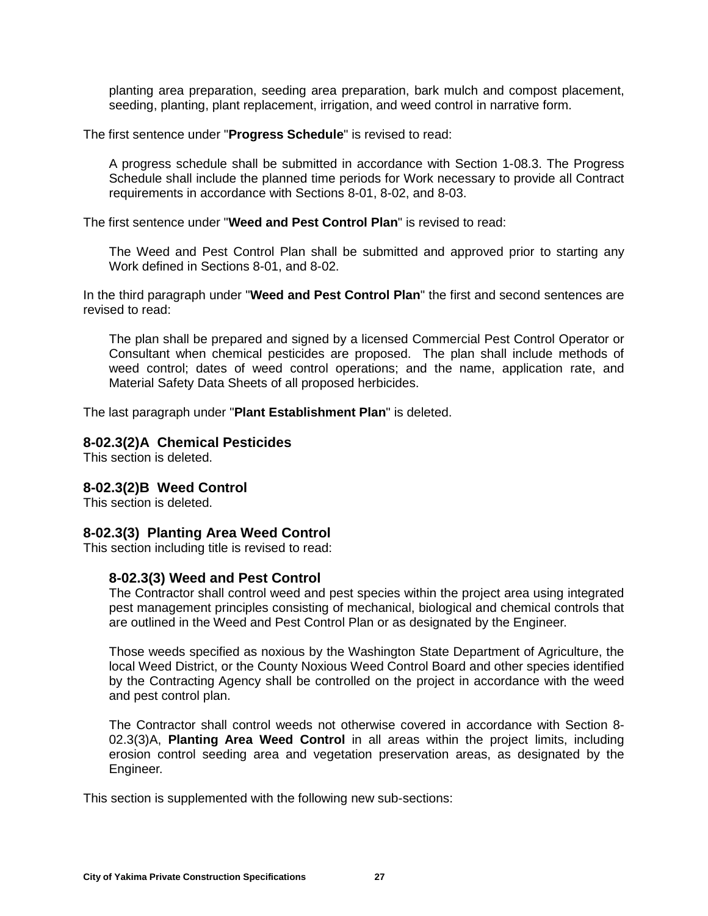planting area preparation, seeding area preparation, bark mulch and compost placement, seeding, planting, plant replacement, irrigation, and weed control in narrative form.

The first sentence under "**Progress Schedule**" is revised to read:

> A progress schedule shall be submitted in accordance with Section 1-08.3. The Progress Schedule shall include the planned time periods for Work necessary to provide all Contract requirements in accordance with Sections 8-01, 8-02, and 8-03.

The first sentence under "**Weed and Pest Control Plan**" is revised to read:

> The Weed and Pest Control Plan shall be submitted and approved prior to starting any Work defined in Sections 8-01, and 8-02.

In the third paragraph under "**Weed and Pest Control Plan**" the first and second sentences are revised to read:

> The plan shall be prepared and signed by a licensed Commercial Pest Control Operator or Consultant when chemical pesticides are proposed. The plan shall include methods of weed control; dates of weed control operations; and the name, application rate, and Material Safety Data Sheets of all proposed herbicides.

The last paragraph under "**Plant Establishment Plan**" is deleted.

### 8-02.3(2)A Chemical Pesticides

This section is deleted.

### 8-02.3(2)B Weed Control

This section is deleted.

### 8-02.3(3) Planting Area Weed Control

This section including title is revised to read:

> **8-02.3(3) Weed and Pest Control**
>
> The Contractor shall control weed and pest species within the project area using integrated pest management principles consisting of mechanical, biological and chemical controls that are outlined in the Weed and Pest Control Plan or as designated by the Engineer.
>
> Those weeds specified as noxious by the Washington State Department of Agriculture, the local Weed District, or the County Noxious Weed Control Board and other species identified by the Contracting Agency shall be controlled on the project in accordance with the weed and pest control plan.
>
> The Contractor shall control weeds not otherwise covered in accordance with Section 8-02.3(3)A, **Planting Area Weed Control** in all areas within the project limits, including erosion control seeding area and vegetation preservation areas, as designated by the Engineer.

This section is supplemented with the following new sub-sections: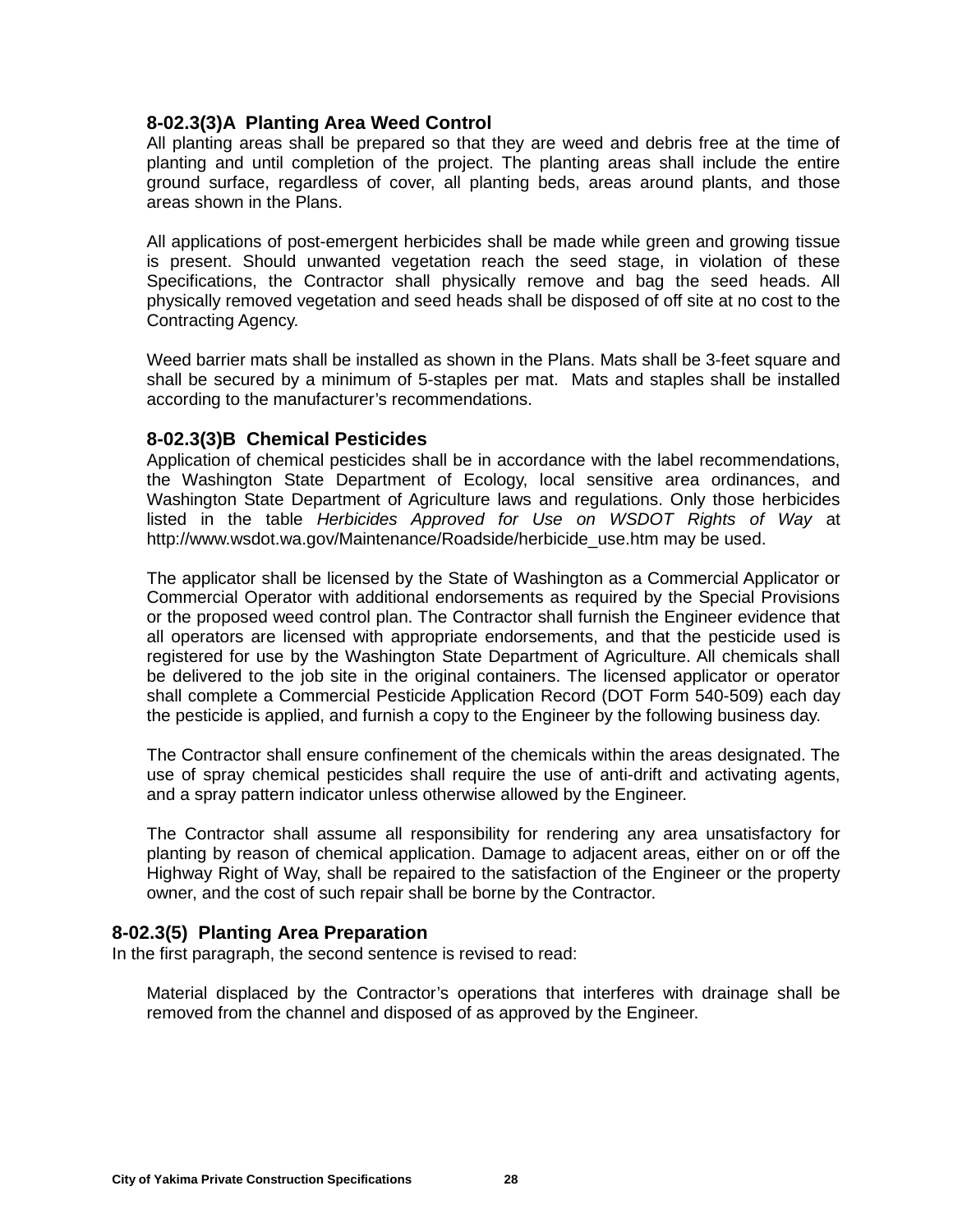### 8-02.3(3)A Planting Area Weed Control

All planting areas shall be prepared so that they are weed and debris free at the time of planting and until completion of the project. The planting areas shall include the entire ground surface, regardless of cover, all planting beds, areas around plants, and those areas shown in the Plans.

All applications of post-emergent herbicides shall be made while green and growing tissue is present. Should unwanted vegetation reach the seed stage, in violation of these Specifications, the Contractor shall physically remove and bag the seed heads. All physically removed vegetation and seed heads shall be disposed of off site at no cost to the Contracting Agency.

Weed barrier mats shall be installed as shown in the Plans. Mats shall be 3-feet square and shall be secured by a minimum of 5-staples per mat. Mats and staples shall be installed according to the manufacturer's recommendations.

### 8-02.3(3)B Chemical Pesticides

Application of chemical pesticides shall be in accordance with the label recommendations, the Washington State Department of Ecology, local sensitive area ordinances, and Washington State Department of Agriculture laws and regulations. Only those herbicides listed in the table *Herbicides Approved for Use on WSDOT Rights of Way* at http://www.wsdot.wa.gov/Maintenance/Roadside/herbicide_use.htm may be used.

The applicator shall be licensed by the State of Washington as a Commercial Applicator or Commercial Operator with additional endorsements as required by the Special Provisions or the proposed weed control plan. The Contractor shall furnish the Engineer evidence that all operators are licensed with appropriate endorsements, and that the pesticide used is registered for use by the Washington State Department of Agriculture. All chemicals shall be delivered to the job site in the original containers. The licensed applicator or operator shall complete a Commercial Pesticide Application Record (DOT Form 540-509) each day the pesticide is applied, and furnish a copy to the Engineer by the following business day.

The Contractor shall ensure confinement of the chemicals within the areas designated. The use of spray chemical pesticides shall require the use of anti-drift and activating agents, and a spray pattern indicator unless otherwise allowed by the Engineer.

The Contractor shall assume all responsibility for rendering any area unsatisfactory for planting by reason of chemical application. Damage to adjacent areas, either on or off the Highway Right of Way, shall be repaired to the satisfaction of the Engineer or the property owner, and the cost of such repair shall be borne by the Contractor.

## 8-02.3(5) Planting Area Preparation

In the first paragraph, the second sentence is revised to read:

Material displaced by the Contractor's operations that interferes with drainage shall be removed from the channel and disposed of as approved by the Engineer.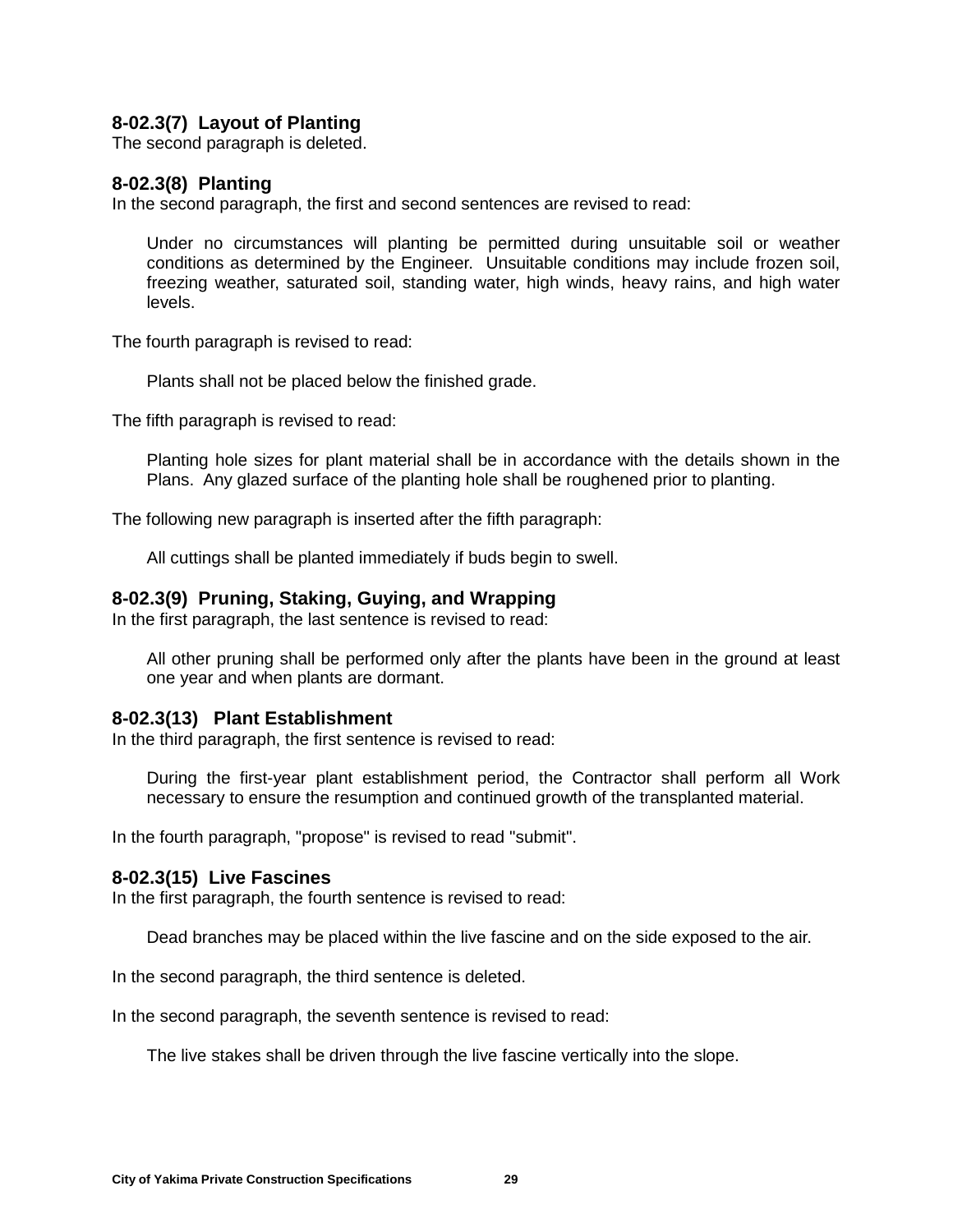### 8-02.3(7) Layout of Planting

The second paragraph is deleted.

### 8-02.3(8) Planting

In the second paragraph, the first and second sentences are revised to read:

> Under no circumstances will planting be permitted during unsuitable soil or weather conditions as determined by the Engineer. Unsuitable conditions may include frozen soil, freezing weather, saturated soil, standing water, high winds, heavy rains, and high water levels.

The fourth paragraph is revised to read:

> Plants shall not be placed below the finished grade.

The fifth paragraph is revised to read:

> Planting hole sizes for plant material shall be in accordance with the details shown in the Plans. Any glazed surface of the planting hole shall be roughened prior to planting.

The following new paragraph is inserted after the fifth paragraph:

> All cuttings shall be planted immediately if buds begin to swell.

### 8-02.3(9) Pruning, Staking, Guying, and Wrapping

In the first paragraph, the last sentence is revised to read:

> All other pruning shall be performed only after the plants have been in the ground at least one year and when plants are dormant.

### 8-02.3(13) Plant Establishment

In the third paragraph, the first sentence is revised to read:

> During the first-year plant establishment period, the Contractor shall perform all Work necessary to ensure the resumption and continued growth of the transplanted material.

In the fourth paragraph, "propose" is revised to read "submit".

### 8-02.3(15) Live Fascines

In the first paragraph, the fourth sentence is revised to read:

> Dead branches may be placed within the live fascine and on the side exposed to the air.

In the second paragraph, the third sentence is deleted.

In the second paragraph, the seventh sentence is revised to read:

> The live stakes shall be driven through the live fascine vertically into the slope.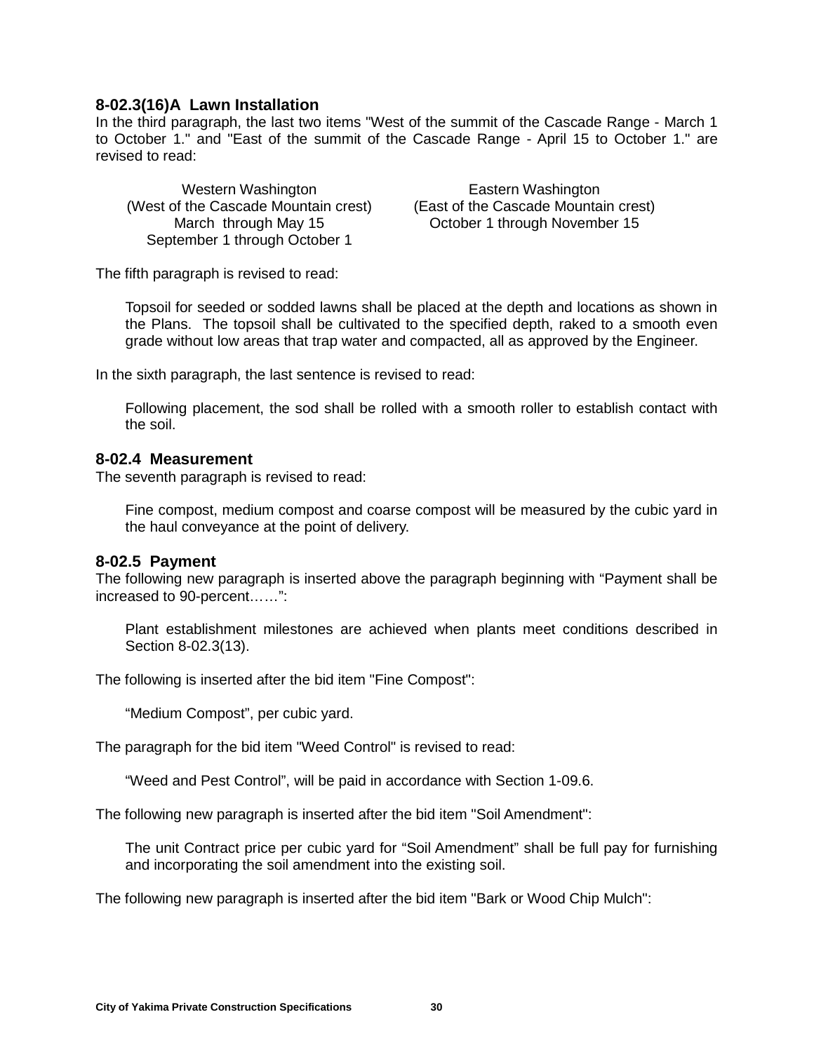### 8-02.3(16)A Lawn Installation

In the third paragraph, the last two items "West of the summit of the Cascade Range - March 1 to October 1." and "East of the summit of the Cascade Range - April 15 to October 1." are revised to read:

| Western Washington<br>(West of the Cascade Mountain crest) | Eastern Washington<br>(East of the Cascade Mountain crest) |
|---|---|
| March through May 15<br>September 1 through October 1 | October 1 through November 15 |

The fifth paragraph is revised to read:

> Topsoil for seeded or sodded lawns shall be placed at the depth and locations as shown in the Plans. The topsoil shall be cultivated to the specified depth, raked to a smooth even grade without low areas that trap water and compacted, all as approved by the Engineer.

In the sixth paragraph, the last sentence is revised to read:

> Following placement, the sod shall be rolled with a smooth roller to establish contact with the soil.

### 8-02.4 Measurement

The seventh paragraph is revised to read:

> Fine compost, medium compost and coarse compost will be measured by the cubic yard in the haul conveyance at the point of delivery.

### 8-02.5 Payment

The following new paragraph is inserted above the paragraph beginning with "Payment shall be increased to 90-percent……":

> Plant establishment milestones are achieved when plants meet conditions described in Section 8-02.3(13).

The following is inserted after the bid item "Fine Compost":

> "Medium Compost", per cubic yard.

The paragraph for the bid item "Weed Control" is revised to read:

> "Weed and Pest Control", will be paid in accordance with Section 1-09.6.

The following new paragraph is inserted after the bid item "Soil Amendment":

> The unit Contract price per cubic yard for "Soil Amendment" shall be full pay for furnishing and incorporating the soil amendment into the existing soil.

The following new paragraph is inserted after the bid item "Bark or Wood Chip Mulch":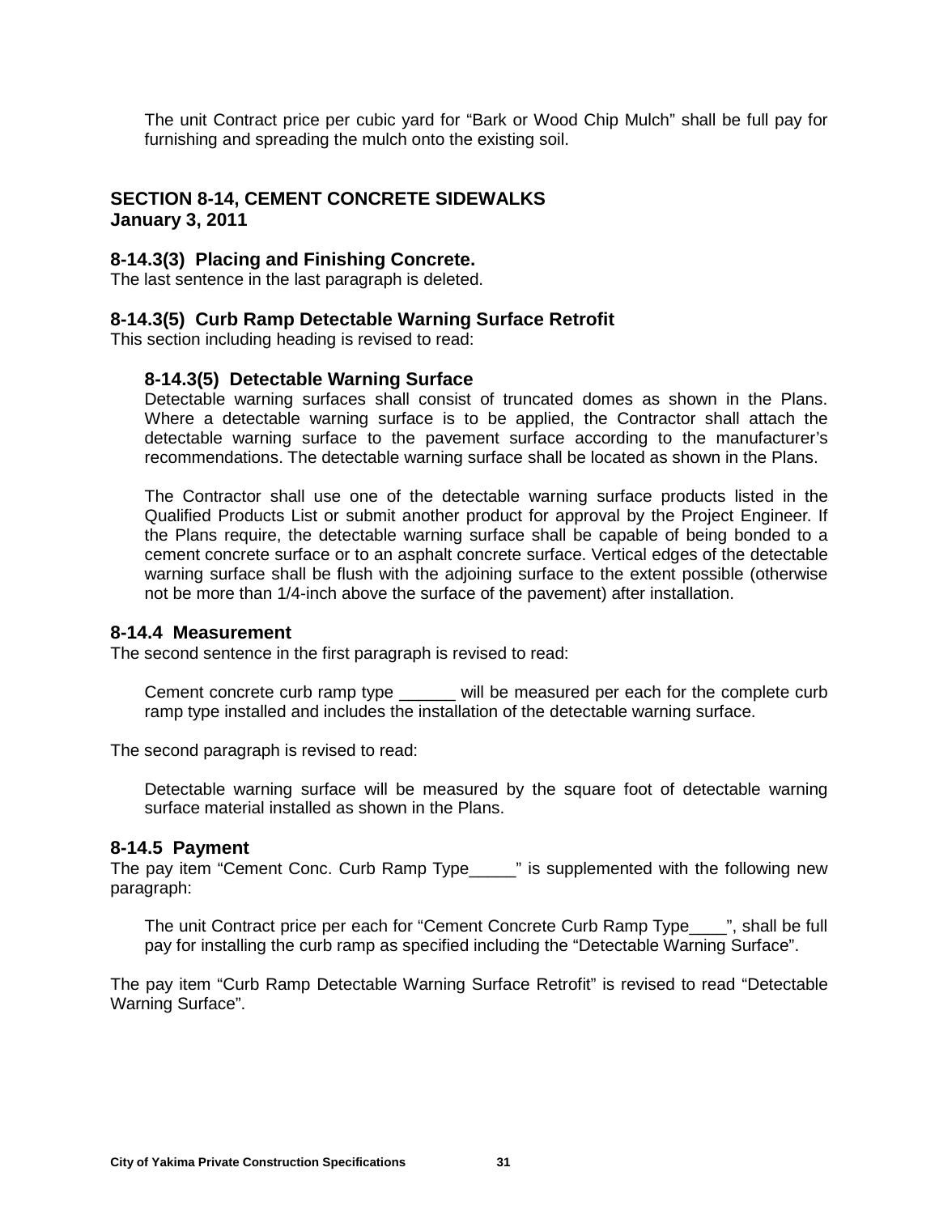The unit Contract price per cubic yard for “Bark or Wood Chip Mulch” shall be full pay for furnishing and spreading the mulch onto the existing soil.

## SECTION 8-14, CEMENT CONCRETE SIDEWALKS
**January 3, 2011**

### 8-14.3(3) Placing and Finishing Concrete.

The last sentence in the last paragraph is deleted.

### 8-14.3(5) Curb Ramp Detectable Warning Surface Retrofit

This section including heading is revised to read:

#### 8-14.3(5) Detectable Warning Surface

Detectable warning surfaces shall consist of truncated domes as shown in the Plans. Where a detectable warning surface is to be applied, the Contractor shall attach the detectable warning surface to the pavement surface according to the manufacturer’s recommendations. The detectable warning surface shall be located as shown in the Plans.

The Contractor shall use one of the detectable warning surface products listed in the Qualified Products List or submit another product for approval by the Project Engineer. If the Plans require, the detectable warning surface shall be capable of being bonded to a cement concrete surface or to an asphalt concrete surface. Vertical edges of the detectable warning surface shall be flush with the adjoining surface to the extent possible (otherwise not be more than 1/4-inch above the surface of the pavement) after installation.

### 8-14.4 Measurement

The second sentence in the first paragraph is revised to read:

> Cement concrete curb ramp type ______ will be measured per each for the complete curb ramp type installed and includes the installation of the detectable warning surface.

The second paragraph is revised to read:

> Detectable warning surface will be measured by the square foot of detectable warning surface material installed as shown in the Plans.

### 8-14.5 Payment

The pay item “Cement Conc. Curb Ramp Type_____” is supplemented with the following new paragraph:

> The unit Contract price per each for “Cement Concrete Curb Ramp Type____”, shall be full pay for installing the curb ramp as specified including the “Detectable Warning Surface”.

The pay item “Curb Ramp Detectable Warning Surface Retrofit” is revised to read “Detectable Warning Surface”.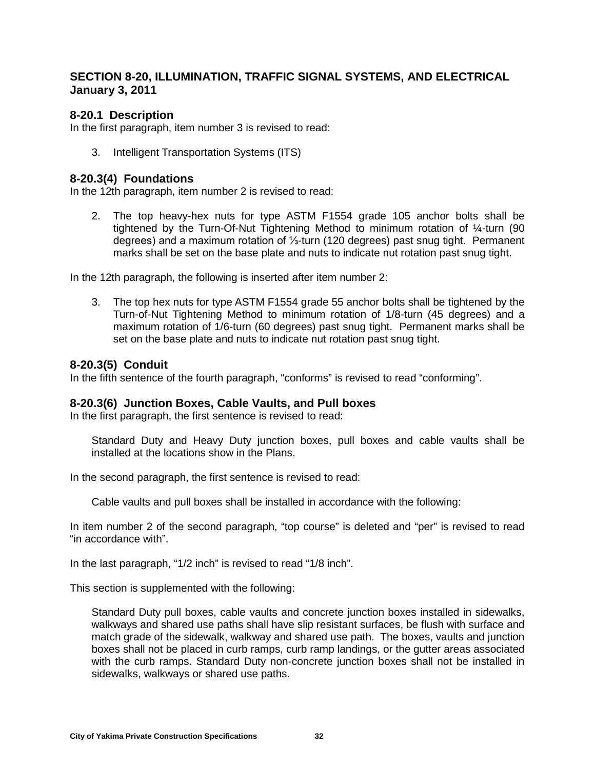## SECTION 8-20, ILLUMINATION, TRAFFIC SIGNAL SYSTEMS, AND ELECTRICAL
**January 3, 2011**

### 8-20.1 Description

In the first paragraph, item number 3 is revised to read:

3. Intelligent Transportation Systems (ITS)

### 8-20.3(4) Foundations

In the 12th paragraph, item number 2 is revised to read:

2. The top heavy-hex nuts for type ASTM F1554 grade 105 anchor bolts shall be tightened by the Turn-Of-Nut Tightening Method to minimum rotation of ¼-turn (90 degrees) and a maximum rotation of ⅓-turn (120 degrees) past snug tight. Permanent marks shall be set on the base plate and nuts to indicate nut rotation past snug tight.

In the 12th paragraph, the following is inserted after item number 2:

3. The top hex nuts for type ASTM F1554 grade 55 anchor bolts shall be tightened by the Turn-of-Nut Tightening Method to minimum rotation of 1/8-turn (45 degrees) and a maximum rotation of 1/6-turn (60 degrees) past snug tight. Permanent marks shall be set on the base plate and nuts to indicate nut rotation past snug tight.

### 8-20.3(5) Conduit

In the fifth sentence of the fourth paragraph, "conforms" is revised to read "conforming".

### 8-20.3(6) Junction Boxes, Cable Vaults, and Pull boxes

In the first paragraph, the first sentence is revised to read:

> Standard Duty and Heavy Duty junction boxes, pull boxes and cable vaults shall be installed at the locations show in the Plans.

In the second paragraph, the first sentence is revised to read:

> Cable vaults and pull boxes shall be installed in accordance with the following:

In item number 2 of the second paragraph, "top course" is deleted and "per" is revised to read "in accordance with".

In the last paragraph, "1/2 inch" is revised to read "1/8 inch".

This section is supplemented with the following:

> Standard Duty pull boxes, cable vaults and concrete junction boxes installed in sidewalks, walkways and shared use paths shall have slip resistant surfaces, be flush with surface and match grade of the sidewalk, walkway and shared use path. The boxes, vaults and junction boxes shall not be placed in curb ramps, curb ramp landings, or the gutter areas associated with the curb ramps. Standard Duty non-concrete junction boxes shall not be installed in sidewalks, walkways or shared use paths.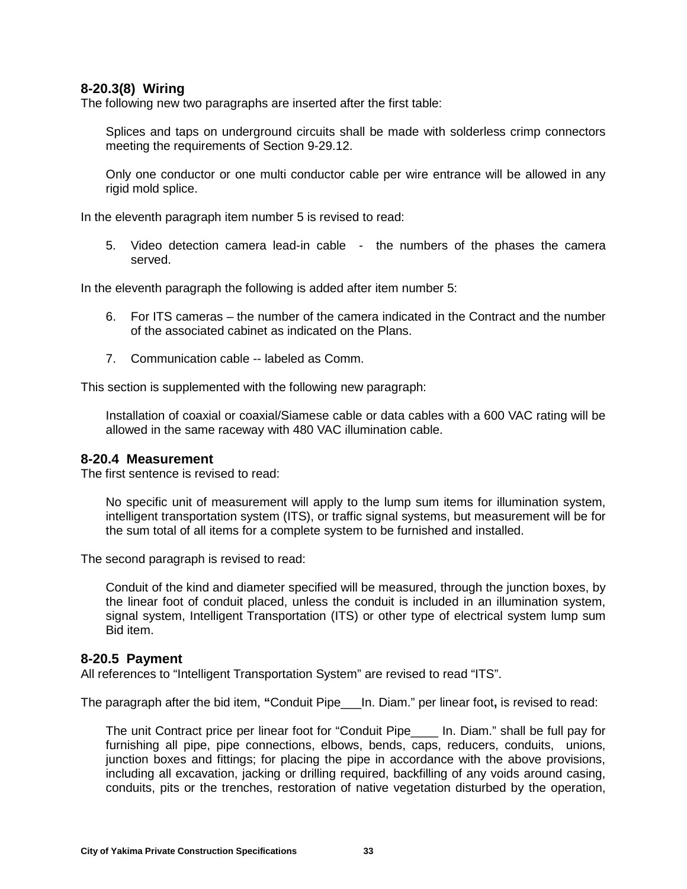### 8-20.3(8) Wiring

The following new two paragraphs are inserted after the first table:

> Splices and taps on underground circuits shall be made with solderless crimp connectors meeting the requirements of Section 9-29.12.
>
> Only one conductor or one multi conductor cable per wire entrance will be allowed in any rigid mold splice.

In the eleventh paragraph item number 5 is revised to read:

5. Video detection camera lead-in cable - the numbers of the phases the camera served.

In the eleventh paragraph the following is added after item number 5:

6. For ITS cameras – the number of the camera indicated in the Contract and the number of the associated cabinet as indicated on the Plans.
7. Communication cable -- labeled as Comm.

This section is supplemented with the following new paragraph:

> Installation of coaxial or coaxial/Siamese cable or data cables with a 600 VAC rating will be allowed in the same raceway with 480 VAC illumination cable.

### 8-20.4 Measurement

The first sentence is revised to read:

> No specific unit of measurement will apply to the lump sum items for illumination system, intelligent transportation system (ITS), or traffic signal systems, but measurement will be for the sum total of all items for a complete system to be furnished and installed.

The second paragraph is revised to read:

> Conduit of the kind and diameter specified will be measured, through the junction boxes, by the linear foot of conduit placed, unless the conduit is included in an illumination system, signal system, Intelligent Transportation (ITS) or other type of electrical system lump sum Bid item.

### 8-20.5 Payment

All references to "Intelligent Transportation System" are revised to read "ITS".

The paragraph after the bid item, **"**Conduit Pipe___In. Diam." per linear foot**,** is revised to read:

> The unit Contract price per linear foot for "Conduit Pipe____ In. Diam." shall be full pay for furnishing all pipe, pipe connections, elbows, bends, caps, reducers, conduits, unions, junction boxes and fittings; for placing the pipe in accordance with the above provisions, including all excavation, jacking or drilling required, backfilling of any voids around casing, conduits, pits or the trenches, restoration of native vegetation disturbed by the operation,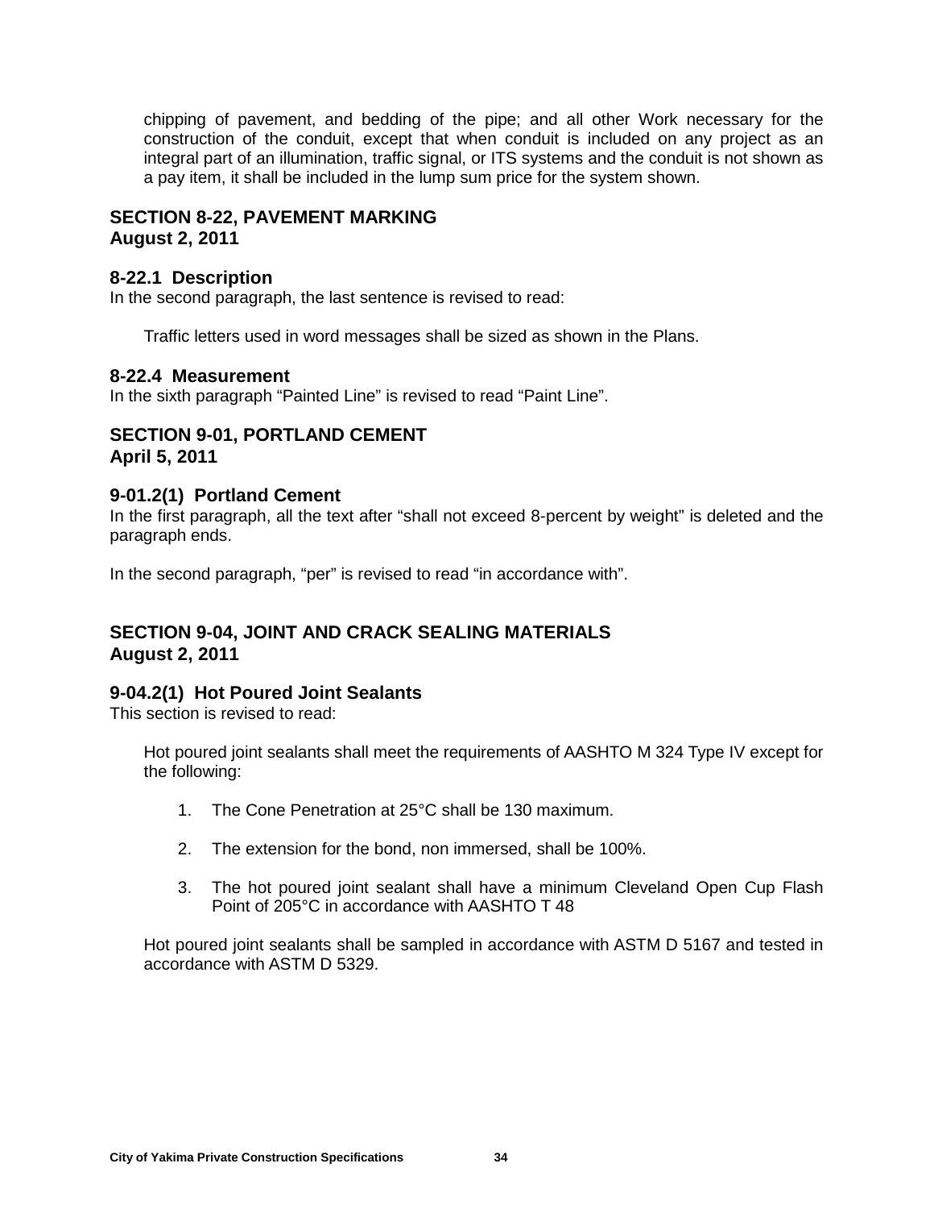chipping of pavement, and bedding of the pipe; and all other Work necessary for the construction of the conduit, except that when conduit is included on any project as an integral part of an illumination, traffic signal, or ITS systems and the conduit is not shown as a pay item, it shall be included in the lump sum price for the system shown.

## SECTION 8-22, PAVEMENT MARKING
**August 2, 2011**

### 8-22.1 Description
In the second paragraph, the last sentence is revised to read:

> Traffic letters used in word messages shall be sized as shown in the Plans.

### 8-22.4 Measurement
In the sixth paragraph "Painted Line" is revised to read "Paint Line".

## SECTION 9-01, PORTLAND CEMENT
**April 5, 2011**

### 9-01.2(1) Portland Cement
In the first paragraph, all the text after "shall not exceed 8-percent by weight" is deleted and the paragraph ends.

In the second paragraph, "per" is revised to read "in accordance with".

## SECTION 9-04, JOINT AND CRACK SEALING MATERIALS
**August 2, 2011**

### 9-04.2(1) Hot Poured Joint Sealants
This section is revised to read:

> Hot poured joint sealants shall meet the requirements of AASHTO M 324 Type IV except for the following:
>
> 1. The Cone Penetration at 25°C shall be 130 maximum.
>
> 2. The extension for the bond, non immersed, shall be 100%.
>
> 3. The hot poured joint sealant shall have a minimum Cleveland Open Cup Flash Point of 205°C in accordance with AASHTO T 48
>
> Hot poured joint sealants shall be sampled in accordance with ASTM D 5167 and tested in accordance with ASTM D 5329.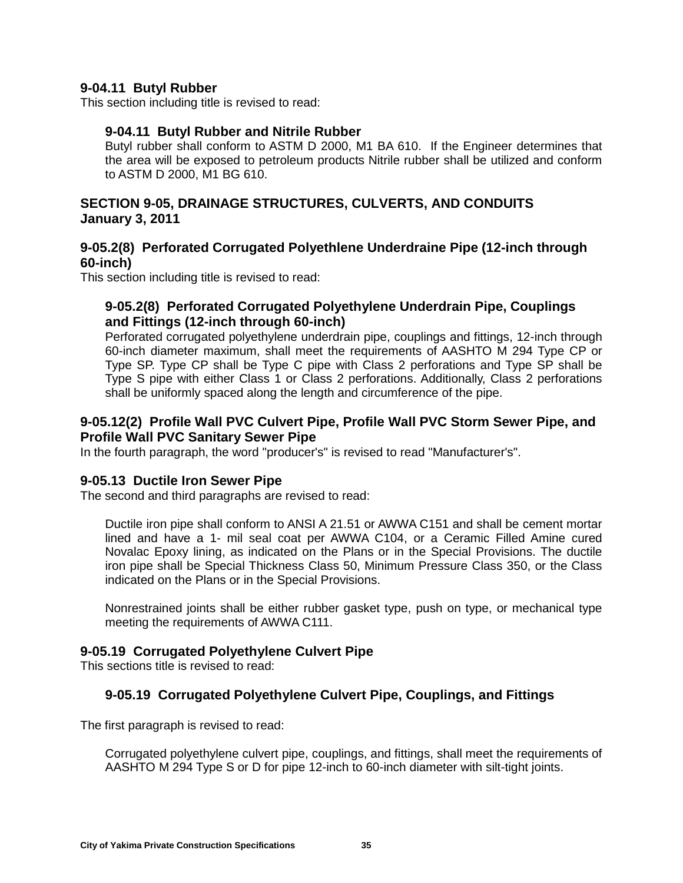### 9-04.11 Butyl Rubber

This section including title is revised to read:

> **9-04.11 Butyl Rubber and Nitrile Rubber**
>
> Butyl rubber shall conform to ASTM D 2000, M1 BA 610. If the Engineer determines that the area will be exposed to petroleum products Nitrile rubber shall be utilized and conform to ASTM D 2000, M1 BG 610.

## SECTION 9-05, DRAINAGE STRUCTURES, CULVERTS, AND CONDUITS
**January 3, 2011**

### 9-05.2(8) Perforated Corrugated Polyethlene Underdraine Pipe (12-inch through 60-inch)

This section including title is revised to read:

> **9-05.2(8) Perforated Corrugated Polyethylene Underdrain Pipe, Couplings and Fittings (12-inch through 60-inch)**
>
> Perforated corrugated polyethylene underdrain pipe, couplings and fittings, 12-inch through 60-inch diameter maximum, shall meet the requirements of AASHTO M 294 Type CP or Type SP. Type CP shall be Type C pipe with Class 2 perforations and Type SP shall be Type S pipe with either Class 1 or Class 2 perforations. Additionally, Class 2 perforations shall be uniformly spaced along the length and circumference of the pipe.

### 9-05.12(2) Profile Wall PVC Culvert Pipe, Profile Wall PVC Storm Sewer Pipe, and Profile Wall PVC Sanitary Sewer Pipe

In the fourth paragraph, the word "producer's" is revised to read "Manufacturer's".

### 9-05.13 Ductile Iron Sewer Pipe

The second and third paragraphs are revised to read:

> Ductile iron pipe shall conform to ANSI A 21.51 or AWWA C151 and shall be cement mortar lined and have a 1- mil seal coat per AWWA C104, or a Ceramic Filled Amine cured Novalac Epoxy lining, as indicated on the Plans or in the Special Provisions. The ductile iron pipe shall be Special Thickness Class 50, Minimum Pressure Class 350, or the Class indicated on the Plans or in the Special Provisions.
>
> Nonrestrained joints shall be either rubber gasket type, push on type, or mechanical type meeting the requirements of AWWA C111.

### 9-05.19 Corrugated Polyethylene Culvert Pipe

This sections title is revised to read:

> **9-05.19 Corrugated Polyethylene Culvert Pipe, Couplings, and Fittings**

The first paragraph is revised to read:

> Corrugated polyethylene culvert pipe, couplings, and fittings, shall meet the requirements of AASHTO M 294 Type S or D for pipe 12-inch to 60-inch diameter with silt-tight joints.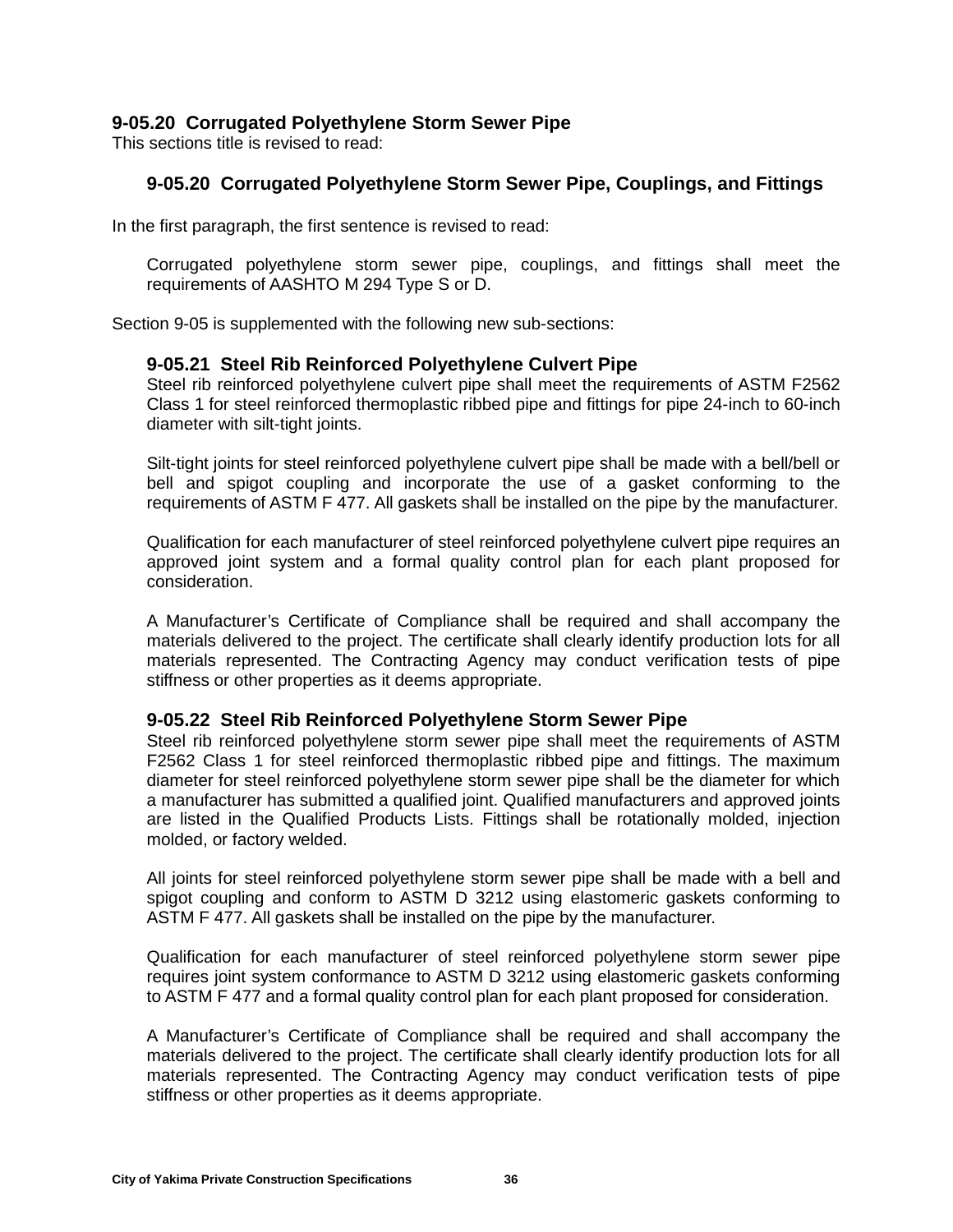### 9-05.20 Corrugated Polyethylene Storm Sewer Pipe

This sections title is revised to read:

> ### 9-05.20 Corrugated Polyethylene Storm Sewer Pipe, Couplings, and Fittings

In the first paragraph, the first sentence is revised to read:

> Corrugated polyethylene storm sewer pipe, couplings, and fittings shall meet the requirements of AASHTO M 294 Type S or D.

Section 9-05 is supplemented with the following new sub-sections:

> ### 9-05.21 Steel Rib Reinforced Polyethylene Culvert Pipe
>
> Steel rib reinforced polyethylene culvert pipe shall meet the requirements of ASTM F2562 Class 1 for steel reinforced thermoplastic ribbed pipe and fittings for pipe 24-inch to 60-inch diameter with silt-tight joints.
>
> Silt-tight joints for steel reinforced polyethylene culvert pipe shall be made with a bell/bell or bell and spigot coupling and incorporate the use of a gasket conforming to the requirements of ASTM F 477. All gaskets shall be installed on the pipe by the manufacturer.
>
> Qualification for each manufacturer of steel reinforced polyethylene culvert pipe requires an approved joint system and a formal quality control plan for each plant proposed for consideration.
>
> A Manufacturer's Certificate of Compliance shall be required and shall accompany the materials delivered to the project. The certificate shall clearly identify production lots for all materials represented. The Contracting Agency may conduct verification tests of pipe stiffness or other properties as it deems appropriate.
>
> ### 9-05.22 Steel Rib Reinforced Polyethylene Storm Sewer Pipe
>
> Steel rib reinforced polyethylene storm sewer pipe shall meet the requirements of ASTM F2562 Class 1 for steel reinforced thermoplastic ribbed pipe and fittings. The maximum diameter for steel reinforced polyethylene storm sewer pipe shall be the diameter for which a manufacturer has submitted a qualified joint. Qualified manufacturers and approved joints are listed in the Qualified Products Lists. Fittings shall be rotationally molded, injection molded, or factory welded.
>
> All joints for steel reinforced polyethylene storm sewer pipe shall be made with a bell and spigot coupling and conform to ASTM D 3212 using elastomeric gaskets conforming to ASTM F 477. All gaskets shall be installed on the pipe by the manufacturer.
>
> Qualification for each manufacturer of steel reinforced polyethylene storm sewer pipe requires joint system conformance to ASTM D 3212 using elastomeric gaskets conforming to ASTM F 477 and a formal quality control plan for each plant proposed for consideration.
>
> A Manufacturer's Certificate of Compliance shall be required and shall accompany the materials delivered to the project. The certificate shall clearly identify production lots for all materials represented. The Contracting Agency may conduct verification tests of pipe stiffness or other properties as it deems appropriate.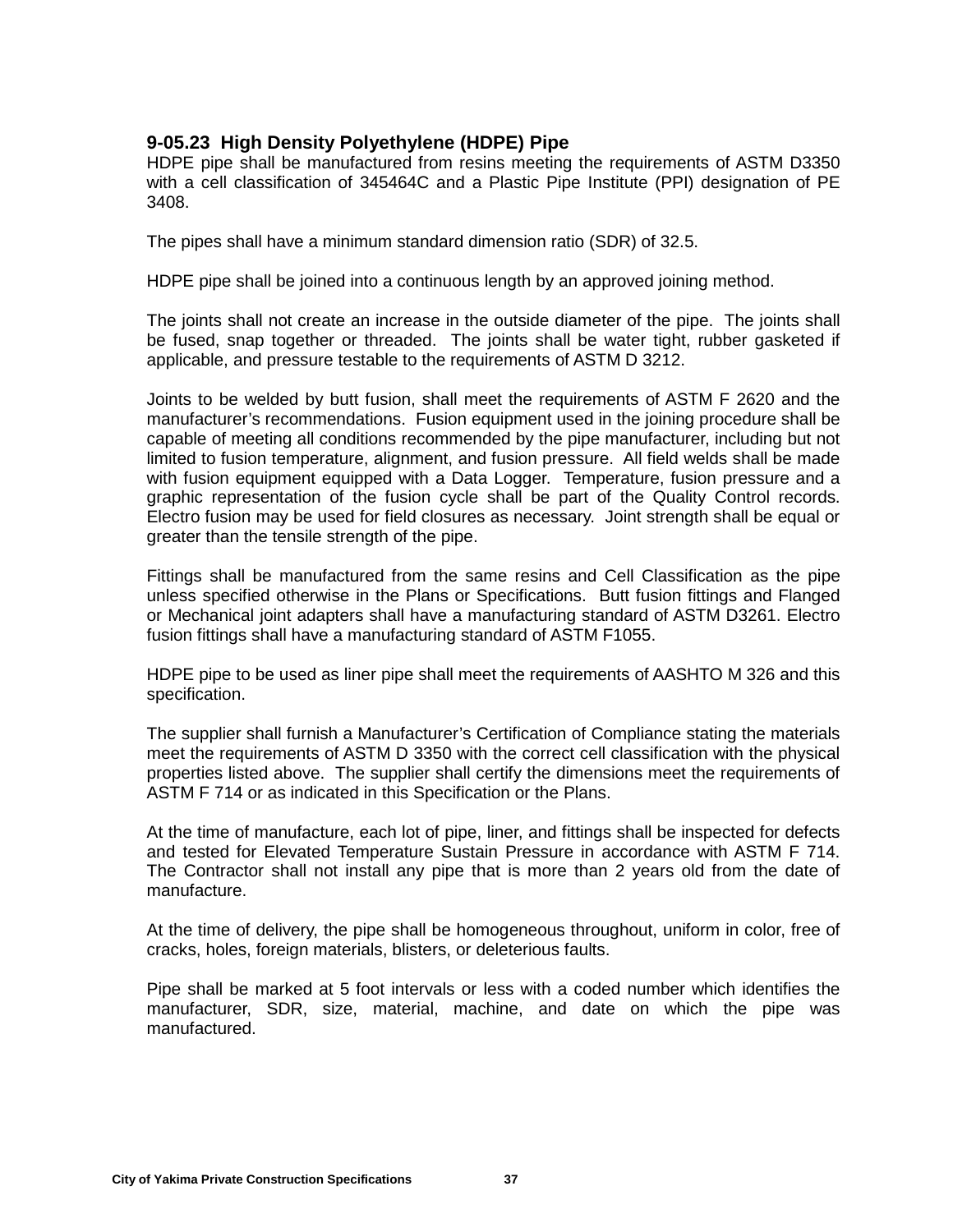### 9-05.23 High Density Polyethylene (HDPE) Pipe

HDPE pipe shall be manufactured from resins meeting the requirements of ASTM D3350 with a cell classification of 345464C and a Plastic Pipe Institute (PPI) designation of PE 3408.

The pipes shall have a minimum standard dimension ratio (SDR) of 32.5.

HDPE pipe shall be joined into a continuous length by an approved joining method.

The joints shall not create an increase in the outside diameter of the pipe. The joints shall be fused, snap together or threaded. The joints shall be water tight, rubber gasketed if applicable, and pressure testable to the requirements of ASTM D 3212.

Joints to be welded by butt fusion, shall meet the requirements of ASTM F 2620 and the manufacturer's recommendations. Fusion equipment used in the joining procedure shall be capable of meeting all conditions recommended by the pipe manufacturer, including but not limited to fusion temperature, alignment, and fusion pressure. All field welds shall be made with fusion equipment equipped with a Data Logger. Temperature, fusion pressure and a graphic representation of the fusion cycle shall be part of the Quality Control records. Electro fusion may be used for field closures as necessary. Joint strength shall be equal or greater than the tensile strength of the pipe.

Fittings shall be manufactured from the same resins and Cell Classification as the pipe unless specified otherwise in the Plans or Specifications. Butt fusion fittings and Flanged or Mechanical joint adapters shall have a manufacturing standard of ASTM D3261. Electro fusion fittings shall have a manufacturing standard of ASTM F1055.

HDPE pipe to be used as liner pipe shall meet the requirements of AASHTO M 326 and this specification.

The supplier shall furnish a Manufacturer's Certification of Compliance stating the materials meet the requirements of ASTM D 3350 with the correct cell classification with the physical properties listed above. The supplier shall certify the dimensions meet the requirements of ASTM F 714 or as indicated in this Specification or the Plans.

At the time of manufacture, each lot of pipe, liner, and fittings shall be inspected for defects and tested for Elevated Temperature Sustain Pressure in accordance with ASTM F 714. The Contractor shall not install any pipe that is more than 2 years old from the date of manufacture.

At the time of delivery, the pipe shall be homogeneous throughout, uniform in color, free of cracks, holes, foreign materials, blisters, or deleterious faults.

Pipe shall be marked at 5 foot intervals or less with a coded number which identifies the manufacturer, SDR, size, material, machine, and date on which the pipe was manufactured.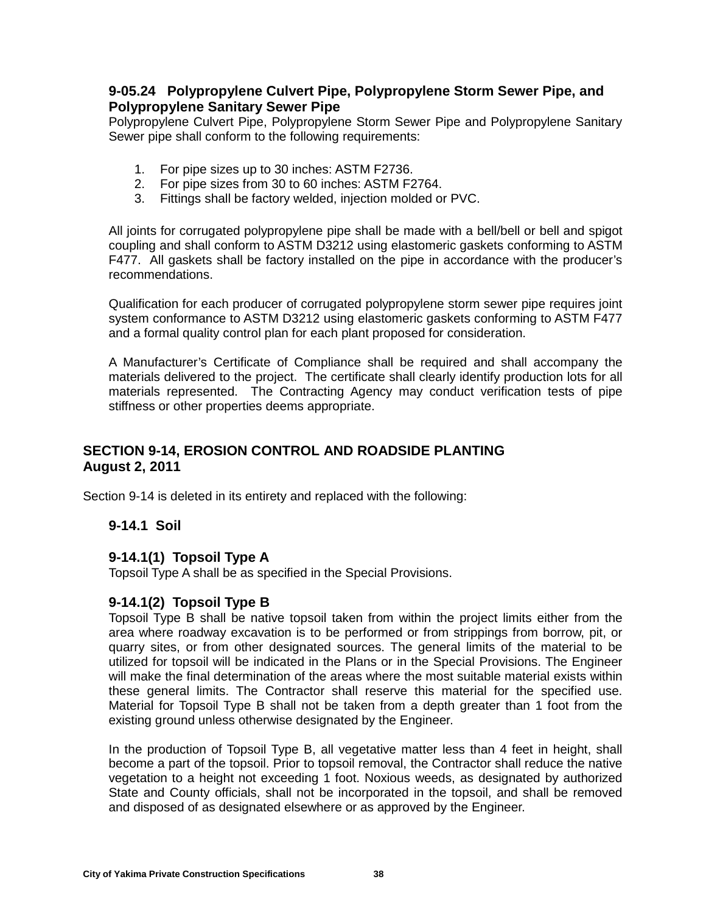### 9-05.24 Polypropylene Culvert Pipe, Polypropylene Storm Sewer Pipe, and Polypropylene Sanitary Sewer Pipe

Polypropylene Culvert Pipe, Polypropylene Storm Sewer Pipe and Polypropylene Sanitary Sewer pipe shall conform to the following requirements:

1. For pipe sizes up to 30 inches: ASTM F2736.
2. For pipe sizes from 30 to 60 inches: ASTM F2764.
3. Fittings shall be factory welded, injection molded or PVC.

All joints for corrugated polypropylene pipe shall be made with a bell/bell or bell and spigot coupling and shall conform to ASTM D3212 using elastomeric gaskets conforming to ASTM F477. All gaskets shall be factory installed on the pipe in accordance with the producer's recommendations.

Qualification for each producer of corrugated polypropylene storm sewer pipe requires joint system conformance to ASTM D3212 using elastomeric gaskets conforming to ASTM F477 and a formal quality control plan for each plant proposed for consideration.

A Manufacturer's Certificate of Compliance shall be required and shall accompany the materials delivered to the project. The certificate shall clearly identify production lots for all materials represented. The Contracting Agency may conduct verification tests of pipe stiffness or other properties deems appropriate.

## SECTION 9-14, EROSION CONTROL AND ROADSIDE PLANTING
**August 2, 2011**

Section 9-14 is deleted in its entirety and replaced with the following:

### 9-14.1 Soil

### 9-14.1(1) Topsoil Type A

Topsoil Type A shall be as specified in the Special Provisions.

### 9-14.1(2) Topsoil Type B

Topsoil Type B shall be native topsoil taken from within the project limits either from the area where roadway excavation is to be performed or from strippings from borrow, pit, or quarry sites, or from other designated sources. The general limits of the material to be utilized for topsoil will be indicated in the Plans or in the Special Provisions. The Engineer will make the final determination of the areas where the most suitable material exists within these general limits. The Contractor shall reserve this material for the specified use. Material for Topsoil Type B shall not be taken from a depth greater than 1 foot from the existing ground unless otherwise designated by the Engineer.

In the production of Topsoil Type B, all vegetative matter less than 4 feet in height, shall become a part of the topsoil. Prior to topsoil removal, the Contractor shall reduce the native vegetation to a height not exceeding 1 foot. Noxious weeds, as designated by authorized State and County officials, shall not be incorporated in the topsoil, and shall be removed and disposed of as designated elsewhere or as approved by the Engineer.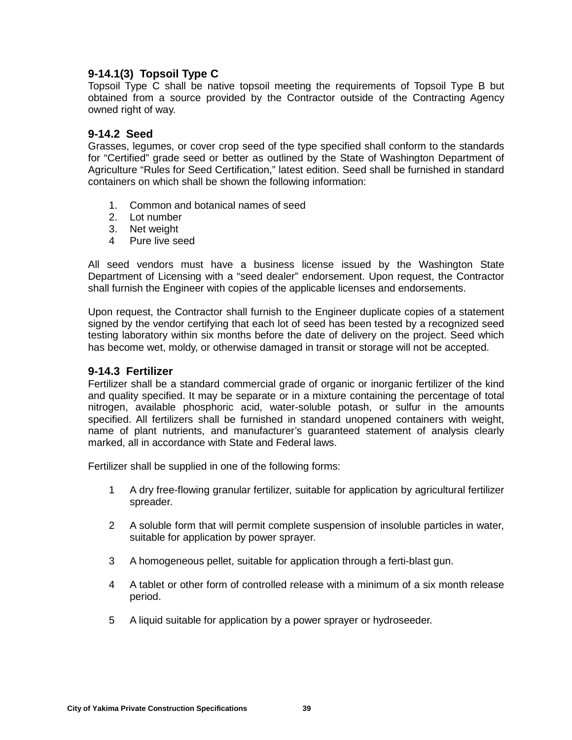### 9-14.1(3) Topsoil Type C

Topsoil Type C shall be native topsoil meeting the requirements of Topsoil Type B but obtained from a source provided by the Contractor outside of the Contracting Agency owned right of way.

### 9-14.2 Seed

Grasses, legumes, or cover crop seed of the type specified shall conform to the standards for "Certified" grade seed or better as outlined by the State of Washington Department of Agriculture "Rules for Seed Certification," latest edition. Seed shall be furnished in standard containers on which shall be shown the following information:

1. Common and botanical names of seed
2. Lot number
3. Net weight
4. Pure live seed

All seed vendors must have a business license issued by the Washington State Department of Licensing with a "seed dealer" endorsement. Upon request, the Contractor shall furnish the Engineer with copies of the applicable licenses and endorsements.

Upon request, the Contractor shall furnish to the Engineer duplicate copies of a statement signed by the vendor certifying that each lot of seed has been tested by a recognized seed testing laboratory within six months before the date of delivery on the project. Seed which has become wet, moldy, or otherwise damaged in transit or storage will not be accepted.

### 9-14.3 Fertilizer

Fertilizer shall be a standard commercial grade of organic or inorganic fertilizer of the kind and quality specified. It may be separate or in a mixture containing the percentage of total nitrogen, available phosphoric acid, water-soluble potash, or sulfur in the amounts specified. All fertilizers shall be furnished in standard unopened containers with weight, name of plant nutrients, and manufacturer's guaranteed statement of analysis clearly marked, all in accordance with State and Federal laws.

Fertilizer shall be supplied in one of the following forms:

1. A dry free-flowing granular fertilizer, suitable for application by agricultural fertilizer spreader.

2. A soluble form that will permit complete suspension of insoluble particles in water, suitable for application by power sprayer.

3. A homogeneous pellet, suitable for application through a ferti-blast gun.

4. A tablet or other form of controlled release with a minimum of a six month release period.

5. A liquid suitable for application by a power sprayer or hydroseeder.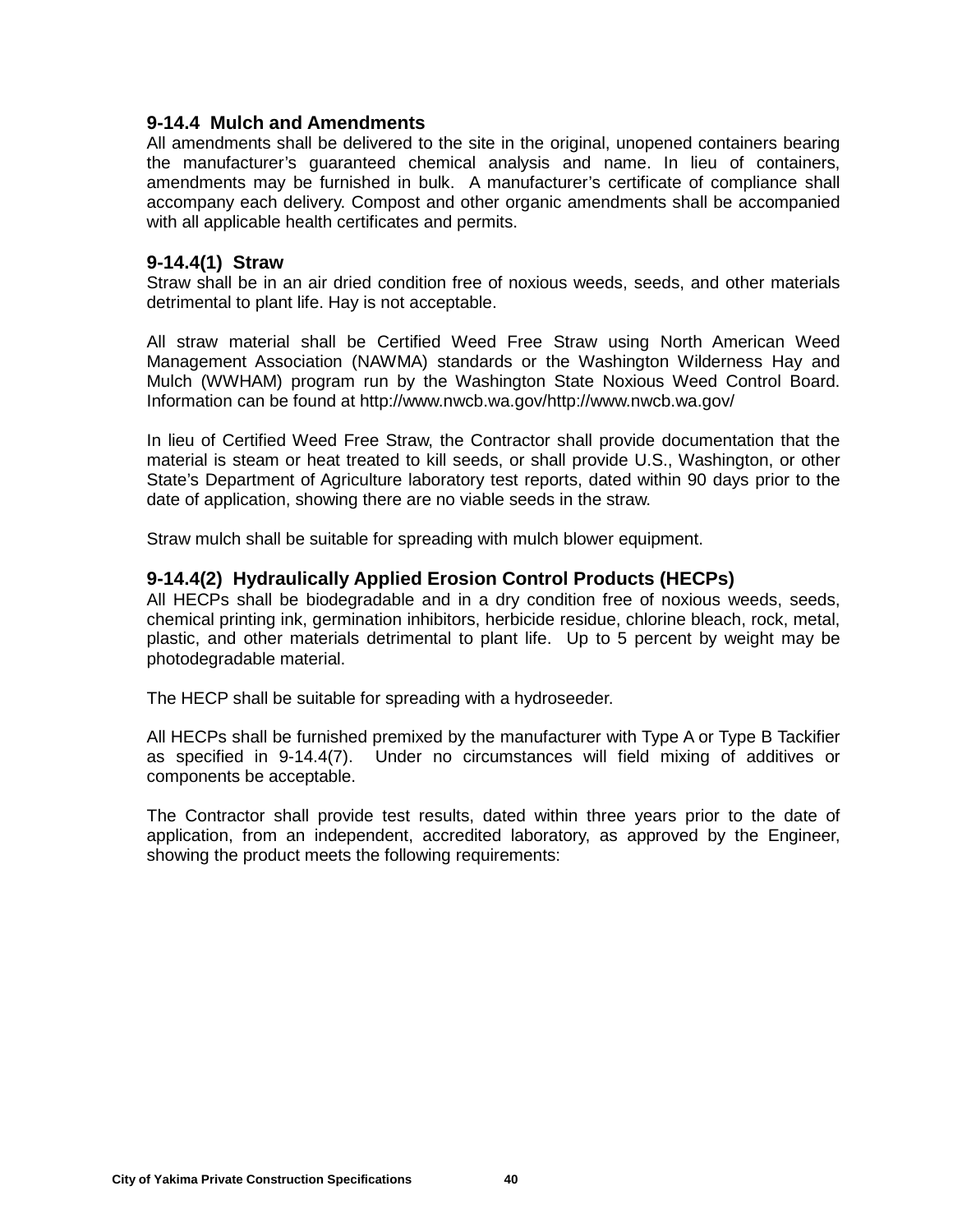### 9-14.4 Mulch and Amendments

All amendments shall be delivered to the site in the original, unopened containers bearing the manufacturer's guaranteed chemical analysis and name. In lieu of containers, amendments may be furnished in bulk. A manufacturer's certificate of compliance shall accompany each delivery. Compost and other organic amendments shall be accompanied with all applicable health certificates and permits.

### 9-14.4(1) Straw

Straw shall be in an air dried condition free of noxious weeds, seeds, and other materials detrimental to plant life. Hay is not acceptable.

All straw material shall be Certified Weed Free Straw using North American Weed Management Association (NAWMA) standards or the Washington Wilderness Hay and Mulch (WWHAM) program run by the Washington State Noxious Weed Control Board. Information can be found at http://www.nwcb.wa.gov/http://www.nwcb.wa.gov/

In lieu of Certified Weed Free Straw, the Contractor shall provide documentation that the material is steam or heat treated to kill seeds, or shall provide U.S., Washington, or other State's Department of Agriculture laboratory test reports, dated within 90 days prior to the date of application, showing there are no viable seeds in the straw.

Straw mulch shall be suitable for spreading with mulch blower equipment.

### 9-14.4(2) Hydraulically Applied Erosion Control Products (HECPs)

All HECPs shall be biodegradable and in a dry condition free of noxious weeds, seeds, chemical printing ink, germination inhibitors, herbicide residue, chlorine bleach, rock, metal, plastic, and other materials detrimental to plant life. Up to 5 percent by weight may be photodegradable material.

The HECP shall be suitable for spreading with a hydroseeder.

All HECPs shall be furnished premixed by the manufacturer with Type A or Type B Tackifier as specified in 9-14.4(7). Under no circumstances will field mixing of additives or components be acceptable.

The Contractor shall provide test results, dated within three years prior to the date of application, from an independent, accredited laboratory, as approved by the Engineer, showing the product meets the following requirements: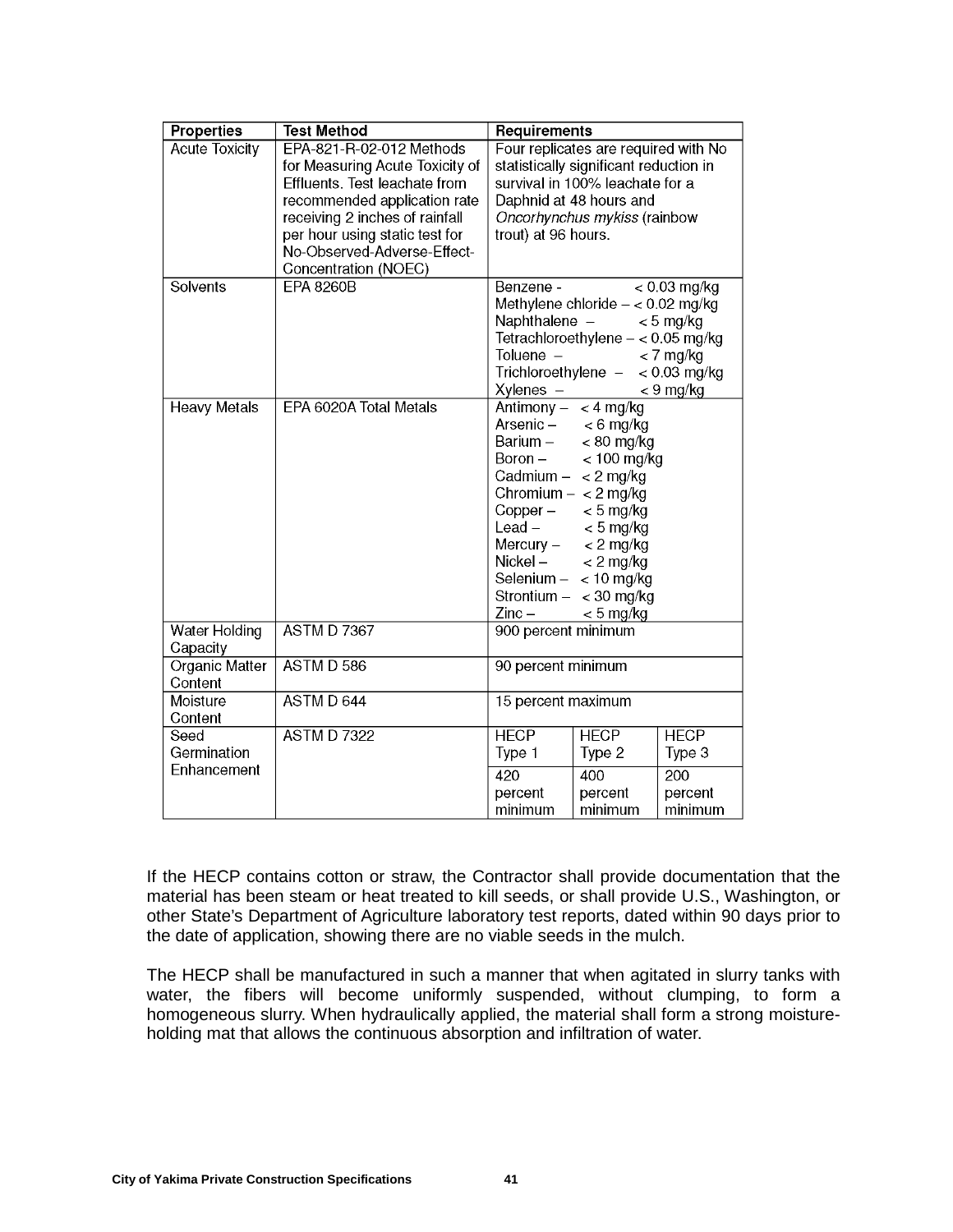| Properties | Test Method | Requirements | | |
|---|---|---|---|---|
| Acute Toxicity | EPA-821-R-02-012 Methods for Measuring Acute Toxicity of Effluents. Test leachate from recommended application rate receiving 2 inches of rainfall per hour using static test for No-Observed-Adverse-Effect-Concentration (NOEC) | Four replicates are required with No statistically significant reduction in survival in 100% leachate for a Daphnid at 48 hours and *Oncorhynchus mykiss* (rainbow trout) at 96 hours. | | |
| Solvents | EPA 8260B | Benzene - < 0.03 mg/kg<br>Methylene chloride – < 0.02 mg/kg<br>Naphthalene – < 5 mg/kg<br>Tetrachloroethylene – < 0.05 mg/kg<br>Toluene – < 7 mg/kg<br>Trichloroethylene – < 0.03 mg/kg<br>Xylenes – < 9 mg/kg | | |
| Heavy Metals | EPA 6020A Total Metals | Antimony – < 4 mg/kg<br>Arsenic – < 6 mg/kg<br>Barium – < 80 mg/kg<br>Boron – < 100 mg/kg<br>Cadmium – < 2 mg/kg<br>Chromium – < 2 mg/kg<br>Copper – < 5 mg/kg<br>Lead – < 5 mg/kg<br>Mercury – < 2 mg/kg<br>Nickel – < 2 mg/kg<br>Selenium – < 10 mg/kg<br>Strontium – < 30 mg/kg<br>Zinc – < 5 mg/kg | | |
| Water Holding Capacity | ASTM D 7367 | 900 percent minimum | | |
| Organic Matter Content | ASTM D 586 | 90 percent minimum | | |
| Moisture Content | ASTM D 644 | 15 percent maximum | | |
| Seed Germination Enhancement | ASTM D 7322 | HECP Type 1 | HECP Type 2 | HECP Type 3 |
| | | 420 percent minimum | 400 percent minimum | 200 percent minimum |

If the HECP contains cotton or straw, the Contractor shall provide documentation that the material has been steam or heat treated to kill seeds, or shall provide U.S., Washington, or other State's Department of Agriculture laboratory test reports, dated within 90 days prior to the date of application, showing there are no viable seeds in the mulch.

The HECP shall be manufactured in such a manner that when agitated in slurry tanks with water, the fibers will become uniformly suspended, without clumping, to form a homogeneous slurry. When hydraulically applied, the material shall form a strong moisture-holding mat that allows the continuous absorption and infiltration of water.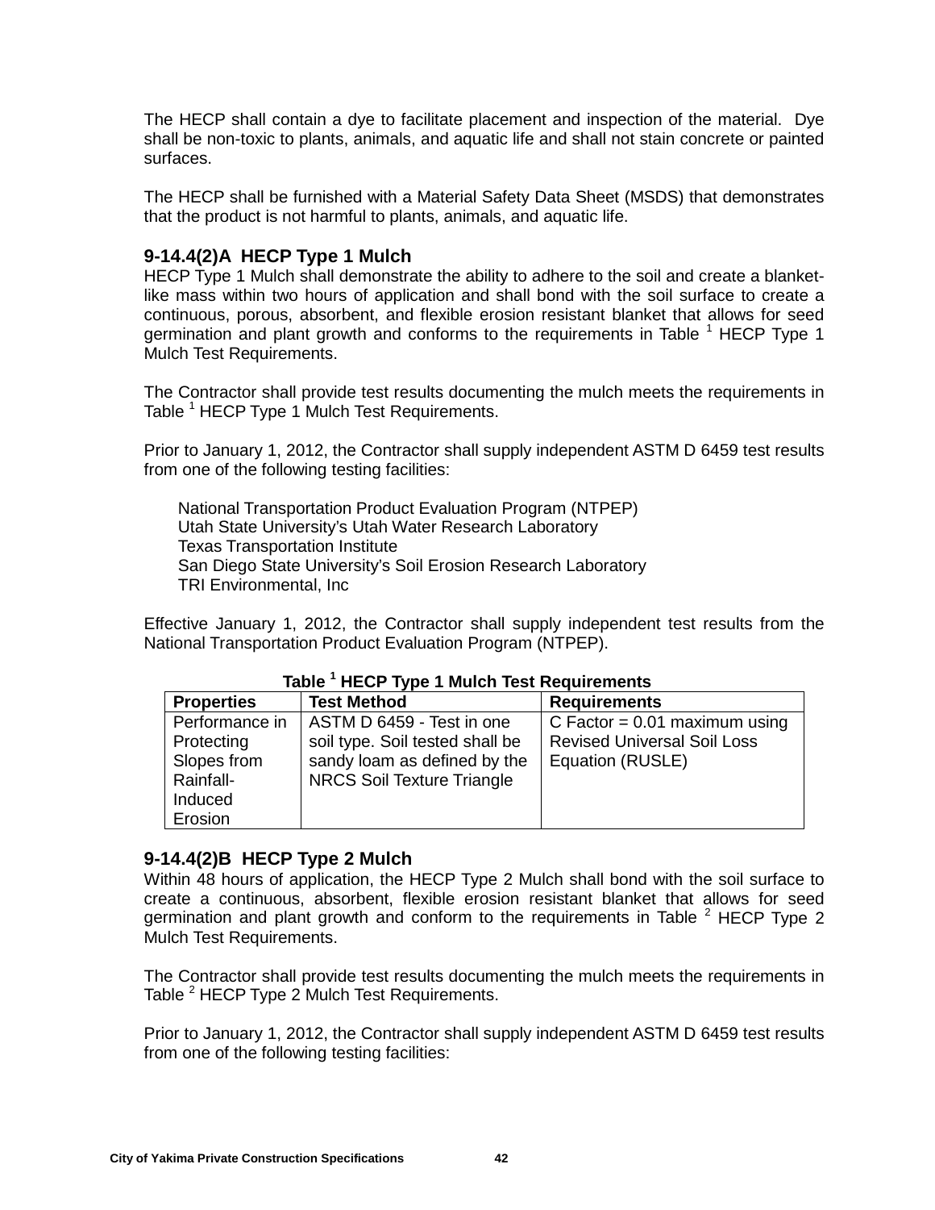The HECP shall contain a dye to facilitate placement and inspection of the material. Dye shall be non-toxic to plants, animals, and aquatic life and shall not stain concrete or painted surfaces.

The HECP shall be furnished with a Material Safety Data Sheet (MSDS) that demonstrates that the product is not harmful to plants, animals, and aquatic life.

### 9-14.4(2)A HECP Type 1 Mulch

HECP Type 1 Mulch shall demonstrate the ability to adhere to the soil and create a blanket-like mass within two hours of application and shall bond with the soil surface to create a continuous, porous, absorbent, and flexible erosion resistant blanket that allows for seed germination and plant growth and conforms to the requirements in Table [1] HECP Type 1 Mulch Test Requirements.

The Contractor shall provide test results documenting the mulch meets the requirements in Table [1] HECP Type 1 Mulch Test Requirements.

Prior to January 1, 2012, the Contractor shall supply independent ASTM D 6459 test results from one of the following testing facilities:

National Transportation Product Evaluation Program (NTPEP)
Utah State University's Utah Water Research Laboratory
Texas Transportation Institute
San Diego State University's Soil Erosion Research Laboratory
TRI Environmental, Inc

Effective January 1, 2012, the Contractor shall supply independent test results from the National Transportation Product Evaluation Program (NTPEP).

**Table [1] HECP Type 1 Mulch Test Requirements**

| Properties | Test Method | Requirements |
|---|---|---|
| Performance in Protecting Slopes from Rainfall-Induced Erosion | ASTM D 6459 - Test in one soil type. Soil tested shall be sandy loam as defined by the NRCS Soil Texture Triangle | C Factor = 0.01 maximum using Revised Universal Soil Loss Equation (RUSLE) |

### 9-14.4(2)B HECP Type 2 Mulch

Within 48 hours of application, the HECP Type 2 Mulch shall bond with the soil surface to create a continuous, absorbent, flexible erosion resistant blanket that allows for seed germination and plant growth and conform to the requirements in Table [2] HECP Type 2 Mulch Test Requirements.

The Contractor shall provide test results documenting the mulch meets the requirements in Table [2] HECP Type 2 Mulch Test Requirements.

Prior to January 1, 2012, the Contractor shall supply independent ASTM D 6459 test results from one of the following testing facilities: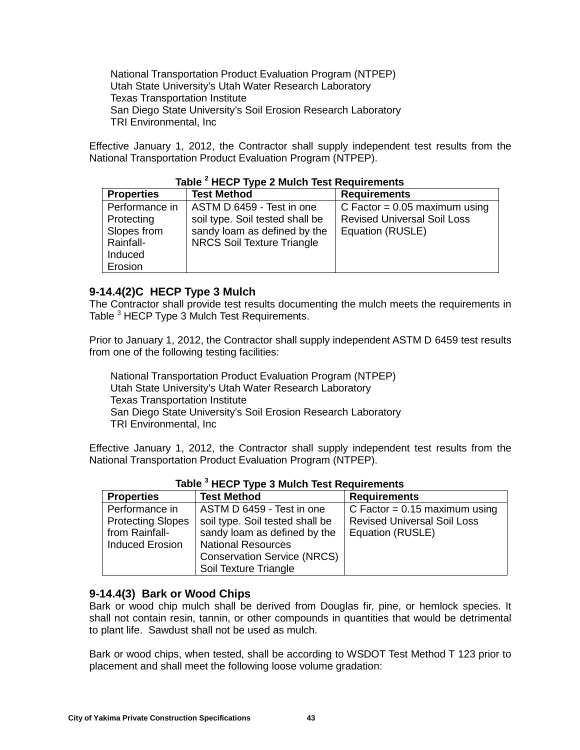National Transportation Product Evaluation Program (NTPEP)
Utah State University's Utah Water Research Laboratory
Texas Transportation Institute
San Diego State University's Soil Erosion Research Laboratory
TRI Environmental, Inc

Effective January 1, 2012, the Contractor shall supply independent test results from the National Transportation Product Evaluation Program (NTPEP).

**Table 2 HECP Type 2 Mulch Test Requirements**

| Properties | Test Method | Requirements |
|---|---|---|
| Performance in Protecting Slopes from Rainfall-Induced Erosion | ASTM D 6459 - Test in one soil type. Soil tested shall be sandy loam as defined by the NRCS Soil Texture Triangle | C Factor = 0.05 maximum using Revised Universal Soil Loss Equation (RUSLE) |

### 9-14.4(2)C HECP Type 3 Mulch

The Contractor shall provide test results documenting the mulch meets the requirements in Table 3 HECP Type 3 Mulch Test Requirements.

Prior to January 1, 2012, the Contractor shall supply independent ASTM D 6459 test results from one of the following testing facilities:

National Transportation Product Evaluation Program (NTPEP)
Utah State University's Utah Water Research Laboratory
Texas Transportation Institute
San Diego State University's Soil Erosion Research Laboratory
TRI Environmental, Inc

Effective January 1, 2012, the Contractor shall supply independent test results from the National Transportation Product Evaluation Program (NTPEP).

**Table 3 HECP Type 3 Mulch Test Requirements**

| Properties | Test Method | Requirements |
|---|---|---|
| Performance in Protecting Slopes from Rainfall-Induced Erosion | ASTM D 6459 - Test in one soil type. Soil tested shall be sandy loam as defined by the National Resources Conservation Service (NRCS) Soil Texture Triangle | C Factor = 0.15 maximum using Revised Universal Soil Loss Equation (RUSLE) |

### 9-14.4(3) Bark or Wood Chips

Bark or wood chip mulch shall be derived from Douglas fir, pine, or hemlock species. It shall not contain resin, tannin, or other compounds in quantities that would be detrimental to plant life. Sawdust shall not be used as mulch.

Bark or wood chips, when tested, shall be according to WSDOT Test Method T 123 prior to placement and shall meet the following loose volume gradation: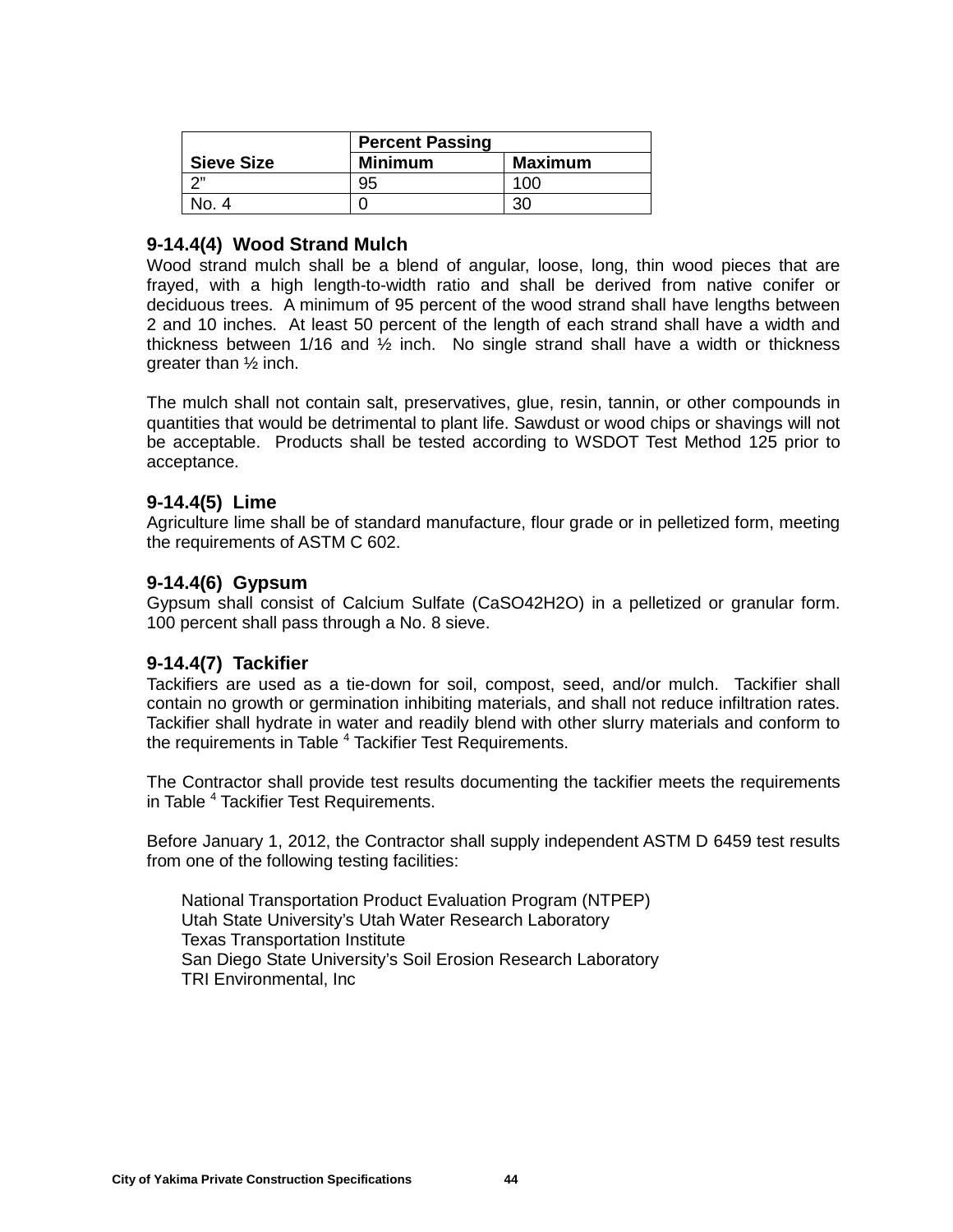| Sieve Size | Percent Passing | |
|---|---|---|
| | Minimum | Maximum |
| 2" | 95 | 100 |
| No. 4 | 0 | 30 |

### 9-14.4(4) Wood Strand Mulch

Wood strand mulch shall be a blend of angular, loose, long, thin wood pieces that are frayed, with a high length-to-width ratio and shall be derived from native conifer or deciduous trees. A minimum of 95 percent of the wood strand shall have lengths between 2 and 10 inches. At least 50 percent of the length of each strand shall have a width and thickness between 1/16 and ½ inch. No single strand shall have a width or thickness greater than ½ inch.

The mulch shall not contain salt, preservatives, glue, resin, tannin, or other compounds in quantities that would be detrimental to plant life. Sawdust or wood chips or shavings will not be acceptable. Products shall be tested according to WSDOT Test Method 125 prior to acceptance.

### 9-14.4(5) Lime

Agriculture lime shall be of standard manufacture, flour grade or in pelletized form, meeting the requirements of ASTM C 602.

### 9-14.4(6) Gypsum

Gypsum shall consist of Calcium Sulfate (CaSO42H2O) in a pelletized or granular form. 100 percent shall pass through a No. 8 sieve.

### 9-14.4(7) Tackifier

Tackifiers are used as a tie-down for soil, compost, seed, and/or mulch. Tackifier shall contain no growth or germination inhibiting materials, and shall not reduce infiltration rates. Tackifier shall hydrate in water and readily blend with other slurry materials and conform to the requirements in Table [4] Tackifier Test Requirements.

The Contractor shall provide test results documenting the tackifier meets the requirements in Table [4] Tackifier Test Requirements.

Before January 1, 2012, the Contractor shall supply independent ASTM D 6459 test results from one of the following testing facilities:

National Transportation Product Evaluation Program (NTPEP)
Utah State University's Utah Water Research Laboratory
Texas Transportation Institute
San Diego State University's Soil Erosion Research Laboratory
TRI Environmental, Inc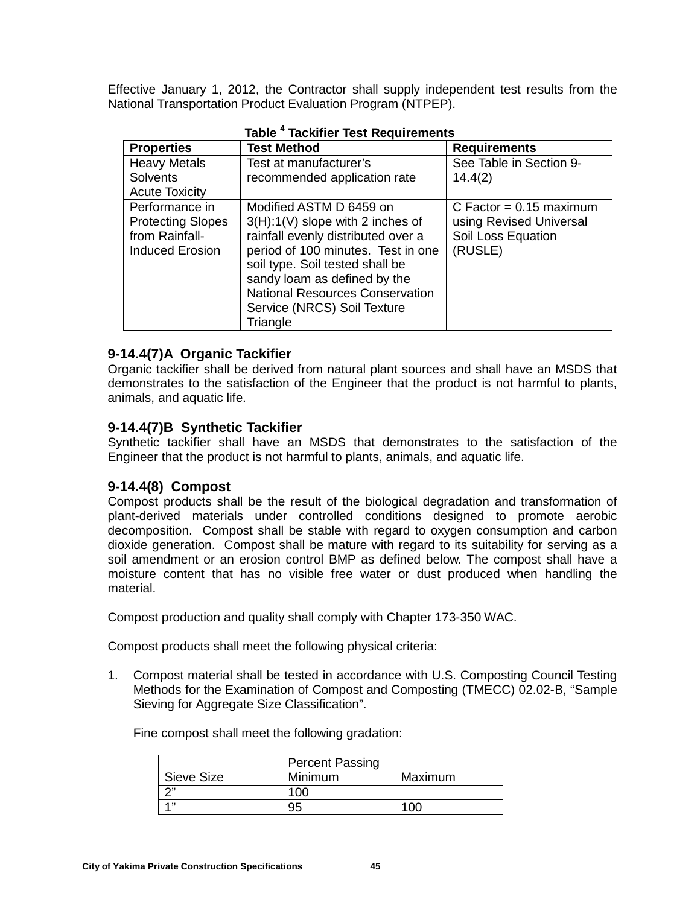Effective January 1, 2012, the Contractor shall supply independent test results from the National Transportation Product Evaluation Program (NTPEP).

**Table 4 Tackifier Test Requirements**

| Properties | Test Method | Requirements |
|---|---|---|
| Heavy Metals<br>Solvents<br>Acute Toxicity | Test at manufacturer's recommended application rate | See Table in Section 9-14.4(2) |
| Performance in Protecting Slopes from Rainfall-Induced Erosion | Modified ASTM D 6459 on 3(H):1(V) slope with 2 inches of rainfall evenly distributed over a period of 100 minutes. Test in one soil type. Soil tested shall be sandy loam as defined by the National Resources Conservation Service (NRCS) Soil Texture Triangle | C Factor = 0.15 maximum using Revised Universal Soil Loss Equation (RUSLE) |

### 9-14.4(7)A Organic Tackifier

Organic tackifier shall be derived from natural plant sources and shall have an MSDS that demonstrates to the satisfaction of the Engineer that the product is not harmful to plants, animals, and aquatic life.

### 9-14.4(7)B Synthetic Tackifier

Synthetic tackifier shall have an MSDS that demonstrates to the satisfaction of the Engineer that the product is not harmful to plants, animals, and aquatic life.

### 9-14.4(8) Compost

Compost products shall be the result of the biological degradation and transformation of plant-derived materials under controlled conditions designed to promote aerobic decomposition. Compost shall be stable with regard to oxygen consumption and carbon dioxide generation. Compost shall be mature with regard to its suitability for serving as a soil amendment or an erosion control BMP as defined below. The compost shall have a moisture content that has no visible free water or dust produced when handling the material.

Compost production and quality shall comply with Chapter 173-350 WAC.

Compost products shall meet the following physical criteria:

1. Compost material shall be tested in accordance with U.S. Composting Council Testing Methods for the Examination of Compost and Composting (TMECC) 02.02-B, "Sample Sieving for Aggregate Size Classification".

   Fine compost shall meet the following gradation:

| | Percent Passing | |
|---|---|---|
| Sieve Size | Minimum | Maximum |
| 2" | 100 | |
| 1" | 95 | 100 |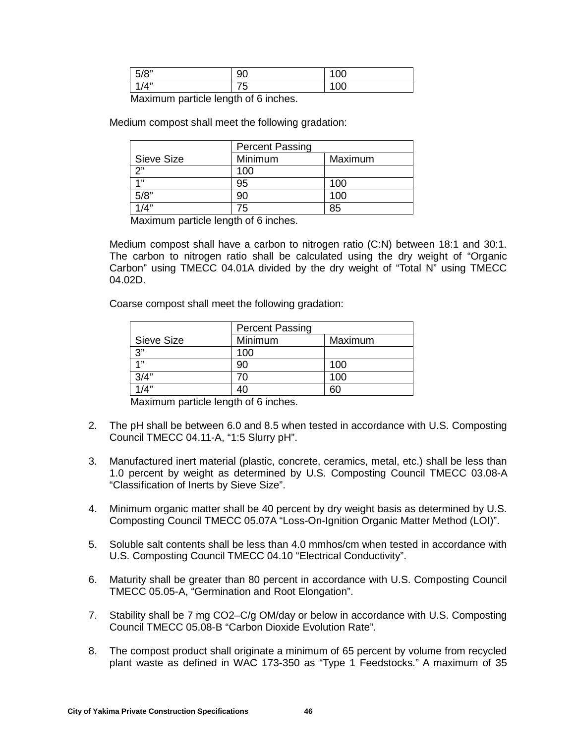| | | |
|---|---|---|
| 5/8" | 90 | 100 |
| 1/4" | 75 | 100 |

Maximum particle length of 6 inches.

Medium compost shall meet the following gradation:

| Sieve Size | Percent Passing | |
|---|---|---|
| | Minimum | Maximum |
| 2" | 100 | |
| 1" | 95 | 100 |
| 5/8" | 90 | 100 |
| 1/4" | 75 | 85 |

Maximum particle length of 6 inches.

Medium compost shall have a carbon to nitrogen ratio (C:N) between 18:1 and 30:1. The carbon to nitrogen ratio shall be calculated using the dry weight of "Organic Carbon" using TMECC 04.01A divided by the dry weight of "Total N" using TMECC 04.02D.

Coarse compost shall meet the following gradation:

| Sieve Size | Percent Passing | |
|---|---|---|
| | Minimum | Maximum |
| 3" | 100 | |
| 1" | 90 | 100 |
| 3/4" | 70 | 100 |
| 1/4" | 40 | 60 |

Maximum particle length of 6 inches.

2. The pH shall be between 6.0 and 8.5 when tested in accordance with U.S. Composting Council TMECC 04.11-A, "1:5 Slurry pH".

3. Manufactured inert material (plastic, concrete, ceramics, metal, etc.) shall be less than 1.0 percent by weight as determined by U.S. Composting Council TMECC 03.08-A "Classification of Inerts by Sieve Size".

4. Minimum organic matter shall be 40 percent by dry weight basis as determined by U.S. Composting Council TMECC 05.07A "Loss-On-Ignition Organic Matter Method (LOI)".

5. Soluble salt contents shall be less than 4.0 mmhos/cm when tested in accordance with U.S. Composting Council TMECC 04.10 "Electrical Conductivity".

6. Maturity shall be greater than 80 percent in accordance with U.S. Composting Council TMECC 05.05-A, "Germination and Root Elongation".

7. Stability shall be 7 mg $CO_2$–C/g OM/day or below in accordance with U.S. Composting Council TMECC 05.08-B "Carbon Dioxide Evolution Rate".

8. The compost product shall originate a minimum of 65 percent by volume from recycled plant waste as defined in WAC 173-350 as "Type 1 Feedstocks." A maximum of 35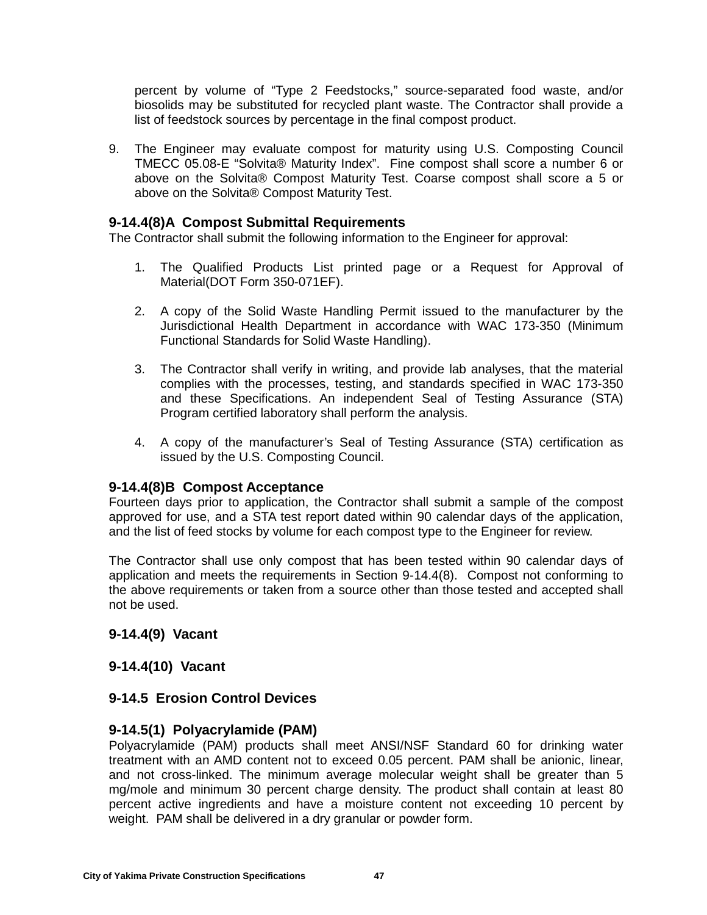percent by volume of “Type 2 Feedstocks,” source-separated food waste, and/or biosolids may be substituted for recycled plant waste. The Contractor shall provide a list of feedstock sources by percentage in the final compost product.

9. The Engineer may evaluate compost for maturity using U.S. Composting Council TMECC 05.08-E “Solvita® Maturity Index”. Fine compost shall score a number 6 or above on the Solvita® Compost Maturity Test. Coarse compost shall score a 5 or above on the Solvita® Compost Maturity Test.

### 9-14.4(8)A Compost Submittal Requirements

The Contractor shall submit the following information to the Engineer for approval:

1. The Qualified Products List printed page or a Request for Approval of Material(DOT Form 350-071EF).

2. A copy of the Solid Waste Handling Permit issued to the manufacturer by the Jurisdictional Health Department in accordance with WAC 173-350 (Minimum Functional Standards for Solid Waste Handling).

3. The Contractor shall verify in writing, and provide lab analyses, that the material complies with the processes, testing, and standards specified in WAC 173-350 and these Specifications. An independent Seal of Testing Assurance (STA) Program certified laboratory shall perform the analysis.

4. A copy of the manufacturer’s Seal of Testing Assurance (STA) certification as issued by the U.S. Composting Council.

### 9-14.4(8)B Compost Acceptance

Fourteen days prior to application, the Contractor shall submit a sample of the compost approved for use, and a STA test report dated within 90 calendar days of the application, and the list of feed stocks by volume for each compost type to the Engineer for review.

The Contractor shall use only compost that has been tested within 90 calendar days of application and meets the requirements in Section 9-14.4(8). Compost not conforming to the above requirements or taken from a source other than those tested and accepted shall not be used.

### 9-14.4(9) Vacant

### 9-14.4(10) Vacant

### 9-14.5 Erosion Control Devices

### 9-14.5(1) Polyacrylamide (PAM)

Polyacrylamide (PAM) products shall meet ANSI/NSF Standard 60 for drinking water treatment with an AMD content not to exceed 0.05 percent. PAM shall be anionic, linear, and not cross-linked. The minimum average molecular weight shall be greater than 5 mg/mole and minimum 30 percent charge density. The product shall contain at least 80 percent active ingredients and have a moisture content not exceeding 10 percent by weight. PAM shall be delivered in a dry granular or powder form.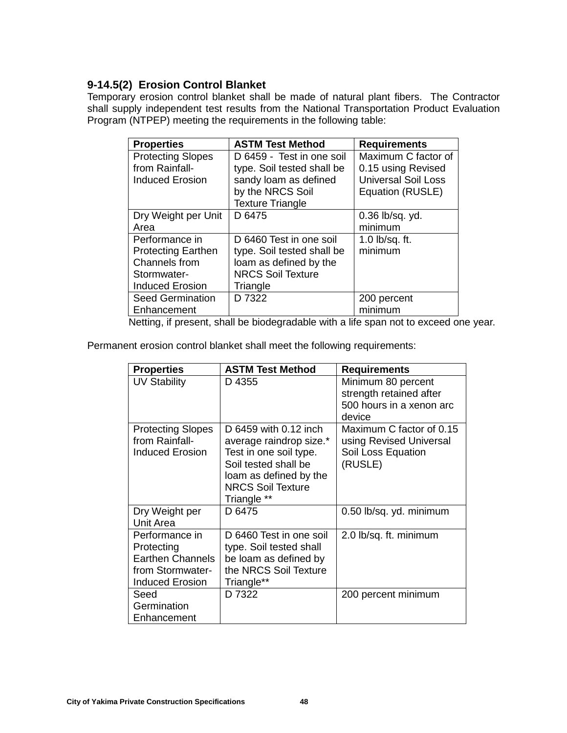### 9-14.5(2) Erosion Control Blanket

Temporary erosion control blanket shall be made of natural plant fibers. The Contractor shall supply independent test results from the National Transportation Product Evaluation Program (NTPEP) meeting the requirements in the following table:

| Properties | ASTM Test Method | Requirements |
|---|---|---|
| Protecting Slopes from Rainfall-Induced Erosion | D 6459 - Test in one soil type. Soil tested shall be sandy loam as defined by the NRCS Soil Texture Triangle | Maximum C factor of 0.15 using Revised Universal Soil Loss Equation (RUSLE) |
| Dry Weight per Unit Area | D 6475 | 0.36 lb/sq. yd. minimum |
| Performance in Protecting Earthen Channels from Stormwater-Induced Erosion | D 6460 Test in one soil type. Soil tested shall be loam as defined by the NRCS Soil Texture Triangle | 1.0 lb/sq. ft. minimum |
| Seed Germination Enhancement | D 7322 | 200 percent minimum |

Netting, if present, shall be biodegradable with a life span not to exceed one year.

Permanent erosion control blanket shall meet the following requirements:

| Properties | ASTM Test Method | Requirements |
|---|---|---|
| UV Stability | D 4355 | Minimum 80 percent strength retained after 500 hours in a xenon arc device |
| Protecting Slopes from Rainfall-Induced Erosion | D 6459 with 0.12 inch average raindrop size.* Test in one soil type. Soil tested shall be loam as defined by the NRCS Soil Texture Triangle ** | Maximum C factor of 0.15 using Revised Universal Soil Loss Equation (RUSLE) |
| Dry Weight per Unit Area | D 6475 | 0.50 lb/sq. yd. minimum |
| Performance in Protecting Earthen Channels from Stormwater-Induced Erosion | D 6460 Test in one soil type. Soil tested shall be loam as defined by the NRCS Soil Texture Triangle** | 2.0 lb/sq. ft. minimum |
| Seed Germination Enhancement | D 7322 | 200 percent minimum |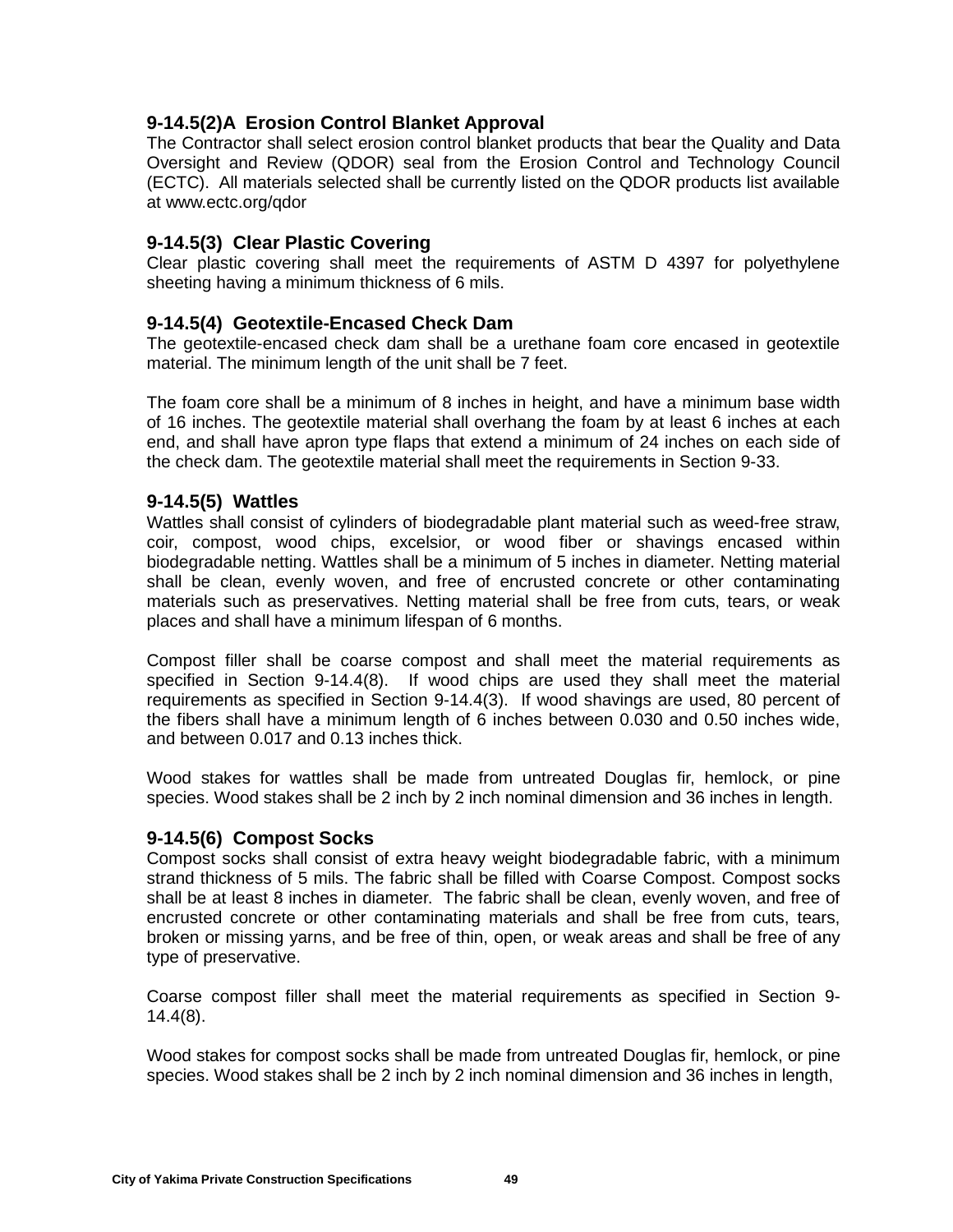### 9-14.5(2)A Erosion Control Blanket Approval

The Contractor shall select erosion control blanket products that bear the Quality and Data Oversight and Review (QDOR) seal from the Erosion Control and Technology Council (ECTC). All materials selected shall be currently listed on the QDOR products list available at www.ectc.org/qdor

### 9-14.5(3) Clear Plastic Covering

Clear plastic covering shall meet the requirements of ASTM D 4397 for polyethylene sheeting having a minimum thickness of 6 mils.

### 9-14.5(4) Geotextile-Encased Check Dam

The geotextile-encased check dam shall be a urethane foam core encased in geotextile material. The minimum length of the unit shall be 7 feet.

The foam core shall be a minimum of 8 inches in height, and have a minimum base width of 16 inches. The geotextile material shall overhang the foam by at least 6 inches at each end, and shall have apron type flaps that extend a minimum of 24 inches on each side of the check dam. The geotextile material shall meet the requirements in Section 9-33.

### 9-14.5(5) Wattles

Wattles shall consist of cylinders of biodegradable plant material such as weed-free straw, coir, compost, wood chips, excelsior, or wood fiber or shavings encased within biodegradable netting. Wattles shall be a minimum of 5 inches in diameter. Netting material shall be clean, evenly woven, and free of encrusted concrete or other contaminating materials such as preservatives. Netting material shall be free from cuts, tears, or weak places and shall have a minimum lifespan of 6 months.

Compost filler shall be coarse compost and shall meet the material requirements as specified in Section 9-14.4(8). If wood chips are used they shall meet the material requirements as specified in Section 9-14.4(3). If wood shavings are used, 80 percent of the fibers shall have a minimum length of 6 inches between 0.030 and 0.50 inches wide, and between 0.017 and 0.13 inches thick.

Wood stakes for wattles shall be made from untreated Douglas fir, hemlock, or pine species. Wood stakes shall be 2 inch by 2 inch nominal dimension and 36 inches in length.

### 9-14.5(6) Compost Socks

Compost socks shall consist of extra heavy weight biodegradable fabric, with a minimum strand thickness of 5 mils. The fabric shall be filled with Coarse Compost. Compost socks shall be at least 8 inches in diameter. The fabric shall be clean, evenly woven, and free of encrusted concrete or other contaminating materials and shall be free from cuts, tears, broken or missing yarns, and be free of thin, open, or weak areas and shall be free of any type of preservative.

Coarse compost filler shall meet the material requirements as specified in Section 9-14.4(8).

Wood stakes for compost socks shall be made from untreated Douglas fir, hemlock, or pine species. Wood stakes shall be 2 inch by 2 inch nominal dimension and 36 inches in length,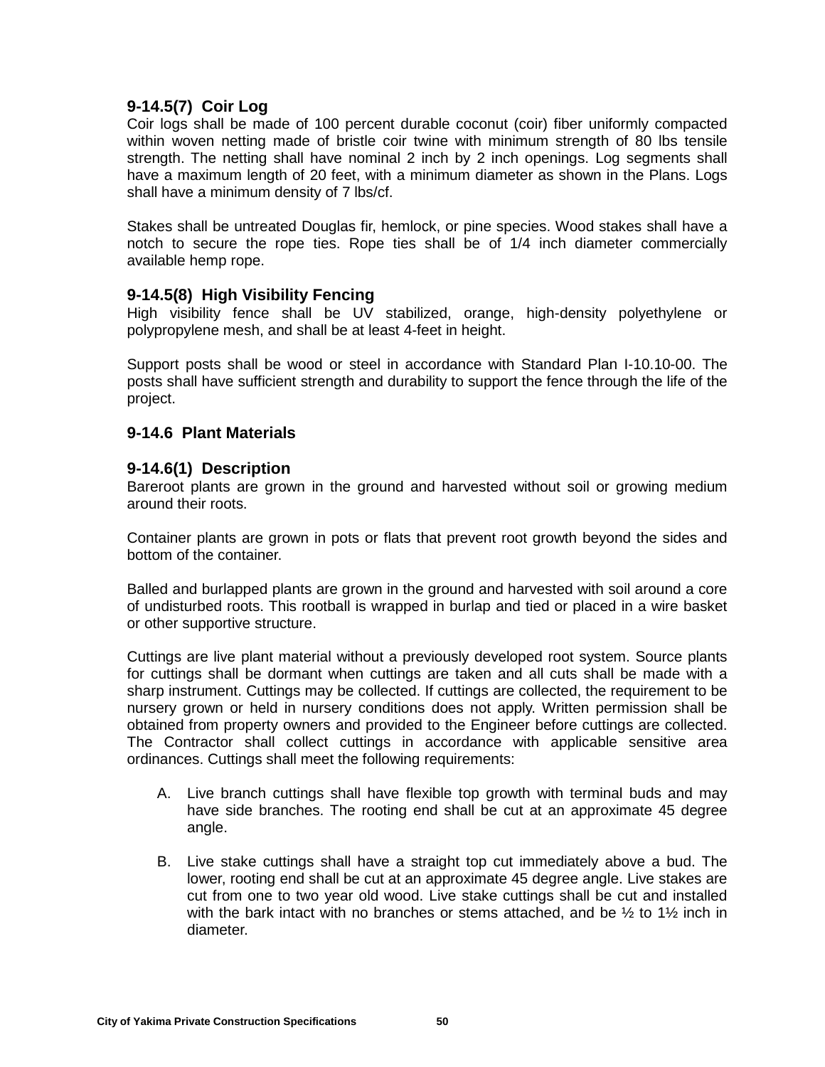### 9-14.5(7) Coir Log

Coir logs shall be made of 100 percent durable coconut (coir) fiber uniformly compacted within woven netting made of bristle coir twine with minimum strength of 80 lbs tensile strength. The netting shall have nominal 2 inch by 2 inch openings. Log segments shall have a maximum length of 20 feet, with a minimum diameter as shown in the Plans. Logs shall have a minimum density of 7 lbs/cf.

Stakes shall be untreated Douglas fir, hemlock, or pine species. Wood stakes shall have a notch to secure the rope ties. Rope ties shall be of 1/4 inch diameter commercially available hemp rope.

### 9-14.5(8) High Visibility Fencing

High visibility fence shall be UV stabilized, orange, high-density polyethylene or polypropylene mesh, and shall be at least 4-feet in height.

Support posts shall be wood or steel in accordance with Standard Plan I-10.10-00. The posts shall have sufficient strength and durability to support the fence through the life of the project.

## 9-14.6 Plant Materials

### 9-14.6(1) Description

Bareroot plants are grown in the ground and harvested without soil or growing medium around their roots.

Container plants are grown in pots or flats that prevent root growth beyond the sides and bottom of the container.

Balled and burlapped plants are grown in the ground and harvested with soil around a core of undisturbed roots. This rootball is wrapped in burlap and tied or placed in a wire basket or other supportive structure.

Cuttings are live plant material without a previously developed root system. Source plants for cuttings shall be dormant when cuttings are taken and all cuts shall be made with a sharp instrument. Cuttings may be collected. If cuttings are collected, the requirement to be nursery grown or held in nursery conditions does not apply. Written permission shall be obtained from property owners and provided to the Engineer before cuttings are collected. The Contractor shall collect cuttings in accordance with applicable sensitive area ordinances. Cuttings shall meet the following requirements:

A. Live branch cuttings shall have flexible top growth with terminal buds and may have side branches. The rooting end shall be cut at an approximate 45 degree angle.

B. Live stake cuttings shall have a straight top cut immediately above a bud. The lower, rooting end shall be cut at an approximate 45 degree angle. Live stakes are cut from one to two year old wood. Live stake cuttings shall be cut and installed with the bark intact with no branches or stems attached, and be ½ to 1½ inch in diameter.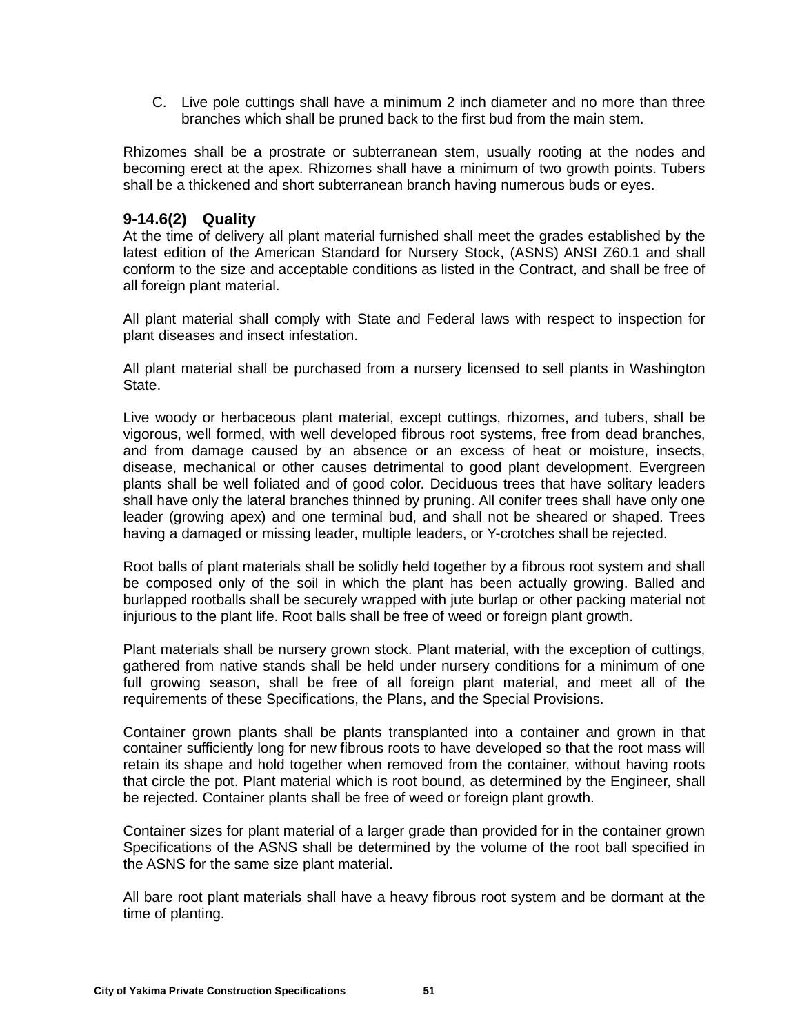C. Live pole cuttings shall have a minimum 2 inch diameter and no more than three branches which shall be pruned back to the first bud from the main stem.

Rhizomes shall be a prostrate or subterranean stem, usually rooting at the nodes and becoming erect at the apex. Rhizomes shall have a minimum of two growth points. Tubers shall be a thickened and short subterranean branch having numerous buds or eyes.

### 9-14.6(2) Quality

At the time of delivery all plant material furnished shall meet the grades established by the latest edition of the American Standard for Nursery Stock, (ASNS) ANSI Z60.1 and shall conform to the size and acceptable conditions as listed in the Contract, and shall be free of all foreign plant material.

All plant material shall comply with State and Federal laws with respect to inspection for plant diseases and insect infestation.

All plant material shall be purchased from a nursery licensed to sell plants in Washington State.

Live woody or herbaceous plant material, except cuttings, rhizomes, and tubers, shall be vigorous, well formed, with well developed fibrous root systems, free from dead branches, and from damage caused by an absence or an excess of heat or moisture, insects, disease, mechanical or other causes detrimental to good plant development. Evergreen plants shall be well foliated and of good color. Deciduous trees that have solitary leaders shall have only the lateral branches thinned by pruning. All conifer trees shall have only one leader (growing apex) and one terminal bud, and shall not be sheared or shaped. Trees having a damaged or missing leader, multiple leaders, or Y-crotches shall be rejected.

Root balls of plant materials shall be solidly held together by a fibrous root system and shall be composed only of the soil in which the plant has been actually growing. Balled and burlapped rootballs shall be securely wrapped with jute burlap or other packing material not injurious to the plant life. Root balls shall be free of weed or foreign plant growth.

Plant materials shall be nursery grown stock. Plant material, with the exception of cuttings, gathered from native stands shall be held under nursery conditions for a minimum of one full growing season, shall be free of all foreign plant material, and meet all of the requirements of these Specifications, the Plans, and the Special Provisions.

Container grown plants shall be plants transplanted into a container and grown in that container sufficiently long for new fibrous roots to have developed so that the root mass will retain its shape and hold together when removed from the container, without having roots that circle the pot. Plant material which is root bound, as determined by the Engineer, shall be rejected. Container plants shall be free of weed or foreign plant growth.

Container sizes for plant material of a larger grade than provided for in the container grown Specifications of the ASNS shall be determined by the volume of the root ball specified in the ASNS for the same size plant material.

All bare root plant materials shall have a heavy fibrous root system and be dormant at the time of planting.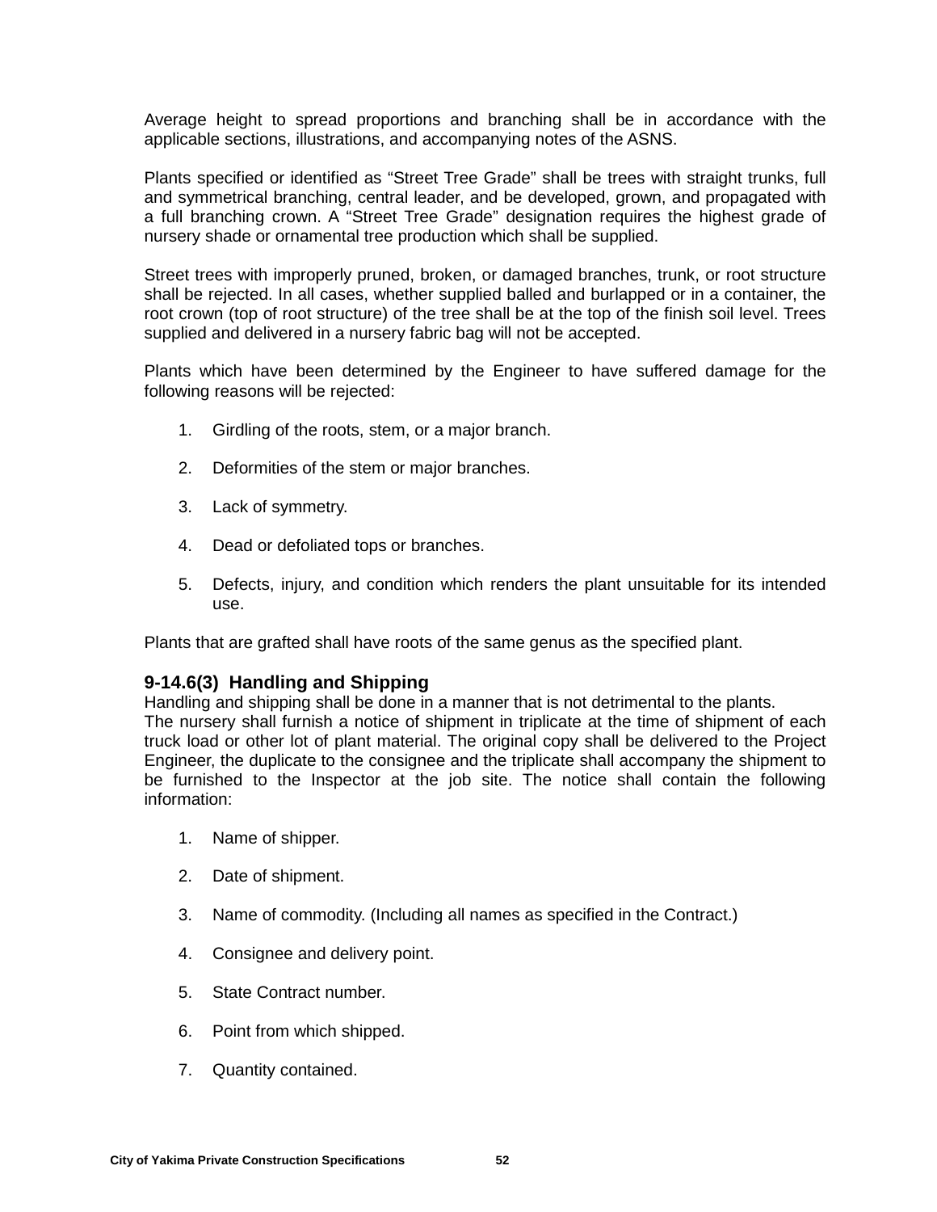Average height to spread proportions and branching shall be in accordance with the applicable sections, illustrations, and accompanying notes of the ASNS.

Plants specified or identified as “Street Tree Grade” shall be trees with straight trunks, full and symmetrical branching, central leader, and be developed, grown, and propagated with a full branching crown. A “Street Tree Grade” designation requires the highest grade of nursery shade or ornamental tree production which shall be supplied.

Street trees with improperly pruned, broken, or damaged branches, trunk, or root structure shall be rejected. In all cases, whether supplied balled and burlapped or in a container, the root crown (top of root structure) of the tree shall be at the top of the finish soil level. Trees supplied and delivered in a nursery fabric bag will not be accepted.

Plants which have been determined by the Engineer to have suffered damage for the following reasons will be rejected:

1. Girdling of the roots, stem, or a major branch.
2. Deformities of the stem or major branches.
3. Lack of symmetry.
4. Dead or defoliated tops or branches.
5. Defects, injury, and condition which renders the plant unsuitable for its intended use.

Plants that are grafted shall have roots of the same genus as the specified plant.

### 9-14.6(3) Handling and Shipping

Handling and shipping shall be done in a manner that is not detrimental to the plants.
The nursery shall furnish a notice of shipment in triplicate at the time of shipment of each truck load or other lot of plant material. The original copy shall be delivered to the Project Engineer, the duplicate to the consignee and the triplicate shall accompany the shipment to be furnished to the Inspector at the job site. The notice shall contain the following information:

1. Name of shipper.
2. Date of shipment.
3. Name of commodity. (Including all names as specified in the Contract.)
4. Consignee and delivery point.
5. State Contract number.
6. Point from which shipped.
7. Quantity contained.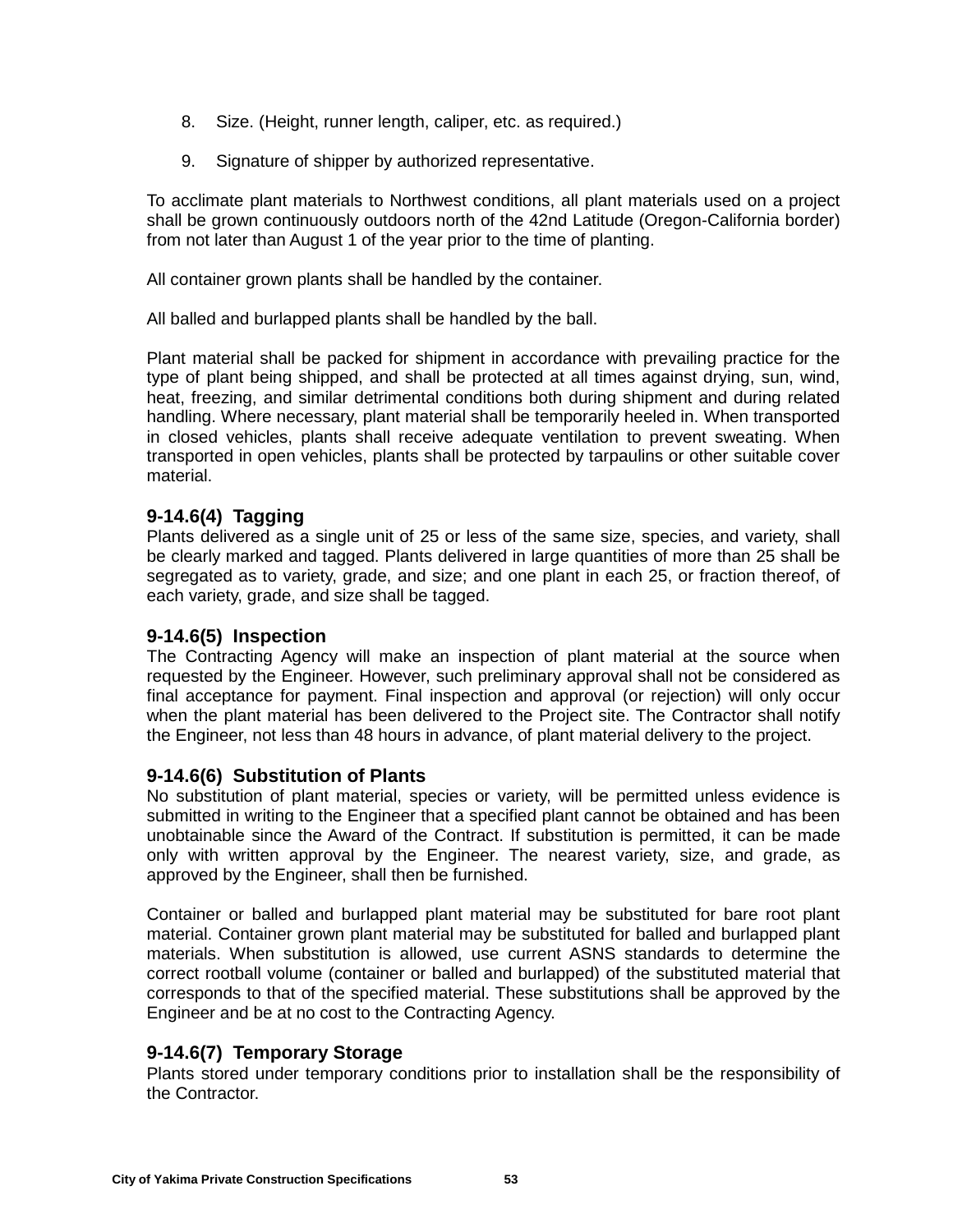8. Size. (Height, runner length, caliper, etc. as required.)

9. Signature of shipper by authorized representative.

To acclimate plant materials to Northwest conditions, all plant materials used on a project shall be grown continuously outdoors north of the 42nd Latitude (Oregon-California border) from not later than August 1 of the year prior to the time of planting.

All container grown plants shall be handled by the container.

All balled and burlapped plants shall be handled by the ball.

Plant material shall be packed for shipment in accordance with prevailing practice for the type of plant being shipped, and shall be protected at all times against drying, sun, wind, heat, freezing, and similar detrimental conditions both during shipment and during related handling. Where necessary, plant material shall be temporarily heeled in. When transported in closed vehicles, plants shall receive adequate ventilation to prevent sweating. When transported in open vehicles, plants shall be protected by tarpaulins or other suitable cover material.

### 9-14.6(4) Tagging

Plants delivered as a single unit of 25 or less of the same size, species, and variety, shall be clearly marked and tagged. Plants delivered in large quantities of more than 25 shall be segregated as to variety, grade, and size; and one plant in each 25, or fraction thereof, of each variety, grade, and size shall be tagged.

### 9-14.6(5) Inspection

The Contracting Agency will make an inspection of plant material at the source when requested by the Engineer. However, such preliminary approval shall not be considered as final acceptance for payment. Final inspection and approval (or rejection) will only occur when the plant material has been delivered to the Project site. The Contractor shall notify the Engineer, not less than 48 hours in advance, of plant material delivery to the project.

### 9-14.6(6) Substitution of Plants

No substitution of plant material, species or variety, will be permitted unless evidence is submitted in writing to the Engineer that a specified plant cannot be obtained and has been unobtainable since the Award of the Contract. If substitution is permitted, it can be made only with written approval by the Engineer. The nearest variety, size, and grade, as approved by the Engineer, shall then be furnished.

Container or balled and burlapped plant material may be substituted for bare root plant material. Container grown plant material may be substituted for balled and burlapped plant materials. When substitution is allowed, use current ASNS standards to determine the correct rootball volume (container or balled and burlapped) of the substituted material that corresponds to that of the specified material. These substitutions shall be approved by the Engineer and be at no cost to the Contracting Agency.

### 9-14.6(7) Temporary Storage

Plants stored under temporary conditions prior to installation shall be the responsibility of the Contractor.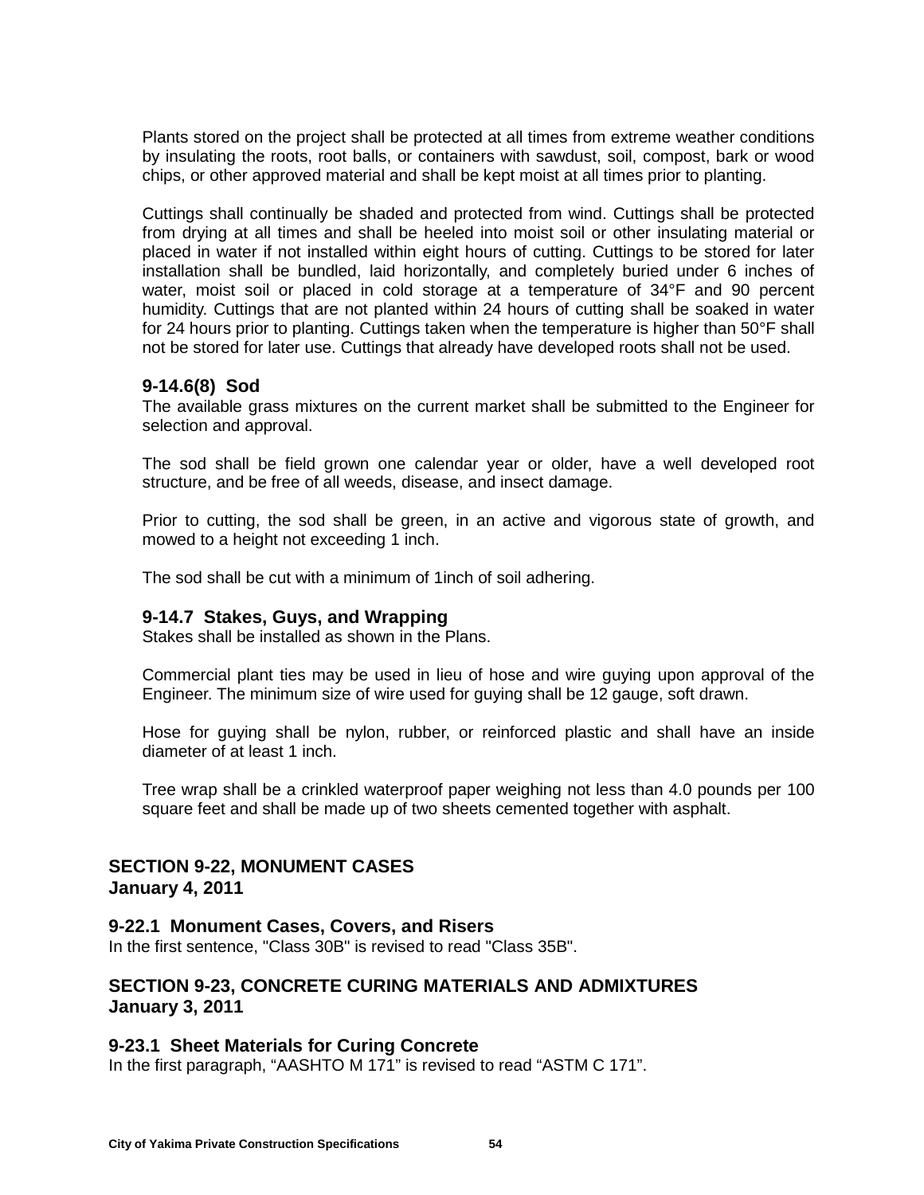Plants stored on the project shall be protected at all times from extreme weather conditions by insulating the roots, root balls, or containers with sawdust, soil, compost, bark or wood chips, or other approved material and shall be kept moist at all times prior to planting.

Cuttings shall continually be shaded and protected from wind. Cuttings shall be protected from drying at all times and shall be heeled into moist soil or other insulating material or placed in water if not installed within eight hours of cutting. Cuttings to be stored for later installation shall be bundled, laid horizontally, and completely buried under 6 inches of water, moist soil or placed in cold storage at a temperature of 34°F and 90 percent humidity. Cuttings that are not planted within 24 hours of cutting shall be soaked in water for 24 hours prior to planting. Cuttings taken when the temperature is higher than 50°F shall not be stored for later use. Cuttings that already have developed roots shall not be used.

#### 9-14.6(8) Sod

The available grass mixtures on the current market shall be submitted to the Engineer for selection and approval.

The sod shall be field grown one calendar year or older, have a well developed root structure, and be free of all weeds, disease, and insect damage.

Prior to cutting, the sod shall be green, in an active and vigorous state of growth, and mowed to a height not exceeding 1 inch.

The sod shall be cut with a minimum of 1inch of soil adhering.

### 9-14.7 Stakes, Guys, and Wrapping

Stakes shall be installed as shown in the Plans.

Commercial plant ties may be used in lieu of hose and wire guying upon approval of the Engineer. The minimum size of wire used for guying shall be 12 gauge, soft drawn.

Hose for guying shall be nylon, rubber, or reinforced plastic and shall have an inside diameter of at least 1 inch.

Tree wrap shall be a crinkled waterproof paper weighing not less than 4.0 pounds per 100 square feet and shall be made up of two sheets cemented together with asphalt.

## SECTION 9-22, MONUMENT CASES
**January 4, 2011**

### 9-22.1 Monument Cases, Covers, and Risers

In the first sentence, "Class 30B" is revised to read "Class 35B".

## SECTION 9-23, CONCRETE CURING MATERIALS AND ADMIXTURES
**January 3, 2011**

### 9-23.1 Sheet Materials for Curing Concrete

In the first paragraph, “AASHTO M 171” is revised to read “ASTM C 171”.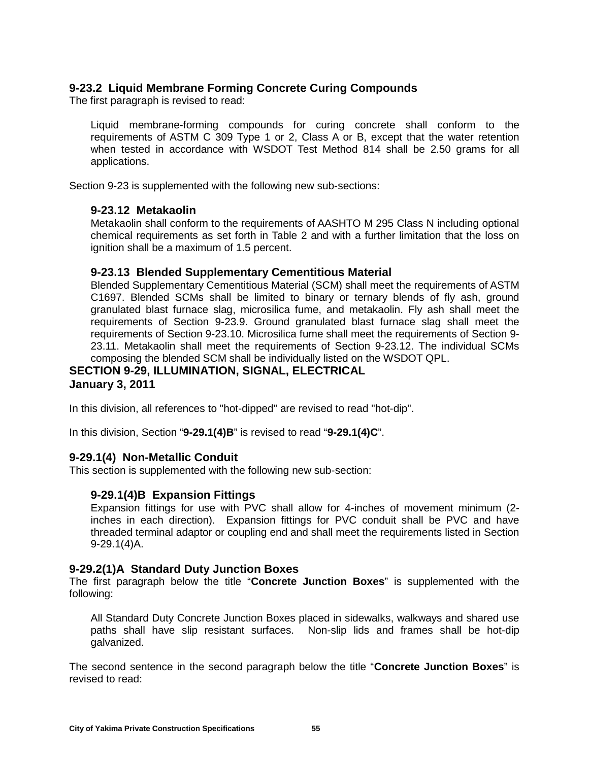### 9-23.2 Liquid Membrane Forming Concrete Curing Compounds

The first paragraph is revised to read:

> Liquid membrane-forming compounds for curing concrete shall conform to the requirements of ASTM C 309 Type 1 or 2, Class A or B, except that the water retention when tested in accordance with WSDOT Test Method 814 shall be 2.50 grams for all applications.

Section 9-23 is supplemented with the following new sub-sections:

> **9-23.12 Metakaolin**
>
> Metakaolin shall conform to the requirements of AASHTO M 295 Class N including optional chemical requirements as set forth in Table 2 and with a further limitation that the loss on ignition shall be a maximum of 1.5 percent.
>
> **9-23.13 Blended Supplementary Cementitious Material**
>
> Blended Supplementary Cementitious Material (SCM) shall meet the requirements of ASTM C1697. Blended SCMs shall be limited to binary or ternary blends of fly ash, ground granulated blast furnace slag, microsilica fume, and metakaolin. Fly ash shall meet the requirements of Section 9-23.9. Ground granulated blast furnace slag shall meet the requirements of Section 9-23.10. Microsilica fume shall meet the requirements of Section 9-23.11. Metakaolin shall meet the requirements of Section 9-23.12. The individual SCMs composing the blended SCM shall be individually listed on the WSDOT QPL.

## SECTION 9-29, ILLUMINATION, SIGNAL, ELECTRICAL

**January 3, 2011**

In this division, all references to "hot-dipped" are revised to read "hot-dip".

In this division, Section "**9-29.1(4)B**" is revised to read "**9-29.1(4)C**".

### 9-29.1(4) Non-Metallic Conduit

This section is supplemented with the following new sub-section:

> **9-29.1(4)B Expansion Fittings**
>
> Expansion fittings for use with PVC shall allow for 4-inches of movement minimum (2-inches in each direction). Expansion fittings for PVC conduit shall be PVC and have threaded terminal adaptor or coupling end and shall meet the requirements listed in Section 9-29.1(4)A.

### 9-29.2(1)A Standard Duty Junction Boxes

The first paragraph below the title "**Concrete Junction Boxes**" is supplemented with the following:

> All Standard Duty Concrete Junction Boxes placed in sidewalks, walkways and shared use paths shall have slip resistant surfaces. Non-slip lids and frames shall be hot-dip galvanized.

The second sentence in the second paragraph below the title "**Concrete Junction Boxes**" is revised to read: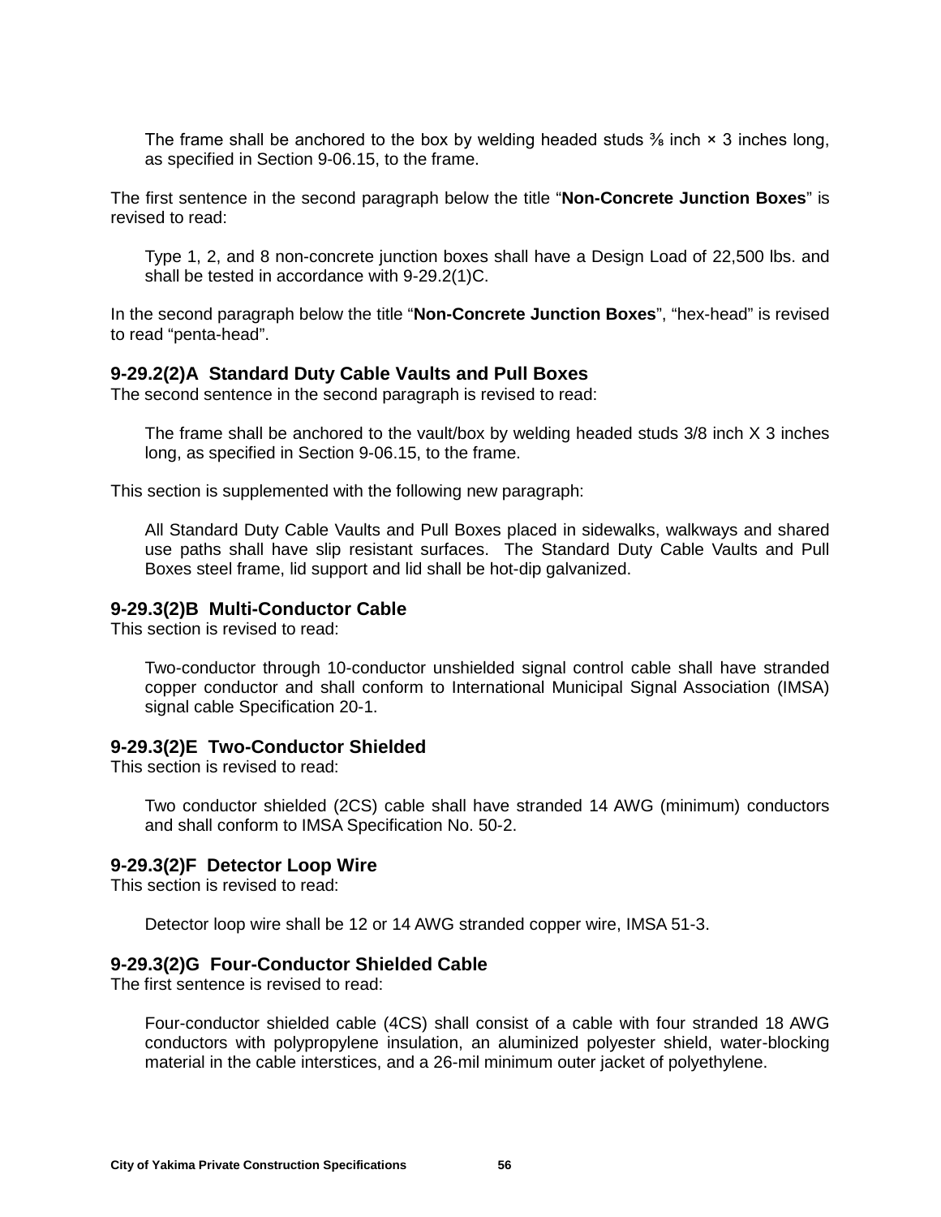The frame shall be anchored to the box by welding headed studs ⅜ inch × 3 inches long, as specified in Section 9-06.15, to the frame.

The first sentence in the second paragraph below the title "**Non-Concrete Junction Boxes**" is revised to read:

Type 1, 2, and 8 non-concrete junction boxes shall have a Design Load of 22,500 lbs. and shall be tested in accordance with 9-29.2(1)C.

In the second paragraph below the title "**Non-Concrete Junction Boxes**", "hex-head" is revised to read "penta-head".

### 9-29.2(2)A  Standard Duty Cable Vaults and Pull Boxes

The second sentence in the second paragraph is revised to read:

The frame shall be anchored to the vault/box by welding headed studs 3/8 inch X 3 inches long, as specified in Section 9-06.15, to the frame.

This section is supplemented with the following new paragraph:

All Standard Duty Cable Vaults and Pull Boxes placed in sidewalks, walkways and shared use paths shall have slip resistant surfaces.  The Standard Duty Cable Vaults and Pull Boxes steel frame, lid support and lid shall be hot-dip galvanized.

### 9-29.3(2)B  Multi-Conductor Cable

This section is revised to read:

Two-conductor through 10-conductor unshielded signal control cable shall have stranded copper conductor and shall conform to International Municipal Signal Association (IMSA) signal cable Specification 20-1.

### 9-29.3(2)E  Two-Conductor Shielded

This section is revised to read:

Two conductor shielded (2CS) cable shall have stranded 14 AWG (minimum) conductors and shall conform to IMSA Specification No. 50-2.

### 9-29.3(2)F  Detector Loop Wire

This section is revised to read:

Detector loop wire shall be 12 or 14 AWG stranded copper wire, IMSA 51-3.

### 9-29.3(2)G  Four-Conductor Shielded Cable

The first sentence is revised to read:

Four-conductor shielded cable (4CS) shall consist of a cable with four stranded 18 AWG conductors with polypropylene insulation, an aluminized polyester shield, water-blocking material in the cable interstices, and a 26-mil minimum outer jacket of polyethylene.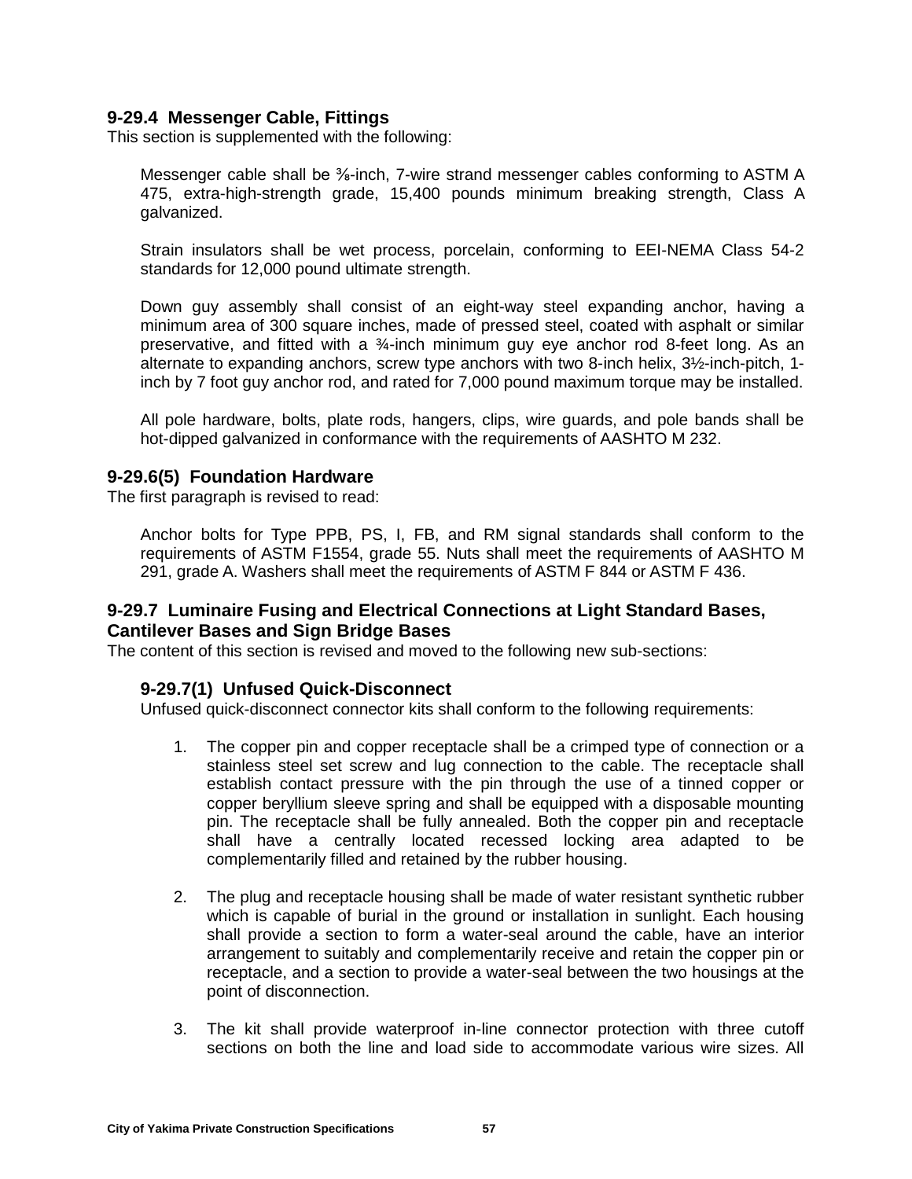### 9-29.4 Messenger Cable, Fittings

This section is supplemented with the following:

> Messenger cable shall be ⅜-inch, 7-wire strand messenger cables conforming to ASTM A 475, extra-high-strength grade, 15,400 pounds minimum breaking strength, Class A galvanized.
>
> Strain insulators shall be wet process, porcelain, conforming to EEI-NEMA Class 54-2 standards for 12,000 pound ultimate strength.
>
> Down guy assembly shall consist of an eight-way steel expanding anchor, having a minimum area of 300 square inches, made of pressed steel, coated with asphalt or similar preservative, and fitted with a ¾-inch minimum guy eye anchor rod 8-feet long. As an alternate to expanding anchors, screw type anchors with two 8-inch helix, 3½-inch-pitch, 1-inch by 7 foot guy anchor rod, and rated for 7,000 pound maximum torque may be installed.
>
> All pole hardware, bolts, plate rods, hangers, clips, wire guards, and pole bands shall be hot-dipped galvanized in conformance with the requirements of AASHTO M 232.

### 9-29.6(5) Foundation Hardware

The first paragraph is revised to read:

> Anchor bolts for Type PPB, PS, I, FB, and RM signal standards shall conform to the requirements of ASTM F1554, grade 55. Nuts shall meet the requirements of AASHTO M 291, grade A. Washers shall meet the requirements of ASTM F 844 or ASTM F 436.

### 9-29.7 Luminaire Fusing and Electrical Connections at Light Standard Bases, Cantilever Bases and Sign Bridge Bases

The content of this section is revised and moved to the following new sub-sections:

#### 9-29.7(1) Unfused Quick-Disconnect

Unfused quick-disconnect connector kits shall conform to the following requirements:

1. The copper pin and copper receptacle shall be a crimped type of connection or a stainless steel set screw and lug connection to the cable. The receptacle shall establish contact pressure with the pin through the use of a tinned copper or copper beryllium sleeve spring and shall be equipped with a disposable mounting pin. The receptacle shall be fully annealed. Both the copper pin and receptacle shall have a centrally located recessed locking area adapted to be complementarily filled and retained by the rubber housing.

2. The plug and receptacle housing shall be made of water resistant synthetic rubber which is capable of burial in the ground or installation in sunlight. Each housing shall provide a section to form a water-seal around the cable, have an interior arrangement to suitably and complementarily receive and retain the copper pin or receptacle, and a section to provide a water-seal between the two housings at the point of disconnection.

3. The kit shall provide waterproof in-line connector protection with three cutoff sections on both the line and load side to accommodate various wire sizes. All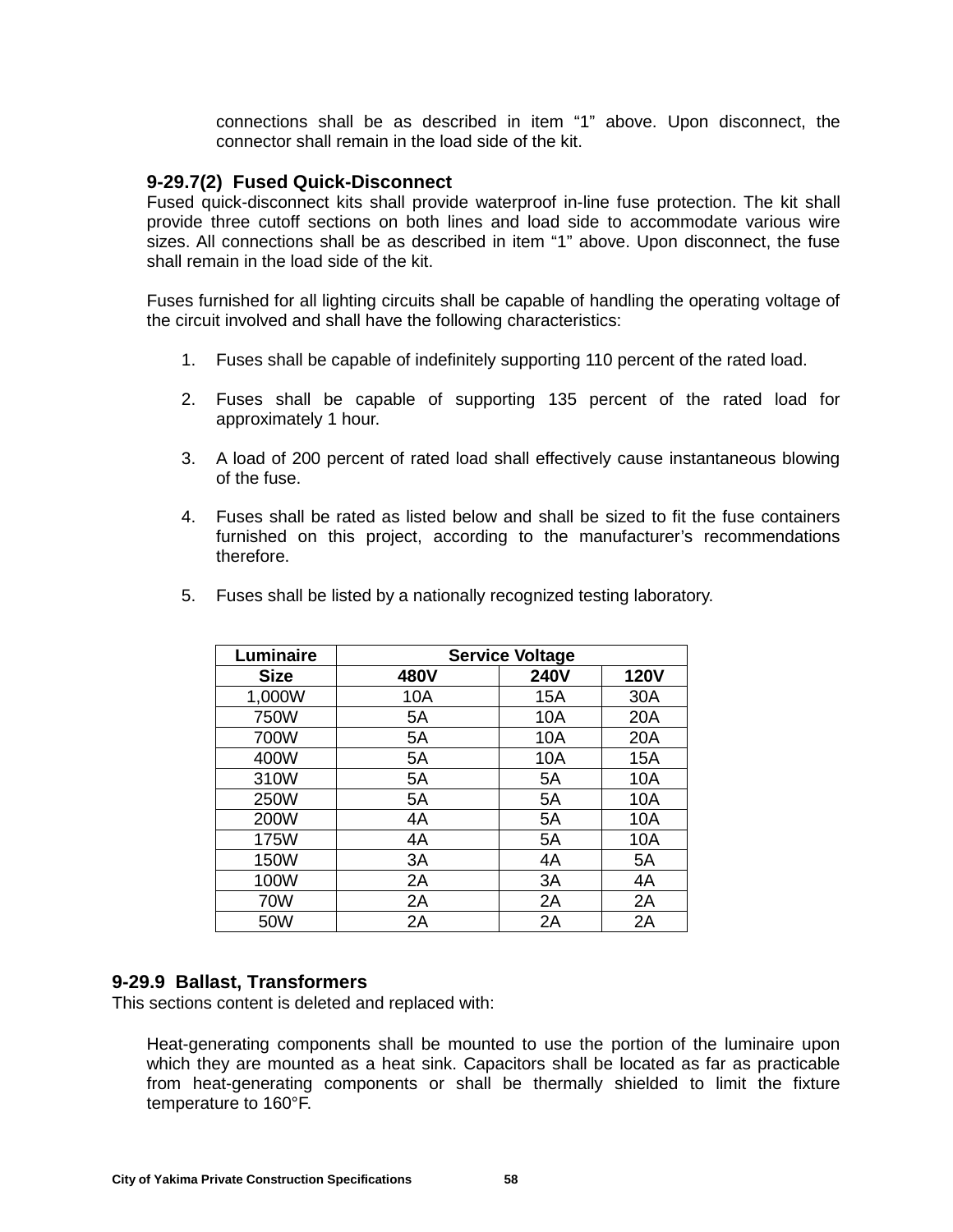connections shall be as described in item "1" above. Upon disconnect, the connector shall remain in the load side of the kit.

### 9-29.7(2) Fused Quick-Disconnect

Fused quick-disconnect kits shall provide waterproof in-line fuse protection. The kit shall provide three cutoff sections on both lines and load side to accommodate various wire sizes. All connections shall be as described in item "1" above. Upon disconnect, the fuse shall remain in the load side of the kit.

Fuses furnished for all lighting circuits shall be capable of handling the operating voltage of the circuit involved and shall have the following characteristics:

1. Fuses shall be capable of indefinitely supporting 110 percent of the rated load.

2. Fuses shall be capable of supporting 135 percent of the rated load for approximately 1 hour.

3. A load of 200 percent of rated load shall effectively cause instantaneous blowing of the fuse.

4. Fuses shall be rated as listed below and shall be sized to fit the fuse containers furnished on this project, according to the manufacturer's recommendations therefore.

5. Fuses shall be listed by a nationally recognized testing laboratory.

| Luminaire | Service Voltage | | |
|---|---|---|---|
| Size | 480V | 240V | 120V |
| 1,000W | 10A | 15A | 30A |
| 750W | 5A | 10A | 20A |
| 700W | 5A | 10A | 20A |
| 400W | 5A | 10A | 15A |
| 310W | 5A | 5A | 10A |
| 250W | 5A | 5A | 10A |
| 200W | 4A | 5A | 10A |
| 175W | 4A | 5A | 10A |
| 150W | 3A | 4A | 5A |
| 100W | 2A | 3A | 4A |
| 70W | 2A | 2A | 2A |
| 50W | 2A | 2A | 2A |

## 9-29.9 Ballast, Transformers

This sections content is deleted and replaced with:

Heat-generating components shall be mounted to use the portion of the luminaire upon which they are mounted as a heat sink. Capacitors shall be located as far as practicable from heat-generating components or shall be thermally shielded to limit the fixture temperature to 160°F.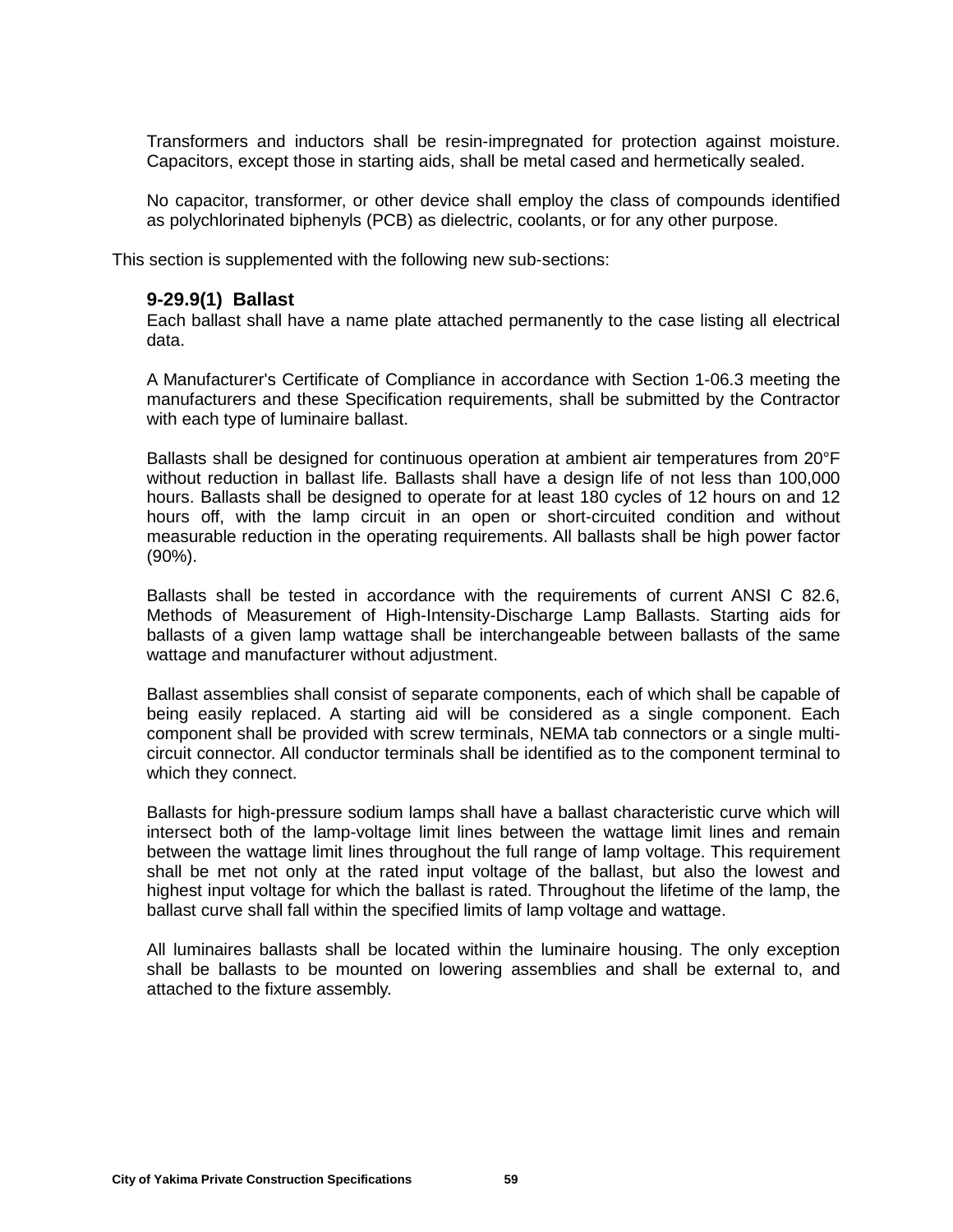Transformers and inductors shall be resin-impregnated for protection against moisture. Capacitors, except those in starting aids, shall be metal cased and hermetically sealed.

No capacitor, transformer, or other device shall employ the class of compounds identified as polychlorinated biphenyls (PCB) as dielectric, coolants, or for any other purpose.

This section is supplemented with the following new sub-sections:

### 9-29.9(1) Ballast

Each ballast shall have a name plate attached permanently to the case listing all electrical data.

A Manufacturer's Certificate of Compliance in accordance with Section 1-06.3 meeting the manufacturers and these Specification requirements, shall be submitted by the Contractor with each type of luminaire ballast.

Ballasts shall be designed for continuous operation at ambient air temperatures from 20°F without reduction in ballast life. Ballasts shall have a design life of not less than 100,000 hours. Ballasts shall be designed to operate for at least 180 cycles of 12 hours on and 12 hours off, with the lamp circuit in an open or short-circuited condition and without measurable reduction in the operating requirements. All ballasts shall be high power factor (90%).

Ballasts shall be tested in accordance with the requirements of current ANSI C 82.6, Methods of Measurement of High-Intensity-Discharge Lamp Ballasts. Starting aids for ballasts of a given lamp wattage shall be interchangeable between ballasts of the same wattage and manufacturer without adjustment.

Ballast assemblies shall consist of separate components, each of which shall be capable of being easily replaced. A starting aid will be considered as a single component. Each component shall be provided with screw terminals, NEMA tab connectors or a single multi-circuit connector. All conductor terminals shall be identified as to the component terminal to which they connect.

Ballasts for high-pressure sodium lamps shall have a ballast characteristic curve which will intersect both of the lamp-voltage limit lines between the wattage limit lines and remain between the wattage limit lines throughout the full range of lamp voltage. This requirement shall be met not only at the rated input voltage of the ballast, but also the lowest and highest input voltage for which the ballast is rated. Throughout the lifetime of the lamp, the ballast curve shall fall within the specified limits of lamp voltage and wattage.

All luminaires ballasts shall be located within the luminaire housing. The only exception shall be ballasts to be mounted on lowering assemblies and shall be external to, and attached to the fixture assembly.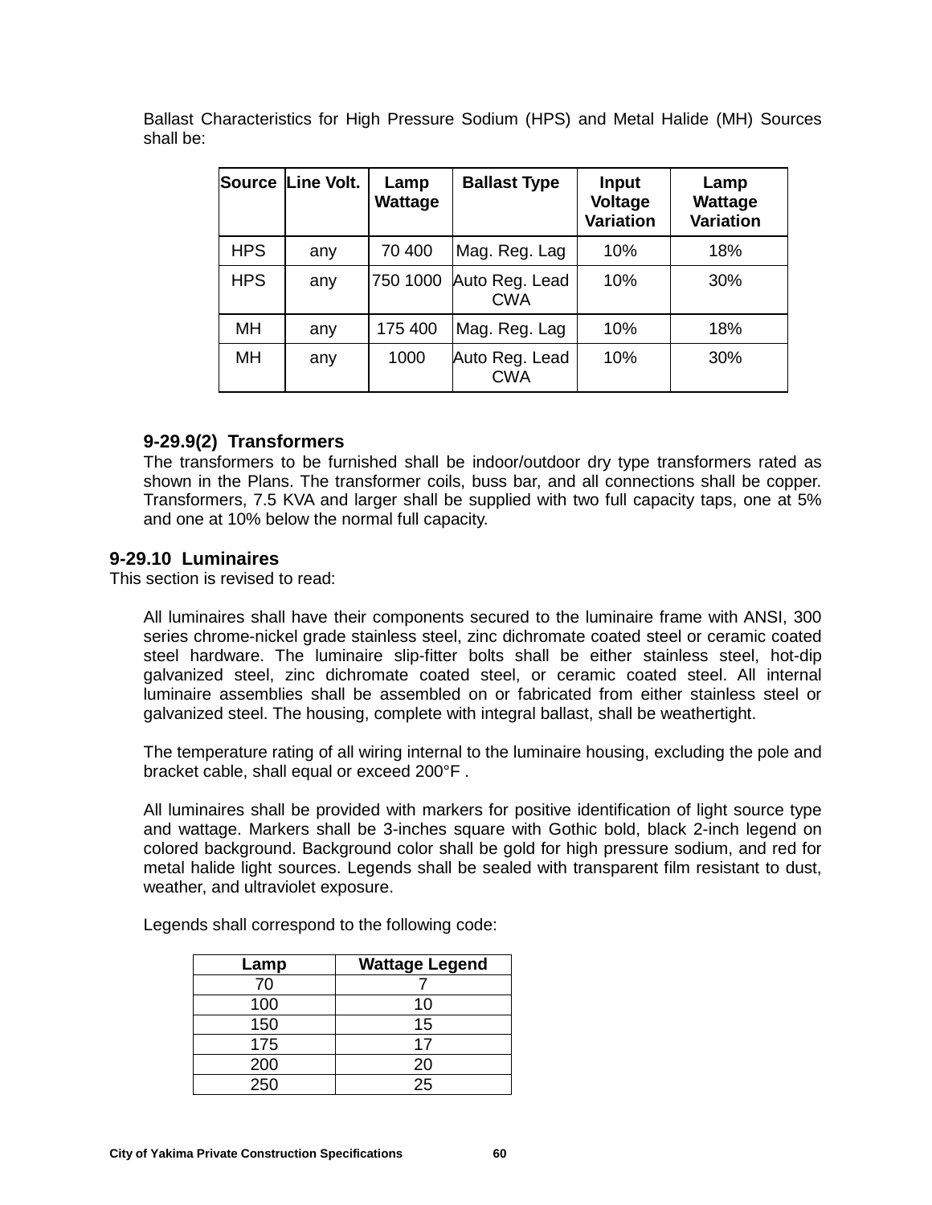Ballast Characteristics for High Pressure Sodium (HPS) and Metal Halide (MH) Sources shall be:

| Source | Line Volt. | Lamp Wattage | Ballast Type | Input Voltage Variation | Lamp Wattage Variation |
|---|---|---|---|---|---|
| HPS | any | 70 400 | Mag. Reg. Lag | 10% | 18% |
| HPS | any | 750 1000 | Auto Reg. Lead CWA | 10% | 30% |
| MH | any | 175 400 | Mag. Reg. Lag | 10% | 18% |
| MH | any | 1000 | Auto Reg. Lead CWA | 10% | 30% |

### 9-29.9(2) Transformers

The transformers to be furnished shall be indoor/outdoor dry type transformers rated as shown in the Plans. The transformer coils, buss bar, and all connections shall be copper. Transformers, 7.5 KVA and larger shall be supplied with two full capacity taps, one at 5% and one at 10% below the normal full capacity.

## 9-29.10 Luminaires

This section is revised to read:

All luminaires shall have their components secured to the luminaire frame with ANSI, 300 series chrome-nickel grade stainless steel, zinc dichromate coated steel or ceramic coated steel hardware. The luminaire slip-fitter bolts shall be either stainless steel, hot-dip galvanized steel, zinc dichromate coated steel, or ceramic coated steel. All internal luminaire assemblies shall be assembled on or fabricated from either stainless steel or galvanized steel. The housing, complete with integral ballast, shall be weathertight.

The temperature rating of all wiring internal to the luminaire housing, excluding the pole and bracket cable, shall equal or exceed 200°F .

All luminaires shall be provided with markers for positive identification of light source type and wattage. Markers shall be 3-inches square with Gothic bold, black 2-inch legend on colored background. Background color shall be gold for high pressure sodium, and red for metal halide light sources. Legends shall be sealed with transparent film resistant to dust, weather, and ultraviolet exposure.

Legends shall correspond to the following code:

| Lamp | Wattage Legend |
|---|---|
| 70 | 7 |
| 100 | 10 |
| 150 | 15 |
| 175 | 17 |
| 200 | 20 |
| 250 | 25 |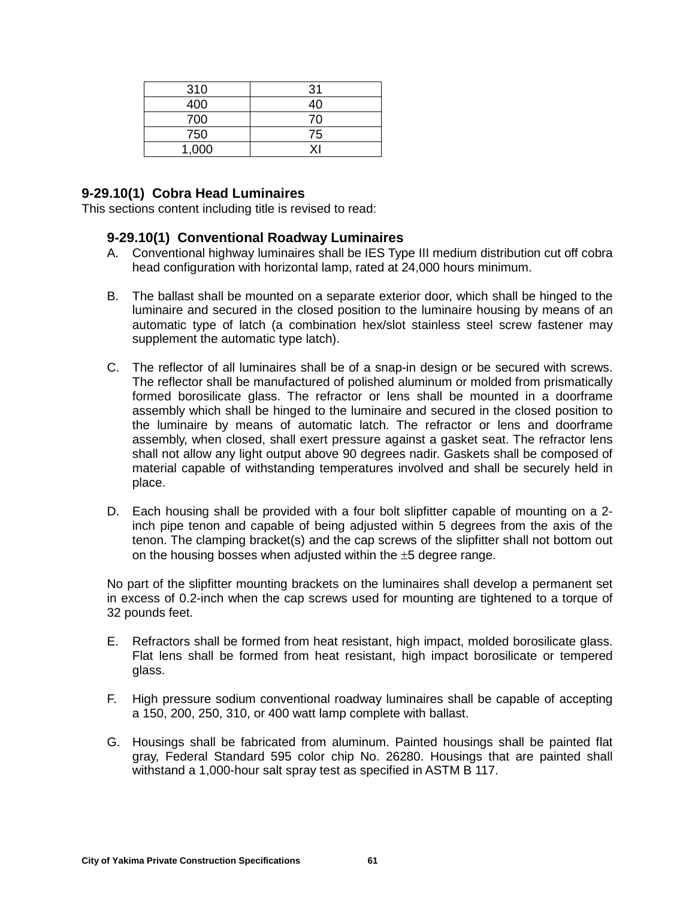| | |
|---|---|
| 310 | 31 |
| 400 | 40 |
| 700 | 70 |
| 750 | 75 |
| 1,000 | XI |

### 9-29.10(1) Cobra Head Luminaires

This sections content including title is revised to read:

#### 9-29.10(1) Conventional Roadway Luminaires

A. Conventional highway luminaires shall be IES Type III medium distribution cut off cobra head configuration with horizontal lamp, rated at 24,000 hours minimum.

B. The ballast shall be mounted on a separate exterior door, which shall be hinged to the luminaire and secured in the closed position to the luminaire housing by means of an automatic type of latch (a combination hex/slot stainless steel screw fastener may supplement the automatic type latch).

C. The reflector of all luminaires shall be of a snap-in design or be secured with screws. The reflector shall be manufactured of polished aluminum or molded from prismatically formed borosilicate glass. The refractor or lens shall be mounted in a doorframe assembly which shall be hinged to the luminaire and secured in the closed position to the luminaire by means of automatic latch. The refractor or lens and doorframe assembly, when closed, shall exert pressure against a gasket seat. The refractor lens shall not allow any light output above 90 degrees nadir. Gaskets shall be composed of material capable of withstanding temperatures involved and shall be securely held in place.

D. Each housing shall be provided with a four bolt slipfitter capable of mounting on a 2-inch pipe tenon and capable of being adjusted within 5 degrees from the axis of the tenon. The clamping bracket(s) and the cap screws of the slipfitter shall not bottom out on the housing bosses when adjusted within the $\pm$5 degree range.

No part of the slipfitter mounting brackets on the luminaires shall develop a permanent set in excess of 0.2-inch when the cap screws used for mounting are tightened to a torque of 32 pounds feet.

E. Refractors shall be formed from heat resistant, high impact, molded borosilicate glass. Flat lens shall be formed from heat resistant, high impact borosilicate or tempered glass.

F. High pressure sodium conventional roadway luminaires shall be capable of accepting a 150, 200, 250, 310, or 400 watt lamp complete with ballast.

G. Housings shall be fabricated from aluminum. Painted housings shall be painted flat gray, Federal Standard 595 color chip No. 26280. Housings that are painted shall withstand a 1,000-hour salt spray test as specified in ASTM B 117.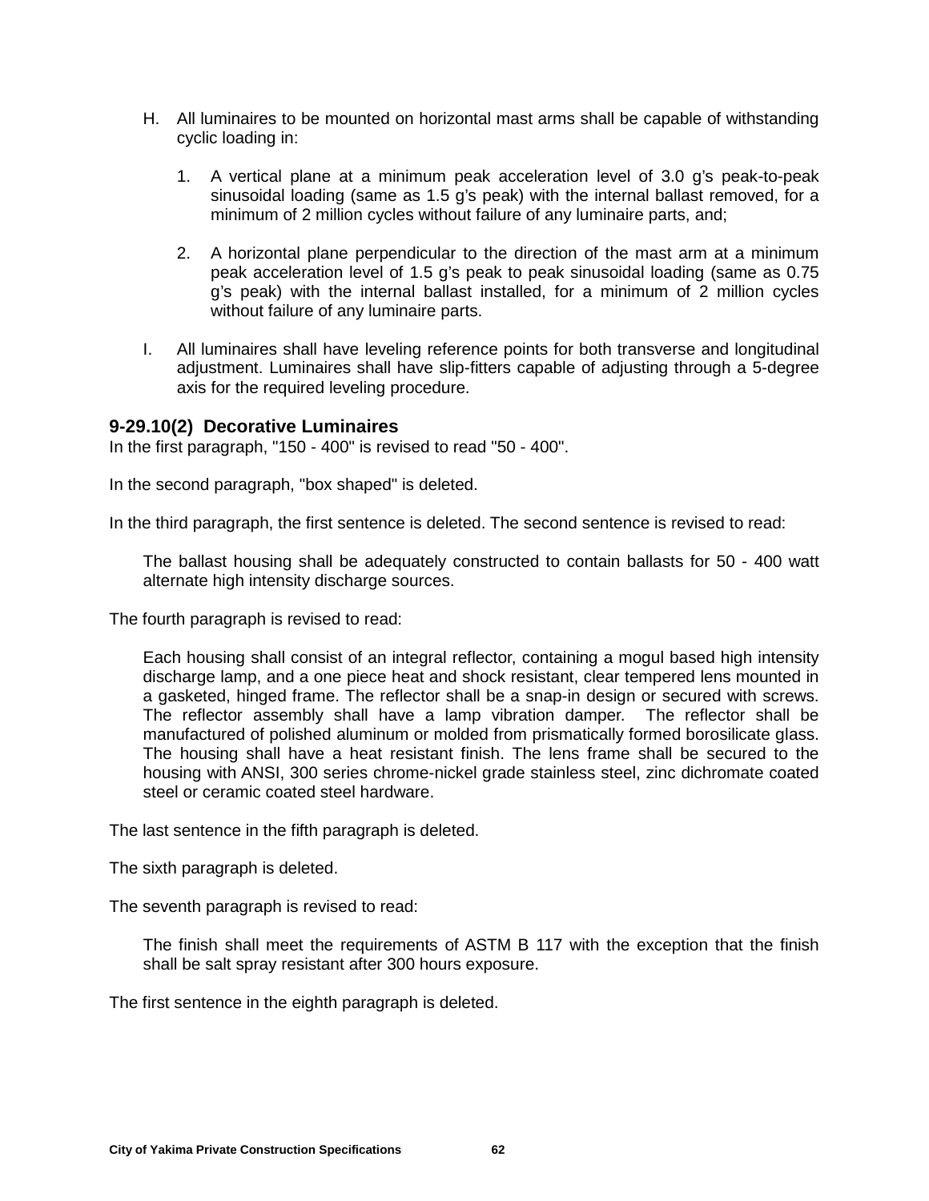H. All luminaires to be mounted on horizontal mast arms shall be capable of withstanding cyclic loading in:

   1. A vertical plane at a minimum peak acceleration level of 3.0 g's peak-to-peak sinusoidal loading (same as 1.5 g's peak) with the internal ballast removed, for a minimum of 2 million cycles without failure of any luminaire parts, and;

   2. A horizontal plane perpendicular to the direction of the mast arm at a minimum peak acceleration level of 1.5 g's peak to peak sinusoidal loading (same as 0.75 g's peak) with the internal ballast installed, for a minimum of 2 million cycles without failure of any luminaire parts.

I. All luminaires shall have leveling reference points for both transverse and longitudinal adjustment. Luminaires shall have slip-fitters capable of adjusting through a 5-degree axis for the required leveling procedure.

### 9-29.10(2) Decorative Luminaires

In the first paragraph, "150 - 400" is revised to read "50 - 400".

In the second paragraph, "box shaped" is deleted.

In the third paragraph, the first sentence is deleted. The second sentence is revised to read:

> The ballast housing shall be adequately constructed to contain ballasts for 50 - 400 watt alternate high intensity discharge sources.

The fourth paragraph is revised to read:

> Each housing shall consist of an integral reflector, containing a mogul based high intensity discharge lamp, and a one piece heat and shock resistant, clear tempered lens mounted in a gasketed, hinged frame. The reflector shall be a snap-in design or secured with screws. The reflector assembly shall have a lamp vibration damper. The reflector shall be manufactured of polished aluminum or molded from prismatically formed borosilicate glass. The housing shall have a heat resistant finish. The lens frame shall be secured to the housing with ANSI, 300 series chrome-nickel grade stainless steel, zinc dichromate coated steel or ceramic coated steel hardware.

The last sentence in the fifth paragraph is deleted.

The sixth paragraph is deleted.

The seventh paragraph is revised to read:

> The finish shall meet the requirements of ASTM B 117 with the exception that the finish shall be salt spray resistant after 300 hours exposure.

The first sentence in the eighth paragraph is deleted.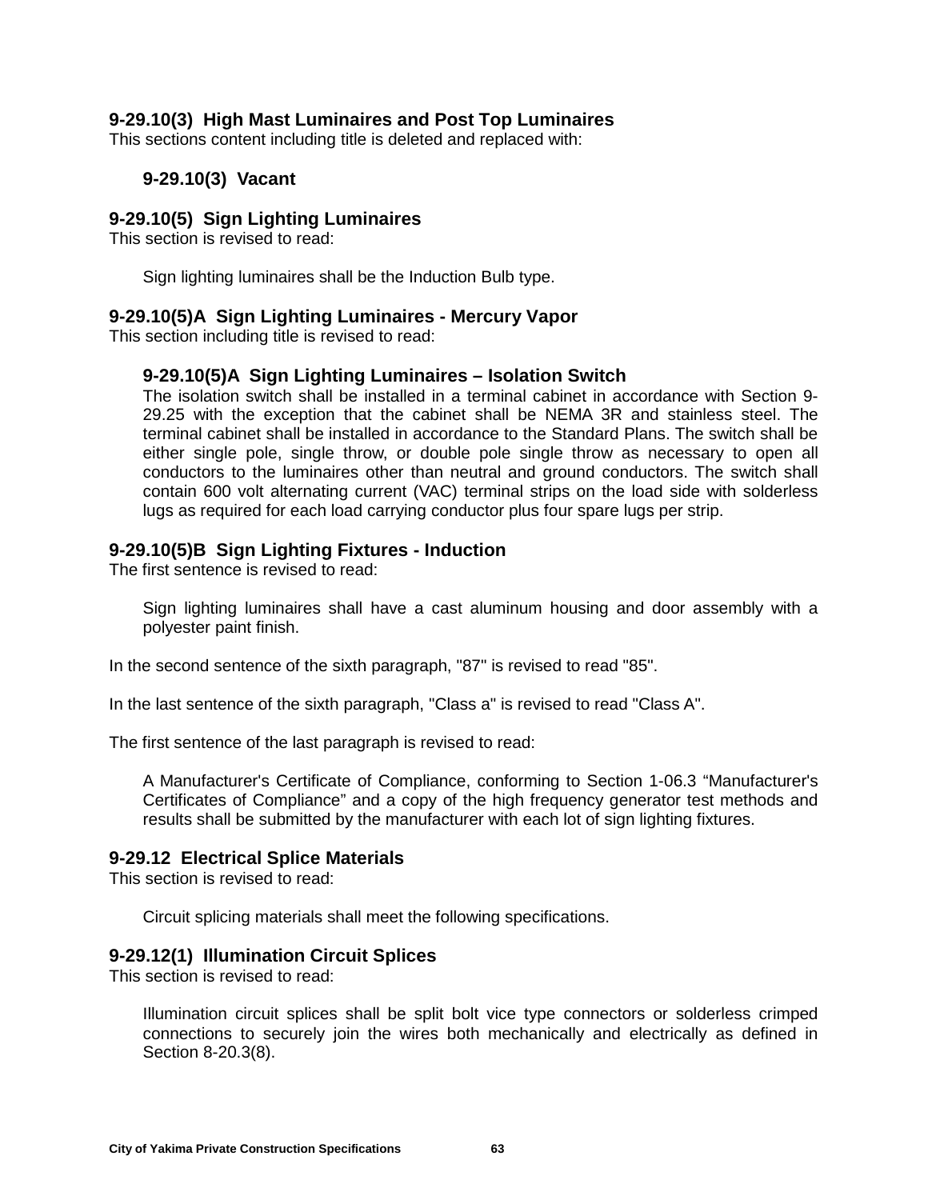### 9-29.10(3) High Mast Luminaires and Post Top Luminaires

This sections content including title is deleted and replaced with:

> **9-29.10(3) Vacant**

### 9-29.10(5) Sign Lighting Luminaires

This section is revised to read:

> Sign lighting luminaires shall be the Induction Bulb type.

### 9-29.10(5)A Sign Lighting Luminaires - Mercury Vapor

This section including title is revised to read:

> **9-29.10(5)A Sign Lighting Luminaires – Isolation Switch**
>
> The isolation switch shall be installed in a terminal cabinet in accordance with Section 9-29.25 with the exception that the cabinet shall be NEMA 3R and stainless steel. The terminal cabinet shall be installed in accordance to the Standard Plans. The switch shall be either single pole, single throw, or double pole single throw as necessary to open all conductors to the luminaires other than neutral and ground conductors. The switch shall contain 600 volt alternating current (VAC) terminal strips on the load side with solderless lugs as required for each load carrying conductor plus four spare lugs per strip.

### 9-29.10(5)B Sign Lighting Fixtures - Induction

The first sentence is revised to read:

> Sign lighting luminaires shall have a cast aluminum housing and door assembly with a polyester paint finish.

In the second sentence of the sixth paragraph, "87" is revised to read "85".

In the last sentence of the sixth paragraph, "Class a" is revised to read "Class A".

The first sentence of the last paragraph is revised to read:

> A Manufacturer's Certificate of Compliance, conforming to Section 1-06.3 “Manufacturer's Certificates of Compliance” and a copy of the high frequency generator test methods and results shall be submitted by the manufacturer with each lot of sign lighting fixtures.

### 9-29.12 Electrical Splice Materials

This section is revised to read:

> Circuit splicing materials shall meet the following specifications.

### 9-29.12(1) Illumination Circuit Splices

This section is revised to read:

> Illumination circuit splices shall be split bolt vice type connectors or solderless crimped connections to securely join the wires both mechanically and electrically as defined in Section 8-20.3(8).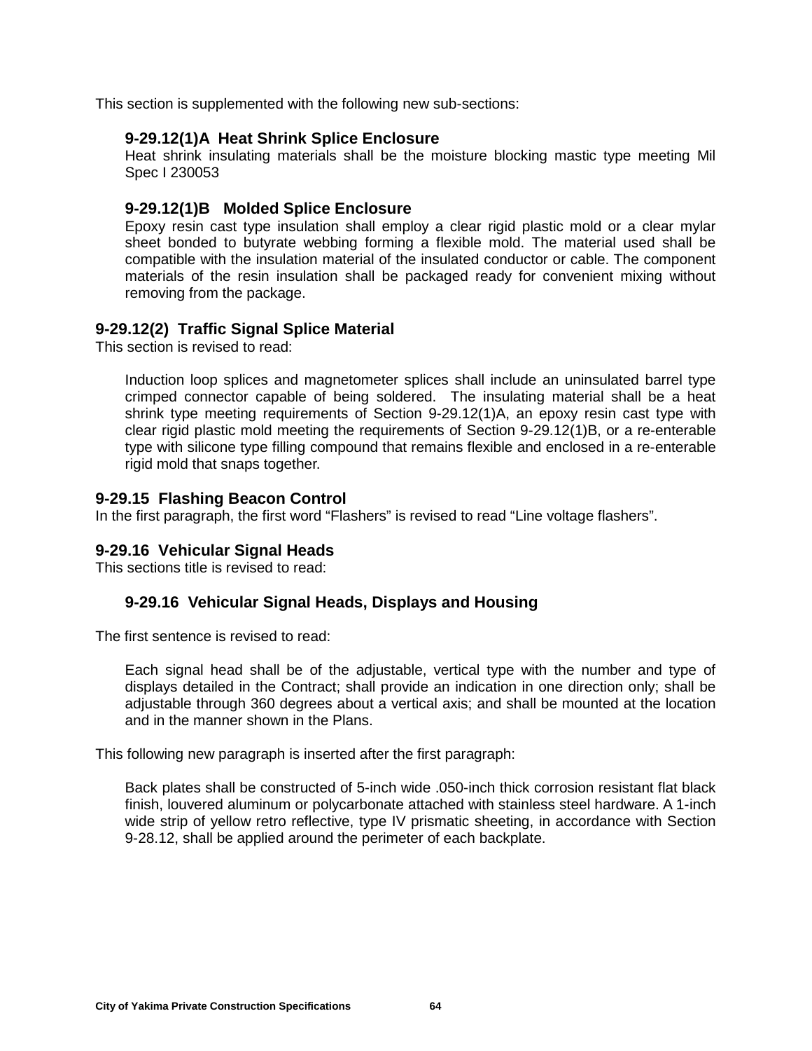This section is supplemented with the following new sub-sections:

### 9-29.12(1)A Heat Shrink Splice Enclosure

Heat shrink insulating materials shall be the moisture blocking mastic type meeting Mil Spec I 230053

### 9-29.12(1)B Molded Splice Enclosure

Epoxy resin cast type insulation shall employ a clear rigid plastic mold or a clear mylar sheet bonded to butyrate webbing forming a flexible mold. The material used shall be compatible with the insulation material of the insulated conductor or cable. The component materials of the resin insulation shall be packaged ready for convenient mixing without removing from the package.

## 9-29.12(2) Traffic Signal Splice Material

This section is revised to read:

Induction loop splices and magnetometer splices shall include an uninsulated barrel type crimped connector capable of being soldered. The insulating material shall be a heat shrink type meeting requirements of Section 9-29.12(1)A, an epoxy resin cast type with clear rigid plastic mold meeting the requirements of Section 9-29.12(1)B, or a re-enterable type with silicone type filling compound that remains flexible and enclosed in a re-enterable rigid mold that snaps together.

## 9-29.15 Flashing Beacon Control

In the first paragraph, the first word "Flashers" is revised to read "Line voltage flashers".

## 9-29.16 Vehicular Signal Heads

This sections title is revised to read:

### 9-29.16 Vehicular Signal Heads, Displays and Housing

The first sentence is revised to read:

Each signal head shall be of the adjustable, vertical type with the number and type of displays detailed in the Contract; shall provide an indication in one direction only; shall be adjustable through 360 degrees about a vertical axis; and shall be mounted at the location and in the manner shown in the Plans.

This following new paragraph is inserted after the first paragraph:

Back plates shall be constructed of 5-inch wide .050-inch thick corrosion resistant flat black finish, louvered aluminum or polycarbonate attached with stainless steel hardware. A 1-inch wide strip of yellow retro reflective, type IV prismatic sheeting, in accordance with Section 9-28.12, shall be applied around the perimeter of each backplate.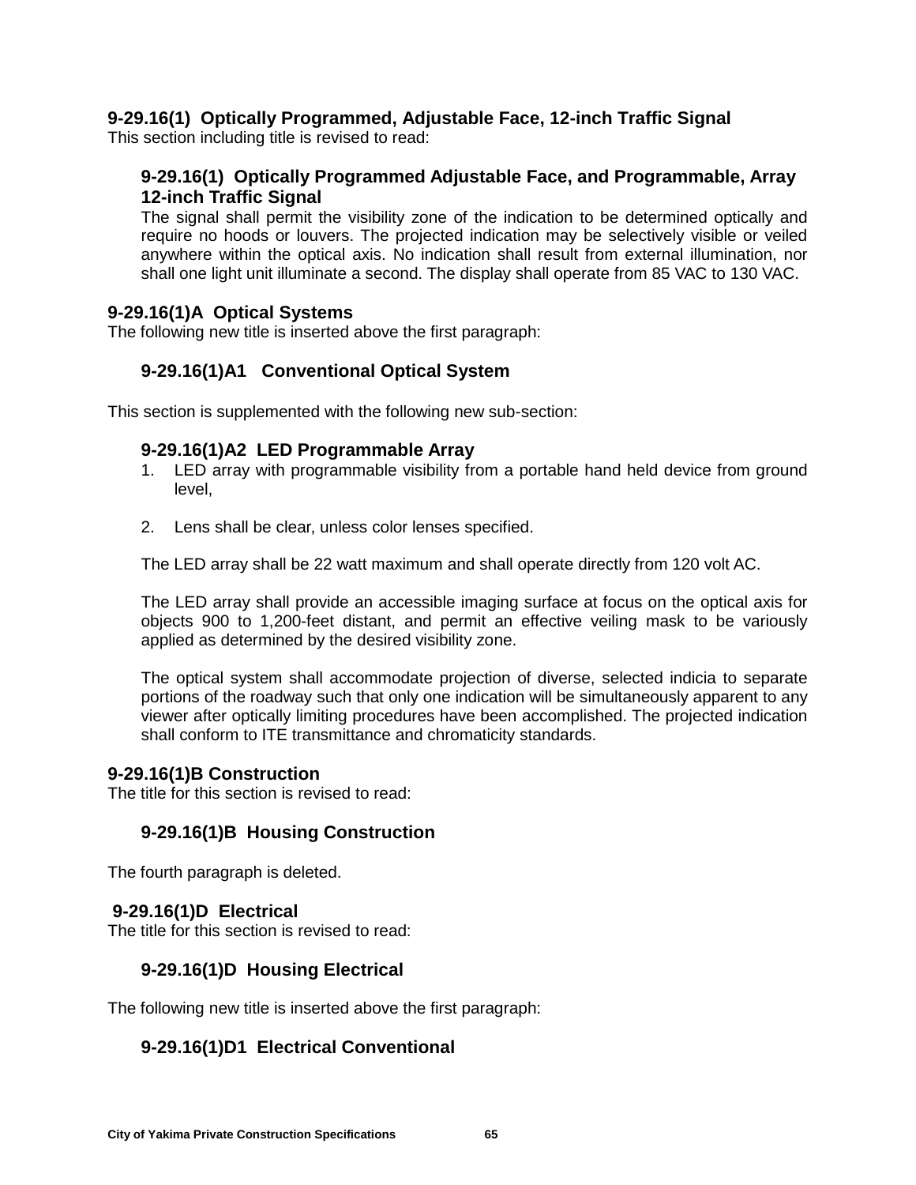### 9-29.16(1) Optically Programmed, Adjustable Face, 12-inch Traffic Signal

This section including title is revised to read:

#### 9-29.16(1) Optically Programmed Adjustable Face, and Programmable, Array 12-inch Traffic Signal

The signal shall permit the visibility zone of the indication to be determined optically and require no hoods or louvers. The projected indication may be selectively visible or veiled anywhere within the optical axis. No indication shall result from external illumination, nor shall one light unit illuminate a second. The display shall operate from 85 VAC to 130 VAC.

### 9-29.16(1)A Optical Systems

The following new title is inserted above the first paragraph:

#### 9-29.16(1)A1 Conventional Optical System

This section is supplemented with the following new sub-section:

#### 9-29.16(1)A2 LED Programmable Array

1. LED array with programmable visibility from a portable hand held device from ground level,

2. Lens shall be clear, unless color lenses specified.

The LED array shall be 22 watt maximum and shall operate directly from 120 volt AC.

The LED array shall provide an accessible imaging surface at focus on the optical axis for objects 900 to 1,200-feet distant, and permit an effective veiling mask to be variously applied as determined by the desired visibility zone.

The optical system shall accommodate projection of diverse, selected indicia to separate portions of the roadway such that only one indication will be simultaneously apparent to any viewer after optically limiting procedures have been accomplished. The projected indication shall conform to ITE transmittance and chromaticity standards.

### 9-29.16(1)B Construction

The title for this section is revised to read:

#### 9-29.16(1)B Housing Construction

The fourth paragraph is deleted.

### 9-29.16(1)D Electrical

The title for this section is revised to read:

#### 9-29.16(1)D Housing Electrical

The following new title is inserted above the first paragraph:

#### 9-29.16(1)D1 Electrical Conventional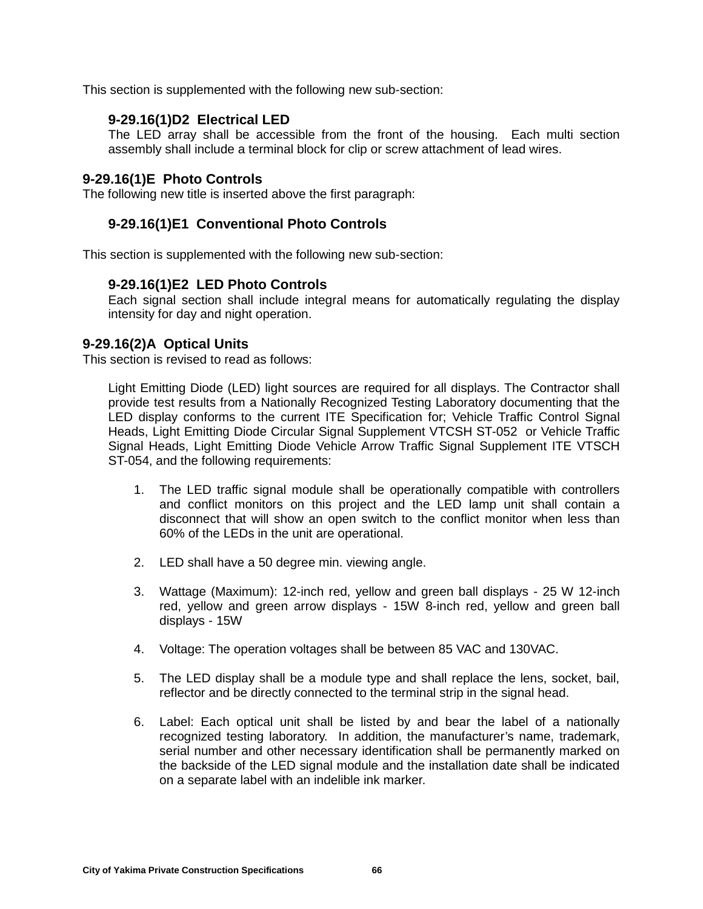This section is supplemented with the following new sub-section:

### 9-29.16(1)D2 Electrical LED

The LED array shall be accessible from the front of the housing. Each multi section assembly shall include a terminal block for clip or screw attachment of lead wires.

## 9-29.16(1)E Photo Controls

The following new title is inserted above the first paragraph:

### 9-29.16(1)E1 Conventional Photo Controls

This section is supplemented with the following new sub-section:

### 9-29.16(1)E2 LED Photo Controls

Each signal section shall include integral means for automatically regulating the display intensity for day and night operation.

## 9-29.16(2)A Optical Units

This section is revised to read as follows:

Light Emitting Diode (LED) light sources are required for all displays. The Contractor shall provide test results from a Nationally Recognized Testing Laboratory documenting that the LED display conforms to the current ITE Specification for; Vehicle Traffic Control Signal Heads, Light Emitting Diode Circular Signal Supplement VTCSH ST-052 or Vehicle Traffic Signal Heads, Light Emitting Diode Vehicle Arrow Traffic Signal Supplement ITE VTSCH ST-054, and the following requirements:

1. The LED traffic signal module shall be operationally compatible with controllers and conflict monitors on this project and the LED lamp unit shall contain a disconnect that will show an open switch to the conflict monitor when less than 60% of the LEDs in the unit are operational.

2. LED shall have a 50 degree min. viewing angle.

3. Wattage (Maximum): 12-inch red, yellow and green ball displays - 25 W 12-inch red, yellow and green arrow displays - 15W 8-inch red, yellow and green ball displays - 15W

4. Voltage: The operation voltages shall be between 85 VAC and 130VAC.

5. The LED display shall be a module type and shall replace the lens, socket, bail, reflector and be directly connected to the terminal strip in the signal head.

6. Label: Each optical unit shall be listed by and bear the label of a nationally recognized testing laboratory. In addition, the manufacturer's name, trademark, serial number and other necessary identification shall be permanently marked on the backside of the LED signal module and the installation date shall be indicated on a separate label with an indelible ink marker.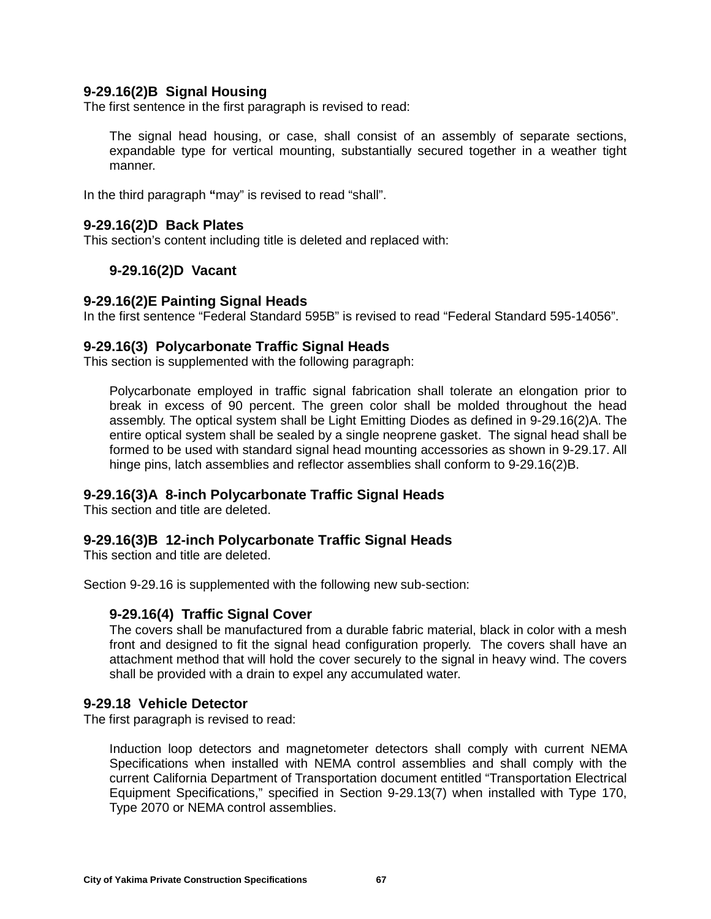### 9-29.16(2)B Signal Housing

The first sentence in the first paragraph is revised to read:

> The signal head housing, or case, shall consist of an assembly of separate sections, expandable type for vertical mounting, substantially secured together in a weather tight manner.

In the third paragraph "may" is revised to read "shall".

### 9-29.16(2)D Back Plates

This section's content including title is deleted and replaced with:

> **9-29.16(2)D Vacant**

### 9-29.16(2)E Painting Signal Heads

In the first sentence "Federal Standard 595B" is revised to read "Federal Standard 595-14056".

### 9-29.16(3) Polycarbonate Traffic Signal Heads

This section is supplemented with the following paragraph:

> Polycarbonate employed in traffic signal fabrication shall tolerate an elongation prior to break in excess of 90 percent. The green color shall be molded throughout the head assembly. The optical system shall be Light Emitting Diodes as defined in 9-29.16(2)A. The entire optical system shall be sealed by a single neoprene gasket. The signal head shall be formed to be used with standard signal head mounting accessories as shown in 9-29.17. All hinge pins, latch assemblies and reflector assemblies shall conform to 9-29.16(2)B.

### 9-29.16(3)A 8-inch Polycarbonate Traffic Signal Heads

This section and title are deleted.

### 9-29.16(3)B 12-inch Polycarbonate Traffic Signal Heads

This section and title are deleted.

Section 9-29.16 is supplemented with the following new sub-section:

> **9-29.16(4) Traffic Signal Cover**
>
> The covers shall be manufactured from a durable fabric material, black in color with a mesh front and designed to fit the signal head configuration properly. The covers shall have an attachment method that will hold the cover securely to the signal in heavy wind. The covers shall be provided with a drain to expel any accumulated water.

### 9-29.18 Vehicle Detector

The first paragraph is revised to read:

> Induction loop detectors and magnetometer detectors shall comply with current NEMA Specifications when installed with NEMA control assemblies and shall comply with the current California Department of Transportation document entitled "Transportation Electrical Equipment Specifications," specified in Section 9-29.13(7) when installed with Type 170, Type 2070 or NEMA control assemblies.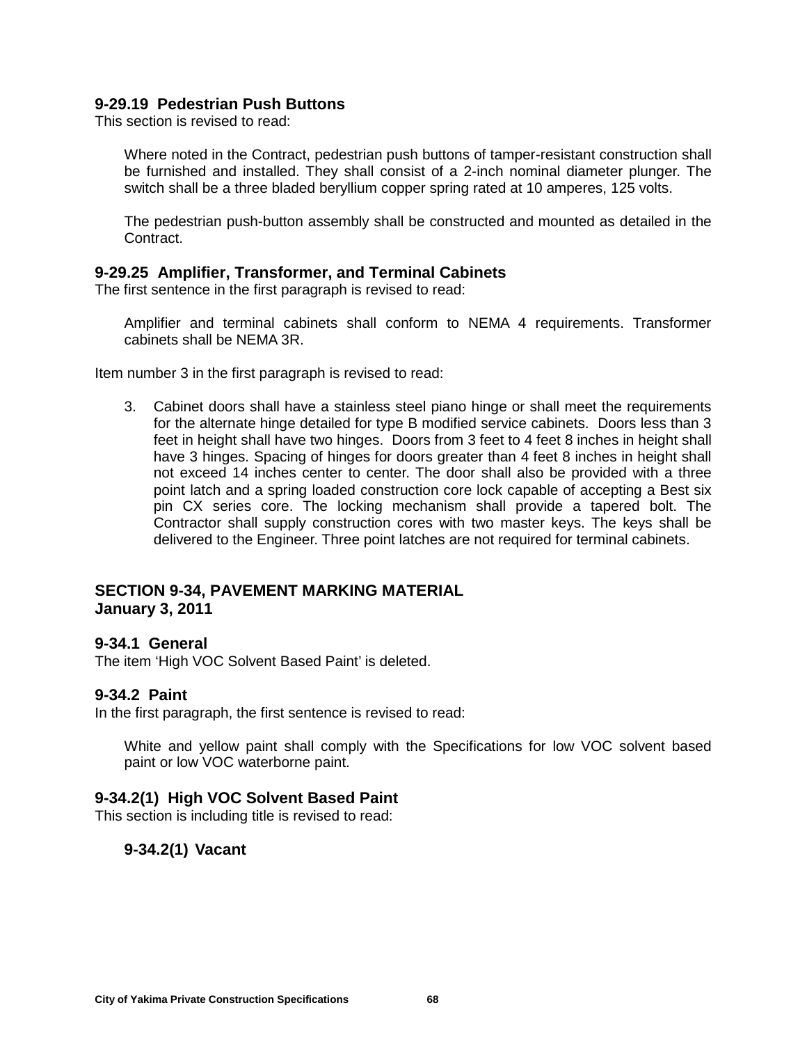### 9-29.19 Pedestrian Push Buttons

This section is revised to read:

> Where noted in the Contract, pedestrian push buttons of tamper-resistant construction shall be furnished and installed. They shall consist of a 2-inch nominal diameter plunger. The switch shall be a three bladed beryllium copper spring rated at 10 amperes, 125 volts.
>
> The pedestrian push-button assembly shall be constructed and mounted as detailed in the Contract.

### 9-29.25 Amplifier, Transformer, and Terminal Cabinets

The first sentence in the first paragraph is revised to read:

> Amplifier and terminal cabinets shall conform to NEMA 4 requirements. Transformer cabinets shall be NEMA 3R.

Item number 3 in the first paragraph is revised to read:

> 3. Cabinet doors shall have a stainless steel piano hinge or shall meet the requirements for the alternate hinge detailed for type B modified service cabinets. Doors less than 3 feet in height shall have two hinges. Doors from 3 feet to 4 feet 8 inches in height shall have 3 hinges. Spacing of hinges for doors greater than 4 feet 8 inches in height shall not exceed 14 inches center to center. The door shall also be provided with a three point latch and a spring loaded construction core lock capable of accepting a Best six pin CX series core. The locking mechanism shall provide a tapered bolt. The Contractor shall supply construction cores with two master keys. The keys shall be delivered to the Engineer. Three point latches are not required for terminal cabinets.

## SECTION 9-34, PAVEMENT MARKING MATERIAL
**January 3, 2011**

### 9-34.1 General

The item 'High VOC Solvent Based Paint' is deleted.

### 9-34.2 Paint

In the first paragraph, the first sentence is revised to read:

> White and yellow paint shall comply with the Specifications for low VOC solvent based paint or low VOC waterborne paint.

### 9-34.2(1) High VOC Solvent Based Paint

This section is including title is revised to read:

> **9-34.2(1) Vacant**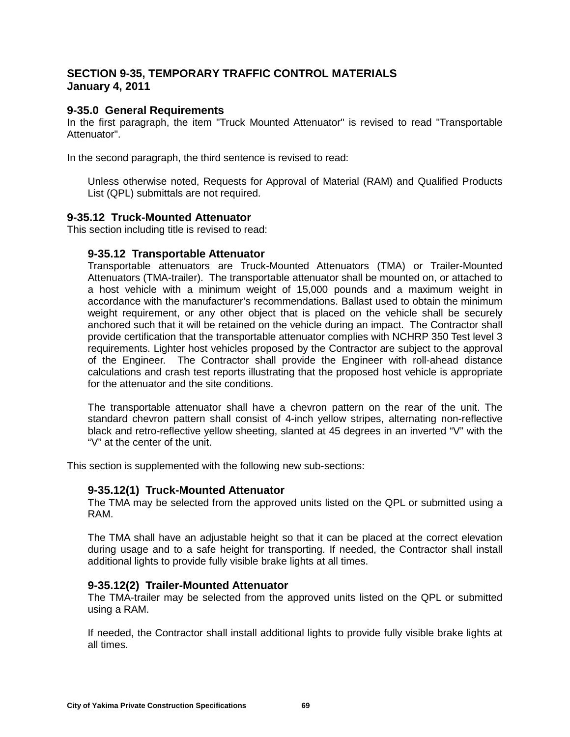## SECTION 9-35, TEMPORARY TRAFFIC CONTROL MATERIALS
**January 4, 2011**

### 9-35.0 General Requirements

In the first paragraph, the item "Truck Mounted Attenuator" is revised to read "Transportable Attenuator".

In the second paragraph, the third sentence is revised to read:

> Unless otherwise noted, Requests for Approval of Material (RAM) and Qualified Products List (QPL) submittals are not required.

### 9-35.12 Truck-Mounted Attenuator

This section including title is revised to read:

> **9-35.12 Transportable Attenuator**
>
> Transportable attenuators are Truck-Mounted Attenuators (TMA) or Trailer-Mounted Attenuators (TMA-trailer). The transportable attenuator shall be mounted on, or attached to a host vehicle with a minimum weight of 15,000 pounds and a maximum weight in accordance with the manufacturer's recommendations. Ballast used to obtain the minimum weight requirement, or any other object that is placed on the vehicle shall be securely anchored such that it will be retained on the vehicle during an impact. The Contractor shall provide certification that the transportable attenuator complies with NCHRP 350 Test level 3 requirements. Lighter host vehicles proposed by the Contractor are subject to the approval of the Engineer. The Contractor shall provide the Engineer with roll-ahead distance calculations and crash test reports illustrating that the proposed host vehicle is appropriate for the attenuator and the site conditions.
>
> The transportable attenuator shall have a chevron pattern on the rear of the unit. The standard chevron pattern shall consist of 4-inch yellow stripes, alternating non-reflective black and retro-reflective yellow sheeting, slanted at 45 degrees in an inverted "V" with the "V" at the center of the unit.

This section is supplemented with the following new sub-sections:

> **9-35.12(1) Truck-Mounted Attenuator**
>
> The TMA may be selected from the approved units listed on the QPL or submitted using a RAM.
>
> The TMA shall have an adjustable height so that it can be placed at the correct elevation during usage and to a safe height for transporting. If needed, the Contractor shall install additional lights to provide fully visible brake lights at all times.
>
> **9-35.12(2) Trailer-Mounted Attenuator**
>
> The TMA-trailer may be selected from the approved units listed on the QPL or submitted using a RAM.
>
> If needed, the Contractor shall install additional lights to provide fully visible brake lights at all times.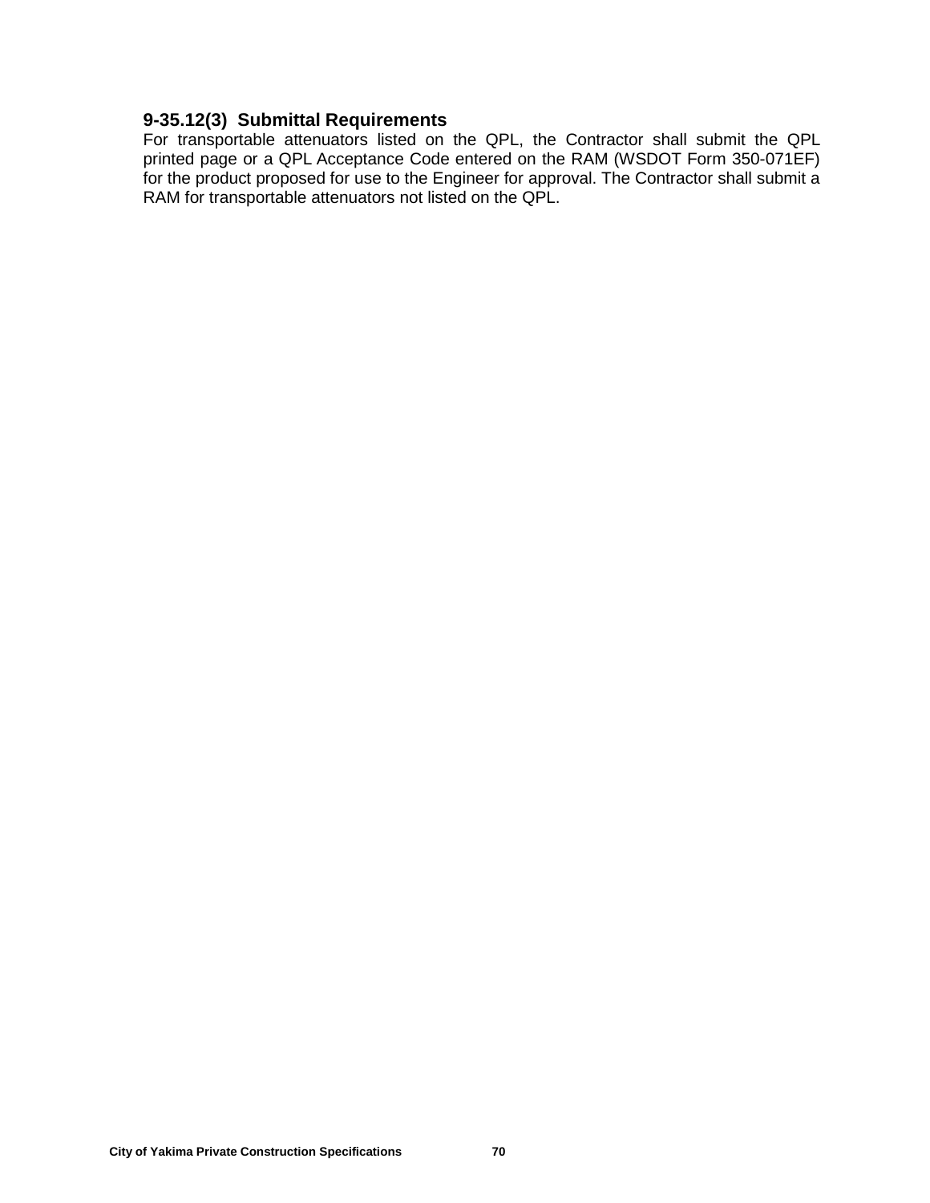### 9-35.12(3) Submittal Requirements

For transportable attenuators listed on the QPL, the Contractor shall submit the QPL printed page or a QPL Acceptance Code entered on the RAM (WSDOT Form 350-071EF) for the product proposed for use to the Engineer for approval. The Contractor shall submit a RAM for transportable attenuators not listed on the QPL.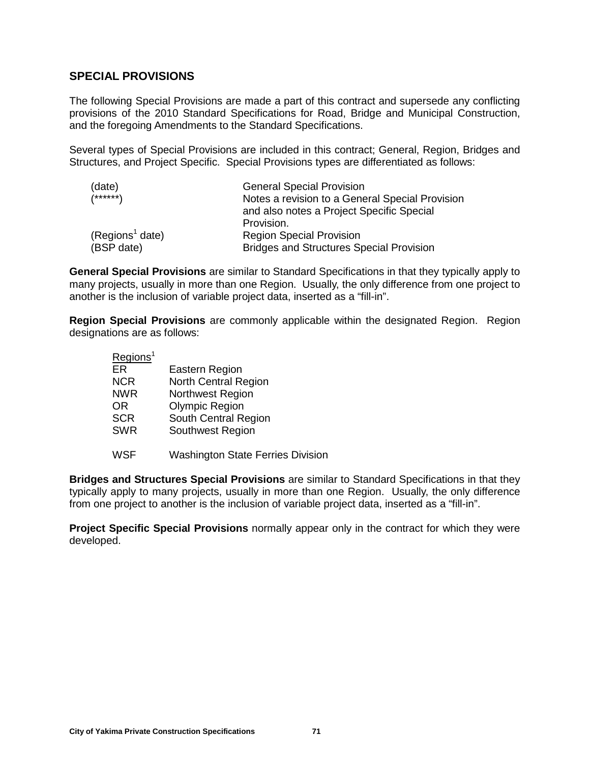## SPECIAL PROVISIONS

The following Special Provisions are made a part of this contract and supersede any conflicting provisions of the 2010 Standard Specifications for Road, Bridge and Municipal Construction, and the foregoing Amendments to the Standard Specifications.

Several types of Special Provisions are included in this contract; General, Region, Bridges and Structures, and Project Specific. Special Provisions types are differentiated as follows:

| | |
|---|---|
| (date) | General Special Provision |
| (******) | Notes a revision to a General Special Provision and also notes a Project Specific Special Provision. |
| (Regions[1] date) | Region Special Provision |
| (BSP date) | Bridges and Structures Special Provision |

**General Special Provisions** are similar to Standard Specifications in that they typically apply to many projects, usually in more than one Region. Usually, the only difference from one project to another is the inclusion of variable project data, inserted as a "fill-in".

**Region Special Provisions** are commonly applicable within the designated Region. Region designations are as follows:

| Regions[1] | |
|---|---|
| ER | Eastern Region |
| NCR | North Central Region |
| NWR | Northwest Region |
| OR | Olympic Region |
| SCR | South Central Region |
| SWR | Southwest Region |
| WSF | Washington State Ferries Division |

**Bridges and Structures Special Provisions** are similar to Standard Specifications in that they typically apply to many projects, usually in more than one Region. Usually, the only difference from one project to another is the inclusion of variable project data, inserted as a "fill-in".

**Project Specific Special Provisions** normally appear only in the contract for which they were developed.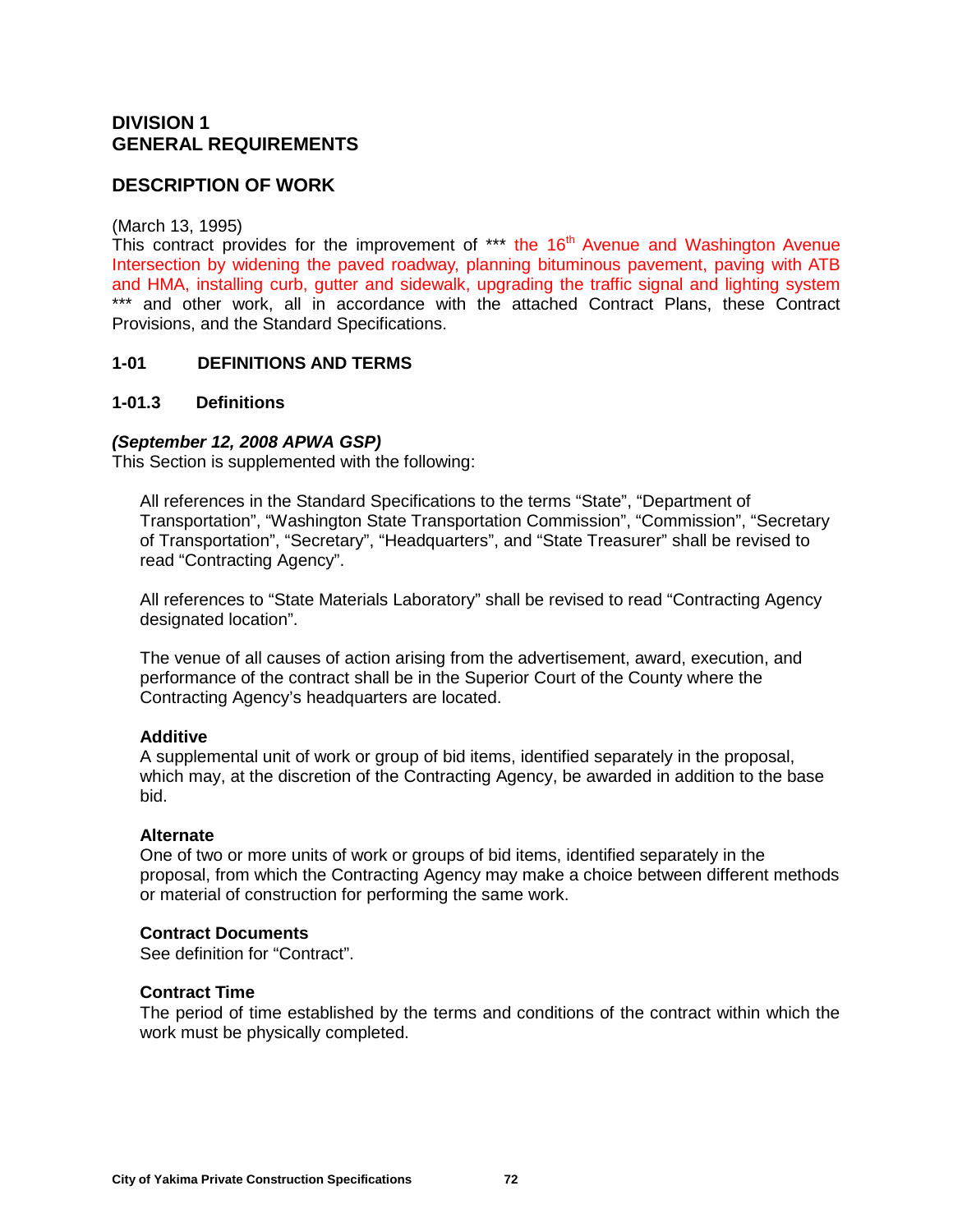# DIVISION 1
# GENERAL REQUIREMENTS

## DESCRIPTION OF WORK

(March 13, 1995)
This contract provides for the improvement of *** the 16th Avenue and Washington Avenue Intersection by widening the paved roadway, planning bituminous pavement, paving with ATB and HMA, installing curb, gutter and sidewalk, upgrading the traffic signal and lighting system *** and other work, all in accordance with the attached Contract Plans, these Contract Provisions, and the Standard Specifications.

### 1-01 DEFINITIONS AND TERMS

#### 1-01.3 Definitions

***(September 12, 2008 APWA GSP)***
This Section is supplemented with the following:

All references in the Standard Specifications to the terms "State", "Department of Transportation", "Washington State Transportation Commission", "Commission", "Secretary of Transportation", "Secretary", "Headquarters", and "State Treasurer" shall be revised to read "Contracting Agency".

All references to "State Materials Laboratory" shall be revised to read "Contracting Agency designated location".

The venue of all causes of action arising from the advertisement, award, execution, and performance of the contract shall be in the Superior Court of the County where the Contracting Agency's headquarters are located.

**Additive**
A supplemental unit of work or group of bid items, identified separately in the proposal, which may, at the discretion of the Contracting Agency, be awarded in addition to the base bid.

**Alternate**
One of two or more units of work or groups of bid items, identified separately in the proposal, from which the Contracting Agency may make a choice between different methods or material of construction for performing the same work.

**Contract Documents**
See definition for "Contract".

**Contract Time**
The period of time established by the terms and conditions of the contract within which the work must be physically completed.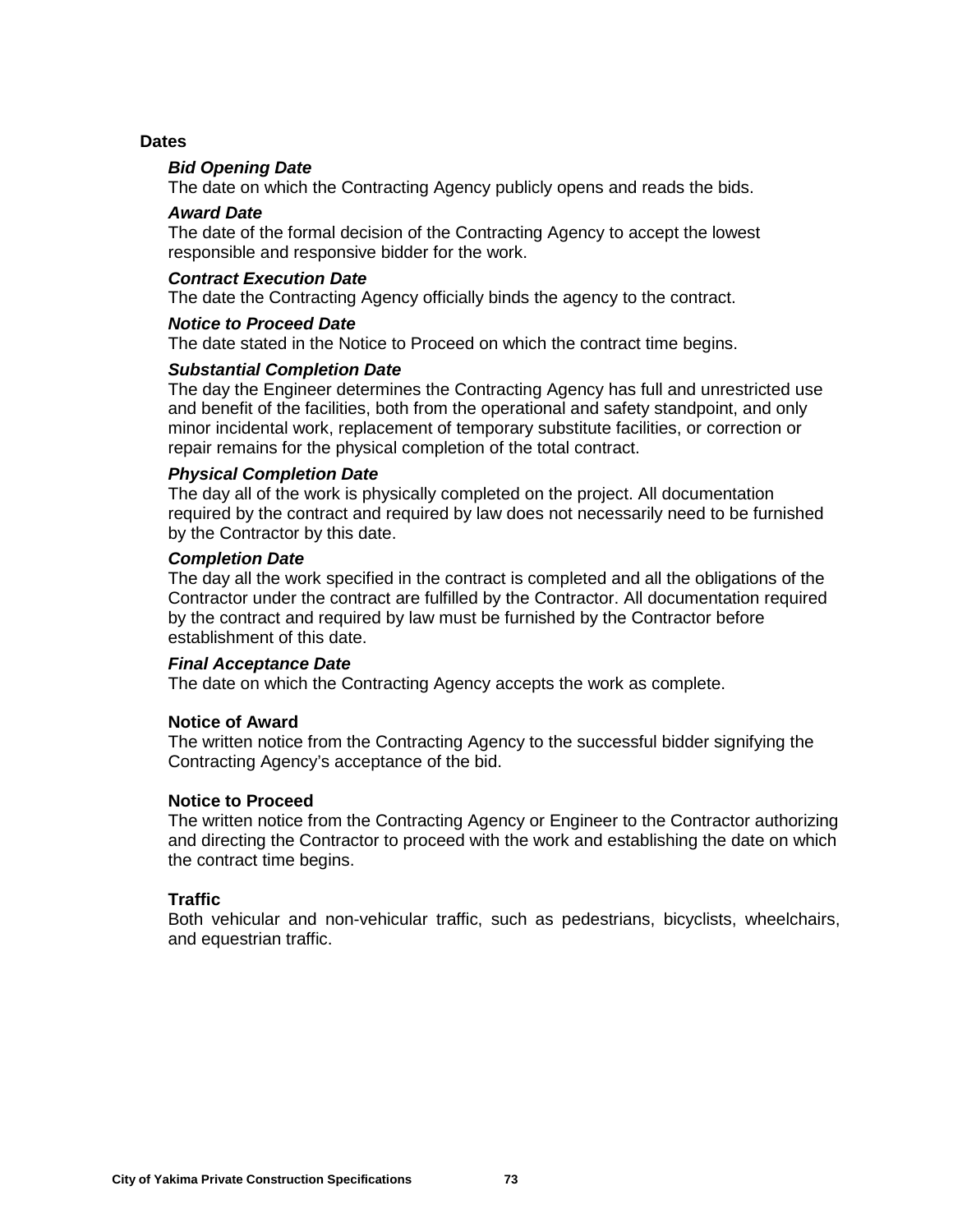**Dates**

***Bid Opening Date***
The date on which the Contracting Agency publicly opens and reads the bids.

***Award Date***
The date of the formal decision of the Contracting Agency to accept the lowest responsible and responsive bidder for the work.

***Contract Execution Date***
The date the Contracting Agency officially binds the agency to the contract.

***Notice to Proceed Date***
The date stated in the Notice to Proceed on which the contract time begins.

***Substantial Completion Date***
The day the Engineer determines the Contracting Agency has full and unrestricted use and benefit of the facilities, both from the operational and safety standpoint, and only minor incidental work, replacement of temporary substitute facilities, or correction or repair remains for the physical completion of the total contract.

***Physical Completion Date***
The day all of the work is physically completed on the project. All documentation required by the contract and required by law does not necessarily need to be furnished by the Contractor by this date.

***Completion Date***
The day all the work specified in the contract is completed and all the obligations of the Contractor under the contract are fulfilled by the Contractor. All documentation required by the contract and required by law must be furnished by the Contractor before establishment of this date.

***Final Acceptance Date***
The date on which the Contracting Agency accepts the work as complete.

**Notice of Award**
The written notice from the Contracting Agency to the successful bidder signifying the Contracting Agency's acceptance of the bid.

**Notice to Proceed**
The written notice from the Contracting Agency or Engineer to the Contractor authorizing and directing the Contractor to proceed with the work and establishing the date on which the contract time begins.

**Traffic**
Both vehicular and non-vehicular traffic, such as pedestrians, bicyclists, wheelchairs, and equestrian traffic.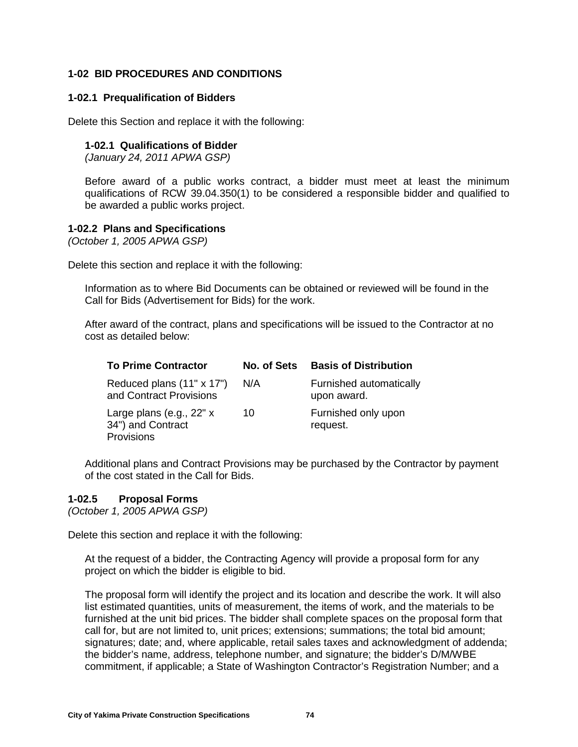## 1-02 BID PROCEDURES AND CONDITIONS

### 1-02.1 Prequalification of Bidders

Delete this Section and replace it with the following:

**1-02.1 Qualifications of Bidder**
*(January 24, 2011 APWA GSP)*

Before award of a public works contract, a bidder must meet at least the minimum qualifications of RCW 39.04.350(1) to be considered a responsible bidder and qualified to be awarded a public works project.

### 1-02.2 Plans and Specifications
*(October 1, 2005 APWA GSP)*

Delete this section and replace it with the following:

Information as to where Bid Documents can be obtained or reviewed will be found in the Call for Bids (Advertisement for Bids) for the work.

After award of the contract, plans and specifications will be issued to the Contractor at no cost as detailed below:

| To Prime Contractor | No. of Sets | Basis of Distribution |
|---|---|---|
| Reduced plans (11" x 17") and Contract Provisions | N/A | Furnished automatically upon award. |
| Large plans (e.g., 22" x 34") and Contract Provisions | 10 | Furnished only upon request. |

Additional plans and Contract Provisions may be purchased by the Contractor by payment of the cost stated in the Call for Bids.

### 1-02.5 Proposal Forms
*(October 1, 2005 APWA GSP)*

Delete this section and replace it with the following:

At the request of a bidder, the Contracting Agency will provide a proposal form for any project on which the bidder is eligible to bid.

The proposal form will identify the project and its location and describe the work. It will also list estimated quantities, units of measurement, the items of work, and the materials to be furnished at the unit bid prices. The bidder shall complete spaces on the proposal form that call for, but are not limited to, unit prices; extensions; summations; the total bid amount; signatures; date; and, where applicable, retail sales taxes and acknowledgment of addenda; the bidder's name, address, telephone number, and signature; the bidder's D/M/WBE commitment, if applicable; a State of Washington Contractor's Registration Number; and a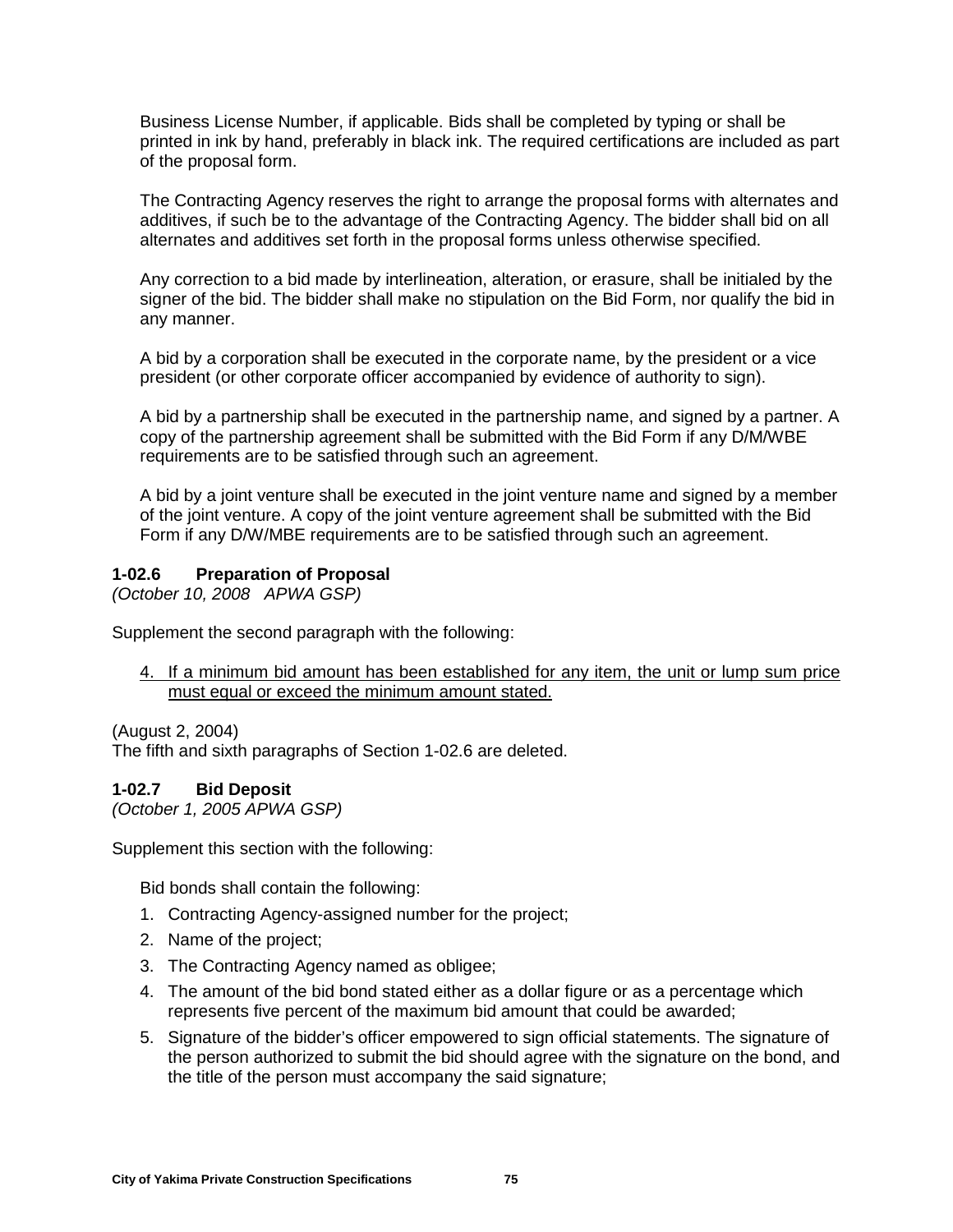Business License Number, if applicable. Bids shall be completed by typing or shall be printed in ink by hand, preferably in black ink. The required certifications are included as part of the proposal form.

The Contracting Agency reserves the right to arrange the proposal forms with alternates and additives, if such be to the advantage of the Contracting Agency. The bidder shall bid on all alternates and additives set forth in the proposal forms unless otherwise specified.

Any correction to a bid made by interlineation, alteration, or erasure, shall be initialed by the signer of the bid. The bidder shall make no stipulation on the Bid Form, nor qualify the bid in any manner.

A bid by a corporation shall be executed in the corporate name, by the president or a vice president (or other corporate officer accompanied by evidence of authority to sign).

A bid by a partnership shall be executed in the partnership name, and signed by a partner. A copy of the partnership agreement shall be submitted with the Bid Form if any D/M/WBE requirements are to be satisfied through such an agreement.

A bid by a joint venture shall be executed in the joint venture name and signed by a member of the joint venture. A copy of the joint venture agreement shall be submitted with the Bid Form if any D/W/MBE requirements are to be satisfied through such an agreement.

### 1-02.6 Preparation of Proposal

*(October 10, 2008 APWA GSP)*

Supplement the second paragraph with the following:

4. <u>If a minimum bid amount has been established for any item, the unit or lump sum price must equal or exceed the minimum amount stated.</u>

(August 2, 2004)
The fifth and sixth paragraphs of Section 1-02.6 are deleted.

### 1-02.7 Bid Deposit

*(October 1, 2005 APWA GSP)*

Supplement this section with the following:

Bid bonds shall contain the following:

1. Contracting Agency-assigned number for the project;
2. Name of the project;
3. The Contracting Agency named as obligee;
4. The amount of the bid bond stated either as a dollar figure or as a percentage which represents five percent of the maximum bid amount that could be awarded;
5. Signature of the bidder's officer empowered to sign official statements. The signature of the person authorized to submit the bid should agree with the signature on the bond, and the title of the person must accompany the said signature;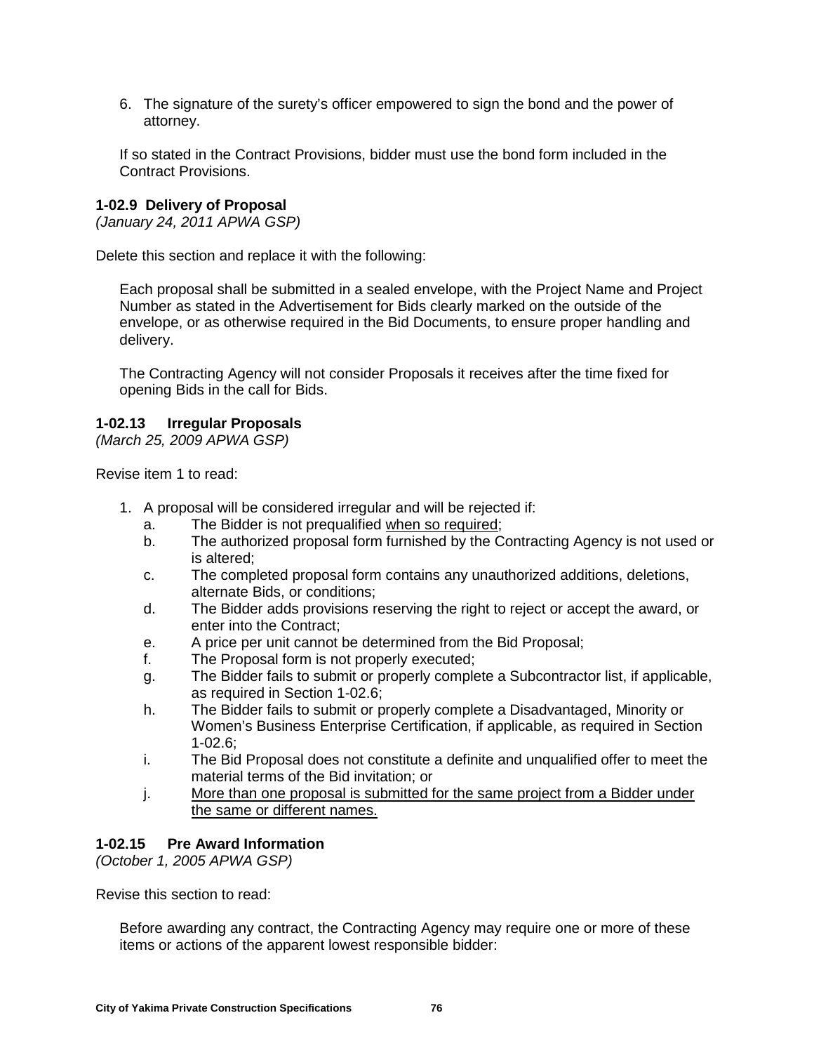6. The signature of the surety's officer empowered to sign the bond and the power of attorney.

If so stated in the Contract Provisions, bidder must use the bond form included in the Contract Provisions.

### 1-02.9 Delivery of Proposal

*(January 24, 2011 APWA GSP)*

Delete this section and replace it with the following:

Each proposal shall be submitted in a sealed envelope, with the Project Name and Project Number as stated in the Advertisement for Bids clearly marked on the outside of the envelope, or as otherwise required in the Bid Documents, to ensure proper handling and delivery.

The Contracting Agency will not consider Proposals it receives after the time fixed for opening Bids in the call for Bids.

### 1-02.13 Irregular Proposals

*(March 25, 2009 APWA GSP)*

Revise item 1 to read:

1. A proposal will be considered irregular and will be rejected if:
   a. The Bidder is not prequalified <u>when so required</u>;
   b. The authorized proposal form furnished by the Contracting Agency is not used or is altered;
   c. The completed proposal form contains any unauthorized additions, deletions, alternate Bids, or conditions;
   d. The Bidder adds provisions reserving the right to reject or accept the award, or enter into the Contract;
   e. A price per unit cannot be determined from the Bid Proposal;
   f. The Proposal form is not properly executed;
   g. The Bidder fails to submit or properly complete a Subcontractor list, if applicable, as required in Section 1-02.6;
   h. The Bidder fails to submit or properly complete a Disadvantaged, Minority or Women's Business Enterprise Certification, if applicable, as required in Section 1-02.6;
   i. The Bid Proposal does not constitute a definite and unqualified offer to meet the material terms of the Bid invitation; or
   j. <u>More than one proposal is submitted for the same project from a Bidder under the same or different names.</u>

### 1-02.15 Pre Award Information

*(October 1, 2005 APWA GSP)*

Revise this section to read:

Before awarding any contract, the Contracting Agency may require one or more of these items or actions of the apparent lowest responsible bidder: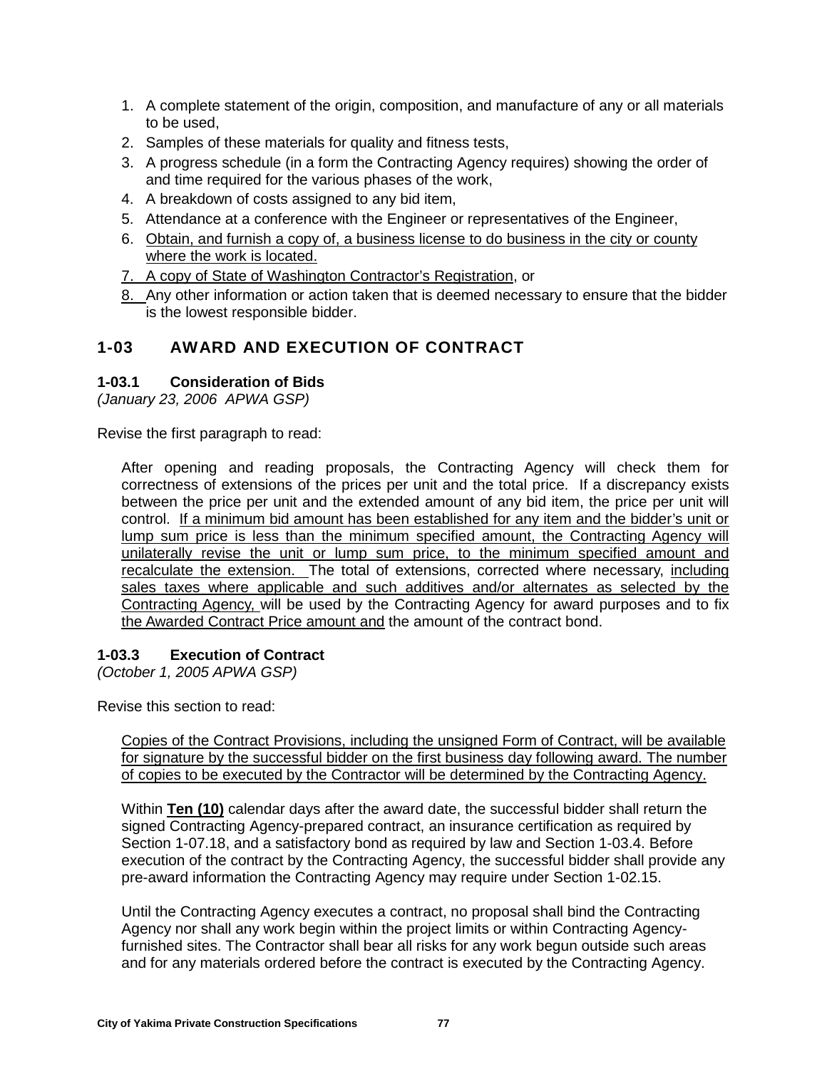1. A complete statement of the origin, composition, and manufacture of any or all materials to be used,
2. Samples of these materials for quality and fitness tests,
3. A progress schedule (in a form the Contracting Agency requires) showing the order of and time required for the various phases of the work,
4. A breakdown of costs assigned to any bid item,
5. Attendance at a conference with the Engineer or representatives of the Engineer,
6. <u>Obtain, and furnish a copy of, a business license to do business in the city or county where the work is located.</u>
7. <u>A copy of State of Washington Contractor's Registration</u>, or
8. <u>Any other information or action taken that is deemed necessary to ensure that the bidder is the lowest responsible bidder.</u>

## 1-03 AWARD AND EXECUTION OF CONTRACT

### 1-03.1 Consideration of Bids

*(January 23, 2006 APWA GSP)*

Revise the first paragraph to read:

> After opening and reading proposals, the Contracting Agency will check them for correctness of extensions of the prices per unit and the total price. If a discrepancy exists between the price per unit and the extended amount of any bid item, the price per unit will control. <u>If a minimum bid amount has been established for any item and the bidder's unit or lump sum price is less than the minimum specified amount, the Contracting Agency will unilaterally revise the unit or lump sum price, to the minimum specified amount and recalculate the extension.</u> The total of extensions, corrected where necessary, <u>including sales taxes where applicable and such additives and/or alternates as selected by the Contracting Agency,</u> will be used by the Contracting Agency for award purposes and to fix <u>the Awarded Contract Price amount and</u> the amount of the contract bond.

### 1-03.3 Execution of Contract

*(October 1, 2005 APWA GSP)*

Revise this section to read:

> <u>Copies of the Contract Provisions, including the unsigned Form of Contract, will be available for signature by the successful bidder on the first business day following award. The number of copies to be executed by the Contractor will be determined by the Contracting Agency.</u>
>
> Within <u>**Ten (10)**</u> calendar days after the award date, the successful bidder shall return the signed Contracting Agency-prepared contract, an insurance certification as required by Section 1-07.18, and a satisfactory bond as required by law and Section 1-03.4. Before execution of the contract by the Contracting Agency, the successful bidder shall provide any pre-award information the Contracting Agency may require under Section 1-02.15.
>
> Until the Contracting Agency executes a contract, no proposal shall bind the Contracting Agency nor shall any work begin within the project limits or within Contracting Agency-furnished sites. The Contractor shall bear all risks for any work begun outside such areas and for any materials ordered before the contract is executed by the Contracting Agency.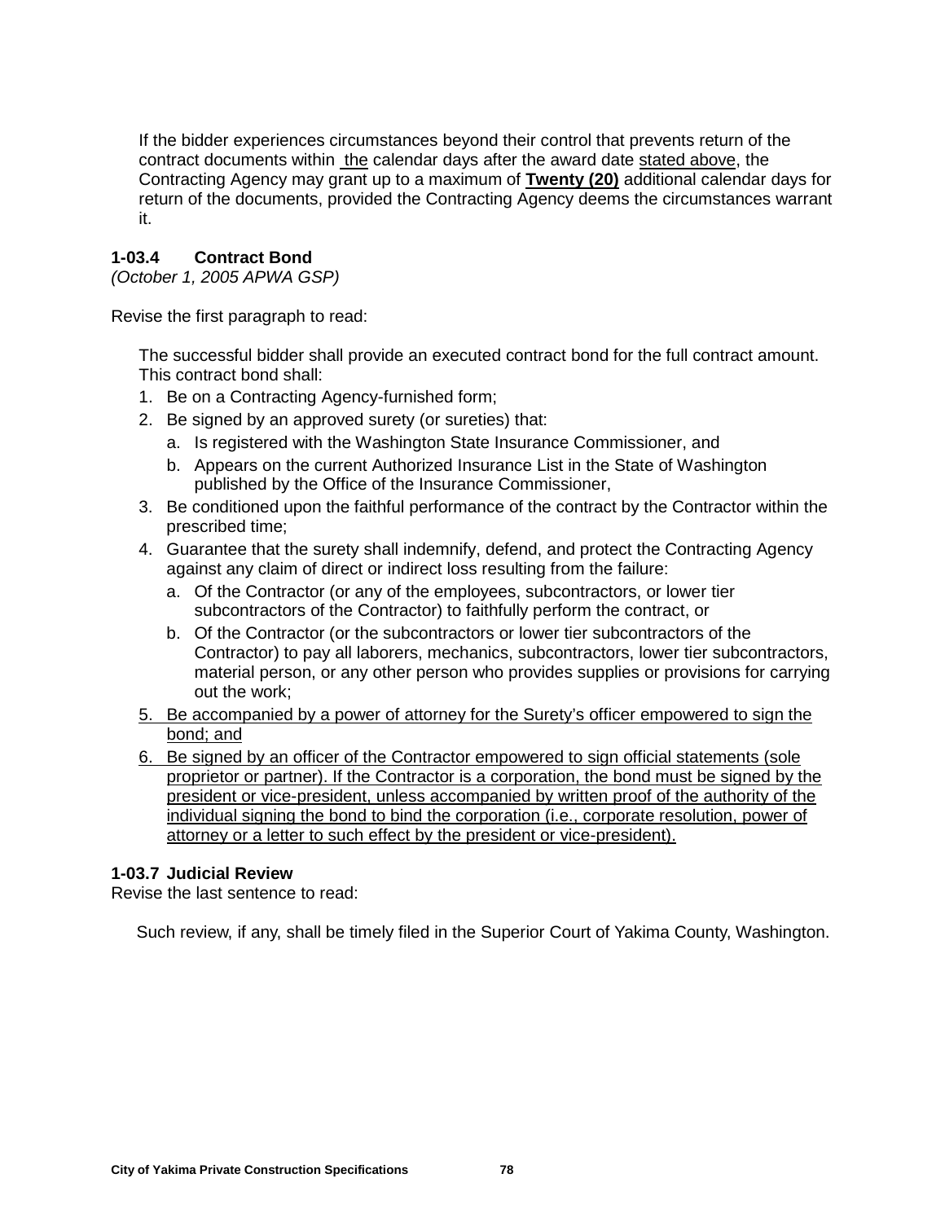If the bidder experiences circumstances beyond their control that prevents return of the contract documents within the calendar days after the award date stated above, the Contracting Agency may grant up to a maximum of **Twenty (20)** additional calendar days for return of the documents, provided the Contracting Agency deems the circumstances warrant it.

### 1-03.4 Contract Bond

*(October 1, 2005 APWA GSP)*

Revise the first paragraph to read:

The successful bidder shall provide an executed contract bond for the full contract amount. This contract bond shall:

1. Be on a Contracting Agency-furnished form;
2. Be signed by an approved surety (or sureties) that:
   a. Is registered with the Washington State Insurance Commissioner, and
   b. Appears on the current Authorized Insurance List in the State of Washington published by the Office of the Insurance Commissioner,
3. Be conditioned upon the faithful performance of the contract by the Contractor within the prescribed time;
4. Guarantee that the surety shall indemnify, defend, and protect the Contracting Agency against any claim of direct or indirect loss resulting from the failure:
   a. Of the Contractor (or any of the employees, subcontractors, or lower tier subcontractors of the Contractor) to faithfully perform the contract, or
   b. Of the Contractor (or the subcontractors or lower tier subcontractors of the Contractor) to pay all laborers, mechanics, subcontractors, lower tier subcontractors, material person, or any other person who provides supplies or provisions for carrying out the work;
5. Be accompanied by a power of attorney for the Surety's officer empowered to sign the bond; and
6. Be signed by an officer of the Contractor empowered to sign official statements (sole proprietor or partner). If the Contractor is a corporation, the bond must be signed by the president or vice-president, unless accompanied by written proof of the authority of the individual signing the bond to bind the corporation (i.e., corporate resolution, power of attorney or a letter to such effect by the president or vice-president).

### 1-03.7 Judicial Review

Revise the last sentence to read:

Such review, if any, shall be timely filed in the Superior Court of Yakima County, Washington.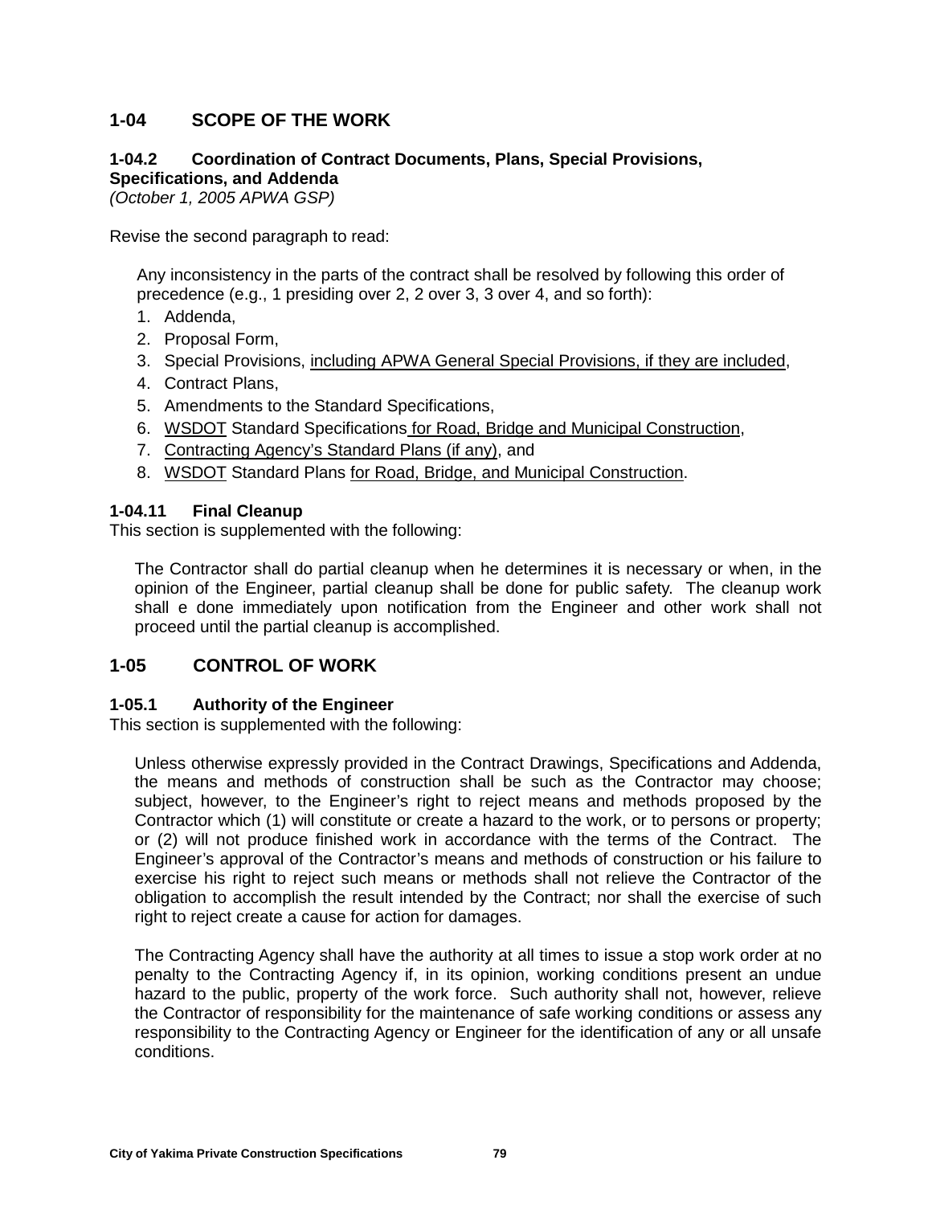## 1-04 SCOPE OF THE WORK

### 1-04.2 Coordination of Contract Documents, Plans, Special Provisions, Specifications, and Addenda

*(October 1, 2005 APWA GSP)*

Revise the second paragraph to read:

> Any inconsistency in the parts of the contract shall be resolved by following this order of precedence (e.g., 1 presiding over 2, 2 over 3, 3 over 4, and so forth):
>
> 1. Addenda,
> 2. Proposal Form,
> 3. Special Provisions, <u>including APWA General Special Provisions, if they are included</u>,
> 4. Contract Plans,
> 5. Amendments to the Standard Specifications,
> 6. <u>WSDOT</u> Standard Specifications <u>for Road, Bridge and Municipal Construction</u>,
> 7. <u>Contracting Agency's Standard Plans (if any)</u>, and
> 8. <u>WSDOT</u> Standard Plans <u>for Road, Bridge, and Municipal Construction</u>.

### 1-04.11 Final Cleanup

This section is supplemented with the following:

> The Contractor shall do partial cleanup when he determines it is necessary or when, in the opinion of the Engineer, partial cleanup shall be done for public safety. The cleanup work shall e done immediately upon notification from the Engineer and other work shall not proceed until the partial cleanup is accomplished.

## 1-05 CONTROL OF WORK

### 1-05.1 Authority of the Engineer

This section is supplemented with the following:

> Unless otherwise expressly provided in the Contract Drawings, Specifications and Addenda, the means and methods of construction shall be such as the Contractor may choose; subject, however, to the Engineer's right to reject means and methods proposed by the Contractor which (1) will constitute or create a hazard to the work, or to persons or property; or (2) will not produce finished work in accordance with the terms of the Contract. The Engineer's approval of the Contractor's means and methods of construction or his failure to exercise his right to reject such means or methods shall not relieve the Contractor of the obligation to accomplish the result intended by the Contract; nor shall the exercise of such right to reject create a cause for action for damages.
>
> The Contracting Agency shall have the authority at all times to issue a stop work order at no penalty to the Contracting Agency if, in its opinion, working conditions present an undue hazard to the public, property of the work force. Such authority shall not, however, relieve the Contractor of responsibility for the maintenance of safe working conditions or assess any responsibility to the Contracting Agency or Engineer for the identification of any or all unsafe conditions.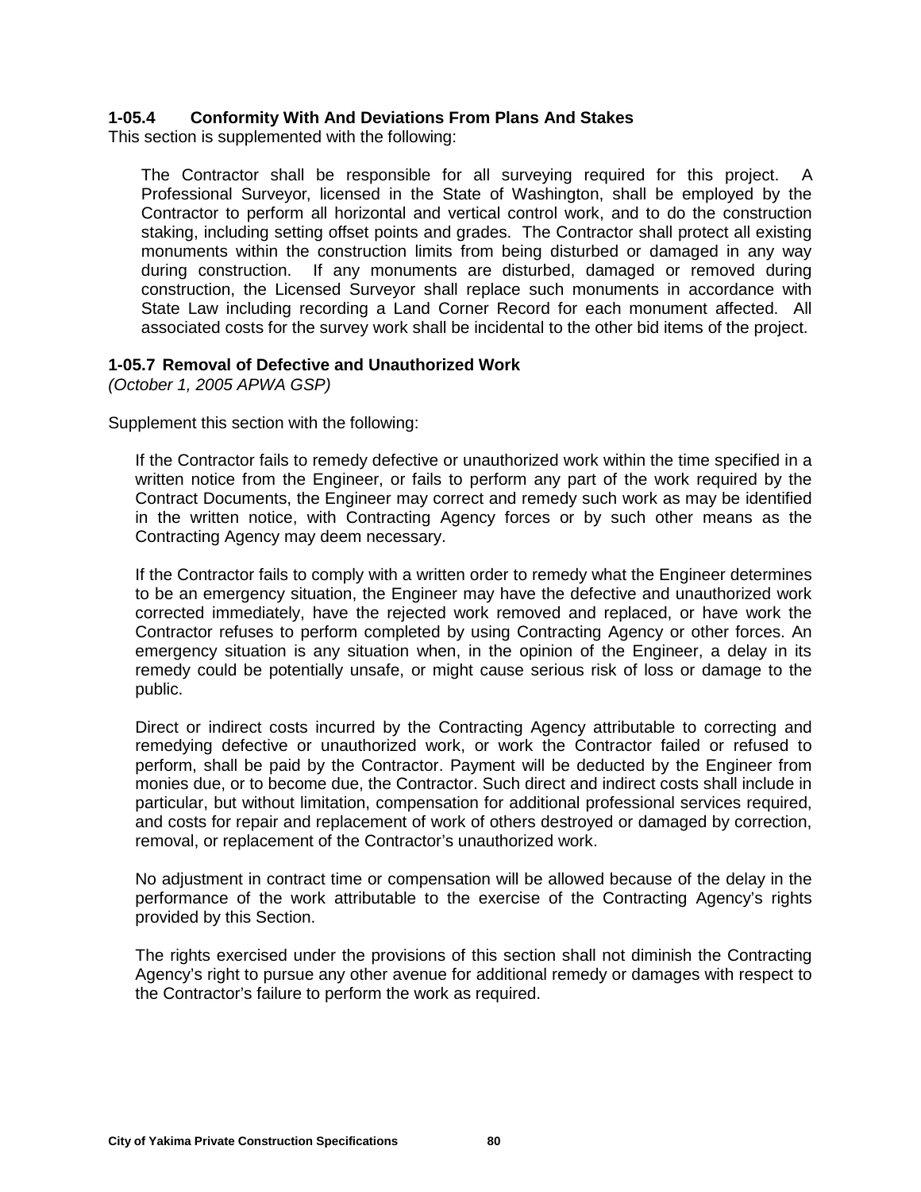### 1-05.4 Conformity With And Deviations From Plans And Stakes

This section is supplemented with the following:

The Contractor shall be responsible for all surveying required for this project. A Professional Surveyor, licensed in the State of Washington, shall be employed by the Contractor to perform all horizontal and vertical control work, and to do the construction staking, including setting offset points and grades. The Contractor shall protect all existing monuments within the construction limits from being disturbed or damaged in any way during construction. If any monuments are disturbed, damaged or removed during construction, the Licensed Surveyor shall replace such monuments in accordance with State Law including recording a Land Corner Record for each monument affected. All associated costs for the survey work shall be incidental to the other bid items of the project.

### 1-05.7 Removal of Defective and Unauthorized Work

*(October 1, 2005 APWA GSP)*

Supplement this section with the following:

If the Contractor fails to remedy defective or unauthorized work within the time specified in a written notice from the Engineer, or fails to perform any part of the work required by the Contract Documents, the Engineer may correct and remedy such work as may be identified in the written notice, with Contracting Agency forces or by such other means as the Contracting Agency may deem necessary.

If the Contractor fails to comply with a written order to remedy what the Engineer determines to be an emergency situation, the Engineer may have the defective and unauthorized work corrected immediately, have the rejected work removed and replaced, or have work the Contractor refuses to perform completed by using Contracting Agency or other forces. An emergency situation is any situation when, in the opinion of the Engineer, a delay in its remedy could be potentially unsafe, or might cause serious risk of loss or damage to the public.

Direct or indirect costs incurred by the Contracting Agency attributable to correcting and remedying defective or unauthorized work, or work the Contractor failed or refused to perform, shall be paid by the Contractor. Payment will be deducted by the Engineer from monies due, or to become due, the Contractor. Such direct and indirect costs shall include in particular, but without limitation, compensation for additional professional services required, and costs for repair and replacement of work of others destroyed or damaged by correction, removal, or replacement of the Contractor's unauthorized work.

No adjustment in contract time or compensation will be allowed because of the delay in the performance of the work attributable to the exercise of the Contracting Agency's rights provided by this Section.

The rights exercised under the provisions of this section shall not diminish the Contracting Agency's right to pursue any other avenue for additional remedy or damages with respect to the Contractor's failure to perform the work as required.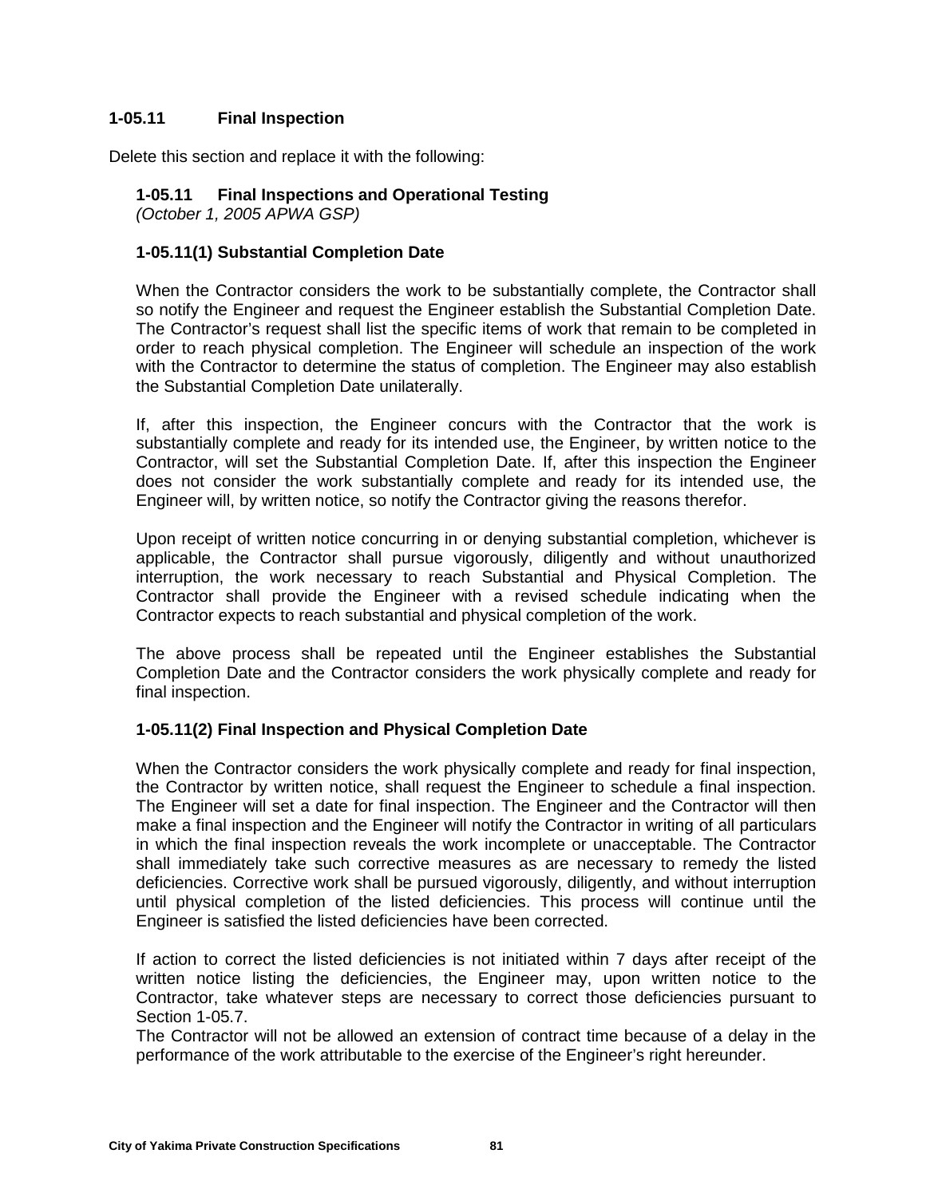### 1-05.11 Final Inspection

Delete this section and replace it with the following:

### 1-05.11 Final Inspections and Operational Testing

*(October 1, 2005 APWA GSP)*

#### 1-05.11(1) Substantial Completion Date

When the Contractor considers the work to be substantially complete, the Contractor shall so notify the Engineer and request the Engineer establish the Substantial Completion Date. The Contractor's request shall list the specific items of work that remain to be completed in order to reach physical completion. The Engineer will schedule an inspection of the work with the Contractor to determine the status of completion. The Engineer may also establish the Substantial Completion Date unilaterally.

If, after this inspection, the Engineer concurs with the Contractor that the work is substantially complete and ready for its intended use, the Engineer, by written notice to the Contractor, will set the Substantial Completion Date. If, after this inspection the Engineer does not consider the work substantially complete and ready for its intended use, the Engineer will, by written notice, so notify the Contractor giving the reasons therefor.

Upon receipt of written notice concurring in or denying substantial completion, whichever is applicable, the Contractor shall pursue vigorously, diligently and without unauthorized interruption, the work necessary to reach Substantial and Physical Completion. The Contractor shall provide the Engineer with a revised schedule indicating when the Contractor expects to reach substantial and physical completion of the work.

The above process shall be repeated until the Engineer establishes the Substantial Completion Date and the Contractor considers the work physically complete and ready for final inspection.

#### 1-05.11(2) Final Inspection and Physical Completion Date

When the Contractor considers the work physically complete and ready for final inspection, the Contractor by written notice, shall request the Engineer to schedule a final inspection. The Engineer will set a date for final inspection. The Engineer and the Contractor will then make a final inspection and the Engineer will notify the Contractor in writing of all particulars in which the final inspection reveals the work incomplete or unacceptable. The Contractor shall immediately take such corrective measures as are necessary to remedy the listed deficiencies. Corrective work shall be pursued vigorously, diligently, and without interruption until physical completion of the listed deficiencies. This process will continue until the Engineer is satisfied the listed deficiencies have been corrected.

If action to correct the listed deficiencies is not initiated within 7 days after receipt of the written notice listing the deficiencies, the Engineer may, upon written notice to the Contractor, take whatever steps are necessary to correct those deficiencies pursuant to Section 1-05.7.

The Contractor will not be allowed an extension of contract time because of a delay in the performance of the work attributable to the exercise of the Engineer's right hereunder.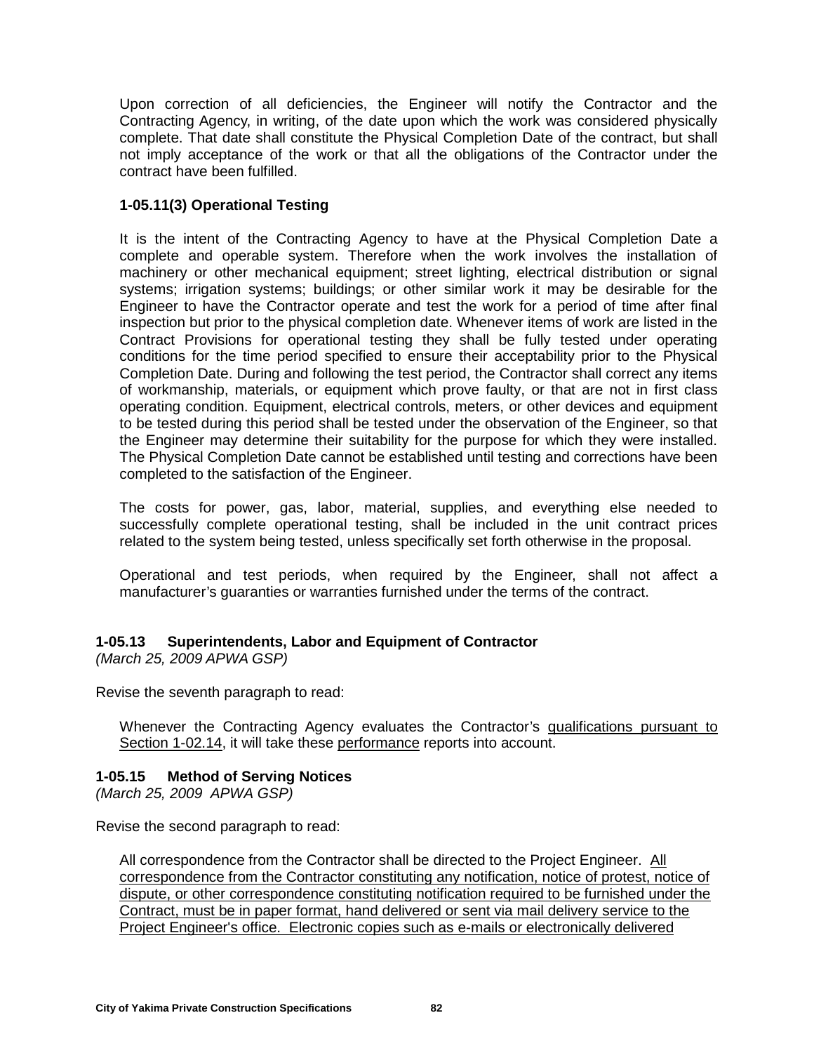Upon correction of all deficiencies, the Engineer will notify the Contractor and the Contracting Agency, in writing, of the date upon which the work was considered physically complete. That date shall constitute the Physical Completion Date of the contract, but shall not imply acceptance of the work or that all the obligations of the Contractor under the contract have been fulfilled.

**1-05.11(3) Operational Testing**

It is the intent of the Contracting Agency to have at the Physical Completion Date a complete and operable system. Therefore when the work involves the installation of machinery or other mechanical equipment; street lighting, electrical distribution or signal systems; irrigation systems; buildings; or other similar work it may be desirable for the Engineer to have the Contractor operate and test the work for a period of time after final inspection but prior to the physical completion date. Whenever items of work are listed in the Contract Provisions for operational testing they shall be fully tested under operating conditions for the time period specified to ensure their acceptability prior to the Physical Completion Date. During and following the test period, the Contractor shall correct any items of workmanship, materials, or equipment which prove faulty, or that are not in first class operating condition. Equipment, electrical controls, meters, or other devices and equipment to be tested during this period shall be tested under the observation of the Engineer, so that the Engineer may determine their suitability for the purpose for which they were installed. The Physical Completion Date cannot be established until testing and corrections have been completed to the satisfaction of the Engineer.

The costs for power, gas, labor, material, supplies, and everything else needed to successfully complete operational testing, shall be included in the unit contract prices related to the system being tested, unless specifically set forth otherwise in the proposal.

Operational and test periods, when required by the Engineer, shall not affect a manufacturer's guaranties or warranties furnished under the terms of the contract.

**1-05.13 Superintendents, Labor and Equipment of Contractor**
*(March 25, 2009 APWA GSP)*

Revise the seventh paragraph to read:

Whenever the Contracting Agency evaluates the Contractor's <u>qualifications pursuant to Section 1-02.14</u>, it will take these <u>performance</u> reports into account.

**1-05.15 Method of Serving Notices**
*(March 25, 2009 APWA GSP)*

Revise the second paragraph to read:

All correspondence from the Contractor shall be directed to the Project Engineer. <u>All correspondence from the Contractor constituting any notification, notice of protest, notice of dispute, or other correspondence constituting notification required to be furnished under the Contract, must be in paper format, hand delivered or sent via mail delivery service to the Project Engineer's office. Electronic copies such as e-mails or electronically delivered</u>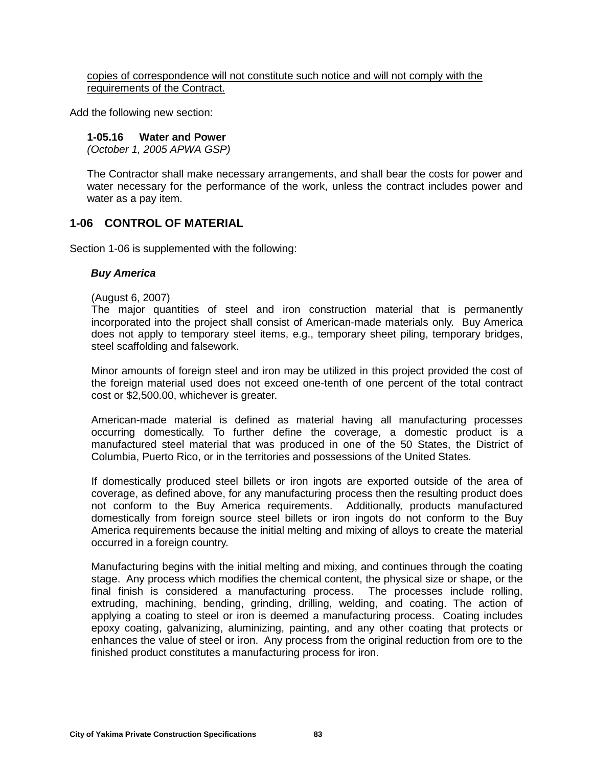<u>copies of correspondence will not constitute such notice and will not comply with the requirements of the Contract.</u>

Add the following new section:

**1-05.16 Water and Power**
*(October 1, 2005 APWA GSP)*

The Contractor shall make necessary arrangements, and shall bear the costs for power and water necessary for the performance of the work, unless the contract includes power and water as a pay item.

## 1-06 CONTROL OF MATERIAL

Section 1-06 is supplemented with the following:

***Buy America***

(August 6, 2007)
The major quantities of steel and iron construction material that is permanently incorporated into the project shall consist of American-made materials only. Buy America does not apply to temporary steel items, e.g., temporary sheet piling, temporary bridges, steel scaffolding and falsework.

Minor amounts of foreign steel and iron may be utilized in this project provided the cost of the foreign material used does not exceed one-tenth of one percent of the total contract cost or $2,500.00, whichever is greater.

American-made material is defined as material having all manufacturing processes occurring domestically. To further define the coverage, a domestic product is a manufactured steel material that was produced in one of the 50 States, the District of Columbia, Puerto Rico, or in the territories and possessions of the United States.

If domestically produced steel billets or iron ingots are exported outside of the area of coverage, as defined above, for any manufacturing process then the resulting product does not conform to the Buy America requirements. Additionally, products manufactured domestically from foreign source steel billets or iron ingots do not conform to the Buy America requirements because the initial melting and mixing of alloys to create the material occurred in a foreign country.

Manufacturing begins with the initial melting and mixing, and continues through the coating stage. Any process which modifies the chemical content, the physical size or shape, or the final finish is considered a manufacturing process. The processes include rolling, extruding, machining, bending, grinding, drilling, welding, and coating. The action of applying a coating to steel or iron is deemed a manufacturing process. Coating includes epoxy coating, galvanizing, aluminizing, painting, and any other coating that protects or enhances the value of steel or iron. Any process from the original reduction from ore to the finished product constitutes a manufacturing process for iron.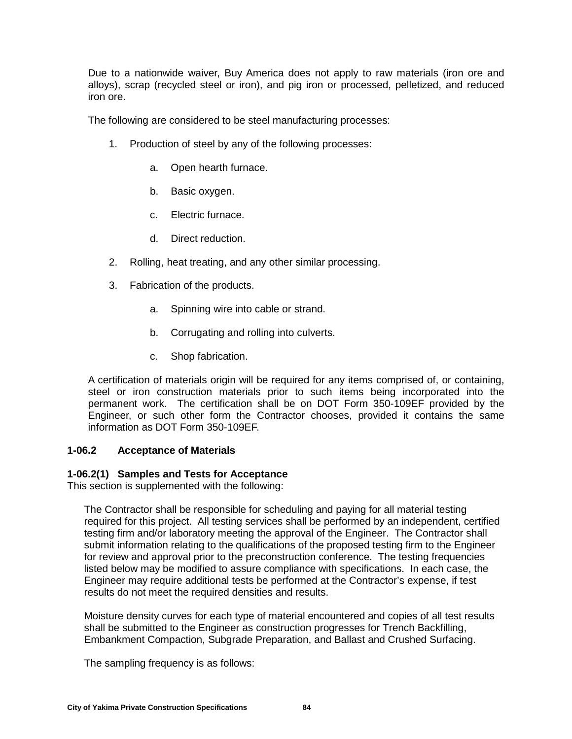Due to a nationwide waiver, Buy America does not apply to raw materials (iron ore and alloys), scrap (recycled steel or iron), and pig iron or processed, pelletized, and reduced iron ore.

The following are considered to be steel manufacturing processes:

1. Production of steel by any of the following processes:
   a. Open hearth furnace.
   b. Basic oxygen.
   c. Electric furnace.
   d. Direct reduction.
2. Rolling, heat treating, and any other similar processing.
3. Fabrication of the products.
   a. Spinning wire into cable or strand.
   b. Corrugating and rolling into culverts.
   c. Shop fabrication.

A certification of materials origin will be required for any items comprised of, or containing, steel or iron construction materials prior to such items being incorporated into the permanent work. The certification shall be on DOT Form 350-109EF provided by the Engineer, or such other form the Contractor chooses, provided it contains the same information as DOT Form 350-109EF.

### 1-06.2 Acceptance of Materials

#### 1-06.2(1) Samples and Tests for Acceptance

This section is supplemented with the following:

The Contractor shall be responsible for scheduling and paying for all material testing required for this project. All testing services shall be performed by an independent, certified testing firm and/or laboratory meeting the approval of the Engineer. The Contractor shall submit information relating to the qualifications of the proposed testing firm to the Engineer for review and approval prior to the preconstruction conference. The testing frequencies listed below may be modified to assure compliance with specifications. In each case, the Engineer may require additional tests be performed at the Contractor's expense, if test results do not meet the required densities and results.

Moisture density curves for each type of material encountered and copies of all test results shall be submitted to the Engineer as construction progresses for Trench Backfilling, Embankment Compaction, Subgrade Preparation, and Ballast and Crushed Surfacing.

The sampling frequency is as follows: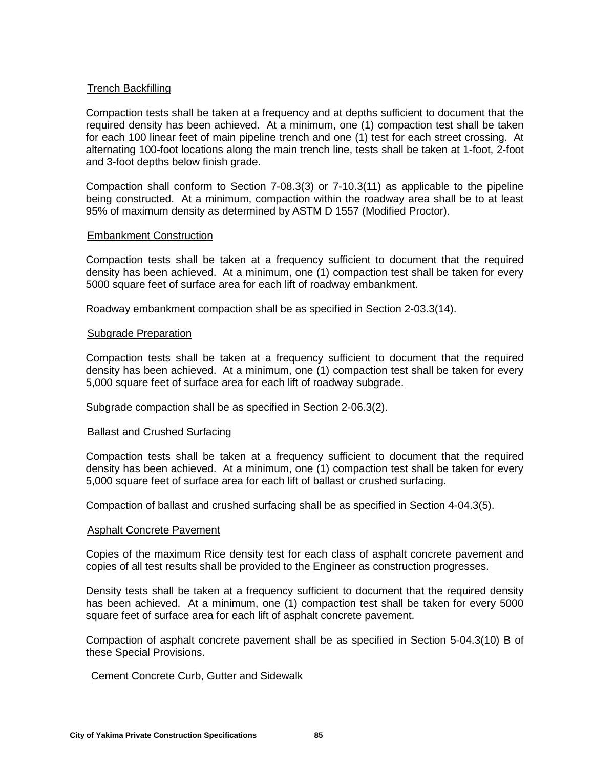Trench Backfilling

Compaction tests shall be taken at a frequency and at depths sufficient to document that the required density has been achieved. At a minimum, one (1) compaction test shall be taken for each 100 linear feet of main pipeline trench and one (1) test for each street crossing. At alternating 100-foot locations along the main trench line, tests shall be taken at 1-foot, 2-foot and 3-foot depths below finish grade.

Compaction shall conform to Section 7-08.3(3) or 7-10.3(11) as applicable to the pipeline being constructed. At a minimum, compaction within the roadway area shall be to at least 95% of maximum density as determined by ASTM D 1557 (Modified Proctor).

Embankment Construction

Compaction tests shall be taken at a frequency sufficient to document that the required density has been achieved. At a minimum, one (1) compaction test shall be taken for every 5000 square feet of surface area for each lift of roadway embankment.

Roadway embankment compaction shall be as specified in Section 2-03.3(14).

Subgrade Preparation

Compaction tests shall be taken at a frequency sufficient to document that the required density has been achieved. At a minimum, one (1) compaction test shall be taken for every 5,000 square feet of surface area for each lift of roadway subgrade.

Subgrade compaction shall be as specified in Section 2-06.3(2).

Ballast and Crushed Surfacing

Compaction tests shall be taken at a frequency sufficient to document that the required density has been achieved. At a minimum, one (1) compaction test shall be taken for every 5,000 square feet of surface area for each lift of ballast or crushed surfacing.

Compaction of ballast and crushed surfacing shall be as specified in Section 4-04.3(5).

Asphalt Concrete Pavement

Copies of the maximum Rice density test for each class of asphalt concrete pavement and copies of all test results shall be provided to the Engineer as construction progresses.

Density tests shall be taken at a frequency sufficient to document that the required density has been achieved. At a minimum, one (1) compaction test shall be taken for every 5000 square feet of surface area for each lift of asphalt concrete pavement.

Compaction of asphalt concrete pavement shall be as specified in Section 5-04.3(10) B of these Special Provisions.

Cement Concrete Curb, Gutter and Sidewalk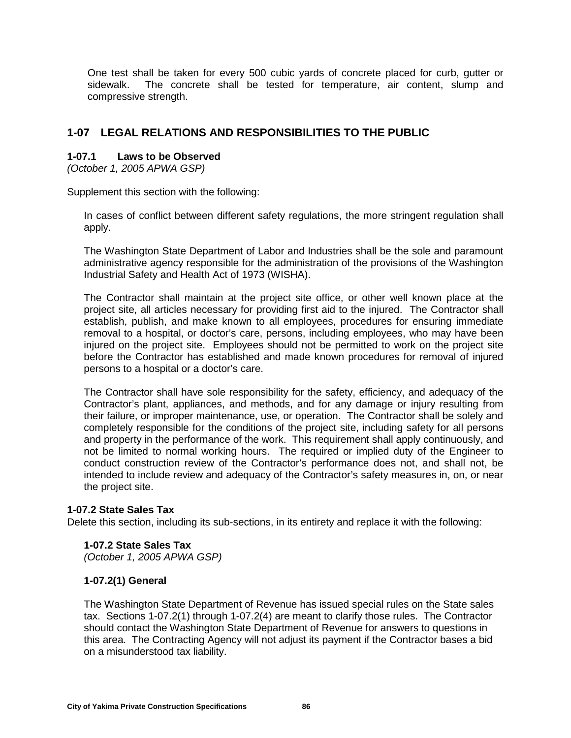One test shall be taken for every 500 cubic yards of concrete placed for curb, gutter or sidewalk. The concrete shall be tested for temperature, air content, slump and compressive strength.

## 1-07 LEGAL RELATIONS AND RESPONSIBILITIES TO THE PUBLIC

### 1-07.1 Laws to be Observed

*(October 1, 2005 APWA GSP)*

Supplement this section with the following:

In cases of conflict between different safety regulations, the more stringent regulation shall apply.

The Washington State Department of Labor and Industries shall be the sole and paramount administrative agency responsible for the administration of the provisions of the Washington Industrial Safety and Health Act of 1973 (WISHA).

The Contractor shall maintain at the project site office, or other well known place at the project site, all articles necessary for providing first aid to the injured. The Contractor shall establish, publish, and make known to all employees, procedures for ensuring immediate removal to a hospital, or doctor's care, persons, including employees, who may have been injured on the project site. Employees should not be permitted to work on the project site before the Contractor has established and made known procedures for removal of injured persons to a hospital or a doctor's care.

The Contractor shall have sole responsibility for the safety, efficiency, and adequacy of the Contractor's plant, appliances, and methods, and for any damage or injury resulting from their failure, or improper maintenance, use, or operation. The Contractor shall be solely and completely responsible for the conditions of the project site, including safety for all persons and property in the performance of the work. This requirement shall apply continuously, and not be limited to normal working hours. The required or implied duty of the Engineer to conduct construction review of the Contractor's performance does not, and shall not, be intended to include review and adequacy of the Contractor's safety measures in, on, or near the project site.

### 1-07.2 State Sales Tax

Delete this section, including its sub-sections, in its entirety and replace it with the following:

**1-07.2 State Sales Tax**

*(October 1, 2005 APWA GSP)*

**1-07.2(1) General**

The Washington State Department of Revenue has issued special rules on the State sales tax. Sections 1-07.2(1) through 1-07.2(4) are meant to clarify those rules. The Contractor should contact the Washington State Department of Revenue for answers to questions in this area. The Contracting Agency will not adjust its payment if the Contractor bases a bid on a misunderstood tax liability.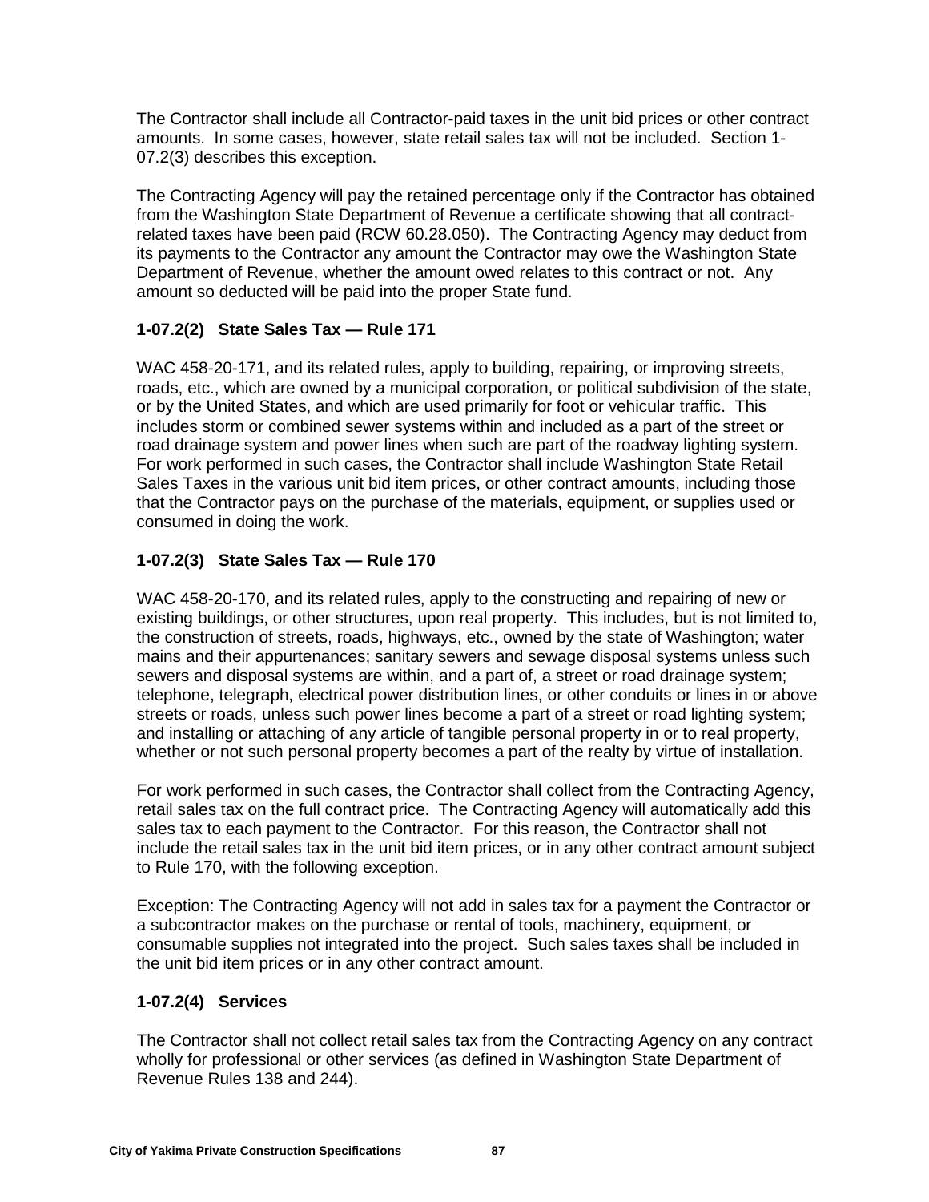The Contractor shall include all Contractor-paid taxes in the unit bid prices or other contract amounts. In some cases, however, state retail sales tax will not be included. Section 1-07.2(3) describes this exception.

The Contracting Agency will pay the retained percentage only if the Contractor has obtained from the Washington State Department of Revenue a certificate showing that all contract-related taxes have been paid (RCW 60.28.050). The Contracting Agency may deduct from its payments to the Contractor any amount the Contractor may owe the Washington State Department of Revenue, whether the amount owed relates to this contract or not. Any amount so deducted will be paid into the proper State fund.

### 1-07.2(2) State Sales Tax — Rule 171

WAC 458-20-171, and its related rules, apply to building, repairing, or improving streets, roads, etc., which are owned by a municipal corporation, or political subdivision of the state, or by the United States, and which are used primarily for foot or vehicular traffic. This includes storm or combined sewer systems within and included as a part of the street or road drainage system and power lines when such are part of the roadway lighting system. For work performed in such cases, the Contractor shall include Washington State Retail Sales Taxes in the various unit bid item prices, or other contract amounts, including those that the Contractor pays on the purchase of the materials, equipment, or supplies used or consumed in doing the work.

### 1-07.2(3) State Sales Tax — Rule 170

WAC 458-20-170, and its related rules, apply to the constructing and repairing of new or existing buildings, or other structures, upon real property. This includes, but is not limited to, the construction of streets, roads, highways, etc., owned by the state of Washington; water mains and their appurtenances; sanitary sewers and sewage disposal systems unless such sewers and disposal systems are within, and a part of, a street or road drainage system; telephone, telegraph, electrical power distribution lines, or other conduits or lines in or above streets or roads, unless such power lines become a part of a street or road lighting system; and installing or attaching of any article of tangible personal property in or to real property, whether or not such personal property becomes a part of the realty by virtue of installation.

For work performed in such cases, the Contractor shall collect from the Contracting Agency, retail sales tax on the full contract price. The Contracting Agency will automatically add this sales tax to each payment to the Contractor. For this reason, the Contractor shall not include the retail sales tax in the unit bid item prices, or in any other contract amount subject to Rule 170, with the following exception.

Exception: The Contracting Agency will not add in sales tax for a payment the Contractor or a subcontractor makes on the purchase or rental of tools, machinery, equipment, or consumable supplies not integrated into the project. Such sales taxes shall be included in the unit bid item prices or in any other contract amount.

### 1-07.2(4) Services

The Contractor shall not collect retail sales tax from the Contracting Agency on any contract wholly for professional or other services (as defined in Washington State Department of Revenue Rules 138 and 244).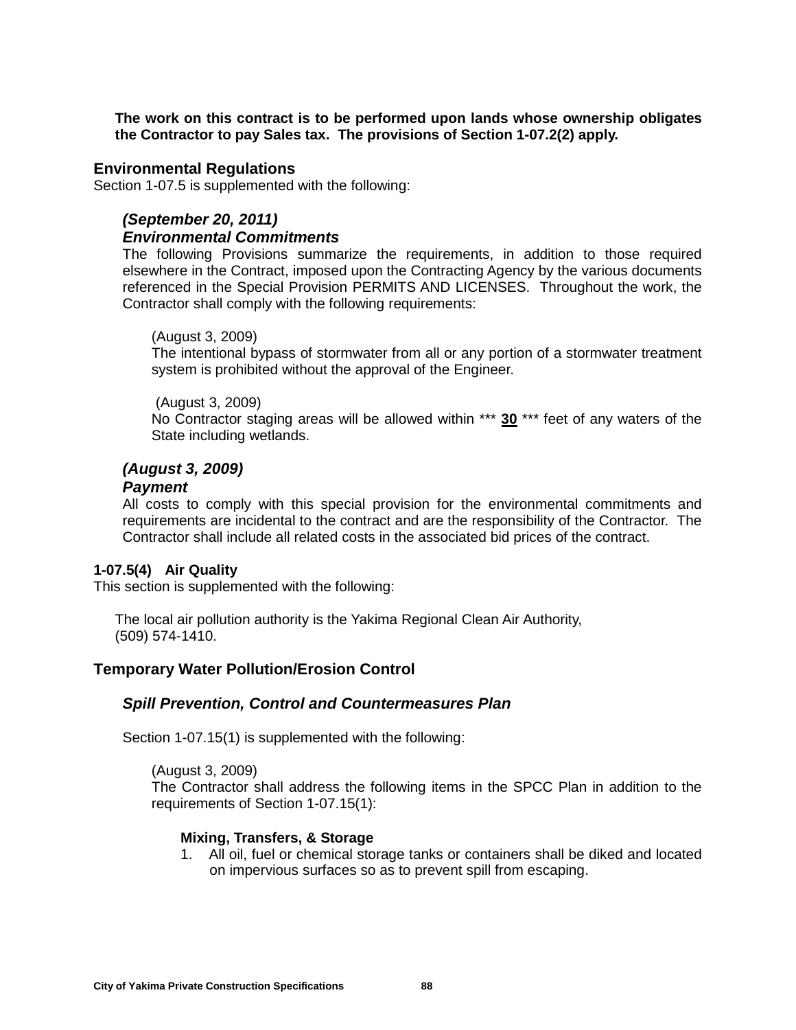**The work on this contract is to be performed upon lands whose ownership obligates the Contractor to pay Sales tax. The provisions of Section 1-07.2(2) apply.**

## Environmental Regulations

Section 1-07.5 is supplemented with the following:

***(September 20, 2011)***
***Environmental Commitments***

The following Provisions summarize the requirements, in addition to those required elsewhere in the Contract, imposed upon the Contracting Agency by the various documents referenced in the Special Provision PERMITS AND LICENSES. Throughout the work, the Contractor shall comply with the following requirements:

(August 3, 2009)
The intentional bypass of stormwater from all or any portion of a stormwater treatment system is prohibited without the approval of the Engineer.

(August 3, 2009)
No Contractor staging areas will be allowed within *** **30** *** feet of any waters of the State including wetlands.

***(August 3, 2009)***
***Payment***

All costs to comply with this special provision for the environmental commitments and requirements are incidental to the contract and are the responsibility of the Contractor. The Contractor shall include all related costs in the associated bid prices of the contract.

### 1-07.5(4) Air Quality

This section is supplemented with the following:

The local air pollution authority is the Yakima Regional Clean Air Authority, (509) 574-1410.

## Temporary Water Pollution/Erosion Control

***Spill Prevention, Control and Countermeasures Plan***

Section 1-07.15(1) is supplemented with the following:

(August 3, 2009)
The Contractor shall address the following items in the SPCC Plan in addition to the requirements of Section 1-07.15(1):

**Mixing, Transfers, & Storage**

1. All oil, fuel or chemical storage tanks or containers shall be diked and located on impervious surfaces so as to prevent spill from escaping.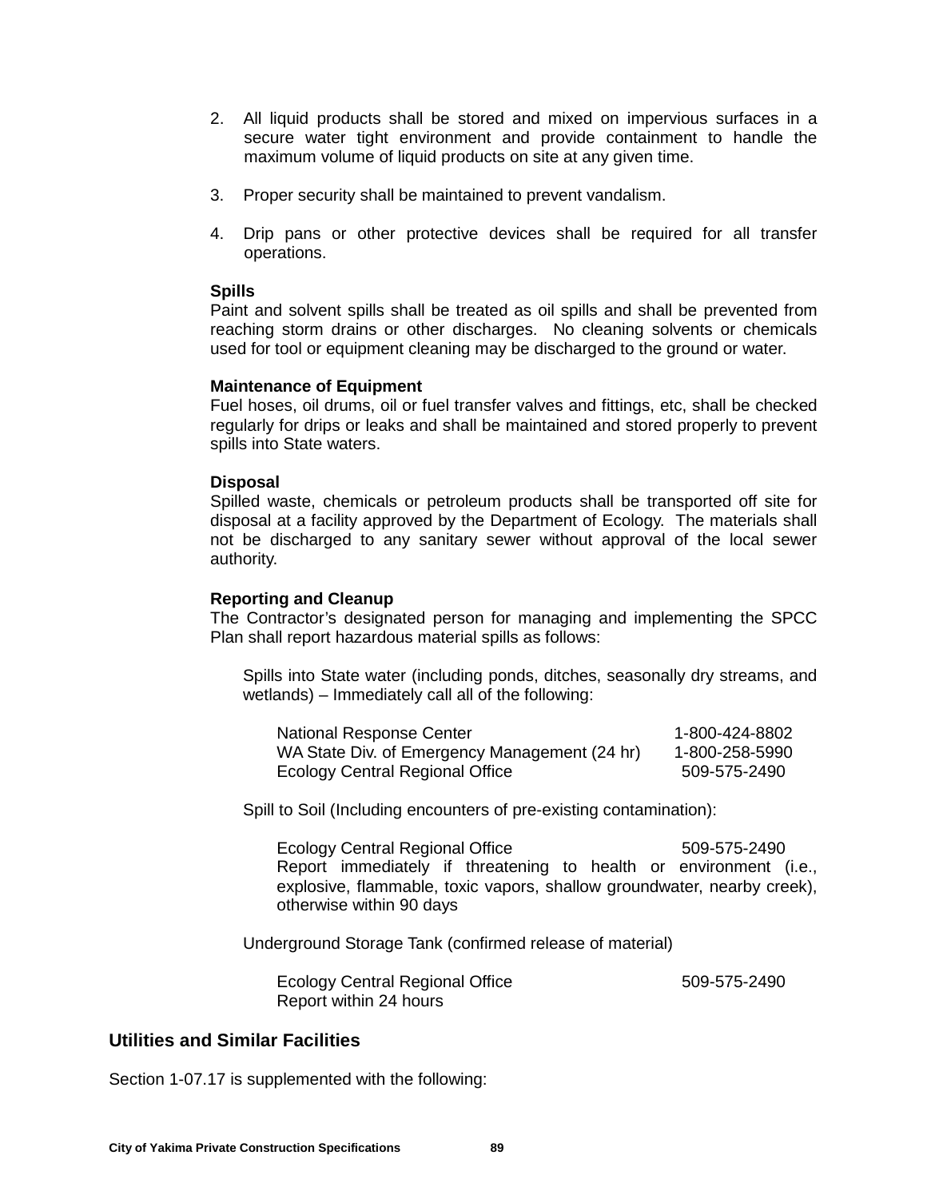2. All liquid products shall be stored and mixed on impervious surfaces in a secure water tight environment and provide containment to handle the maximum volume of liquid products on site at any given time.

3. Proper security shall be maintained to prevent vandalism.

4. Drip pans or other protective devices shall be required for all transfer operations.

**Spills**
Paint and solvent spills shall be treated as oil spills and shall be prevented from reaching storm drains or other discharges. No cleaning solvents or chemicals used for tool or equipment cleaning may be discharged to the ground or water.

**Maintenance of Equipment**
Fuel hoses, oil drums, oil or fuel transfer valves and fittings, etc, shall be checked regularly for drips or leaks and shall be maintained and stored properly to prevent spills into State waters.

**Disposal**
Spilled waste, chemicals or petroleum products shall be transported off site for disposal at a facility approved by the Department of Ecology. The materials shall not be discharged to any sanitary sewer without approval of the local sewer authority.

**Reporting and Cleanup**
The Contractor's designated person for managing and implementing the SPCC Plan shall report hazardous material spills as follows:

Spills into State water (including ponds, ditches, seasonally dry streams, and wetlands) – Immediately call all of the following:

| | |
|---|---|
| National Response Center | 1-800-424-8802 |
| WA State Div. of Emergency Management (24 hr) | 1-800-258-5990 |
| Ecology Central Regional Office | 509-575-2490 |

Spill to Soil (Including encounters of pre-existing contamination):

Ecology Central Regional Office 509-575-2490
Report immediately if threatening to health or environment (i.e., explosive, flammable, toxic vapors, shallow groundwater, nearby creek), otherwise within 90 days

Underground Storage Tank (confirmed release of material)

Ecology Central Regional Office 509-575-2490
Report within 24 hours

## Utilities and Similar Facilities

Section 1-07.17 is supplemented with the following: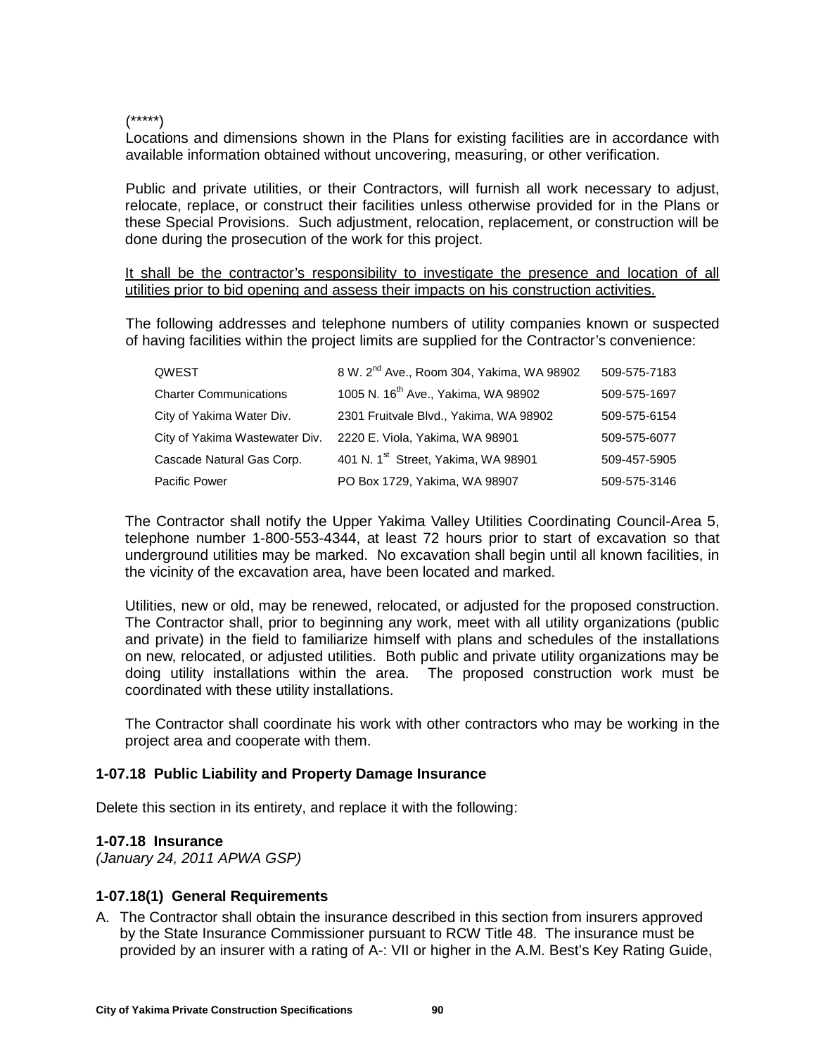(*****)

Locations and dimensions shown in the Plans for existing facilities are in accordance with available information obtained without uncovering, measuring, or other verification.

Public and private utilities, or their Contractors, will furnish all work necessary to adjust, relocate, replace, or construct their facilities unless otherwise provided for in the Plans or these Special Provisions. Such adjustment, relocation, replacement, or construction will be done during the prosecution of the work for this project.

<u>It shall be the contractor's responsibility to investigate the presence and location of all utilities prior to bid opening and assess their impacts on his construction activities.</u>

The following addresses and telephone numbers of utility companies known or suspected of having facilities within the project limits are supplied for the Contractor's convenience:

| | | |
|---|---|---|
| QWEST | 8 W. 2nd Ave., Room 304, Yakima, WA 98902 | 509-575-7183 |
| Charter Communications | 1005 N. 16th Ave., Yakima, WA 98902 | 509-575-1697 |
| City of Yakima Water Div. | 2301 Fruitvale Blvd., Yakima, WA 98902 | 509-575-6154 |
| City of Yakima Wastewater Div. | 2220 E. Viola, Yakima, WA 98901 | 509-575-6077 |
| Cascade Natural Gas Corp. | 401 N. 1st Street, Yakima, WA 98901 | 509-457-5905 |
| Pacific Power | PO Box 1729, Yakima, WA 98907 | 509-575-3146 |

The Contractor shall notify the Upper Yakima Valley Utilities Coordinating Council-Area 5, telephone number 1-800-553-4344, at least 72 hours prior to start of excavation so that underground utilities may be marked. No excavation shall begin until all known facilities, in the vicinity of the excavation area, have been located and marked.

Utilities, new or old, may be renewed, relocated, or adjusted for the proposed construction. The Contractor shall, prior to beginning any work, meet with all utility organizations (public and private) in the field to familiarize himself with plans and schedules of the installations on new, relocated, or adjusted utilities. Both public and private utility organizations may be doing utility installations within the area. The proposed construction work must be coordinated with these utility installations.

The Contractor shall coordinate his work with other contractors who may be working in the project area and cooperate with them.

### 1-07.18 Public Liability and Property Damage Insurance

Delete this section in its entirety, and replace it with the following:

### 1-07.18 Insurance

*(January 24, 2011 APWA GSP)*

### 1-07.18(1) General Requirements

A. The Contractor shall obtain the insurance described in this section from insurers approved by the State Insurance Commissioner pursuant to RCW Title 48. The insurance must be provided by an insurer with a rating of A-: VII or higher in the A.M. Best's Key Rating Guide,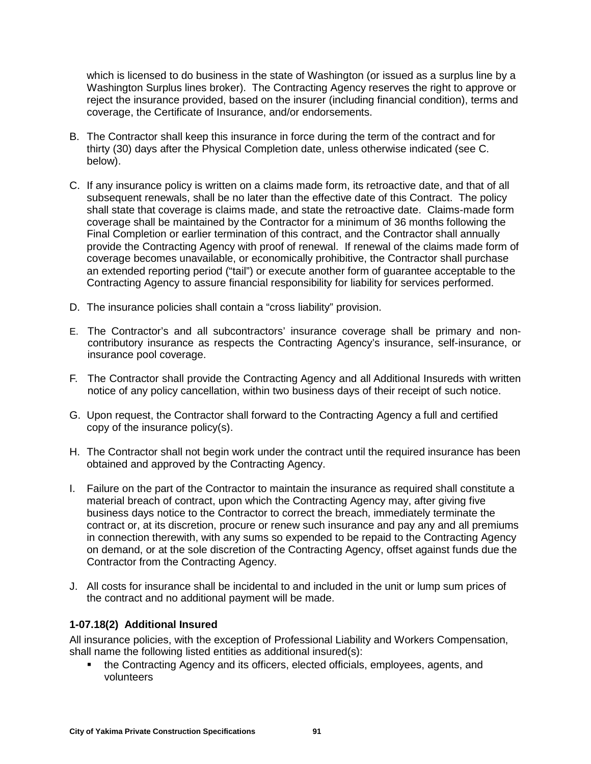which is licensed to do business in the state of Washington (or issued as a surplus line by a Washington Surplus lines broker). The Contracting Agency reserves the right to approve or reject the insurance provided, based on the insurer (including financial condition), terms and coverage, the Certificate of Insurance, and/or endorsements.

B. The Contractor shall keep this insurance in force during the term of the contract and for thirty (30) days after the Physical Completion date, unless otherwise indicated (see C. below).

C. If any insurance policy is written on a claims made form, its retroactive date, and that of all subsequent renewals, shall be no later than the effective date of this Contract. The policy shall state that coverage is claims made, and state the retroactive date. Claims-made form coverage shall be maintained by the Contractor for a minimum of 36 months following the Final Completion or earlier termination of this contract, and the Contractor shall annually provide the Contracting Agency with proof of renewal. If renewal of the claims made form of coverage becomes unavailable, or economically prohibitive, the Contractor shall purchase an extended reporting period ("tail") or execute another form of guarantee acceptable to the Contracting Agency to assure financial responsibility for liability for services performed.

D. The insurance policies shall contain a "cross liability" provision.

E. The Contractor's and all subcontractors' insurance coverage shall be primary and non-contributory insurance as respects the Contracting Agency's insurance, self-insurance, or insurance pool coverage.

F. The Contractor shall provide the Contracting Agency and all Additional Insureds with written notice of any policy cancellation, within two business days of their receipt of such notice.

G. Upon request, the Contractor shall forward to the Contracting Agency a full and certified copy of the insurance policy(s).

H. The Contractor shall not begin work under the contract until the required insurance has been obtained and approved by the Contracting Agency.

I. Failure on the part of the Contractor to maintain the insurance as required shall constitute a material breach of contract, upon which the Contracting Agency may, after giving five business days notice to the Contractor to correct the breach, immediately terminate the contract or, at its discretion, procure or renew such insurance and pay any and all premiums in connection therewith, with any sums so expended to be repaid to the Contracting Agency on demand, or at the sole discretion of the Contracting Agency, offset against funds due the Contractor from the Contracting Agency.

J. All costs for insurance shall be incidental to and included in the unit or lump sum prices of the contract and no additional payment will be made.

### 1-07.18(2) Additional Insured

All insurance policies, with the exception of Professional Liability and Workers Compensation, shall name the following listed entities as additional insured(s):

- the Contracting Agency and its officers, elected officials, employees, agents, and volunteers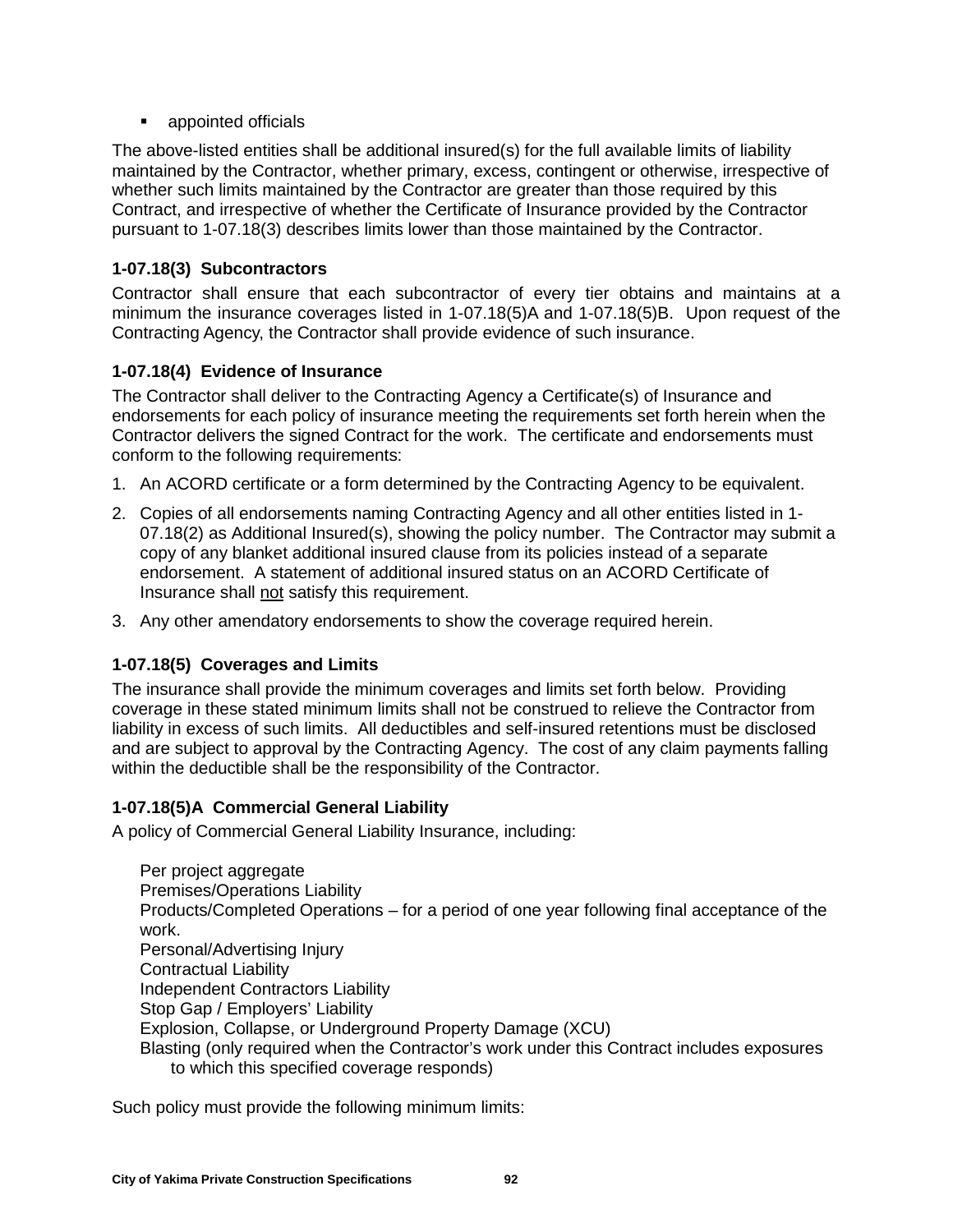- appointed officials

The above-listed entities shall be additional insured(s) for the full available limits of liability maintained by the Contractor, whether primary, excess, contingent or otherwise, irrespective of whether such limits maintained by the Contractor are greater than those required by this Contract, and irrespective of whether the Certificate of Insurance provided by the Contractor pursuant to 1-07.18(3) describes limits lower than those maintained by the Contractor.

### 1-07.18(3) Subcontractors

Contractor shall ensure that each subcontractor of every tier obtains and maintains at a minimum the insurance coverages listed in 1-07.18(5)A and 1-07.18(5)B. Upon request of the Contracting Agency, the Contractor shall provide evidence of such insurance.

### 1-07.18(4) Evidence of Insurance

The Contractor shall deliver to the Contracting Agency a Certificate(s) of Insurance and endorsements for each policy of insurance meeting the requirements set forth herein when the Contractor delivers the signed Contract for the work. The certificate and endorsements must conform to the following requirements:

1. An ACORD certificate or a form determined by the Contracting Agency to be equivalent.
2. Copies of all endorsements naming Contracting Agency and all other entities listed in 1-07.18(2) as Additional Insured(s), showing the policy number. The Contractor may submit a copy of any blanket additional insured clause from its policies instead of a separate endorsement. A statement of additional insured status on an ACORD Certificate of Insurance shall <u>not</u> satisfy this requirement.
3. Any other amendatory endorsements to show the coverage required herein.

### 1-07.18(5) Coverages and Limits

The insurance shall provide the minimum coverages and limits set forth below. Providing coverage in these stated minimum limits shall not be construed to relieve the Contractor from liability in excess of such limits. All deductibles and self-insured retentions must be disclosed and are subject to approval by the Contracting Agency. The cost of any claim payments falling within the deductible shall be the responsibility of the Contractor.

### 1-07.18(5)A Commercial General Liability

A policy of Commercial General Liability Insurance, including:

Per project aggregate
Premises/Operations Liability
Products/Completed Operations – for a period of one year following final acceptance of the work.
Personal/Advertising Injury
Contractual Liability
Independent Contractors Liability
Stop Gap / Employers' Liability
Explosion, Collapse, or Underground Property Damage (XCU)
Blasting (only required when the Contractor's work under this Contract includes exposures to which this specified coverage responds)

Such policy must provide the following minimum limits: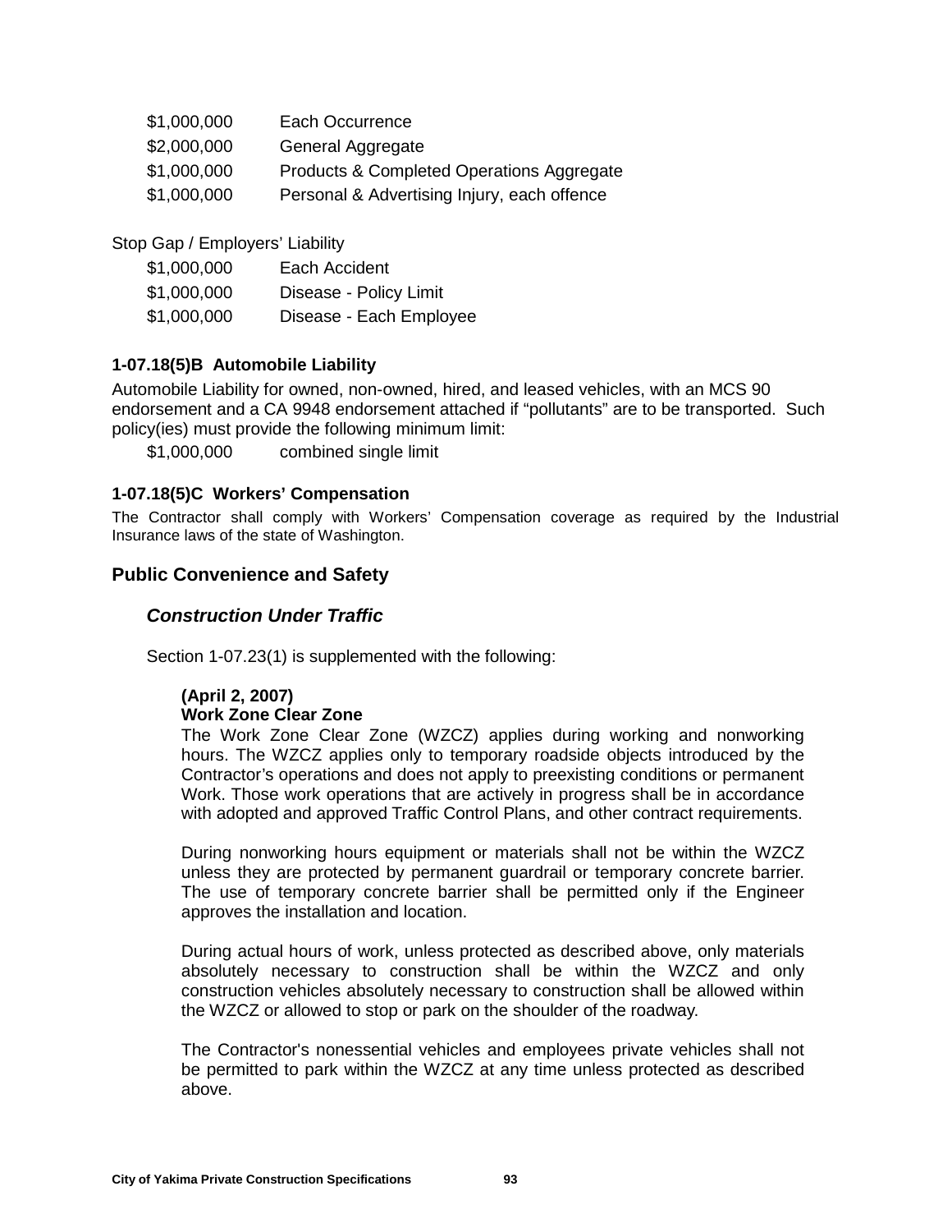| | |
|---|---|
| $1,000,000 | Each Occurrence |
| $2,000,000 | General Aggregate |
| $1,000,000 | Products & Completed Operations Aggregate |
| $1,000,000 | Personal & Advertising Injury, each offence |

Stop Gap / Employers' Liability

| | |
|---|---|
| $1,000,000 | Each Accident |
| $1,000,000 | Disease - Policy Limit |
| $1,000,000 | Disease - Each Employee |

#### 1-07.18(5)B Automobile Liability

Automobile Liability for owned, non-owned, hired, and leased vehicles, with an MCS 90 endorsement and a CA 9948 endorsement attached if "pollutants" are to be transported. Such policy(ies) must provide the following minimum limit:

$1,000,000 combined single limit

#### 1-07.18(5)C Workers' Compensation

The Contractor shall comply with Workers' Compensation coverage as required by the Industrial Insurance laws of the state of Washington.

## Public Convenience and Safety

### *Construction Under Traffic*

Section 1-07.23(1) is supplemented with the following:

**(April 2, 2007)**
**Work Zone Clear Zone**

The Work Zone Clear Zone (WZCZ) applies during working and nonworking hours. The WZCZ applies only to temporary roadside objects introduced by the Contractor's operations and does not apply to preexisting conditions or permanent Work. Those work operations that are actively in progress shall be in accordance with adopted and approved Traffic Control Plans, and other contract requirements.

During nonworking hours equipment or materials shall not be within the WZCZ unless they are protected by permanent guardrail or temporary concrete barrier. The use of temporary concrete barrier shall be permitted only if the Engineer approves the installation and location.

During actual hours of work, unless protected as described above, only materials absolutely necessary to construction shall be within the WZCZ and only construction vehicles absolutely necessary to construction shall be allowed within the WZCZ or allowed to stop or park on the shoulder of the roadway.

The Contractor's nonessential vehicles and employees private vehicles shall not be permitted to park within the WZCZ at any time unless protected as described above.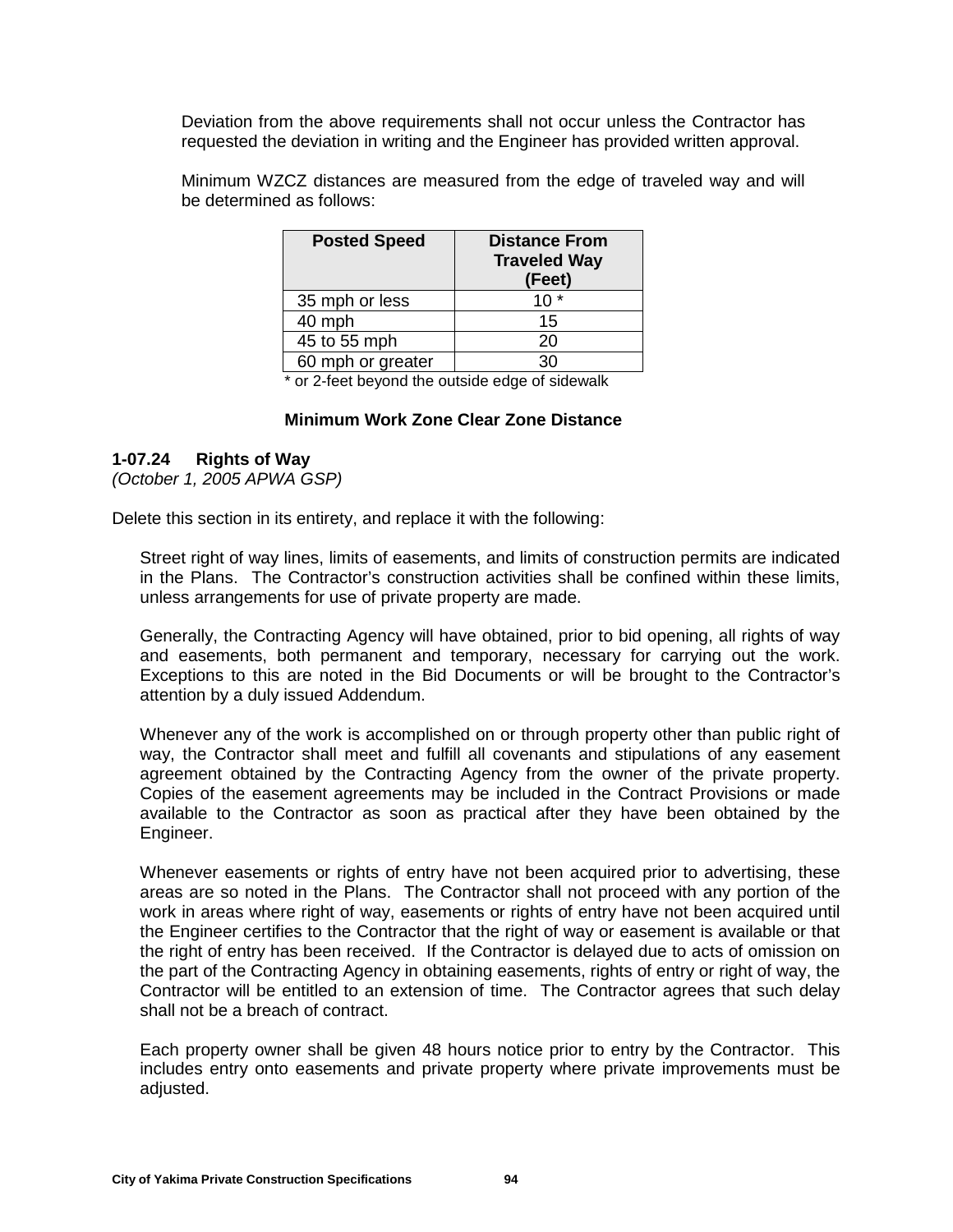Deviation from the above requirements shall not occur unless the Contractor has requested the deviation in writing and the Engineer has provided written approval.

Minimum WZCZ distances are measured from the edge of traveled way and will be determined as follows:

| Posted Speed | Distance From Traveled Way (Feet) |
|---|---|
| 35 mph or less | 10 * |
| 40 mph | 15 |
| 45 to 55 mph | 20 |
| 60 mph or greater | 30 |

\* or 2-feet beyond the outside edge of sidewalk

**Minimum Work Zone Clear Zone Distance**

### 1-07.24 Rights of Way

*(October 1, 2005 APWA GSP)*

Delete this section in its entirety, and replace it with the following:

Street right of way lines, limits of easements, and limits of construction permits are indicated in the Plans. The Contractor's construction activities shall be confined within these limits, unless arrangements for use of private property are made.

Generally, the Contracting Agency will have obtained, prior to bid opening, all rights of way and easements, both permanent and temporary, necessary for carrying out the work. Exceptions to this are noted in the Bid Documents or will be brought to the Contractor's attention by a duly issued Addendum.

Whenever any of the work is accomplished on or through property other than public right of way, the Contractor shall meet and fulfill all covenants and stipulations of any easement agreement obtained by the Contracting Agency from the owner of the private property. Copies of the easement agreements may be included in the Contract Provisions or made available to the Contractor as soon as practical after they have been obtained by the Engineer.

Whenever easements or rights of entry have not been acquired prior to advertising, these areas are so noted in the Plans. The Contractor shall not proceed with any portion of the work in areas where right of way, easements or rights of entry have not been acquired until the Engineer certifies to the Contractor that the right of way or easement is available or that the right of entry has been received. If the Contractor is delayed due to acts of omission on the part of the Contracting Agency in obtaining easements, rights of entry or right of way, the Contractor will be entitled to an extension of time. The Contractor agrees that such delay shall not be a breach of contract.

Each property owner shall be given 48 hours notice prior to entry by the Contractor. This includes entry onto easements and private property where private improvements must be adjusted.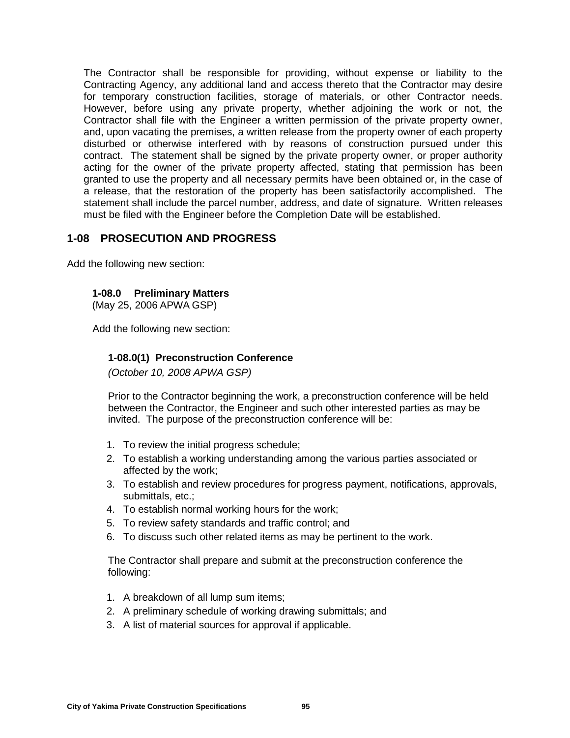The Contractor shall be responsible for providing, without expense or liability to the Contracting Agency, any additional land and access thereto that the Contractor may desire for temporary construction facilities, storage of materials, or other Contractor needs. However, before using any private property, whether adjoining the work or not, the Contractor shall file with the Engineer a written permission of the private property owner, and, upon vacating the premises, a written release from the property owner of each property disturbed or otherwise interfered with by reasons of construction pursued under this contract. The statement shall be signed by the private property owner, or proper authority acting for the owner of the private property affected, stating that permission has been granted to use the property and all necessary permits have been obtained or, in the case of a release, that the restoration of the property has been satisfactorily accomplished. The statement shall include the parcel number, address, and date of signature. Written releases must be filed with the Engineer before the Completion Date will be established.

## 1-08 PROSECUTION AND PROGRESS

Add the following new section:

### 1-08.0 Preliminary Matters

(May 25, 2006 APWA GSP)

Add the following new section:

#### 1-08.0(1) Preconstruction Conference

*(October 10, 2008 APWA GSP)*

Prior to the Contractor beginning the work, a preconstruction conference will be held between the Contractor, the Engineer and such other interested parties as may be invited. The purpose of the preconstruction conference will be:

1. To review the initial progress schedule;
2. To establish a working understanding among the various parties associated or affected by the work;
3. To establish and review procedures for progress payment, notifications, approvals, submittals, etc.;
4. To establish normal working hours for the work;
5. To review safety standards and traffic control; and
6. To discuss such other related items as may be pertinent to the work.

The Contractor shall prepare and submit at the preconstruction conference the following:

1. A breakdown of all lump sum items;
2. A preliminary schedule of working drawing submittals; and
3. A list of material sources for approval if applicable.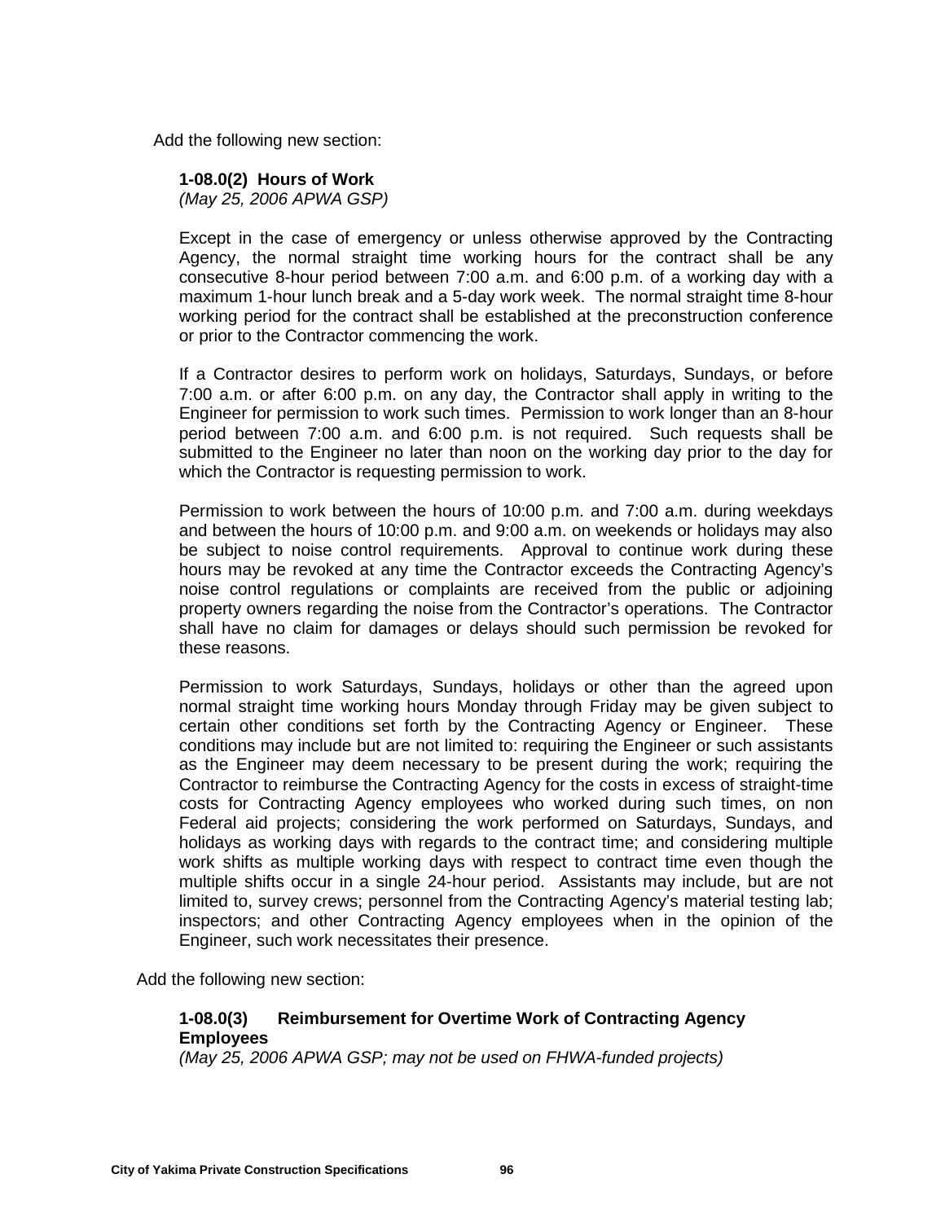Add the following new section:

**1-08.0(2) Hours of Work**
*(May 25, 2006 APWA GSP)*

Except in the case of emergency or unless otherwise approved by the Contracting Agency, the normal straight time working hours for the contract shall be any consecutive 8-hour period between 7:00 a.m. and 6:00 p.m. of a working day with a maximum 1-hour lunch break and a 5-day work week. The normal straight time 8-hour working period for the contract shall be established at the preconstruction conference or prior to the Contractor commencing the work.

If a Contractor desires to perform work on holidays, Saturdays, Sundays, or before 7:00 a.m. or after 6:00 p.m. on any day, the Contractor shall apply in writing to the Engineer for permission to work such times. Permission to work longer than an 8-hour period between 7:00 a.m. and 6:00 p.m. is not required. Such requests shall be submitted to the Engineer no later than noon on the working day prior to the day for which the Contractor is requesting permission to work.

Permission to work between the hours of 10:00 p.m. and 7:00 a.m. during weekdays and between the hours of 10:00 p.m. and 9:00 a.m. on weekends or holidays may also be subject to noise control requirements. Approval to continue work during these hours may be revoked at any time the Contractor exceeds the Contracting Agency's noise control regulations or complaints are received from the public or adjoining property owners regarding the noise from the Contractor's operations. The Contractor shall have no claim for damages or delays should such permission be revoked for these reasons.

Permission to work Saturdays, Sundays, holidays or other than the agreed upon normal straight time working hours Monday through Friday may be given subject to certain other conditions set forth by the Contracting Agency or Engineer. These conditions may include but are not limited to: requiring the Engineer or such assistants as the Engineer may deem necessary to be present during the work; requiring the Contractor to reimburse the Contracting Agency for the costs in excess of straight-time costs for Contracting Agency employees who worked during such times, on non Federal aid projects; considering the work performed on Saturdays, Sundays, and holidays as working days with regards to the contract time; and considering multiple work shifts as multiple working days with respect to contract time even though the multiple shifts occur in a single 24-hour period. Assistants may include, but are not limited to, survey crews; personnel from the Contracting Agency's material testing lab; inspectors; and other Contracting Agency employees when in the opinion of the Engineer, such work necessitates their presence.

Add the following new section:

**1-08.0(3) Reimbursement for Overtime Work of Contracting Agency Employees**
*(May 25, 2006 APWA GSP; may not be used on FHWA-funded projects)*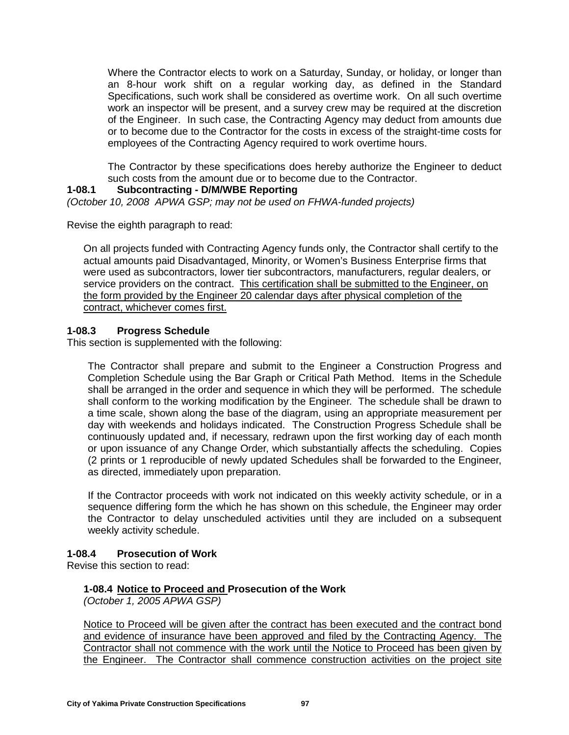Where the Contractor elects to work on a Saturday, Sunday, or holiday, or longer than an 8-hour work shift on a regular working day, as defined in the Standard Specifications, such work shall be considered as overtime work. On all such overtime work an inspector will be present, and a survey crew may be required at the discretion of the Engineer. In such case, the Contracting Agency may deduct from amounts due or to become due to the Contractor for the costs in excess of the straight-time costs for employees of the Contracting Agency required to work overtime hours.

The Contractor by these specifications does hereby authorize the Engineer to deduct such costs from the amount due or to become due to the Contractor.

**1-08.1 Subcontracting - D/M/WBE Reporting**

*(October 10, 2008 APWA GSP; may not be used on FHWA-funded projects)*

Revise the eighth paragraph to read:

On all projects funded with Contracting Agency funds only, the Contractor shall certify to the actual amounts paid Disadvantaged, Minority, or Women's Business Enterprise firms that were used as subcontractors, lower tier subcontractors, manufacturers, regular dealers, or service providers on the contract. <u>This certification shall be submitted to the Engineer, on the form provided by the Engineer 20 calendar days after physical completion of the contract, whichever comes first.</u>

**1-08.3 Progress Schedule**

This section is supplemented with the following:

The Contractor shall prepare and submit to the Engineer a Construction Progress and Completion Schedule using the Bar Graph or Critical Path Method. Items in the Schedule shall be arranged in the order and sequence in which they will be performed. The schedule shall conform to the working modification by the Engineer. The schedule shall be drawn to a time scale, shown along the base of the diagram, using an appropriate measurement per day with weekends and holidays indicated. The Construction Progress Schedule shall be continuously updated and, if necessary, redrawn upon the first working day of each month or upon issuance of any Change Order, which substantially affects the scheduling. Copies (2 prints or 1 reproducible of newly updated Schedules shall be forwarded to the Engineer, as directed, immediately upon preparation.

If the Contractor proceeds with work not indicated on this weekly activity schedule, or in a sequence differing form the which he has shown on this schedule, the Engineer may order the Contractor to delay unscheduled activities until they are included on a subsequent weekly activity schedule.

**1-08.4 Prosecution of Work**

Revise this section to read:

**1-08.4 <u>Notice to Proceed and</u> Prosecution of the Work**

*(October 1, 2005 APWA GSP)*

<u>Notice to Proceed will be given after the contract has been executed and the contract bond and evidence of insurance have been approved and filed by the Contracting Agency. The Contractor shall not commence with the work until the Notice to Proceed has been given by the Engineer. The Contractor shall commence construction activities on the project site</u>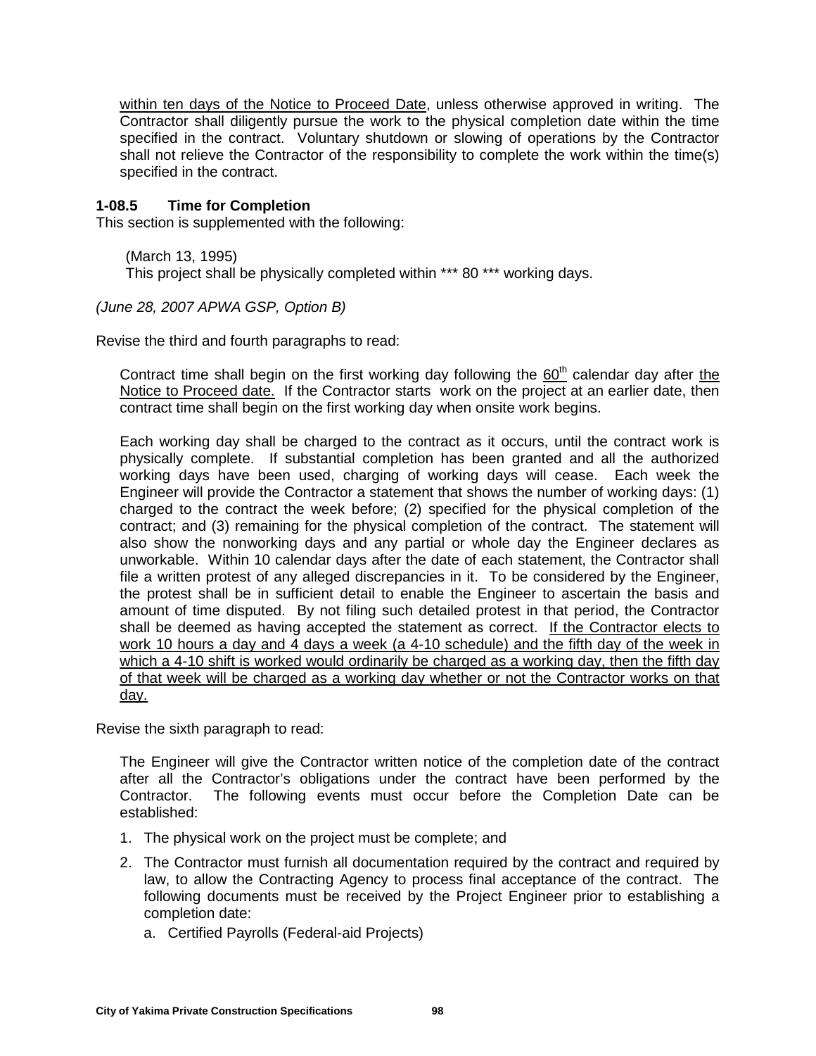within ten days of the Notice to Proceed Date, unless otherwise approved in writing. The Contractor shall diligently pursue the work to the physical completion date within the time specified in the contract. Voluntary shutdown or slowing of operations by the Contractor shall not relieve the Contractor of the responsibility to complete the work within the time(s) specified in the contract.

### 1-08.5 Time for Completion

This section is supplemented with the following:

(March 13, 1995)
This project shall be physically completed within *** 80 *** working days.

*(June 28, 2007 APWA GSP, Option B)*

Revise the third and fourth paragraphs to read:

Contract time shall begin on the first working day following the 60th calendar day after the Notice to Proceed date. If the Contractor starts work on the project at an earlier date, then contract time shall begin on the first working day when onsite work begins.

Each working day shall be charged to the contract as it occurs, until the contract work is physically complete. If substantial completion has been granted and all the authorized working days have been used, charging of working days will cease. Each week the Engineer will provide the Contractor a statement that shows the number of working days: (1) charged to the contract the week before; (2) specified for the physical completion of the contract; and (3) remaining for the physical completion of the contract. The statement will also show the nonworking days and any partial or whole day the Engineer declares as unworkable. Within 10 calendar days after the date of each statement, the Contractor shall file a written protest of any alleged discrepancies in it. To be considered by the Engineer, the protest shall be in sufficient detail to enable the Engineer to ascertain the basis and amount of time disputed. By not filing such detailed protest in that period, the Contractor shall be deemed as having accepted the statement as correct. If the Contractor elects to work 10 hours a day and 4 days a week (a 4-10 schedule) and the fifth day of the week in which a 4-10 shift is worked would ordinarily be charged as a working day, then the fifth day of that week will be charged as a working day whether or not the Contractor works on that day.

Revise the sixth paragraph to read:

The Engineer will give the Contractor written notice of the completion date of the contract after all the Contractor's obligations under the contract have been performed by the Contractor. The following events must occur before the Completion Date can be established:

1. The physical work on the project must be complete; and
2. The Contractor must furnish all documentation required by the contract and required by law, to allow the Contracting Agency to process final acceptance of the contract. The following documents must be received by the Project Engineer prior to establishing a completion date:
   a. Certified Payrolls (Federal-aid Projects)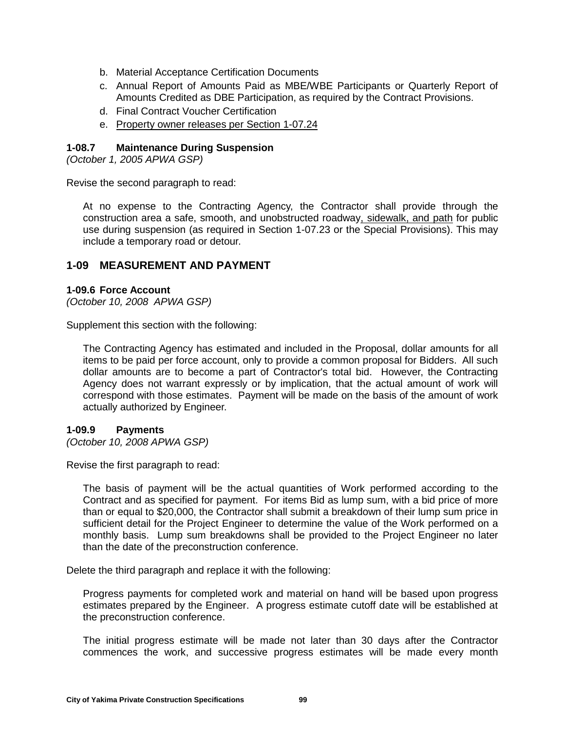b. Material Acceptance Certification Documents
c. Annual Report of Amounts Paid as MBE/WBE Participants or Quarterly Report of Amounts Credited as DBE Participation, as required by the Contract Provisions.
d. Final Contract Voucher Certification
e. <u>Property owner releases per Section 1-07.24</u>

### 1-08.7 Maintenance During Suspension

*(October 1, 2005 APWA GSP)*

Revise the second paragraph to read:

> At no expense to the Contracting Agency, the Contractor shall provide through the construction area a safe, smooth, and unobstructed roadway<u>, sidewalk, and path</u> for public use during suspension (as required in Section 1-07.23 or the Special Provisions). This may include a temporary road or detour.

## 1-09 MEASUREMENT AND PAYMENT

### 1-09.6 Force Account

*(October 10, 2008 APWA GSP)*

Supplement this section with the following:

> The Contracting Agency has estimated and included in the Proposal, dollar amounts for all items to be paid per force account, only to provide a common proposal for Bidders. All such dollar amounts are to become a part of Contractor's total bid. However, the Contracting Agency does not warrant expressly or by implication, that the actual amount of work will correspond with those estimates. Payment will be made on the basis of the amount of work actually authorized by Engineer.

### 1-09.9 Payments

*(October 10, 2008 APWA GSP)*

Revise the first paragraph to read:

> The basis of payment will be the actual quantities of Work performed according to the Contract and as specified for payment. For items Bid as lump sum, with a bid price of more than or equal to $20,000, the Contractor shall submit a breakdown of their lump sum price in sufficient detail for the Project Engineer to determine the value of the Work performed on a monthly basis. Lump sum breakdowns shall be provided to the Project Engineer no later than the date of the preconstruction conference.

Delete the third paragraph and replace it with the following:

> Progress payments for completed work and material on hand will be based upon progress estimates prepared by the Engineer. A progress estimate cutoff date will be established at the preconstruction conference.
>
> The initial progress estimate will be made not later than 30 days after the Contractor commences the work, and successive progress estimates will be made every month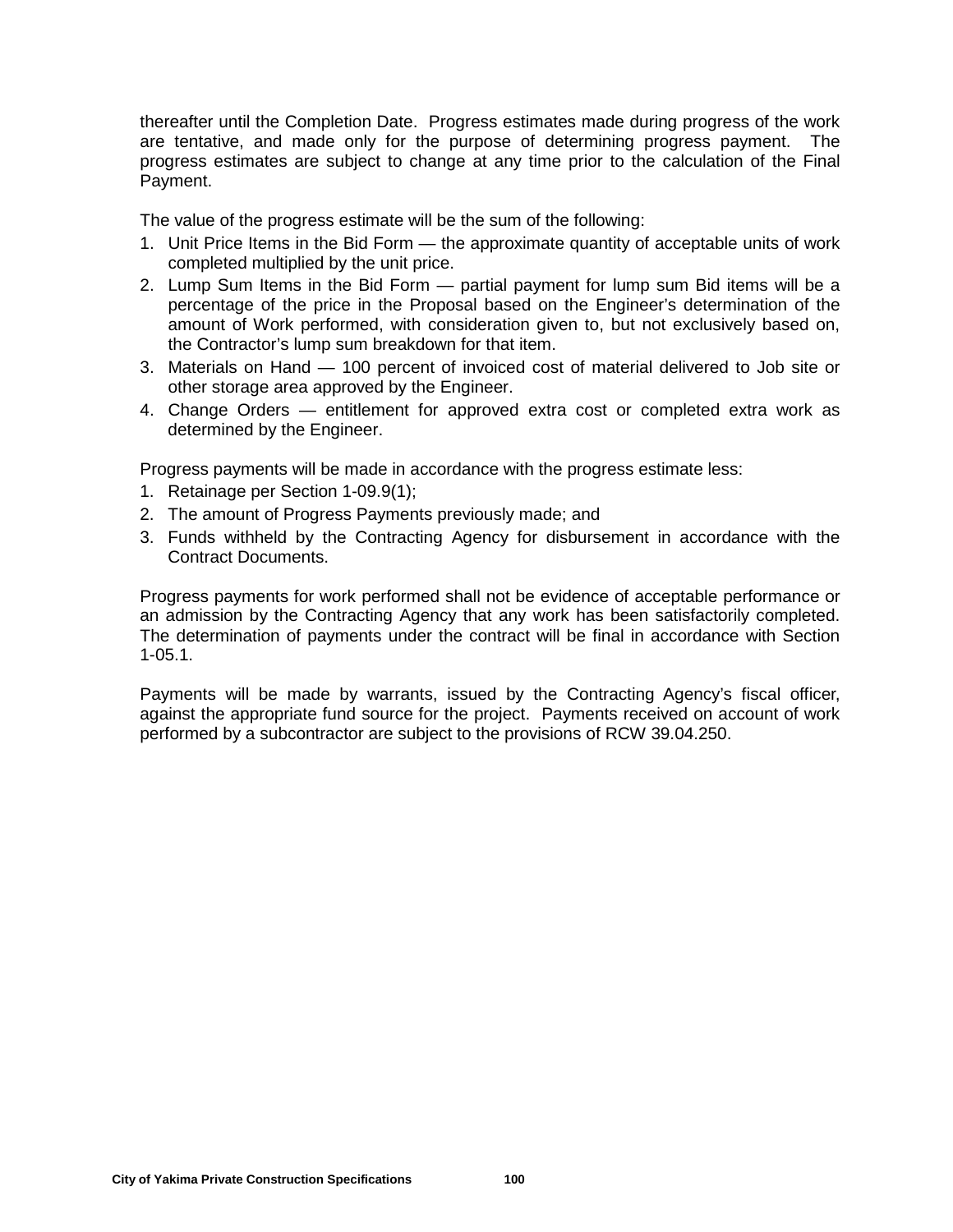thereafter until the Completion Date. Progress estimates made during progress of the work are tentative, and made only for the purpose of determining progress payment. The progress estimates are subject to change at any time prior to the calculation of the Final Payment.

The value of the progress estimate will be the sum of the following:

1. Unit Price Items in the Bid Form — the approximate quantity of acceptable units of work completed multiplied by the unit price.
2. Lump Sum Items in the Bid Form — partial payment for lump sum Bid items will be a percentage of the price in the Proposal based on the Engineer's determination of the amount of Work performed, with consideration given to, but not exclusively based on, the Contractor's lump sum breakdown for that item.
3. Materials on Hand — 100 percent of invoiced cost of material delivered to Job site or other storage area approved by the Engineer.
4. Change Orders — entitlement for approved extra cost or completed extra work as determined by the Engineer.

Progress payments will be made in accordance with the progress estimate less:

1. Retainage per Section 1-09.9(1);
2. The amount of Progress Payments previously made; and
3. Funds withheld by the Contracting Agency for disbursement in accordance with the Contract Documents.

Progress payments for work performed shall not be evidence of acceptable performance or an admission by the Contracting Agency that any work has been satisfactorily completed. The determination of payments under the contract will be final in accordance with Section 1-05.1.

Payments will be made by warrants, issued by the Contracting Agency's fiscal officer, against the appropriate fund source for the project. Payments received on account of work performed by a subcontractor are subject to the provisions of RCW 39.04.250.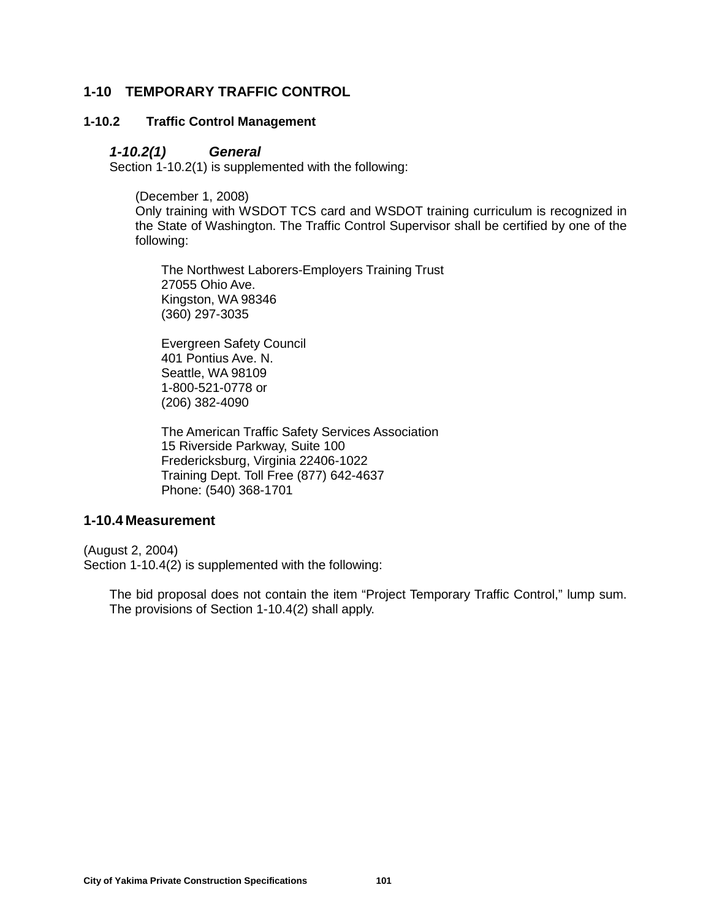# 1-10 TEMPORARY TRAFFIC CONTROL

## 1-10.2 Traffic Control Management

### *1-10.2(1) General*

Section 1-10.2(1) is supplemented with the following:

(December 1, 2008)
Only training with WSDOT TCS card and WSDOT training curriculum is recognized in the State of Washington. The Traffic Control Supervisor shall be certified by one of the following:

The Northwest Laborers-Employers Training Trust
27055 Ohio Ave.
Kingston, WA 98346
(360) 297-3035

Evergreen Safety Council
401 Pontius Ave. N.
Seattle, WA 98109
1-800-521-0778 or
(206) 382-4090

The American Traffic Safety Services Association
15 Riverside Parkway, Suite 100
Fredericksburg, Virginia 22406-1022
Training Dept. Toll Free (877) 642-4637
Phone: (540) 368-1701

## 1-10.4 Measurement

(August 2, 2004)
Section 1-10.4(2) is supplemented with the following:

The bid proposal does not contain the item "Project Temporary Traffic Control," lump sum. The provisions of Section 1-10.4(2) shall apply.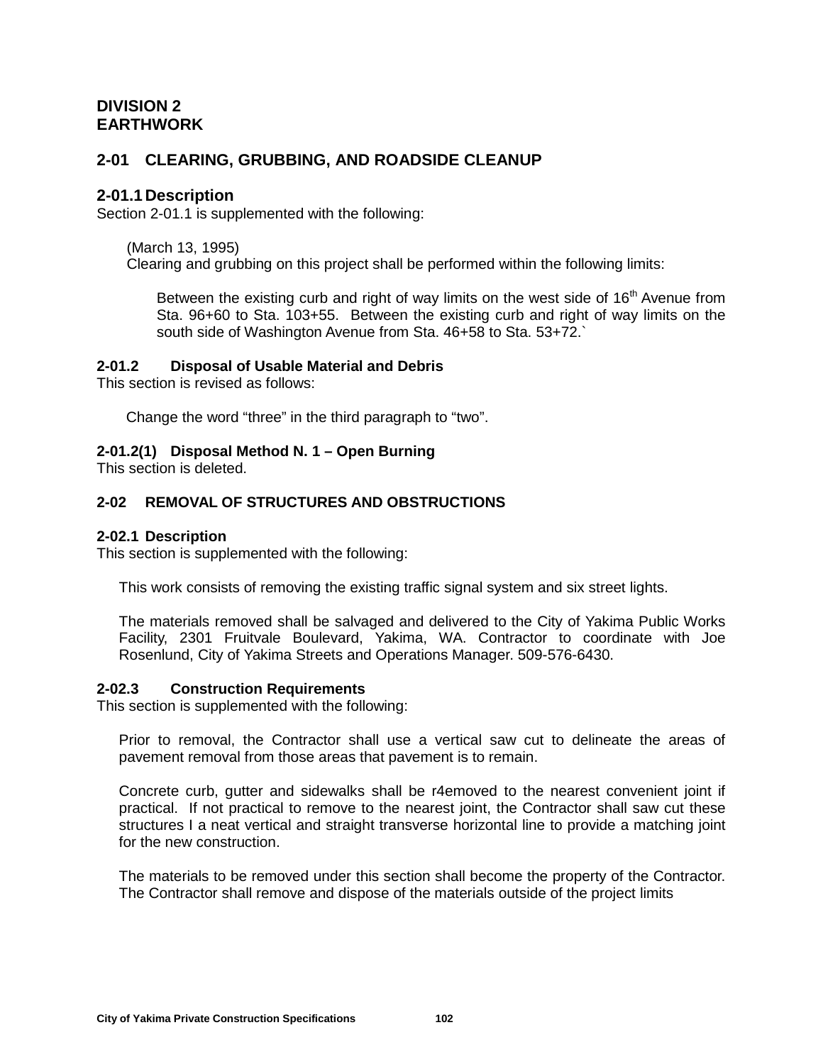# DIVISION 2
# EARTHWORK

## 2-01 CLEARING, GRUBBING, AND ROADSIDE CLEANUP

### 2-01.1 Description

Section 2-01.1 is supplemented with the following:

(March 13, 1995)
Clearing and grubbing on this project shall be performed within the following limits:

Between the existing curb and right of way limits on the west side of 16th Avenue from Sta. 96+60 to Sta. 103+55. Between the existing curb and right of way limits on the south side of Washington Avenue from Sta. 46+58 to Sta. 53+72.`

### 2-01.2 Disposal of Usable Material and Debris

This section is revised as follows:

Change the word “three” in the third paragraph to “two”.

### 2-01.2(1) Disposal Method N. 1 – Open Burning

This section is deleted.

## 2-02 REMOVAL OF STRUCTURES AND OBSTRUCTIONS

### 2-02.1 Description

This section is supplemented with the following:

This work consists of removing the existing traffic signal system and six street lights.

The materials removed shall be salvaged and delivered to the City of Yakima Public Works Facility, 2301 Fruitvale Boulevard, Yakima, WA. Contractor to coordinate with Joe Rosenlund, City of Yakima Streets and Operations Manager. 509-576-6430.

### 2-02.3 Construction Requirements

This section is supplemented with the following:

Prior to removal, the Contractor shall use a vertical saw cut to delineate the areas of pavement removal from those areas that pavement is to remain.

Concrete curb, gutter and sidewalks shall be r4emoved to the nearest convenient joint if practical. If not practical to remove to the nearest joint, the Contractor shall saw cut these structures I a neat vertical and straight transverse horizontal line to provide a matching joint for the new construction.

The materials to be removed under this section shall become the property of the Contractor. The Contractor shall remove and dispose of the materials outside of the project limits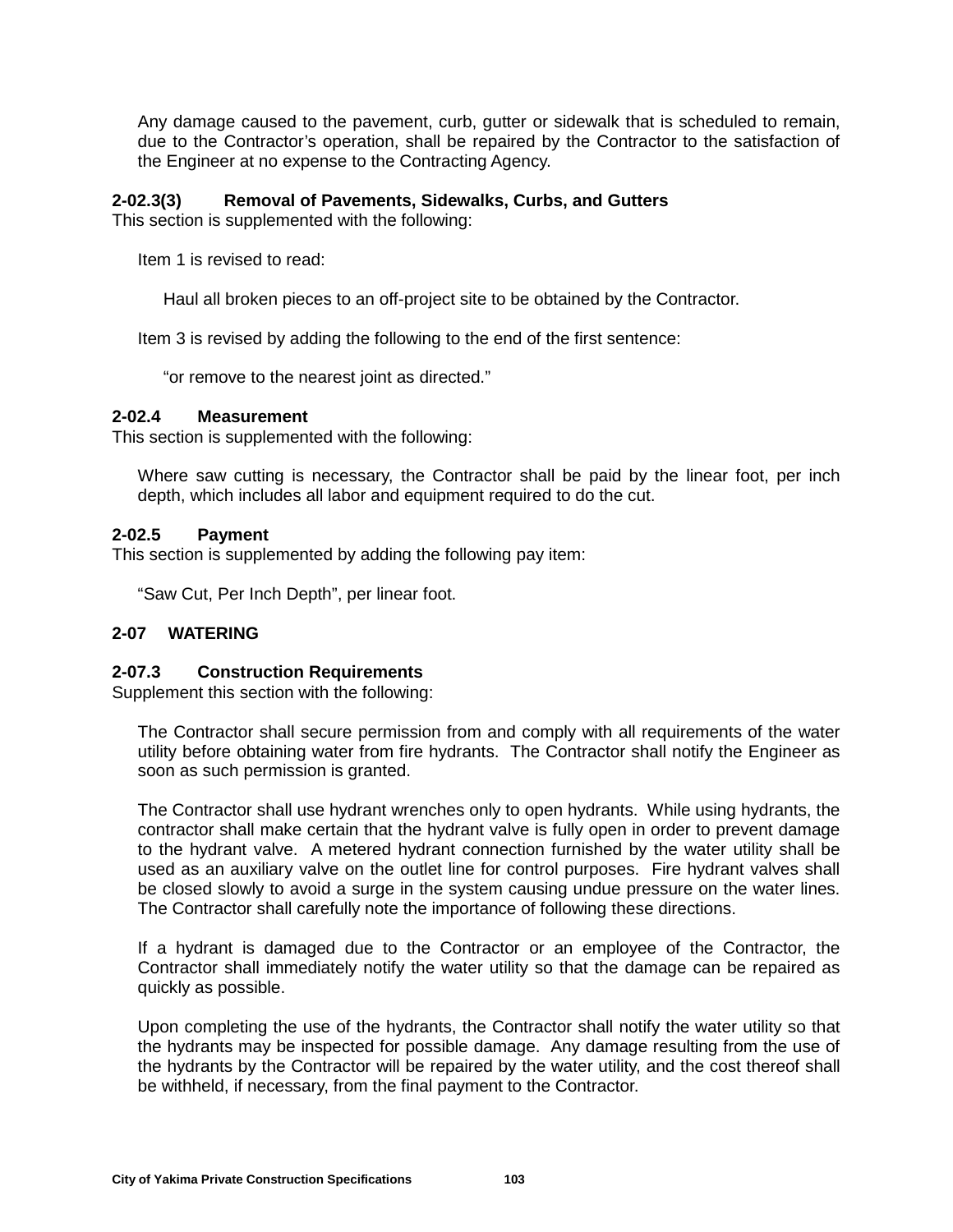Any damage caused to the pavement, curb, gutter or sidewalk that is scheduled to remain, due to the Contractor's operation, shall be repaired by the Contractor to the satisfaction of the Engineer at no expense to the Contracting Agency.

### 2-02.3(3) Removal of Pavements, Sidewalks, Curbs, and Gutters

This section is supplemented with the following:

Item 1 is revised to read:

Haul all broken pieces to an off-project site to be obtained by the Contractor.

Item 3 is revised by adding the following to the end of the first sentence:

"or remove to the nearest joint as directed."

### 2-02.4 Measurement

This section is supplemented with the following:

Where saw cutting is necessary, the Contractor shall be paid by the linear foot, per inch depth, which includes all labor and equipment required to do the cut.

### 2-02.5 Payment

This section is supplemented by adding the following pay item:

"Saw Cut, Per Inch Depth", per linear foot.

## 2-07 WATERING

### 2-07.3 Construction Requirements

Supplement this section with the following:

The Contractor shall secure permission from and comply with all requirements of the water utility before obtaining water from fire hydrants. The Contractor shall notify the Engineer as soon as such permission is granted.

The Contractor shall use hydrant wrenches only to open hydrants. While using hydrants, the contractor shall make certain that the hydrant valve is fully open in order to prevent damage to the hydrant valve. A metered hydrant connection furnished by the water utility shall be used as an auxiliary valve on the outlet line for control purposes. Fire hydrant valves shall be closed slowly to avoid a surge in the system causing undue pressure on the water lines. The Contractor shall carefully note the importance of following these directions.

If a hydrant is damaged due to the Contractor or an employee of the Contractor, the Contractor shall immediately notify the water utility so that the damage can be repaired as quickly as possible.

Upon completing the use of the hydrants, the Contractor shall notify the water utility so that the hydrants may be inspected for possible damage. Any damage resulting from the use of the hydrants by the Contractor will be repaired by the water utility, and the cost thereof shall be withheld, if necessary, from the final payment to the Contractor.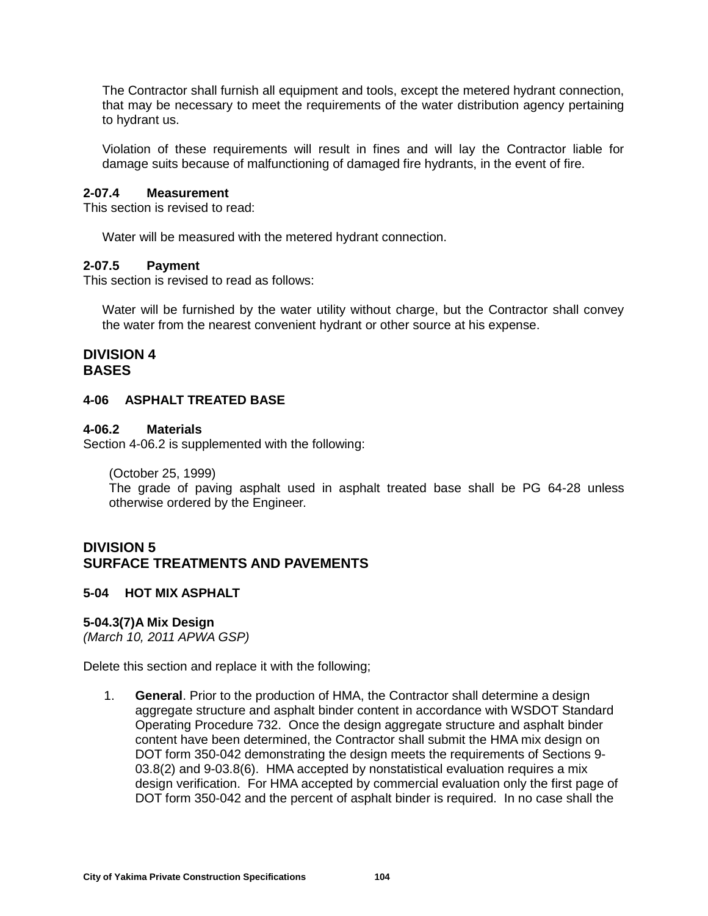The Contractor shall furnish all equipment and tools, except the metered hydrant connection, that may be necessary to meet the requirements of the water distribution agency pertaining to hydrant us.

Violation of these requirements will result in fines and will lay the Contractor liable for damage suits because of malfunctioning of damaged fire hydrants, in the event of fire.

### 2-07.4 Measurement

This section is revised to read:

Water will be measured with the metered hydrant connection.

### 2-07.5 Payment

This section is revised to read as follows:

Water will be furnished by the water utility without charge, but the Contractor shall convey the water from the nearest convenient hydrant or other source at his expense.

# DIVISION 4
# BASES

## 4-06 ASPHALT TREATED BASE

### 4-06.2 Materials

Section 4-06.2 is supplemented with the following:

(October 25, 1999)
The grade of paving asphalt used in asphalt treated base shall be PG 64-28 unless otherwise ordered by the Engineer.

# DIVISION 5
# SURFACE TREATMENTS AND PAVEMENTS

## 5-04 HOT MIX ASPHALT

### 5-04.3(7)A Mix Design

*(March 10, 2011 APWA GSP)*

Delete this section and replace it with the following;

1. **General**. Prior to the production of HMA, the Contractor shall determine a design aggregate structure and asphalt binder content in accordance with WSDOT Standard Operating Procedure 732. Once the design aggregate structure and asphalt binder content have been determined, the Contractor shall submit the HMA mix design on DOT form 350-042 demonstrating the design meets the requirements of Sections 9-03.8(2) and 9-03.8(6). HMA accepted by nonstatistical evaluation requires a mix design verification. For HMA accepted by commercial evaluation only the first page of DOT form 350-042 and the percent of asphalt binder is required. In no case shall the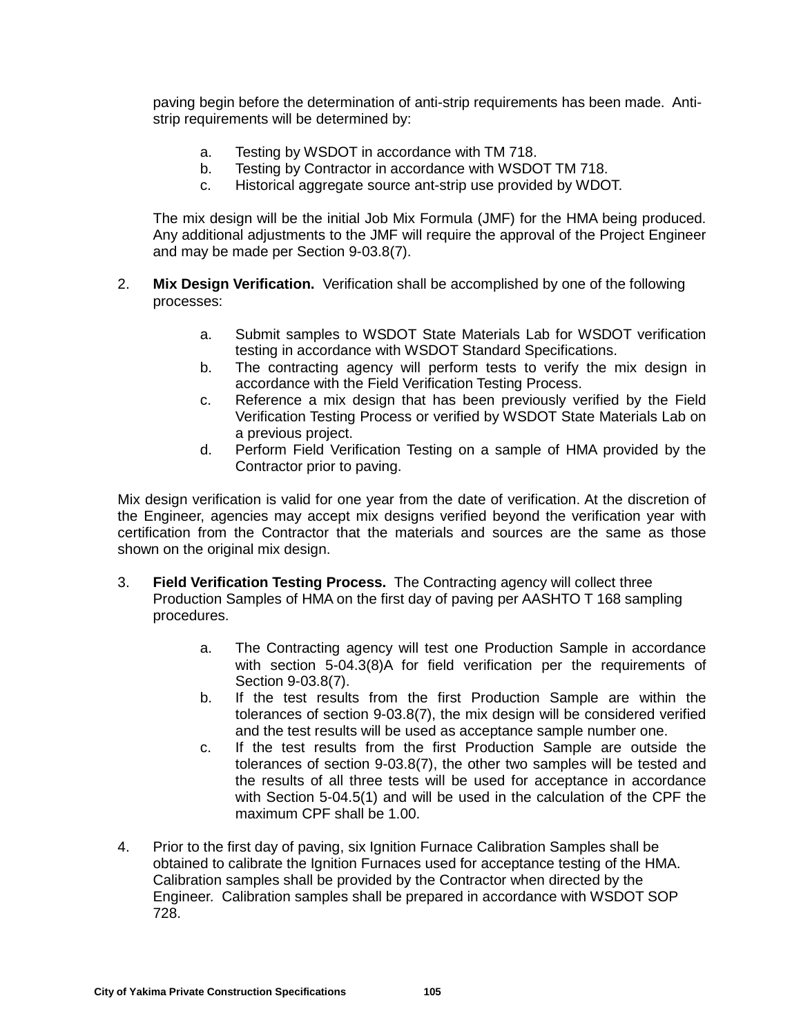paving begin before the determination of anti-strip requirements has been made. Anti-strip requirements will be determined by:

   a. Testing by WSDOT in accordance with TM 718.
   b. Testing by Contractor in accordance with WSDOT TM 718.
   c. Historical aggregate source ant-strip use provided by WDOT.

The mix design will be the initial Job Mix Formula (JMF) for the HMA being produced. Any additional adjustments to the JMF will require the approval of the Project Engineer and may be made per Section 9-03.8(7).

2. **Mix Design Verification.** Verification shall be accomplished by one of the following processes:

   a. Submit samples to WSDOT State Materials Lab for WSDOT verification testing in accordance with WSDOT Standard Specifications.
   b. The contracting agency will perform tests to verify the mix design in accordance with the Field Verification Testing Process.
   c. Reference a mix design that has been previously verified by the Field Verification Testing Process or verified by WSDOT State Materials Lab on a previous project.
   d. Perform Field Verification Testing on a sample of HMA provided by the Contractor prior to paving.

Mix design verification is valid for one year from the date of verification. At the discretion of the Engineer, agencies may accept mix designs verified beyond the verification year with certification from the Contractor that the materials and sources are the same as those shown on the original mix design.

3. **Field Verification Testing Process.** The Contracting agency will collect three Production Samples of HMA on the first day of paving per AASHTO T 168 sampling procedures.

   a. The Contracting agency will test one Production Sample in accordance with section 5-04.3(8)A for field verification per the requirements of Section 9-03.8(7).
   b. If the test results from the first Production Sample are within the tolerances of section 9-03.8(7), the mix design will be considered verified and the test results will be used as acceptance sample number one.
   c. If the test results from the first Production Sample are outside the tolerances of section 9-03.8(7), the other two samples will be tested and the results of all three tests will be used for acceptance in accordance with Section 5-04.5(1) and will be used in the calculation of the CPF the maximum CPF shall be 1.00.

4. Prior to the first day of paving, six Ignition Furnace Calibration Samples shall be obtained to calibrate the Ignition Furnaces used for acceptance testing of the HMA. Calibration samples shall be provided by the Contractor when directed by the Engineer. Calibration samples shall be prepared in accordance with WSDOT SOP 728.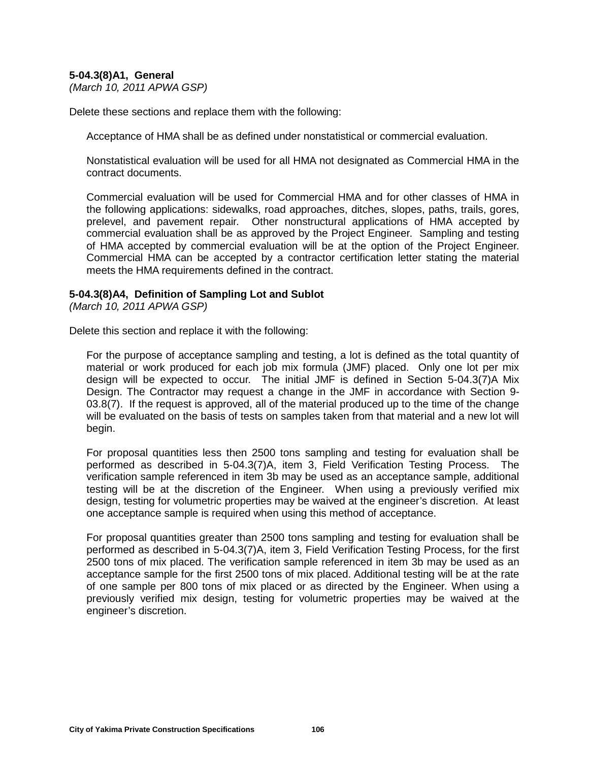**5-04.3(8)A1, General**
*(March 10, 2011 APWA GSP)*

Delete these sections and replace them with the following:

Acceptance of HMA shall be as defined under nonstatistical or commercial evaluation.

Nonstatistical evaluation will be used for all HMA not designated as Commercial HMA in the contract documents.

Commercial evaluation will be used for Commercial HMA and for other classes of HMA in the following applications: sidewalks, road approaches, ditches, slopes, paths, trails, gores, prelevel, and pavement repair. Other nonstructural applications of HMA accepted by commercial evaluation shall be as approved by the Project Engineer. Sampling and testing of HMA accepted by commercial evaluation will be at the option of the Project Engineer. Commercial HMA can be accepted by a contractor certification letter stating the material meets the HMA requirements defined in the contract.

**5-04.3(8)A4, Definition of Sampling Lot and Sublot**
*(March 10, 2011 APWA GSP)*

Delete this section and replace it with the following:

For the purpose of acceptance sampling and testing, a lot is defined as the total quantity of material or work produced for each job mix formula (JMF) placed. Only one lot per mix design will be expected to occur. The initial JMF is defined in Section 5-04.3(7)A Mix Design. The Contractor may request a change in the JMF in accordance with Section 9-03.8(7). If the request is approved, all of the material produced up to the time of the change will be evaluated on the basis of tests on samples taken from that material and a new lot will begin.

For proposal quantities less then 2500 tons sampling and testing for evaluation shall be performed as described in 5-04.3(7)A, item 3, Field Verification Testing Process. The verification sample referenced in item 3b may be used as an acceptance sample, additional testing will be at the discretion of the Engineer. When using a previously verified mix design, testing for volumetric properties may be waived at the engineer's discretion. At least one acceptance sample is required when using this method of acceptance.

For proposal quantities greater than 2500 tons sampling and testing for evaluation shall be performed as described in 5-04.3(7)A, item 3, Field Verification Testing Process, for the first 2500 tons of mix placed. The verification sample referenced in item 3b may be used as an acceptance sample for the first 2500 tons of mix placed. Additional testing will be at the rate of one sample per 800 tons of mix placed or as directed by the Engineer. When using a previously verified mix design, testing for volumetric properties may be waived at the engineer's discretion.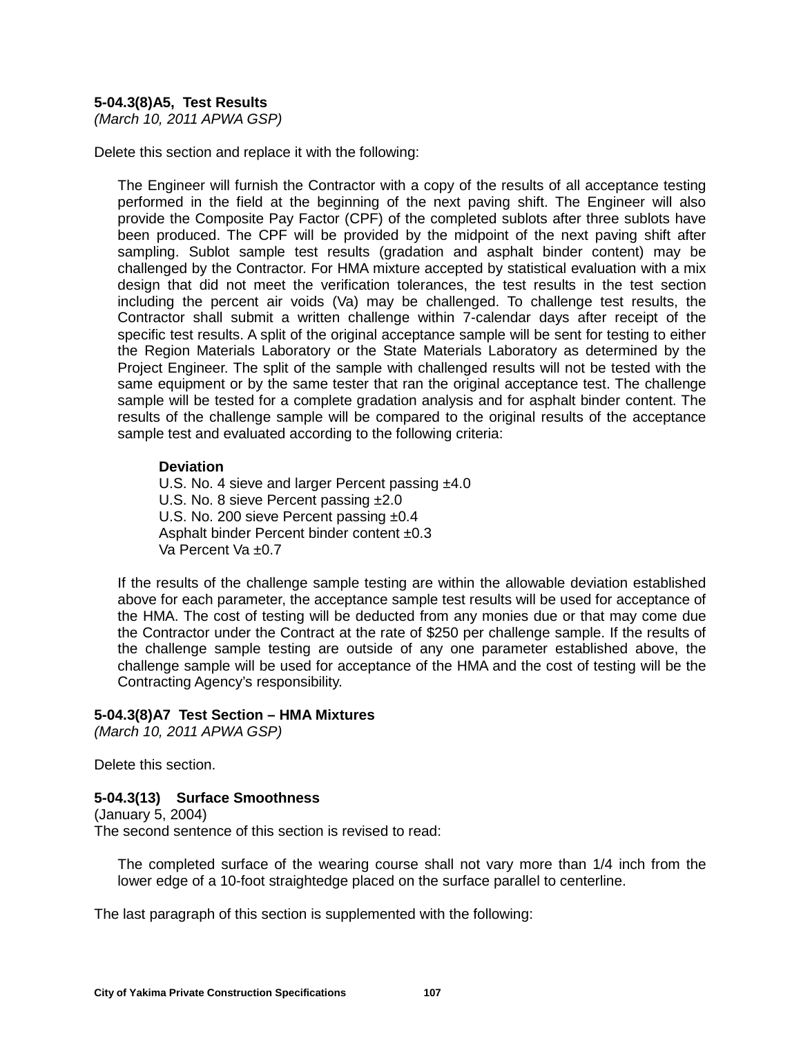**5-04.3(8)A5, Test Results**
*(March 10, 2011 APWA GSP)*

Delete this section and replace it with the following:

The Engineer will furnish the Contractor with a copy of the results of all acceptance testing performed in the field at the beginning of the next paving shift. The Engineer will also provide the Composite Pay Factor (CPF) of the completed sublots after three sublots have been produced. The CPF will be provided by the midpoint of the next paving shift after sampling. Sublot sample test results (gradation and asphalt binder content) may be challenged by the Contractor. For HMA mixture accepted by statistical evaluation with a mix design that did not meet the verification tolerances, the test results in the test section including the percent air voids (Va) may be challenged. To challenge test results, the Contractor shall submit a written challenge within 7-calendar days after receipt of the specific test results. A split of the original acceptance sample will be sent for testing to either the Region Materials Laboratory or the State Materials Laboratory as determined by the Project Engineer. The split of the sample with challenged results will not be tested with the same equipment or by the same tester that ran the original acceptance test. The challenge sample will be tested for a complete gradation analysis and for asphalt binder content. The results of the challenge sample will be compared to the original results of the acceptance sample test and evaluated according to the following criteria:

**Deviation**
U.S. No. 4 sieve and larger Percent passing ±4.0
U.S. No. 8 sieve Percent passing ±2.0
U.S. No. 200 sieve Percent passing ±0.4
Asphalt binder Percent binder content ±0.3
Va Percent Va ±0.7

If the results of the challenge sample testing are within the allowable deviation established above for each parameter, the acceptance sample test results will be used for acceptance of the HMA. The cost of testing will be deducted from any monies due or that may come due the Contractor under the Contract at the rate of $250 per challenge sample. If the results of the challenge sample testing are outside of any one parameter established above, the challenge sample will be used for acceptance of the HMA and the cost of testing will be the Contracting Agency's responsibility.

**5-04.3(8)A7 Test Section – HMA Mixtures**
*(March 10, 2011 APWA GSP)*

Delete this section.

**5-04.3(13) Surface Smoothness**
(January 5, 2004)
The second sentence of this section is revised to read:

The completed surface of the wearing course shall not vary more than 1/4 inch from the lower edge of a 10-foot straightedge placed on the surface parallel to centerline.

The last paragraph of this section is supplemented with the following: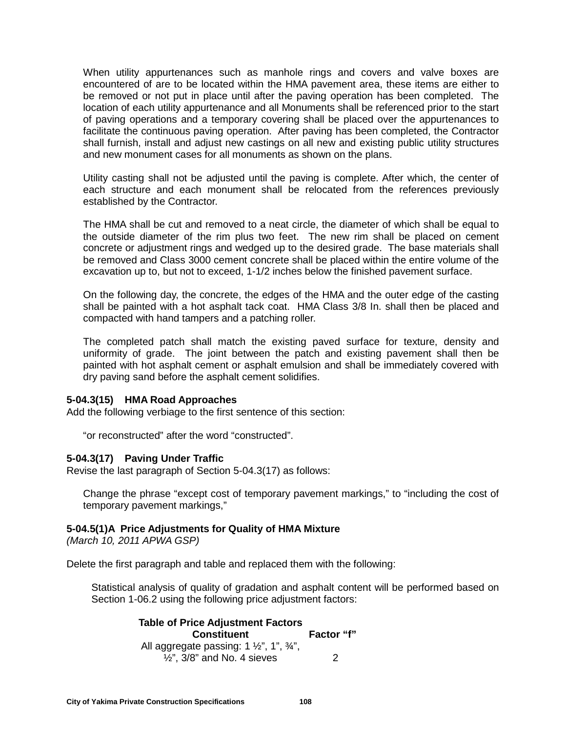When utility appurtenances such as manhole rings and covers and valve boxes are encountered of are to be located within the HMA pavement area, these items are either to be removed or not put in place until after the paving operation has been completed. The location of each utility appurtenance and all Monuments shall be referenced prior to the start of paving operations and a temporary covering shall be placed over the appurtenances to facilitate the continuous paving operation. After paving has been completed, the Contractor shall furnish, install and adjust new castings on all new and existing public utility structures and new monument cases for all monuments as shown on the plans.

Utility casting shall not be adjusted until the paving is complete. After which, the center of each structure and each monument shall be relocated from the references previously established by the Contractor.

The HMA shall be cut and removed to a neat circle, the diameter of which shall be equal to the outside diameter of the rim plus two feet. The new rim shall be placed on cement concrete or adjustment rings and wedged up to the desired grade. The base materials shall be removed and Class 3000 cement concrete shall be placed within the entire volume of the excavation up to, but not to exceed, 1-1/2 inches below the finished pavement surface.

On the following day, the concrete, the edges of the HMA and the outer edge of the casting shall be painted with a hot asphalt tack coat. HMA Class 3/8 In. shall then be placed and compacted with hand tampers and a patching roller.

The completed patch shall match the existing paved surface for texture, density and uniformity of grade. The joint between the patch and existing pavement shall then be painted with hot asphalt cement or asphalt emulsion and shall be immediately covered with dry paving sand before the asphalt cement solidifies.

**5-04.3(15) HMA Road Approaches**

Add the following verbiage to the first sentence of this section:

"or reconstructed" after the word "constructed".

**5-04.3(17) Paving Under Traffic**

Revise the last paragraph of Section 5-04.3(17) as follows:

Change the phrase "except cost of temporary pavement markings," to "including the cost of temporary pavement markings,"

**5-04.5(1)A Price Adjustments for Quality of HMA Mixture**

*(March 10, 2011 APWA GSP)*

Delete the first paragraph and table and replaced them with the following:

Statistical analysis of quality of gradation and asphalt content will be performed based on Section 1-06.2 using the following price adjustment factors:

**Table of Price Adjustment Factors**

| Constituent | Factor "f" |
|---|---|
| All aggregate passing: 1 ½", 1", ¾", ½", 3/8" and No. 4 sieves | 2 |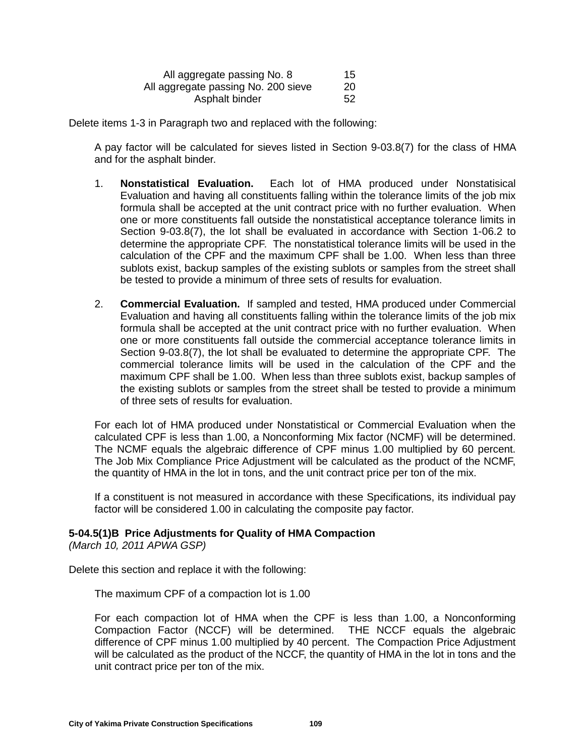| | |
|---|---|
| All aggregate passing No. 8 | 15 |
| All aggregate passing No. 200 sieve | 20 |
| Asphalt binder | 52 |

Delete items 1-3 in Paragraph two and replaced with the following:

A pay factor will be calculated for sieves listed in Section 9-03.8(7) for the class of HMA and for the asphalt binder.

1. **Nonstatistical Evaluation.** Each lot of HMA produced under Nonstatisical Evaluation and having all constituents falling within the tolerance limits of the job mix formula shall be accepted at the unit contract price with no further evaluation. When one or more constituents fall outside the nonstatistical acceptance tolerance limits in Section 9-03.8(7), the lot shall be evaluated in accordance with Section 1-06.2 to determine the appropriate CPF. The nonstatistical tolerance limits will be used in the calculation of the CPF and the maximum CPF shall be 1.00. When less than three sublots exist, backup samples of the existing sublots or samples from the street shall be tested to provide a minimum of three sets of results for evaluation.

2. **Commercial Evaluation.** If sampled and tested, HMA produced under Commercial Evaluation and having all constituents falling within the tolerance limits of the job mix formula shall be accepted at the unit contract price with no further evaluation. When one or more constituents fall outside the commercial acceptance tolerance limits in Section 9-03.8(7), the lot shall be evaluated to determine the appropriate CPF. The commercial tolerance limits will be used in the calculation of the CPF and the maximum CPF shall be 1.00. When less than three sublots exist, backup samples of the existing sublots or samples from the street shall be tested to provide a minimum of three sets of results for evaluation.

For each lot of HMA produced under Nonstatistical or Commercial Evaluation when the calculated CPF is less than 1.00, a Nonconforming Mix factor (NCMF) will be determined. The NCMF equals the algebraic difference of CPF minus 1.00 multiplied by 60 percent. The Job Mix Compliance Price Adjustment will be calculated as the product of the NCMF, the quantity of HMA in the lot in tons, and the unit contract price per ton of the mix.

If a constituent is not measured in accordance with these Specifications, its individual pay factor will be considered 1.00 in calculating the composite pay factor.

**5-04.5(1)B Price Adjustments for Quality of HMA Compaction**
*(March 10, 2011 APWA GSP)*

Delete this section and replace it with the following:

The maximum CPF of a compaction lot is 1.00

For each compaction lot of HMA when the CPF is less than 1.00, a Nonconforming Compaction Factor (NCCF) will be determined. THE NCCF equals the algebraic difference of CPF minus 1.00 multiplied by 40 percent. The Compaction Price Adjustment will be calculated as the product of the NCCF, the quantity of HMA in the lot in tons and the unit contract price per ton of the mix.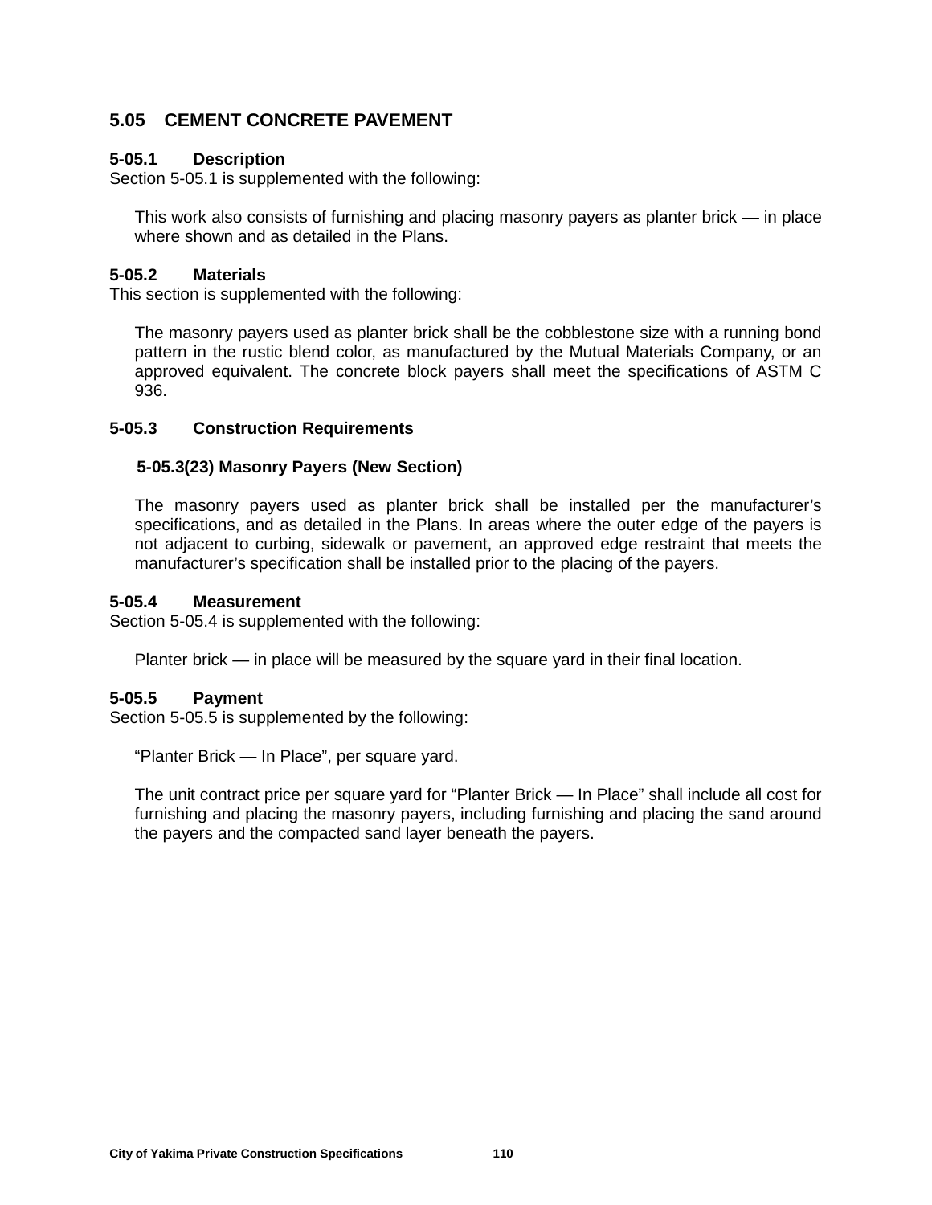## 5.05 CEMENT CONCRETE PAVEMENT

### 5-05.1 Description

Section 5-05.1 is supplemented with the following:

This work also consists of furnishing and placing masonry payers as planter brick — in place where shown and as detailed in the Plans.

### 5-05.2 Materials

This section is supplemented with the following:

The masonry payers used as planter brick shall be the cobblestone size with a running bond pattern in the rustic blend color, as manufactured by the Mutual Materials Company, or an approved equivalent. The concrete block payers shall meet the specifications of ASTM C 936.

### 5-05.3 Construction Requirements

#### 5-05.3(23) Masonry Payers (New Section)

The masonry payers used as planter brick shall be installed per the manufacturer's specifications, and as detailed in the Plans. In areas where the outer edge of the payers is not adjacent to curbing, sidewalk or pavement, an approved edge restraint that meets the manufacturer's specification shall be installed prior to the placing of the payers.

### 5-05.4 Measurement

Section 5-05.4 is supplemented with the following:

Planter brick — in place will be measured by the square yard in their final location.

### 5-05.5 Payment

Section 5-05.5 is supplemented by the following:

"Planter Brick — In Place", per square yard.

The unit contract price per square yard for "Planter Brick — In Place" shall include all cost for furnishing and placing the masonry payers, including furnishing and placing the sand around the payers and the compacted sand layer beneath the payers.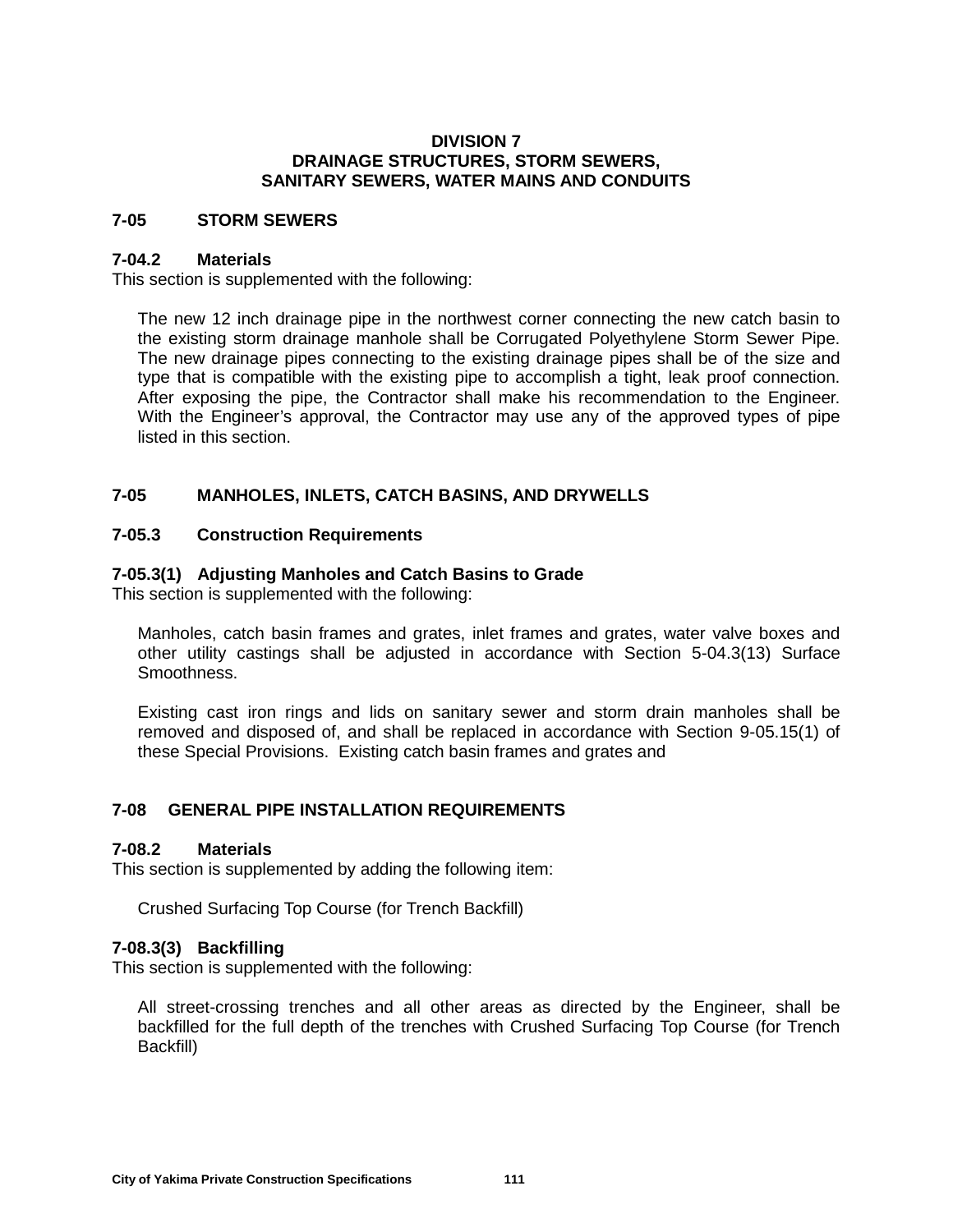# DIVISION 7
# DRAINAGE STRUCTURES, STORM SEWERS,
# SANITARY SEWERS, WATER MAINS AND CONDUITS

## 7-05 STORM SEWERS

### 7-04.2 Materials

This section is supplemented with the following:

> The new 12 inch drainage pipe in the northwest corner connecting the new catch basin to the existing storm drainage manhole shall be Corrugated Polyethylene Storm Sewer Pipe. The new drainage pipes connecting to the existing drainage pipes shall be of the size and type that is compatible with the existing pipe to accomplish a tight, leak proof connection. After exposing the pipe, the Contractor shall make his recommendation to the Engineer. With the Engineer's approval, the Contractor may use any of the approved types of pipe listed in this section.

## 7-05 MANHOLES, INLETS, CATCH BASINS, AND DRYWELLS

### 7-05.3 Construction Requirements

### 7-05.3(1) Adjusting Manholes and Catch Basins to Grade

This section is supplemented with the following:

> Manholes, catch basin frames and grates, inlet frames and grates, water valve boxes and other utility castings shall be adjusted in accordance with Section 5-04.3(13) Surface Smoothness.
>
> Existing cast iron rings and lids on sanitary sewer and storm drain manholes shall be removed and disposed of, and shall be replaced in accordance with Section 9-05.15(1) of these Special Provisions. Existing catch basin frames and grates and

## 7-08 GENERAL PIPE INSTALLATION REQUIREMENTS

### 7-08.2 Materials

This section is supplemented by adding the following item:

> Crushed Surfacing Top Course (for Trench Backfill)

### 7-08.3(3) Backfilling

This section is supplemented with the following:

> All street-crossing trenches and all other areas as directed by the Engineer, shall be backfilled for the full depth of the trenches with Crushed Surfacing Top Course (for Trench Backfill)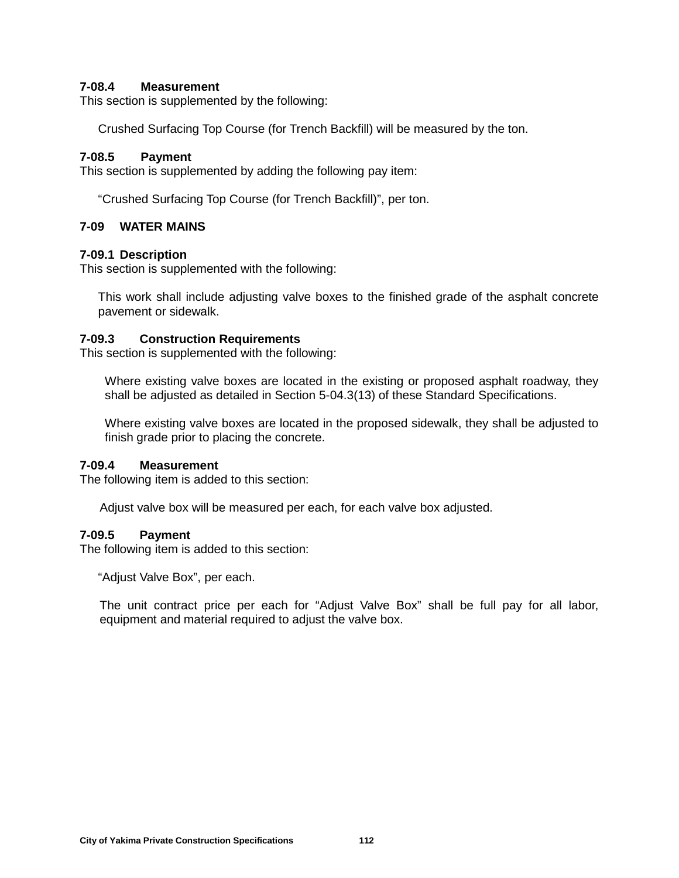### 7-08.4 Measurement

This section is supplemented by the following:

Crushed Surfacing Top Course (for Trench Backfill) will be measured by the ton.

### 7-08.5 Payment

This section is supplemented by adding the following pay item:

"Crushed Surfacing Top Course (for Trench Backfill)", per ton.

## 7-09 WATER MAINS

### 7-09.1 Description

This section is supplemented with the following:

This work shall include adjusting valve boxes to the finished grade of the asphalt concrete pavement or sidewalk.

### 7-09.3 Construction Requirements

This section is supplemented with the following:

Where existing valve boxes are located in the existing or proposed asphalt roadway, they shall be adjusted as detailed in Section 5-04.3(13) of these Standard Specifications.

Where existing valve boxes are located in the proposed sidewalk, they shall be adjusted to finish grade prior to placing the concrete.

### 7-09.4 Measurement

The following item is added to this section:

Adjust valve box will be measured per each, for each valve box adjusted.

### 7-09.5 Payment

The following item is added to this section:

"Adjust Valve Box", per each.

The unit contract price per each for "Adjust Valve Box" shall be full pay for all labor, equipment and material required to adjust the valve box.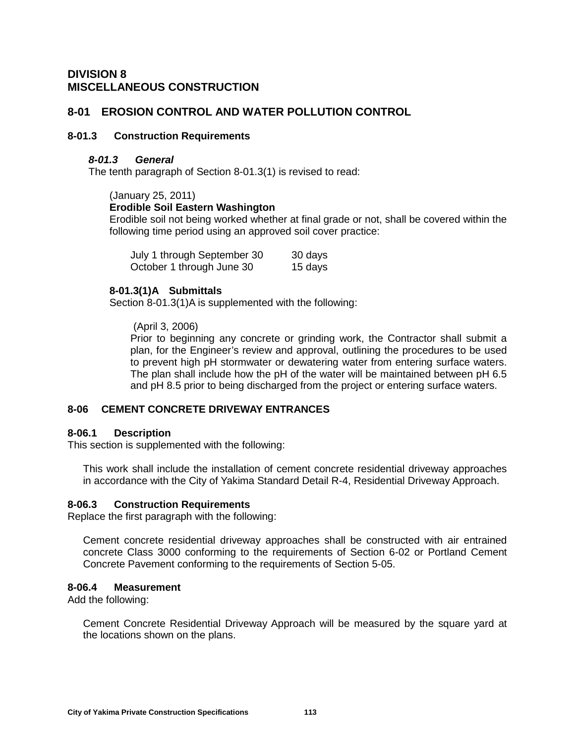# DIVISION 8
# MISCELLANEOUS CONSTRUCTION

## 8-01 EROSION CONTROL AND WATER POLLUTION CONTROL

### 8-01.3 Construction Requirements

#### *8-01.3 General*

The tenth paragraph of Section 8-01.3(1) is revised to read:

(January 25, 2011)
**Erodible Soil Eastern Washington**
Erodible soil not being worked whether at final grade or not, shall be covered within the following time period using an approved soil cover practice:

| | |
|---|---|
| July 1 through September 30 | 30 days |
| October 1 through June 30 | 15 days |

#### 8-01.3(1)A Submittals

Section 8-01.3(1)A is supplemented with the following:

(April 3, 2006)
Prior to beginning any concrete or grinding work, the Contractor shall submit a plan, for the Engineer's review and approval, outlining the procedures to be used to prevent high pH stormwater or dewatering water from entering surface waters. The plan shall include how the pH of the water will be maintained between pH 6.5 and pH 8.5 prior to being discharged from the project or entering surface waters.

## 8-06 CEMENT CONCRETE DRIVEWAY ENTRANCES

### 8-06.1 Description

This section is supplemented with the following:

This work shall include the installation of cement concrete residential driveway approaches in accordance with the City of Yakima Standard Detail R-4, Residential Driveway Approach.

### 8-06.3 Construction Requirements

Replace the first paragraph with the following:

Cement concrete residential driveway approaches shall be constructed with air entrained concrete Class 3000 conforming to the requirements of Section 6-02 or Portland Cement Concrete Pavement conforming to the requirements of Section 5-05.

### 8-06.4 Measurement

Add the following:

Cement Concrete Residential Driveway Approach will be measured by the square yard at the locations shown on the plans.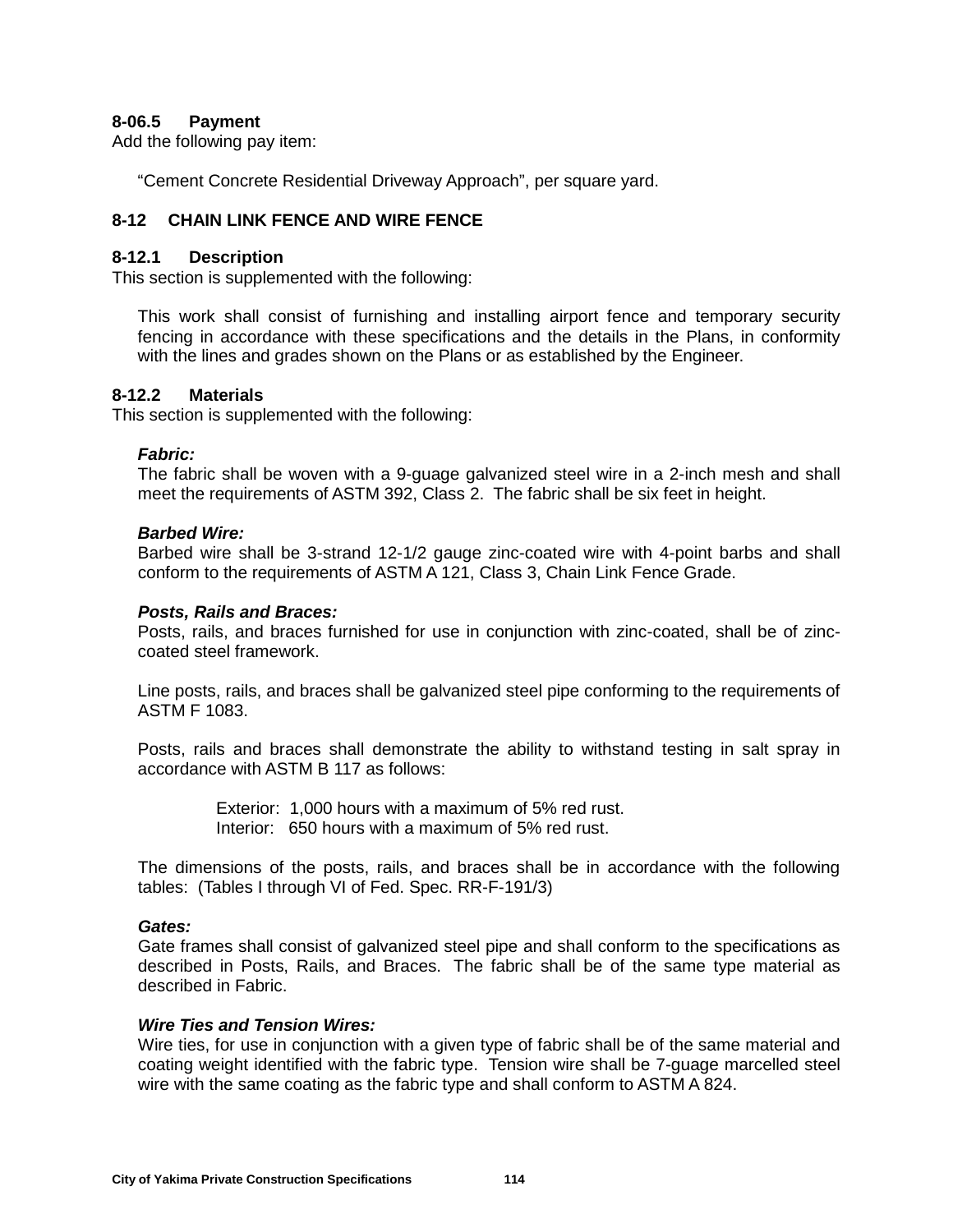**8-06.5 Payment**

Add the following pay item:

"Cement Concrete Residential Driveway Approach", per square yard.

## 8-12 CHAIN LINK FENCE AND WIRE FENCE

**8-12.1 Description**

This section is supplemented with the following:

This work shall consist of furnishing and installing airport fence and temporary security fencing in accordance with these specifications and the details in the Plans, in conformity with the lines and grades shown on the Plans or as established by the Engineer.

**8-12.2 Materials**

This section is supplemented with the following:

***Fabric:***

The fabric shall be woven with a 9-guage galvanized steel wire in a 2-inch mesh and shall meet the requirements of ASTM 392, Class 2. The fabric shall be six feet in height.

***Barbed Wire:***

Barbed wire shall be 3-strand 12-1/2 gauge zinc-coated wire with 4-point barbs and shall conform to the requirements of ASTM A 121, Class 3, Chain Link Fence Grade.

***Posts, Rails and Braces:***

Posts, rails, and braces furnished for use in conjunction with zinc-coated, shall be of zinc-coated steel framework.

Line posts, rails, and braces shall be galvanized steel pipe conforming to the requirements of ASTM F 1083.

Posts, rails and braces shall demonstrate the ability to withstand testing in salt spray in accordance with ASTM B 117 as follows:

Exterior: 1,000 hours with a maximum of 5% red rust.
Interior: 650 hours with a maximum of 5% red rust.

The dimensions of the posts, rails, and braces shall be in accordance with the following tables: (Tables I through VI of Fed. Spec. RR-F-191/3)

***Gates:***

Gate frames shall consist of galvanized steel pipe and shall conform to the specifications as described in Posts, Rails, and Braces. The fabric shall be of the same type material as described in Fabric.

***Wire Ties and Tension Wires:***

Wire ties, for use in conjunction with a given type of fabric shall be of the same material and coating weight identified with the fabric type. Tension wire shall be 7-guage marcelled steel wire with the same coating as the fabric type and shall conform to ASTM A 824.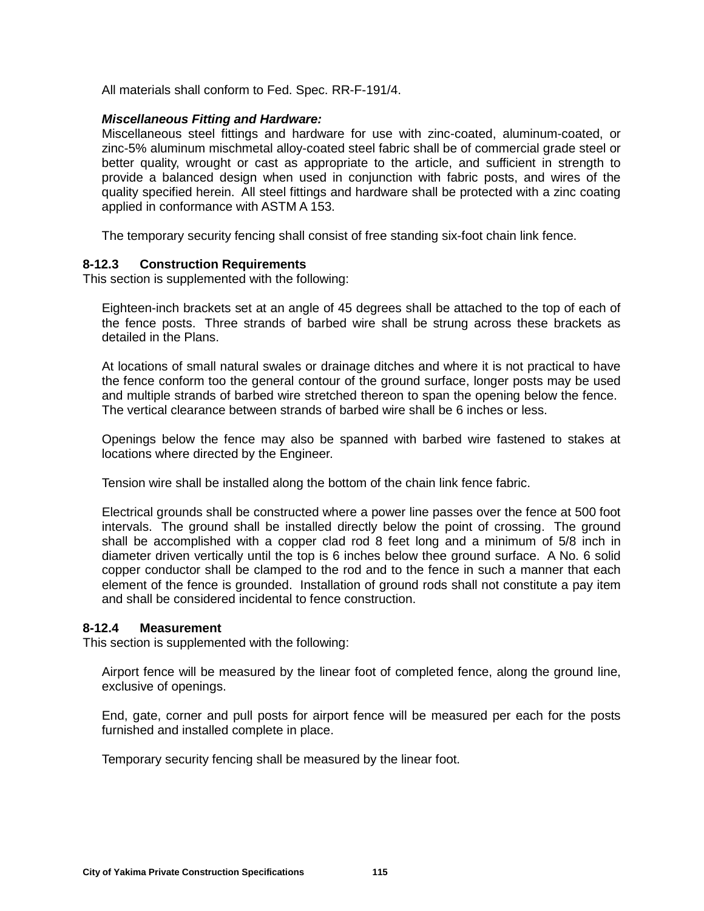All materials shall conform to Fed. Spec. RR-F-191/4.

***Miscellaneous Fitting and Hardware:***

Miscellaneous steel fittings and hardware for use with zinc-coated, aluminum-coated, or zinc-5% aluminum mischmetal alloy-coated steel fabric shall be of commercial grade steel or better quality, wrought or cast as appropriate to the article, and sufficient in strength to provide a balanced design when used in conjunction with fabric posts, and wires of the quality specified herein. All steel fittings and hardware shall be protected with a zinc coating applied in conformance with ASTM A 153.

The temporary security fencing shall consist of free standing six-foot chain link fence.

### 8-12.3 Construction Requirements

This section is supplemented with the following:

Eighteen-inch brackets set at an angle of 45 degrees shall be attached to the top of each of the fence posts. Three strands of barbed wire shall be strung across these brackets as detailed in the Plans.

At locations of small natural swales or drainage ditches and where it is not practical to have the fence conform too the general contour of the ground surface, longer posts may be used and multiple strands of barbed wire stretched thereon to span the opening below the fence. The vertical clearance between strands of barbed wire shall be 6 inches or less.

Openings below the fence may also be spanned with barbed wire fastened to stakes at locations where directed by the Engineer.

Tension wire shall be installed along the bottom of the chain link fence fabric.

Electrical grounds shall be constructed where a power line passes over the fence at 500 foot intervals. The ground shall be installed directly below the point of crossing. The ground shall be accomplished with a copper clad rod 8 feet long and a minimum of 5/8 inch in diameter driven vertically until the top is 6 inches below thee ground surface. A No. 6 solid copper conductor shall be clamped to the rod and to the fence in such a manner that each element of the fence is grounded. Installation of ground rods shall not constitute a pay item and shall be considered incidental to fence construction.

### 8-12.4 Measurement

This section is supplemented with the following:

Airport fence will be measured by the linear foot of completed fence, along the ground line, exclusive of openings.

End, gate, corner and pull posts for airport fence will be measured per each for the posts furnished and installed complete in place.

Temporary security fencing shall be measured by the linear foot.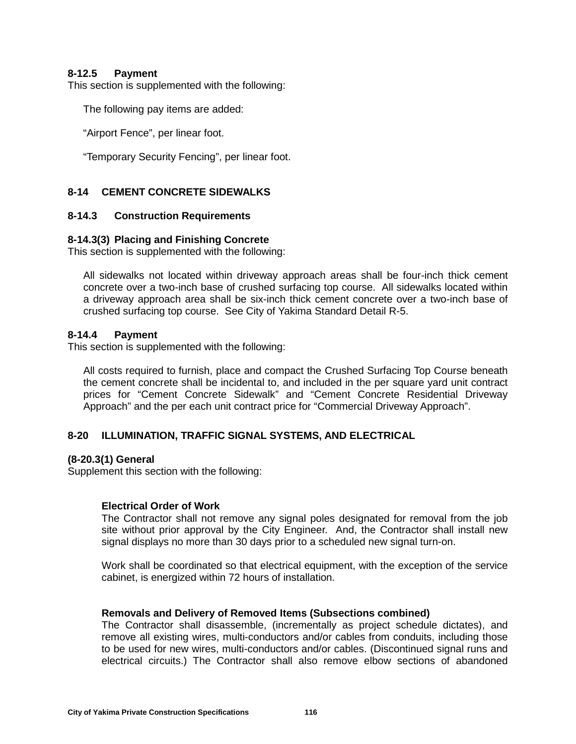### 8-12.5 Payment

This section is supplemented with the following:

The following pay items are added:

"Airport Fence", per linear foot.

"Temporary Security Fencing", per linear foot.

## 8-14 CEMENT CONCRETE SIDEWALKS

### 8-14.3 Construction Requirements

#### 8-14.3(3) Placing and Finishing Concrete

This section is supplemented with the following:

All sidewalks not located within driveway approach areas shall be four-inch thick cement concrete over a two-inch base of crushed surfacing top course. All sidewalks located within a driveway approach area shall be six-inch thick cement concrete over a two-inch base of crushed surfacing top course. See City of Yakima Standard Detail R-5.

### 8-14.4 Payment

This section is supplemented with the following:

All costs required to furnish, place and compact the Crushed Surfacing Top Course beneath the cement concrete shall be incidental to, and included in the per square yard unit contract prices for "Cement Concrete Sidewalk" and "Cement Concrete Residential Driveway Approach" and the per each unit contract price for "Commercial Driveway Approach".

## 8-20 ILLUMINATION, TRAFFIC SIGNAL SYSTEMS, AND ELECTRICAL

#### (8-20.3(1) General

Supplement this section with the following:

**Electrical Order of Work**

The Contractor shall not remove any signal poles designated for removal from the job site without prior approval by the City Engineer. And, the Contractor shall install new signal displays no more than 30 days prior to a scheduled new signal turn-on.

Work shall be coordinated so that electrical equipment, with the exception of the service cabinet, is energized within 72 hours of installation.

**Removals and Delivery of Removed Items (Subsections combined)**

The Contractor shall disassemble, (incrementally as project schedule dictates), and remove all existing wires, multi-conductors and/or cables from conduits, including those to be used for new wires, multi-conductors and/or cables. (Discontinued signal runs and electrical circuits.) The Contractor shall also remove elbow sections of abandoned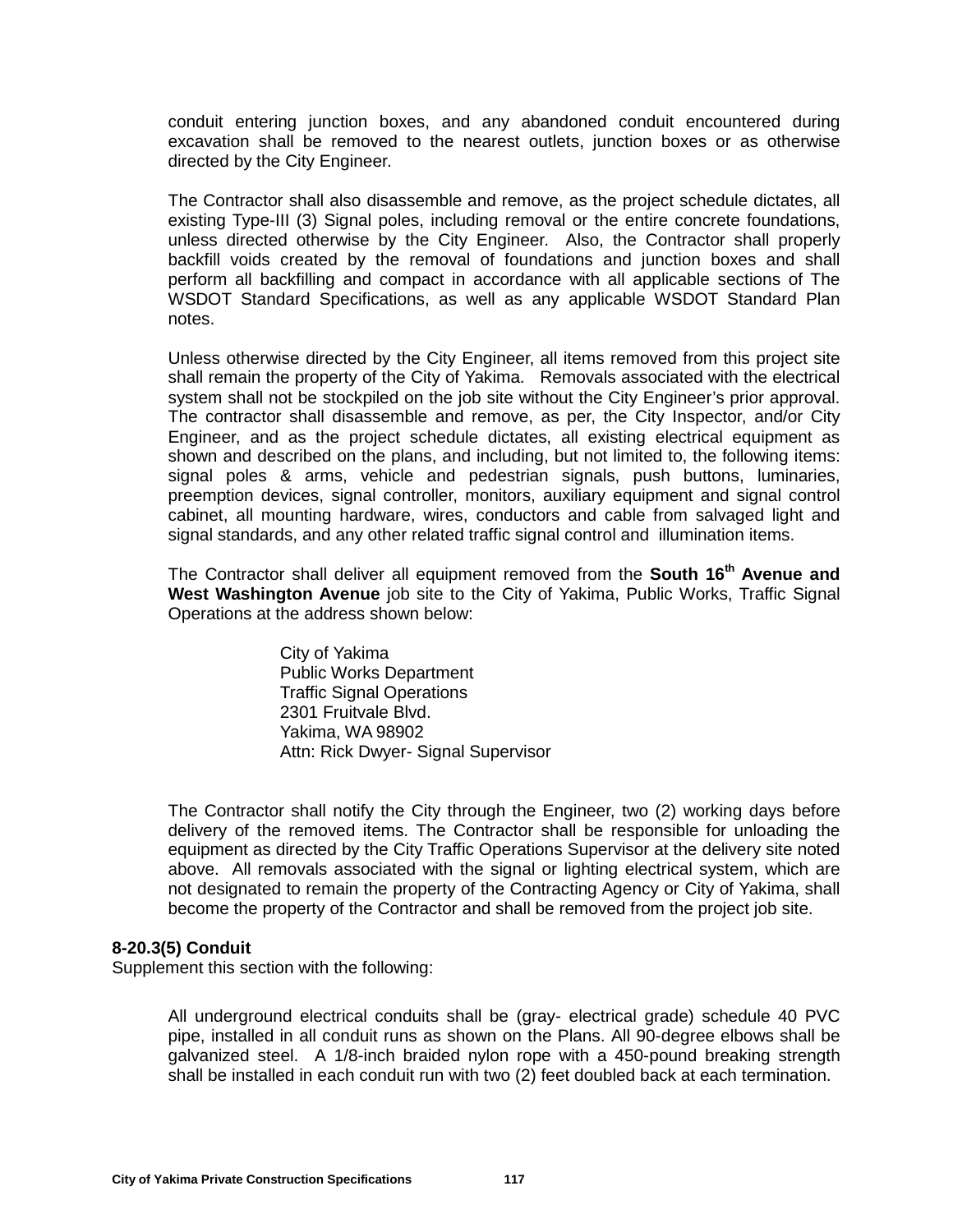conduit entering junction boxes, and any abandoned conduit encountered during excavation shall be removed to the nearest outlets, junction boxes or as otherwise directed by the City Engineer.

The Contractor shall also disassemble and remove, as the project schedule dictates, all existing Type-III (3) Signal poles, including removal or the entire concrete foundations, unless directed otherwise by the City Engineer. Also, the Contractor shall properly backfill voids created by the removal of foundations and junction boxes and shall perform all backfilling and compact in accordance with all applicable sections of The WSDOT Standard Specifications, as well as any applicable WSDOT Standard Plan notes.

Unless otherwise directed by the City Engineer, all items removed from this project site shall remain the property of the City of Yakima. Removals associated with the electrical system shall not be stockpiled on the job site without the City Engineer's prior approval. The contractor shall disassemble and remove, as per, the City Inspector, and/or City Engineer, and as the project schedule dictates, all existing electrical equipment as shown and described on the plans, and including, but not limited to, the following items: signal poles & arms, vehicle and pedestrian signals, push buttons, luminaries, preemption devices, signal controller, monitors, auxiliary equipment and signal control cabinet, all mounting hardware, wires, conductors and cable from salvaged light and signal standards, and any other related traffic signal control and illumination items.

The Contractor shall deliver all equipment removed from the **South 16th Avenue and West Washington Avenue** job site to the City of Yakima, Public Works, Traffic Signal Operations at the address shown below:

City of Yakima
Public Works Department
Traffic Signal Operations
2301 Fruitvale Blvd.
Yakima, WA 98902
Attn: Rick Dwyer- Signal Supervisor

The Contractor shall notify the City through the Engineer, two (2) working days before delivery of the removed items. The Contractor shall be responsible for unloading the equipment as directed by the City Traffic Operations Supervisor at the delivery site noted above. All removals associated with the signal or lighting electrical system, which are not designated to remain the property of the Contracting Agency or City of Yakima, shall become the property of the Contractor and shall be removed from the project job site.

**8-20.3(5) Conduit**
Supplement this section with the following:

All underground electrical conduits shall be (gray- electrical grade) schedule 40 PVC pipe, installed in all conduit runs as shown on the Plans. All 90-degree elbows shall be galvanized steel. A 1/8-inch braided nylon rope with a 450-pound breaking strength shall be installed in each conduit run with two (2) feet doubled back at each termination.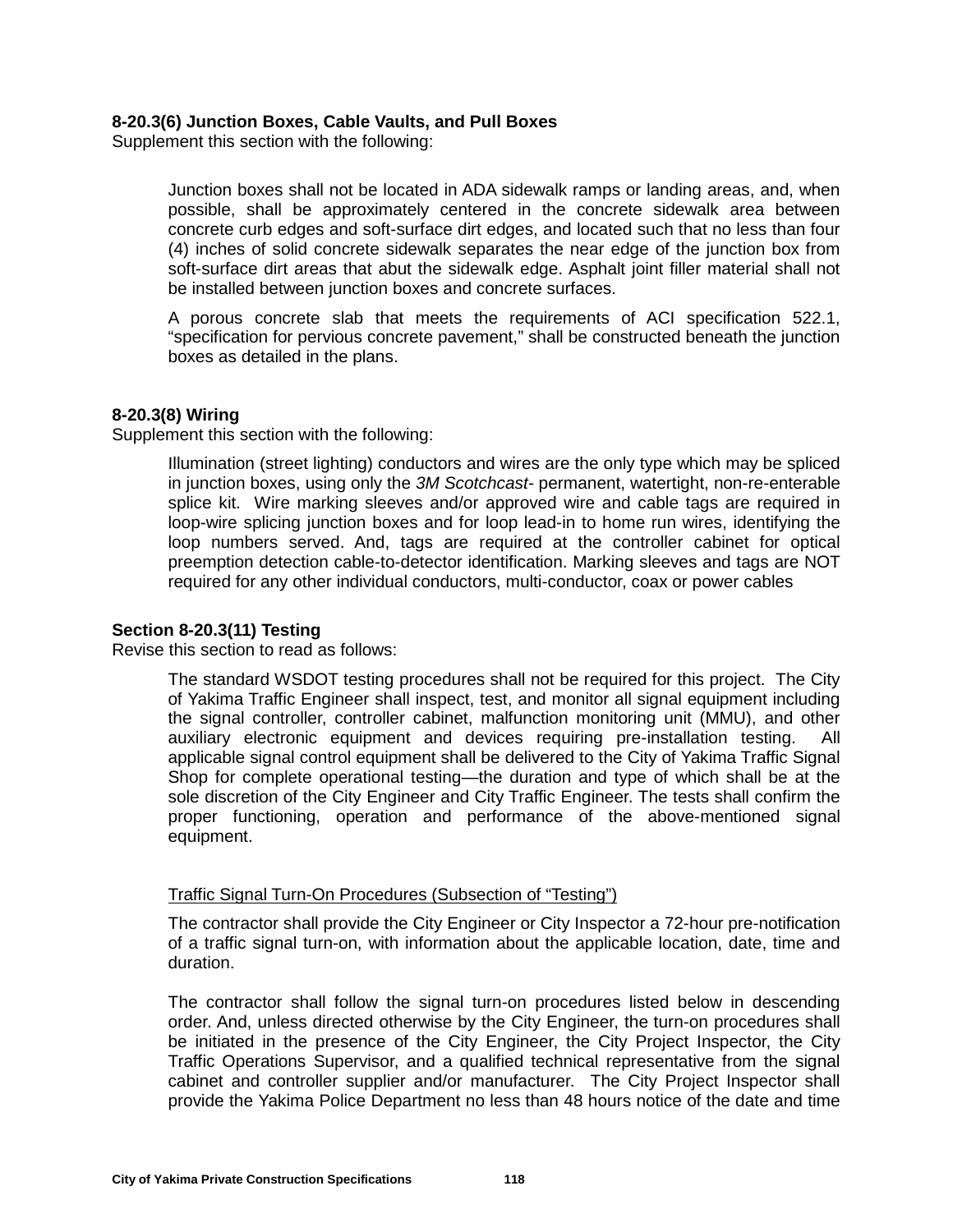**8-20.3(6) Junction Boxes, Cable Vaults, and Pull Boxes**

Supplement this section with the following:

Junction boxes shall not be located in ADA sidewalk ramps or landing areas, and, when possible, shall be approximately centered in the concrete sidewalk area between concrete curb edges and soft-surface dirt edges, and located such that no less than four (4) inches of solid concrete sidewalk separates the near edge of the junction box from soft-surface dirt areas that abut the sidewalk edge. Asphalt joint filler material shall not be installed between junction boxes and concrete surfaces.

A porous concrete slab that meets the requirements of ACI specification 522.1, "specification for pervious concrete pavement," shall be constructed beneath the junction boxes as detailed in the plans.

**8-20.3(8) Wiring**

Supplement this section with the following:

Illumination (street lighting) conductors and wires are the only type which may be spliced in junction boxes, using only the *3M Scotchcast-* permanent, watertight, non-re-enterable splice kit. Wire marking sleeves and/or approved wire and cable tags are required in loop-wire splicing junction boxes and for loop lead-in to home run wires, identifying the loop numbers served. And, tags are required at the controller cabinet for optical preemption detection cable-to-detector identification. Marking sleeves and tags are NOT required for any other individual conductors, multi-conductor, coax or power cables

**Section 8-20.3(11) Testing**

Revise this section to read as follows:

The standard WSDOT testing procedures shall not be required for this project. The City of Yakima Traffic Engineer shall inspect, test, and monitor all signal equipment including the signal controller, controller cabinet, malfunction monitoring unit (MMU), and other auxiliary electronic equipment and devices requiring pre-installation testing. All applicable signal control equipment shall be delivered to the City of Yakima Traffic Signal Shop for complete operational testing—the duration and type of which shall be at the sole discretion of the City Engineer and City Traffic Engineer. The tests shall confirm the proper functioning, operation and performance of the above-mentioned signal equipment.

<u>Traffic Signal Turn-On Procedures (Subsection of "Testing")</u>

The contractor shall provide the City Engineer or City Inspector a 72-hour pre-notification of a traffic signal turn-on, with information about the applicable location, date, time and duration.

The contractor shall follow the signal turn-on procedures listed below in descending order. And, unless directed otherwise by the City Engineer, the turn-on procedures shall be initiated in the presence of the City Engineer, the City Project Inspector, the City Traffic Operations Supervisor, and a qualified technical representative from the signal cabinet and controller supplier and/or manufacturer. The City Project Inspector shall provide the Yakima Police Department no less than 48 hours notice of the date and time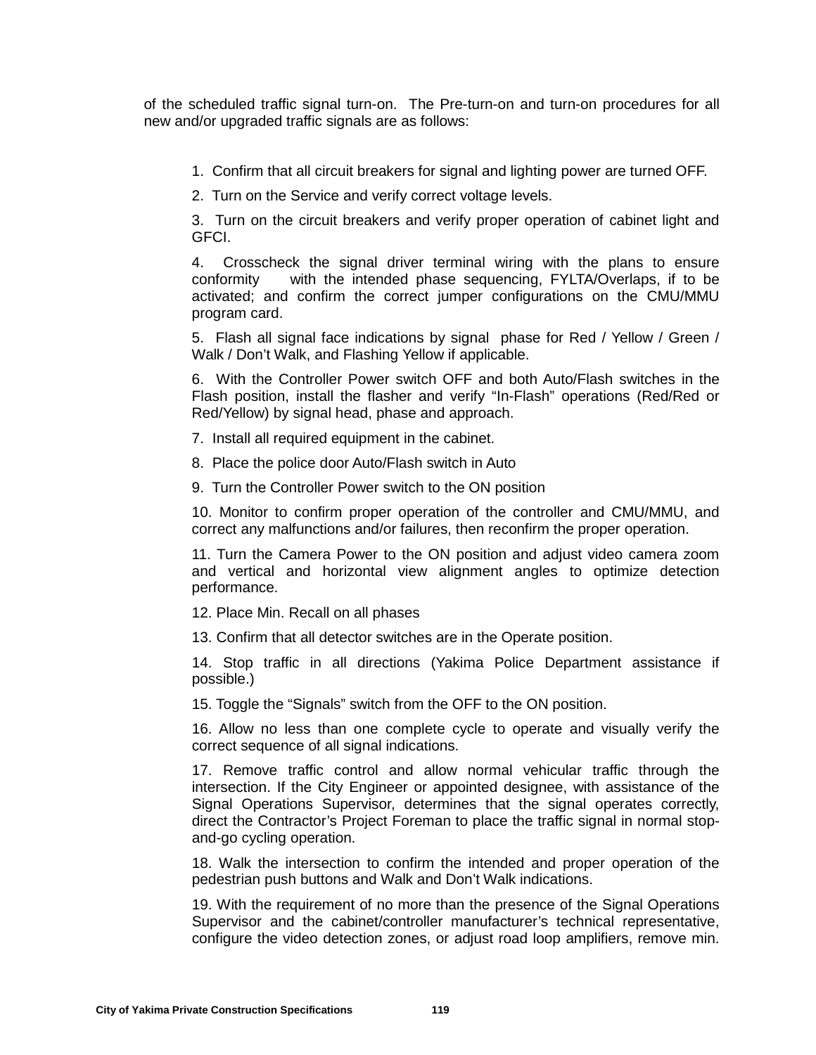of the scheduled traffic signal turn-on. The Pre-turn-on and turn-on procedures for all new and/or upgraded traffic signals are as follows:

1. Confirm that all circuit breakers for signal and lighting power are turned OFF.
2. Turn on the Service and verify correct voltage levels.
3. Turn on the circuit breakers and verify proper operation of cabinet light and GFCI.
4. Crosscheck the signal driver terminal wiring with the plans to ensure conformity with the intended phase sequencing, FYLTA/Overlaps, if to be activated; and confirm the correct jumper configurations on the CMU/MMU program card.
5. Flash all signal face indications by signal phase for Red / Yellow / Green / Walk / Don't Walk, and Flashing Yellow if applicable.
6. With the Controller Power switch OFF and both Auto/Flash switches in the Flash position, install the flasher and verify "In-Flash" operations (Red/Red or Red/Yellow) by signal head, phase and approach.
7. Install all required equipment in the cabinet.
8. Place the police door Auto/Flash switch in Auto
9. Turn the Controller Power switch to the ON position
10. Monitor to confirm proper operation of the controller and CMU/MMU, and correct any malfunctions and/or failures, then reconfirm the proper operation.
11. Turn the Camera Power to the ON position and adjust video camera zoom and vertical and horizontal view alignment angles to optimize detection performance.
12. Place Min. Recall on all phases
13. Confirm that all detector switches are in the Operate position.
14. Stop traffic in all directions (Yakima Police Department assistance if possible.)
15. Toggle the "Signals" switch from the OFF to the ON position.
16. Allow no less than one complete cycle to operate and visually verify the correct sequence of all signal indications.
17. Remove traffic control and allow normal vehicular traffic through the intersection. If the City Engineer or appointed designee, with assistance of the Signal Operations Supervisor, determines that the signal operates correctly, direct the Contractor's Project Foreman to place the traffic signal in normal stop-and-go cycling operation.
18. Walk the intersection to confirm the intended and proper operation of the pedestrian push buttons and Walk and Don't Walk indications.
19. With the requirement of no more than the presence of the Signal Operations Supervisor and the cabinet/controller manufacturer's technical representative, configure the video detection zones, or adjust road loop amplifiers, remove min.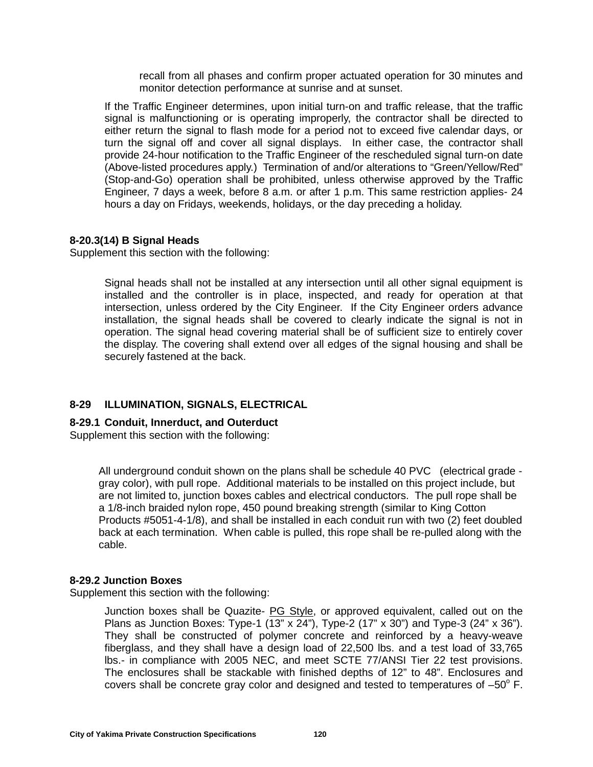recall from all phases and confirm proper actuated operation for 30 minutes and monitor detection performance at sunrise and at sunset.

If the Traffic Engineer determines, upon initial turn-on and traffic release, that the traffic signal is malfunctioning or is operating improperly, the contractor shall be directed to either return the signal to flash mode for a period not to exceed five calendar days, or turn the signal off and cover all signal displays. In either case, the contractor shall provide 24-hour notification to the Traffic Engineer of the rescheduled signal turn-on date (Above-listed procedures apply.) Termination of and/or alterations to "Green/Yellow/Red" (Stop-and-Go) operation shall be prohibited, unless otherwise approved by the Traffic Engineer, 7 days a week, before 8 a.m. or after 1 p.m. This same restriction applies- 24 hours a day on Fridays, weekends, holidays, or the day preceding a holiday.

**8-20.3(14) B Signal Heads**

Supplement this section with the following:

Signal heads shall not be installed at any intersection until all other signal equipment is installed and the controller is in place, inspected, and ready for operation at that intersection, unless ordered by the City Engineer. If the City Engineer orders advance installation, the signal heads shall be covered to clearly indicate the signal is not in operation. The signal head covering material shall be of sufficient size to entirely cover the display. The covering shall extend over all edges of the signal housing and shall be securely fastened at the back.

## 8-29 ILLUMINATION, SIGNALS, ELECTRICAL

**8-29.1 Conduit, Innerduct, and Outerduct**

Supplement this section with the following:

All underground conduit shown on the plans shall be schedule 40 PVC (electrical grade - gray color), with pull rope. Additional materials to be installed on this project include, but are not limited to, junction boxes cables and electrical conductors. The pull rope shall be a 1/8-inch braided nylon rope, 450 pound breaking strength (similar to King Cotton Products #5051-4-1/8), and shall be installed in each conduit run with two (2) feet doubled back at each termination. When cable is pulled, this rope shall be re-pulled along with the cable.

**8-29.2 Junction Boxes**

Supplement this section with the following:

Junction boxes shall be Quazite- PG Style, or approved equivalent, called out on the Plans as Junction Boxes: Type-1 (13" x 24"), Type-2 (17" x 30") and Type-3 (24" x 36"). They shall be constructed of polymer concrete and reinforced by a heavy-weave fiberglass, and they shall have a design load of 22,500 lbs. and a test load of 33,765 lbs.- in compliance with 2005 NEC, and meet SCTE 77/ANSI Tier 22 test provisions. The enclosures shall be stackable with finished depths of 12" to 48". Enclosures and covers shall be concrete gray color and designed and tested to temperatures of –50° F.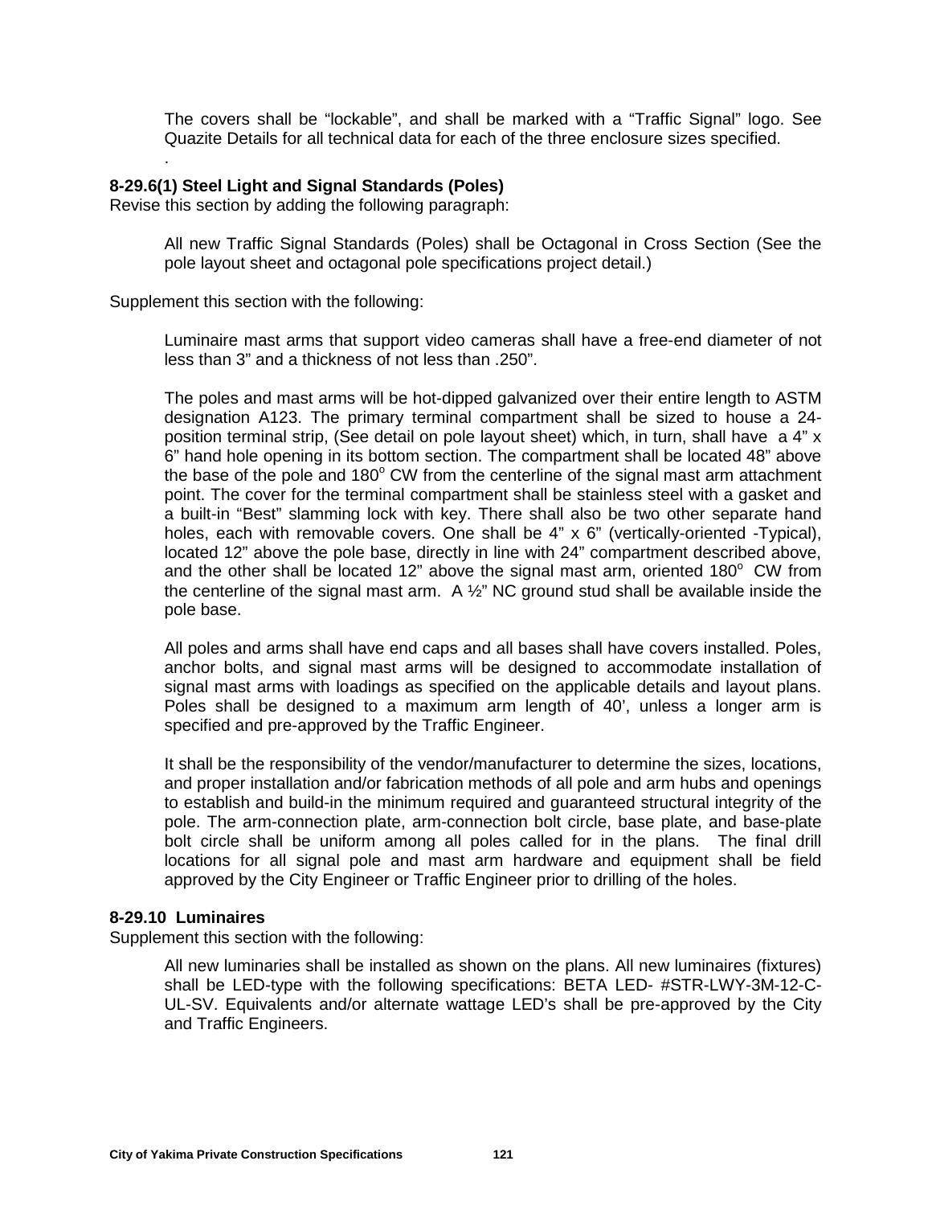The covers shall be "lockable", and shall be marked with a "Traffic Signal" logo. See Quazite Details for all technical data for each of the three enclosure sizes specified.

.

**8-29.6(1) Steel Light and Signal Standards (Poles)**

Revise this section by adding the following paragraph:

All new Traffic Signal Standards (Poles) shall be Octagonal in Cross Section (See the pole layout sheet and octagonal pole specifications project detail.)

Supplement this section with the following:

Luminaire mast arms that support video cameras shall have a free-end diameter of not less than 3" and a thickness of not less than .250".

The poles and mast arms will be hot-dipped galvanized over their entire length to ASTM designation A123. The primary terminal compartment shall be sized to house a 24-position terminal strip, (See detail on pole layout sheet) which, in turn, shall have a 4" x 6" hand hole opening in its bottom section. The compartment shall be located 48" above the base of the pole and 180$^{o}$ CW from the centerline of the signal mast arm attachment point. The cover for the terminal compartment shall be stainless steel with a gasket and a built-in "Best" slamming lock with key. There shall also be two other separate hand holes, each with removable covers. One shall be 4" x 6" (vertically-oriented -Typical), located 12" above the pole base, directly in line with 24" compartment described above, and the other shall be located 12" above the signal mast arm, oriented 180$^{o}$ CW from the centerline of the signal mast arm. A ½" NC ground stud shall be available inside the pole base.

All poles and arms shall have end caps and all bases shall have covers installed. Poles, anchor bolts, and signal mast arms will be designed to accommodate installation of signal mast arms with loadings as specified on the applicable details and layout plans. Poles shall be designed to a maximum arm length of 40', unless a longer arm is specified and pre-approved by the Traffic Engineer.

It shall be the responsibility of the vendor/manufacturer to determine the sizes, locations, and proper installation and/or fabrication methods of all pole and arm hubs and openings to establish and build-in the minimum required and guaranteed structural integrity of the pole. The arm-connection plate, arm-connection bolt circle, base plate, and base-plate bolt circle shall be uniform among all poles called for in the plans. The final drill locations for all signal pole and mast arm hardware and equipment shall be field approved by the City Engineer or Traffic Engineer prior to drilling of the holes.

**8-29.10 Luminaires**

Supplement this section with the following:

All new luminaries shall be installed as shown on the plans. All new luminaires (fixtures) shall be LED-type with the following specifications: BETA LED- #STR-LWY-3M-12-C-UL-SV. Equivalents and/or alternate wattage LED's shall be pre-approved by the City and Traffic Engineers.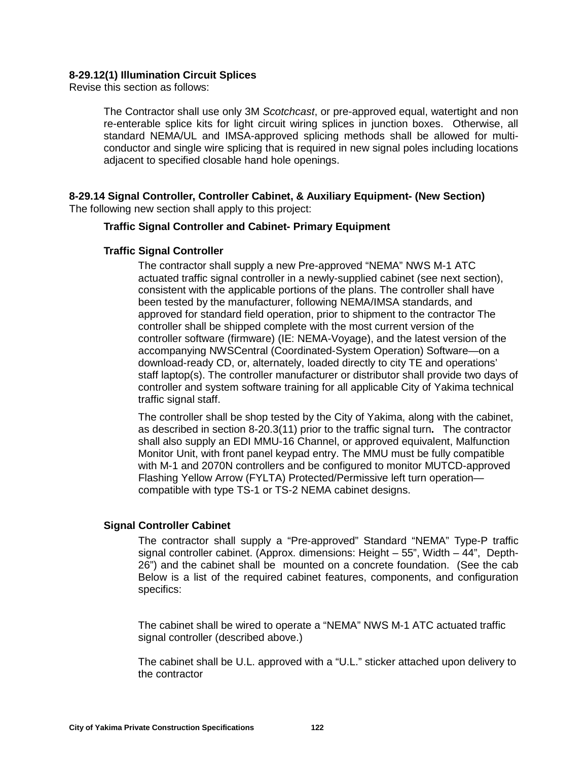**8-29.12(1) Illumination Circuit Splices**

Revise this section as follows:

> The Contractor shall use only 3M *Scotchcast*, or pre-approved equal, watertight and non re-enterable splice kits for light circuit wiring splices in junction boxes. Otherwise, all standard NEMA/UL and IMSA-approved splicing methods shall be allowed for multi-conductor and single wire splicing that is required in new signal poles including locations adjacent to specified closable hand hole openings.

**8-29.14 Signal Controller, Controller Cabinet, & Auxiliary Equipment- (New Section)**

The following new section shall apply to this project:

**Traffic Signal Controller and Cabinet- Primary Equipment**

**Traffic Signal Controller**

The contractor shall supply a new Pre-approved "NEMA" NWS M-1 ATC actuated traffic signal controller in a newly-supplied cabinet (see next section), consistent with the applicable portions of the plans. The controller shall have been tested by the manufacturer, following NEMA/IMSA standards, and approved for standard field operation, prior to shipment to the contractor The controller shall be shipped complete with the most current version of the controller software (firmware) (IE: NEMA-Voyage), and the latest version of the accompanying NWSCentral (Coordinated-System Operation) Software—on a download-ready CD, or, alternately, loaded directly to city TE and operations' staff laptop(s). The controller manufacturer or distributor shall provide two days of controller and system software training for all applicable City of Yakima technical traffic signal staff.

The controller shall be shop tested by the City of Yakima, along with the cabinet, as described in section 8-20.3(11) prior to the traffic signal turn**.** The contractor shall also supply an EDI MMU-16 Channel, or approved equivalent, Malfunction Monitor Unit, with front panel keypad entry. The MMU must be fully compatible with M-1 and 2070N controllers and be configured to monitor MUTCD-approved Flashing Yellow Arrow (FYLTA) Protected/Permissive left turn operation—compatible with type TS-1 or TS-2 NEMA cabinet designs.

**Signal Controller Cabinet**

The contractor shall supply a "Pre-approved" Standard "NEMA" Type-P traffic signal controller cabinet. (Approx. dimensions: Height – 55", Width – 44", Depth-26") and the cabinet shall be mounted on a concrete foundation. (See the cab Below is a list of the required cabinet features, components, and configuration specifics:

The cabinet shall be wired to operate a "NEMA" NWS M-1 ATC actuated traffic signal controller (described above.)

The cabinet shall be U.L. approved with a "U.L." sticker attached upon delivery to the contractor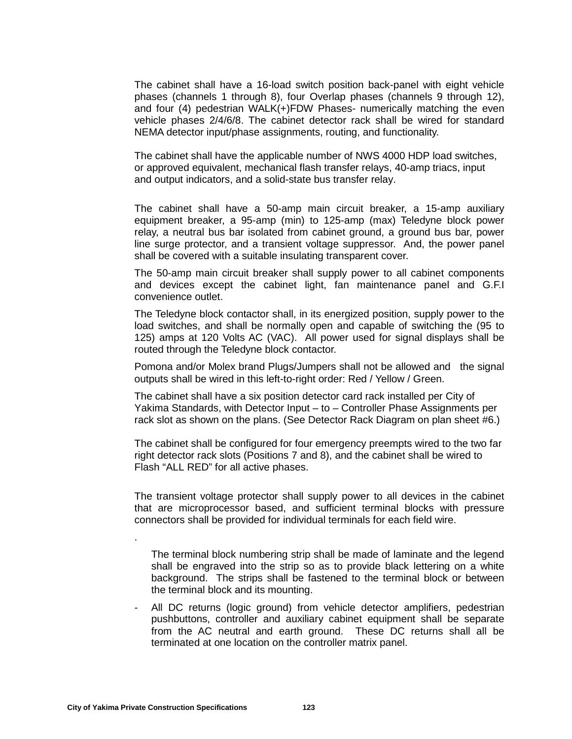The cabinet shall have a 16-load switch position back-panel with eight vehicle phases (channels 1 through 8), four Overlap phases (channels 9 through 12), and four (4) pedestrian WALK(+)FDW Phases- numerically matching the even vehicle phases 2/4/6/8. The cabinet detector rack shall be wired for standard NEMA detector input/phase assignments, routing, and functionality.

The cabinet shall have the applicable number of NWS 4000 HDP load switches, or approved equivalent, mechanical flash transfer relays, 40-amp triacs, input and output indicators, and a solid-state bus transfer relay.

The cabinet shall have a 50-amp main circuit breaker, a 15-amp auxiliary equipment breaker, a 95-amp (min) to 125-amp (max) Teledyne block power relay, a neutral bus bar isolated from cabinet ground, a ground bus bar, power line surge protector, and a transient voltage suppressor. And, the power panel shall be covered with a suitable insulating transparent cover.

The 50-amp main circuit breaker shall supply power to all cabinet components and devices except the cabinet light, fan maintenance panel and G.F.I convenience outlet.

The Teledyne block contactor shall, in its energized position, supply power to the load switches, and shall be normally open and capable of switching the (95 to 125) amps at 120 Volts AC (VAC). All power used for signal displays shall be routed through the Teledyne block contactor.

Pomona and/or Molex brand Plugs/Jumpers shall not be allowed and the signal outputs shall be wired in this left-to-right order: Red / Yellow / Green.

The cabinet shall have a six position detector card rack installed per City of Yakima Standards, with Detector Input – to – Controller Phase Assignments per rack slot as shown on the plans. (See Detector Rack Diagram on plan sheet #6.)

The cabinet shall be configured for four emergency preempts wired to the two far right detector rack slots (Positions 7 and 8), and the cabinet shall be wired to Flash “ALL RED” for all active phases.

The transient voltage protector shall supply power to all devices in the cabinet that are microprocessor based, and sufficient terminal blocks with pressure connectors shall be provided for individual terminals for each field wire.

.

The terminal block numbering strip shall be made of laminate and the legend shall be engraved into the strip so as to provide black lettering on a white background. The strips shall be fastened to the terminal block or between the terminal block and its mounting.

- All DC returns (logic ground) from vehicle detector amplifiers, pedestrian pushbuttons, controller and auxiliary cabinet equipment shall be separate from the AC neutral and earth ground. These DC returns shall all be terminated at one location on the controller matrix panel.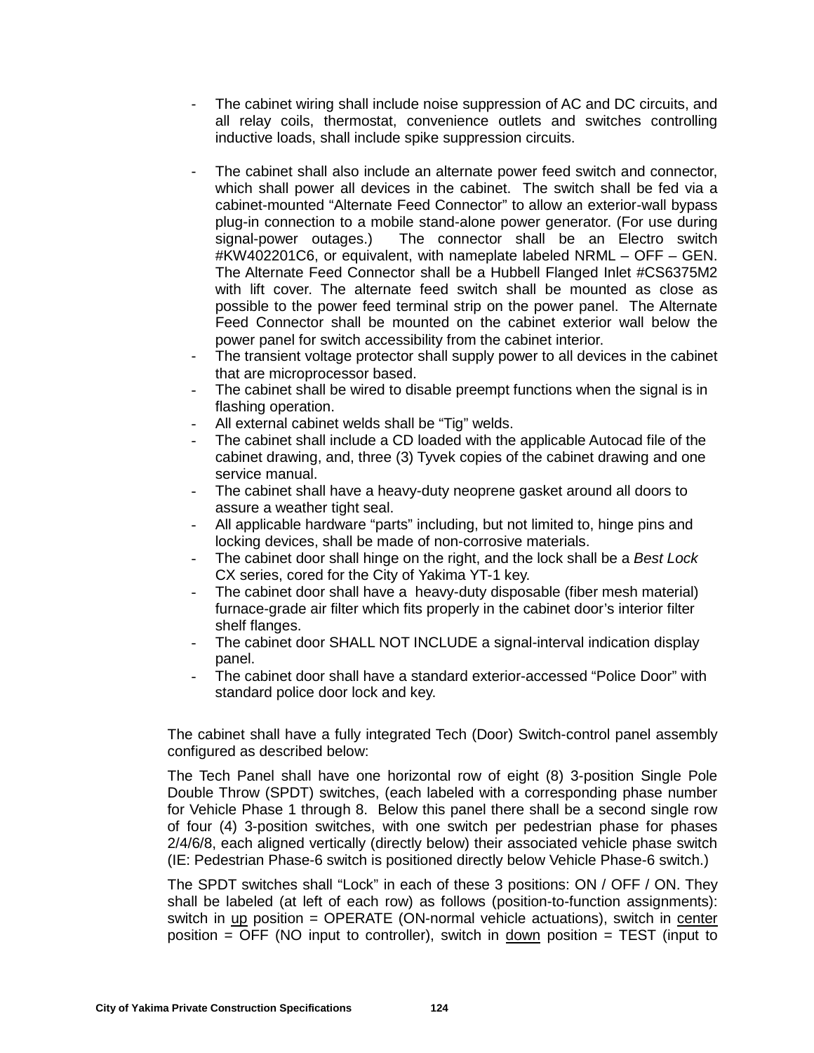- The cabinet wiring shall include noise suppression of AC and DC circuits, and all relay coils, thermostat, convenience outlets and switches controlling inductive loads, shall include spike suppression circuits.

- The cabinet shall also include an alternate power feed switch and connector, which shall power all devices in the cabinet. The switch shall be fed via a cabinet-mounted “Alternate Feed Connector” to allow an exterior-wall bypass plug-in connection to a mobile stand-alone power generator. (For use during signal-power outages.) The connector shall be an Electro switch #KW402201C6, or equivalent, with nameplate labeled NRML – OFF – GEN. The Alternate Feed Connector shall be a Hubbell Flanged Inlet #CS6375M2 with lift cover. The alternate feed switch shall be mounted as close as possible to the power feed terminal strip on the power panel. The Alternate Feed Connector shall be mounted on the cabinet exterior wall below the power panel for switch accessibility from the cabinet interior.
- The transient voltage protector shall supply power to all devices in the cabinet that are microprocessor based.
- The cabinet shall be wired to disable preempt functions when the signal is in flashing operation.
- All external cabinet welds shall be “Tig” welds.
- The cabinet shall include a CD loaded with the applicable Autocad file of the cabinet drawing, and, three (3) Tyvek copies of the cabinet drawing and one service manual.
- The cabinet shall have a heavy-duty neoprene gasket around all doors to assure a weather tight seal.
- All applicable hardware “parts” including, but not limited to, hinge pins and locking devices, shall be made of non-corrosive materials.
- The cabinet door shall hinge on the right, and the lock shall be a *Best Lock* CX series, cored for the City of Yakima YT-1 key.
- The cabinet door shall have a heavy-duty disposable (fiber mesh material) furnace-grade air filter which fits properly in the cabinet door’s interior filter shelf flanges.
- The cabinet door SHALL NOT INCLUDE a signal-interval indication display panel.
- The cabinet door shall have a standard exterior-accessed “Police Door” with standard police door lock and key.

The cabinet shall have a fully integrated Tech (Door) Switch-control panel assembly configured as described below:

The Tech Panel shall have one horizontal row of eight (8) 3-position Single Pole Double Throw (SPDT) switches, (each labeled with a corresponding phase number for Vehicle Phase 1 through 8. Below this panel there shall be a second single row of four (4) 3-position switches, with one switch per pedestrian phase for phases 2/4/6/8, each aligned vertically (directly below) their associated vehicle phase switch (IE: Pedestrian Phase-6 switch is positioned directly below Vehicle Phase-6 switch.)

The SPDT switches shall “Lock” in each of these 3 positions: ON / OFF / ON. They shall be labeled (at left of each row) as follows (position-to-function assignments): switch in <u>up</u> position = OPERATE (ON-normal vehicle actuations), switch in <u>center</u> position = OFF (NO input to controller), switch in <u>down</u> position = TEST (input to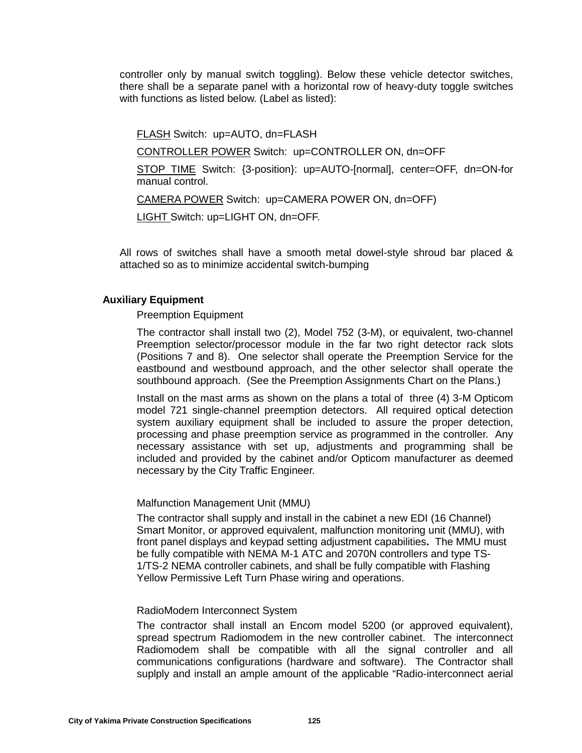controller only by manual switch toggling). Below these vehicle detector switches, there shall be a separate panel with a horizontal row of heavy-duty toggle switches with functions as listed below. (Label as listed):

<u>FLASH</u> Switch: up=AUTO, dn=FLASH

<u>CONTROLLER POWER</u> Switch: up=CONTROLLER ON, dn=OFF

<u>STOP TIME</u> Switch: {3-position}: up=AUTO-[normal], center=OFF, dn=ON-for manual control.

<u>CAMERA POWER</u> Switch: up=CAMERA POWER ON, dn=OFF)

<u>LIGHT</u> Switch: up=LIGHT ON, dn=OFF.

All rows of switches shall have a smooth metal dowel-style shroud bar placed & attached so as to minimize accidental switch-bumping

**Auxiliary Equipment**

Preemption Equipment

The contractor shall install two (2), Model 752 (3-M), or equivalent, two-channel Preemption selector/processor module in the far two right detector rack slots (Positions 7 and 8). One selector shall operate the Preemption Service for the eastbound and westbound approach, and the other selector shall operate the southbound approach. (See the Preemption Assignments Chart on the Plans.)

Install on the mast arms as shown on the plans a total of three (4) 3-M Opticom model 721 single-channel preemption detectors. All required optical detection system auxiliary equipment shall be included to assure the proper detection, processing and phase preemption service as programmed in the controller. Any necessary assistance with set up, adjustments and programming shall be included and provided by the cabinet and/or Opticom manufacturer as deemed necessary by the City Traffic Engineer.

Malfunction Management Unit (MMU)

The contractor shall supply and install in the cabinet a new EDI (16 Channel) Smart Monitor, or approved equivalent, malfunction monitoring unit (MMU), with front panel displays and keypad setting adjustment capabilities**.** The MMU must be fully compatible with NEMA M-1 ATC and 2070N controllers and type TS-1/TS-2 NEMA controller cabinets, and shall be fully compatible with Flashing Yellow Permissive Left Turn Phase wiring and operations.

RadioModem Interconnect System

The contractor shall install an Encom model 5200 (or approved equivalent), spread spectrum Radiomodem in the new controller cabinet. The interconnect Radiomodem shall be compatible with all the signal controller and all communications configurations (hardware and software). The Contractor shall suplply and install an ample amount of the applicable “Radio-interconnect aerial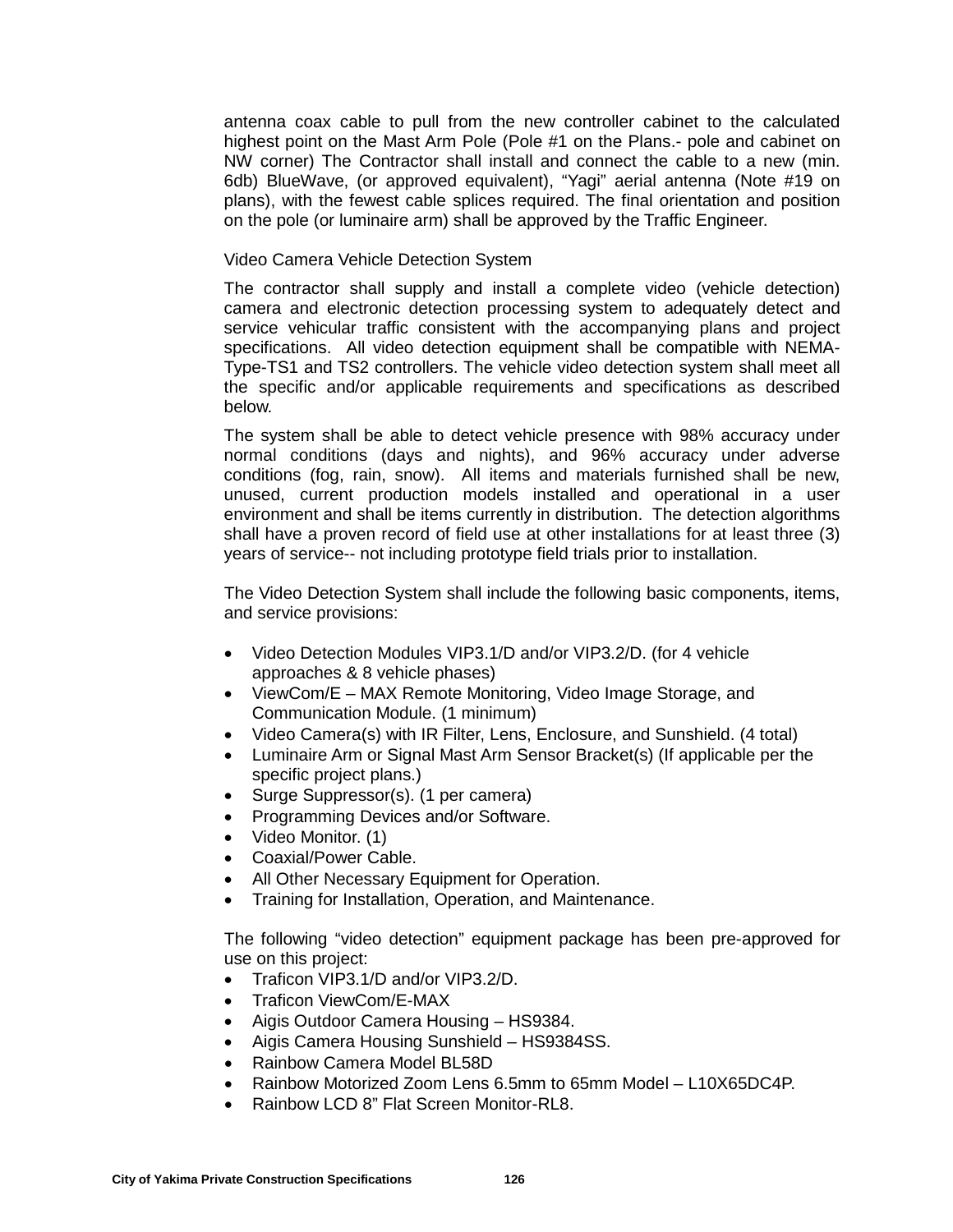antenna coax cable to pull from the new controller cabinet to the calculated highest point on the Mast Arm Pole (Pole #1 on the Plans.- pole and cabinet on NW corner) The Contractor shall install and connect the cable to a new (min. 6db) BlueWave, (or approved equivalent), "Yagi" aerial antenna (Note #19 on plans), with the fewest cable splices required. The final orientation and position on the pole (or luminaire arm) shall be approved by the Traffic Engineer.

Video Camera Vehicle Detection System

The contractor shall supply and install a complete video (vehicle detection) camera and electronic detection processing system to adequately detect and service vehicular traffic consistent with the accompanying plans and project specifications. All video detection equipment shall be compatible with NEMA-Type-TS1 and TS2 controllers. The vehicle video detection system shall meet all the specific and/or applicable requirements and specifications as described below.

The system shall be able to detect vehicle presence with 98% accuracy under normal conditions (days and nights), and 96% accuracy under adverse conditions (fog, rain, snow). All items and materials furnished shall be new, unused, current production models installed and operational in a user environment and shall be items currently in distribution. The detection algorithms shall have a proven record of field use at other installations for at least three (3) years of service-- not including prototype field trials prior to installation.

The Video Detection System shall include the following basic components, items, and service provisions:

- Video Detection Modules VIP3.1/D and/or VIP3.2/D. (for 4 vehicle approaches & 8 vehicle phases)
- ViewCom/E – MAX Remote Monitoring, Video Image Storage, and Communication Module. (1 minimum)
- Video Camera(s) with IR Filter, Lens, Enclosure, and Sunshield. (4 total)
- Luminaire Arm or Signal Mast Arm Sensor Bracket(s) (If applicable per the specific project plans.)
- Surge Suppressor(s). (1 per camera)
- Programming Devices and/or Software.
- Video Monitor. (1)
- Coaxial/Power Cable.
- All Other Necessary Equipment for Operation.
- Training for Installation, Operation, and Maintenance.

The following "video detection" equipment package has been pre-approved for use on this project:

- Traficon VIP3.1/D and/or VIP3.2/D.
- Traficon ViewCom/E-MAX
- Aigis Outdoor Camera Housing – HS9384.
- Aigis Camera Housing Sunshield – HS9384SS.
- Rainbow Camera Model BL58D
- Rainbow Motorized Zoom Lens 6.5mm to 65mm Model – L10X65DC4P.
- Rainbow LCD 8" Flat Screen Monitor-RL8.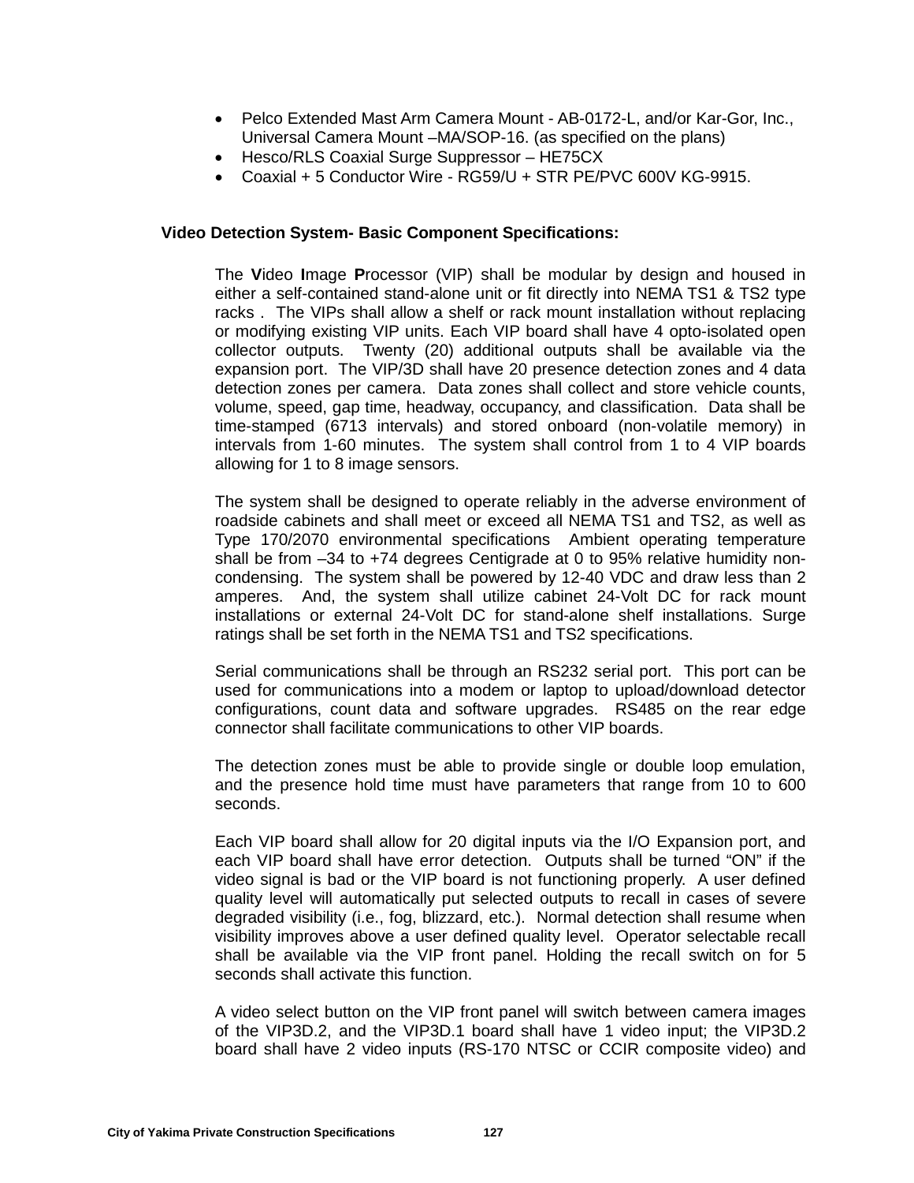- Pelco Extended Mast Arm Camera Mount - AB-0172-L, and/or Kar-Gor, Inc., Universal Camera Mount –MA/SOP-16. (as specified on the plans)
- Hesco/RLS Coaxial Surge Suppressor – HE75CX
- Coaxial + 5 Conductor Wire - RG59/U + STR PE/PVC 600V KG-9915.

**Video Detection System- Basic Component Specifications:**

The **V**ideo **I**mage **P**rocessor (VIP) shall be modular by design and housed in either a self-contained stand-alone unit or fit directly into NEMA TS1 & TS2 type racks . The VIPs shall allow a shelf or rack mount installation without replacing or modifying existing VIP units. Each VIP board shall have 4 opto-isolated open collector outputs. Twenty (20) additional outputs shall be available via the expansion port. The VIP/3D shall have 20 presence detection zones and 4 data detection zones per camera. Data zones shall collect and store vehicle counts, volume, speed, gap time, headway, occupancy, and classification. Data shall be time-stamped (6713 intervals) and stored onboard (non-volatile memory) in intervals from 1-60 minutes. The system shall control from 1 to 4 VIP boards allowing for 1 to 8 image sensors.

The system shall be designed to operate reliably in the adverse environment of roadside cabinets and shall meet or exceed all NEMA TS1 and TS2, as well as Type 170/2070 environmental specifications Ambient operating temperature shall be from –34 to +74 degrees Centigrade at 0 to 95% relative humidity non-condensing. The system shall be powered by 12-40 VDC and draw less than 2 amperes. And, the system shall utilize cabinet 24-Volt DC for rack mount installations or external 24-Volt DC for stand-alone shelf installations. Surge ratings shall be set forth in the NEMA TS1 and TS2 specifications.

Serial communications shall be through an RS232 serial port. This port can be used for communications into a modem or laptop to upload/download detector configurations, count data and software upgrades. RS485 on the rear edge connector shall facilitate communications to other VIP boards.

The detection zones must be able to provide single or double loop emulation, and the presence hold time must have parameters that range from 10 to 600 seconds.

Each VIP board shall allow for 20 digital inputs via the I/O Expansion port, and each VIP board shall have error detection. Outputs shall be turned “ON” if the video signal is bad or the VIP board is not functioning properly. A user defined quality level will automatically put selected outputs to recall in cases of severe degraded visibility (i.e., fog, blizzard, etc.). Normal detection shall resume when visibility improves above a user defined quality level. Operator selectable recall shall be available via the VIP front panel. Holding the recall switch on for 5 seconds shall activate this function.

A video select button on the VIP front panel will switch between camera images of the VIP3D.2, and the VIP3D.1 board shall have 1 video input; the VIP3D.2 board shall have 2 video inputs (RS-170 NTSC or CCIR composite video) and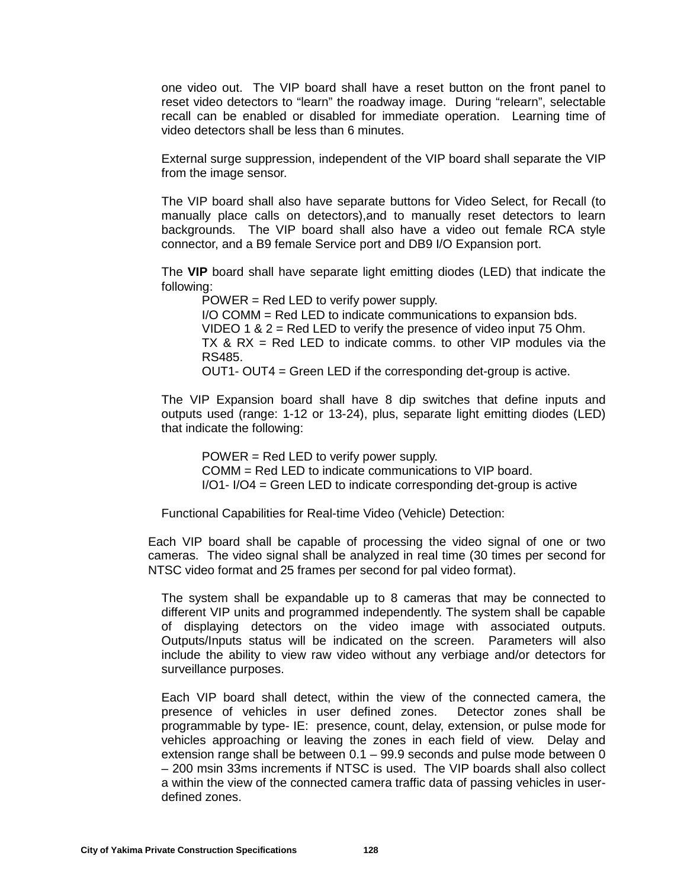one video out. The VIP board shall have a reset button on the front panel to reset video detectors to “learn” the roadway image. During “relearn”, selectable recall can be enabled or disabled for immediate operation. Learning time of video detectors shall be less than 6 minutes.

External surge suppression, independent of the VIP board shall separate the VIP from the image sensor.

The VIP board shall also have separate buttons for Video Select, for Recall (to manually place calls on detectors),and to manually reset detectors to learn backgrounds. The VIP board shall also have a video out female RCA style connector, and a B9 female Service port and DB9 I/O Expansion port.

The **VIP** board shall have separate light emitting diodes (LED) that indicate the following:

POWER = Red LED to verify power supply.
I/O COMM = Red LED to indicate communications to expansion bds.
VIDEO 1 & 2 = Red LED to verify the presence of video input 75 Ohm.
TX & RX = Red LED to indicate comms. to other VIP modules via the RS485.
OUT1- OUT4 = Green LED if the corresponding det-group is active.

The VIP Expansion board shall have 8 dip switches that define inputs and outputs used (range: 1-12 or 13-24), plus, separate light emitting diodes (LED) that indicate the following:

POWER = Red LED to verify power supply.
COMM = Red LED to indicate communications to VIP board.
I/O1- I/O4 = Green LED to indicate corresponding det-group is active

Functional Capabilities for Real-time Video (Vehicle) Detection:

Each VIP board shall be capable of processing the video signal of one or two cameras. The video signal shall be analyzed in real time (30 times per second for NTSC video format and 25 frames per second for pal video format).

The system shall be expandable up to 8 cameras that may be connected to different VIP units and programmed independently. The system shall be capable of displaying detectors on the video image with associated outputs. Outputs/Inputs status will be indicated on the screen. Parameters will also include the ability to view raw video without any verbiage and/or detectors for surveillance purposes.

Each VIP board shall detect, within the view of the connected camera, the presence of vehicles in user defined zones. Detector zones shall be programmable by type- IE: presence, count, delay, extension, or pulse mode for vehicles approaching or leaving the zones in each field of view. Delay and extension range shall be between 0.1 – 99.9 seconds and pulse mode between 0 – 200 msin 33ms increments if NTSC is used. The VIP boards shall also collect a within the view of the connected camera traffic data of passing vehicles in user-defined zones.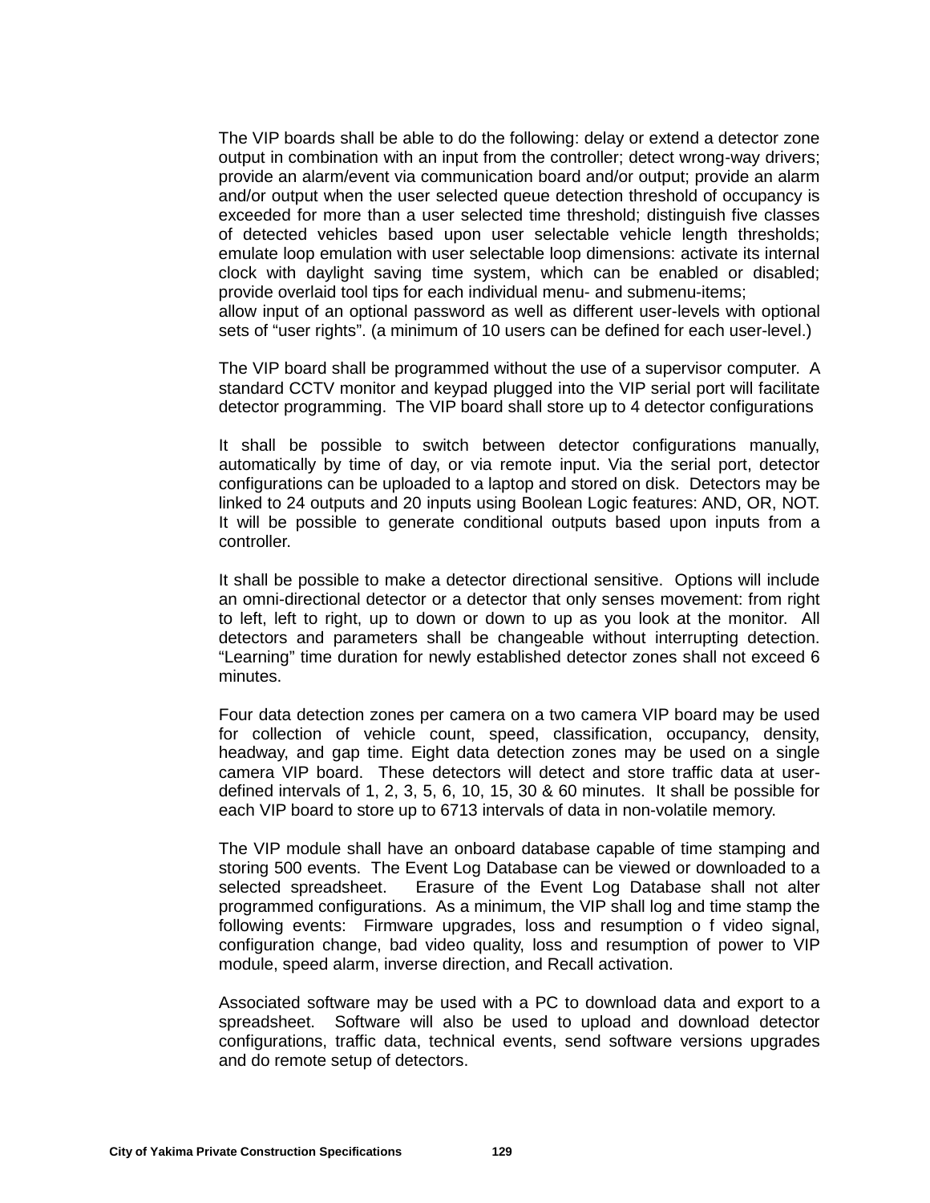The VIP boards shall be able to do the following: delay or extend a detector zone output in combination with an input from the controller; detect wrong-way drivers; provide an alarm/event via communication board and/or output; provide an alarm and/or output when the user selected queue detection threshold of occupancy is exceeded for more than a user selected time threshold; distinguish five classes of detected vehicles based upon user selectable vehicle length thresholds; emulate loop emulation with user selectable loop dimensions: activate its internal clock with daylight saving time system, which can be enabled or disabled; provide overlaid tool tips for each individual menu- and submenu-items;
allow input of an optional password as well as different user-levels with optional sets of "user rights". (a minimum of 10 users can be defined for each user-level.)

The VIP board shall be programmed without the use of a supervisor computer. A standard CCTV monitor and keypad plugged into the VIP serial port will facilitate detector programming. The VIP board shall store up to 4 detector configurations

It shall be possible to switch between detector configurations manually, automatically by time of day, or via remote input. Via the serial port, detector configurations can be uploaded to a laptop and stored on disk. Detectors may be linked to 24 outputs and 20 inputs using Boolean Logic features: AND, OR, NOT. It will be possible to generate conditional outputs based upon inputs from a controller.

It shall be possible to make a detector directional sensitive. Options will include an omni-directional detector or a detector that only senses movement: from right to left, left to right, up to down or down to up as you look at the monitor. All detectors and parameters shall be changeable without interrupting detection. "Learning" time duration for newly established detector zones shall not exceed 6 minutes.

Four data detection zones per camera on a two camera VIP board may be used for collection of vehicle count, speed, classification, occupancy, density, headway, and gap time. Eight data detection zones may be used on a single camera VIP board. These detectors will detect and store traffic data at user-defined intervals of 1, 2, 3, 5, 6, 10, 15, 30 & 60 minutes. It shall be possible for each VIP board to store up to 6713 intervals of data in non-volatile memory.

The VIP module shall have an onboard database capable of time stamping and storing 500 events. The Event Log Database can be viewed or downloaded to a selected spreadsheet. Erasure of the Event Log Database shall not alter programmed configurations. As a minimum, the VIP shall log and time stamp the following events: Firmware upgrades, loss and resumption o f video signal, configuration change, bad video quality, loss and resumption of power to VIP module, speed alarm, inverse direction, and Recall activation.

Associated software may be used with a PC to download data and export to a spreadsheet. Software will also be used to upload and download detector configurations, traffic data, technical events, send software versions upgrades and do remote setup of detectors.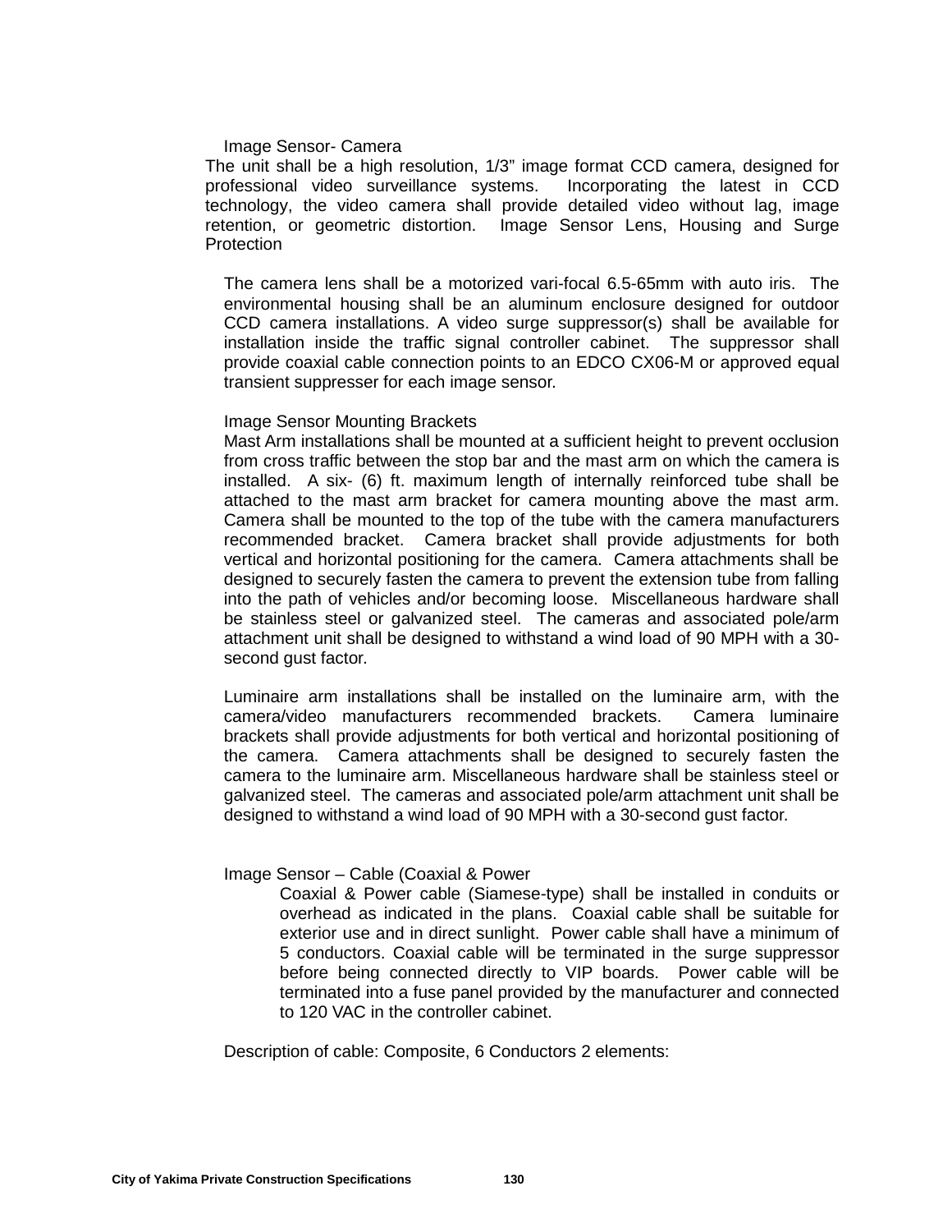Image Sensor- Camera

The unit shall be a high resolution, 1/3" image format CCD camera, designed for professional video surveillance systems. Incorporating the latest in CCD technology, the video camera shall provide detailed video without lag, image retention, or geometric distortion. Image Sensor Lens, Housing and Surge Protection

The camera lens shall be a motorized vari-focal 6.5-65mm with auto iris. The environmental housing shall be an aluminum enclosure designed for outdoor CCD camera installations. A video surge suppressor(s) shall be available for installation inside the traffic signal controller cabinet. The suppressor shall provide coaxial cable connection points to an EDCO CX06-M or approved equal transient suppresser for each image sensor.

Image Sensor Mounting Brackets

Mast Arm installations shall be mounted at a sufficient height to prevent occlusion from cross traffic between the stop bar and the mast arm on which the camera is installed. A six- (6) ft. maximum length of internally reinforced tube shall be attached to the mast arm bracket for camera mounting above the mast arm. Camera shall be mounted to the top of the tube with the camera manufacturers recommended bracket. Camera bracket shall provide adjustments for both vertical and horizontal positioning for the camera. Camera attachments shall be designed to securely fasten the camera to prevent the extension tube from falling into the path of vehicles and/or becoming loose. Miscellaneous hardware shall be stainless steel or galvanized steel. The cameras and associated pole/arm attachment unit shall be designed to withstand a wind load of 90 MPH with a 30-second gust factor.

Luminaire arm installations shall be installed on the luminaire arm, with the camera/video manufacturers recommended brackets. Camera luminaire brackets shall provide adjustments for both vertical and horizontal positioning of the camera. Camera attachments shall be designed to securely fasten the camera to the luminaire arm. Miscellaneous hardware shall be stainless steel or galvanized steel. The cameras and associated pole/arm attachment unit shall be designed to withstand a wind load of 90 MPH with a 30-second gust factor.

Image Sensor – Cable (Coaxial & Power

Coaxial & Power cable (Siamese-type) shall be installed in conduits or overhead as indicated in the plans. Coaxial cable shall be suitable for exterior use and in direct sunlight. Power cable shall have a minimum of 5 conductors. Coaxial cable will be terminated in the surge suppressor before being connected directly to VIP boards. Power cable will be terminated into a fuse panel provided by the manufacturer and connected to 120 VAC in the controller cabinet.

Description of cable: Composite, 6 Conductors 2 elements: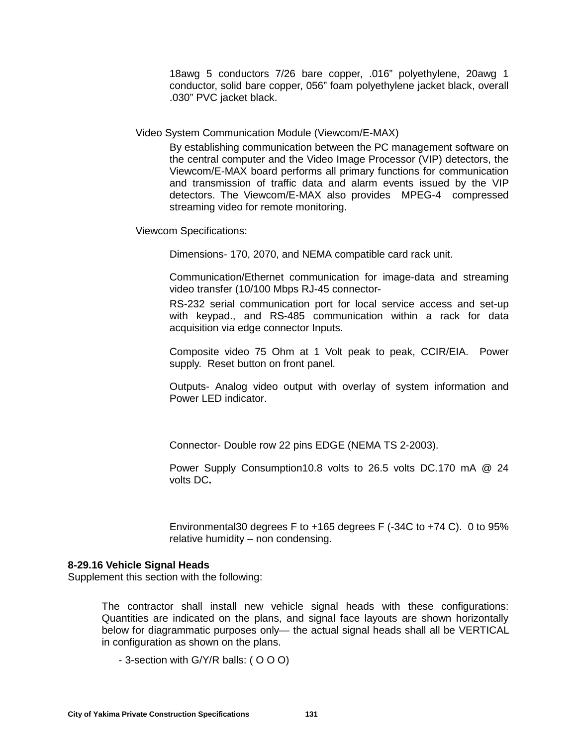18awg 5 conductors 7/26 bare copper, .016” polyethylene, 20awg 1 conductor, solid bare copper, 056” foam polyethylene jacket black, overall .030” PVC jacket black.

Video System Communication Module (Viewcom/E-MAX)

By establishing communication between the PC management software on the central computer and the Video Image Processor (VIP) detectors, the Viewcom/E-MAX board performs all primary functions for communication and transmission of traffic data and alarm events issued by the VIP detectors. The Viewcom/E-MAX also provides MPEG-4 compressed streaming video for remote monitoring.

Viewcom Specifications:

Dimensions- 170, 2070, and NEMA compatible card rack unit.

Communication/Ethernet communication for image-data and streaming video transfer (10/100 Mbps RJ-45 connector-

RS-232 serial communication port for local service access and set-up with keypad., and RS-485 communication within a rack for data acquisition via edge connector Inputs.

Composite video 75 Ohm at 1 Volt peak to peak, CCIR/EIA. Power supply. Reset button on front panel.

Outputs- Analog video output with overlay of system information and Power LED indicator.

Connector- Double row 22 pins EDGE (NEMA TS 2-2003).

Power Supply Consumption10.8 volts to 26.5 volts DC.170 mA @ 24 volts DC**.**

Environmental30 degrees F to +165 degrees F (-34C to +74 C). 0 to 95% relative humidity – non condensing.

**8-29.16 Vehicle Signal Heads**

Supplement this section with the following:

The contractor shall install new vehicle signal heads with these configurations: Quantities are indicated on the plans, and signal face layouts are shown horizontally below for diagrammatic purposes only— the actual signal heads shall all be VERTICAL in configuration as shown on the plans.

- 3-section with G/Y/R balls: ( O O O)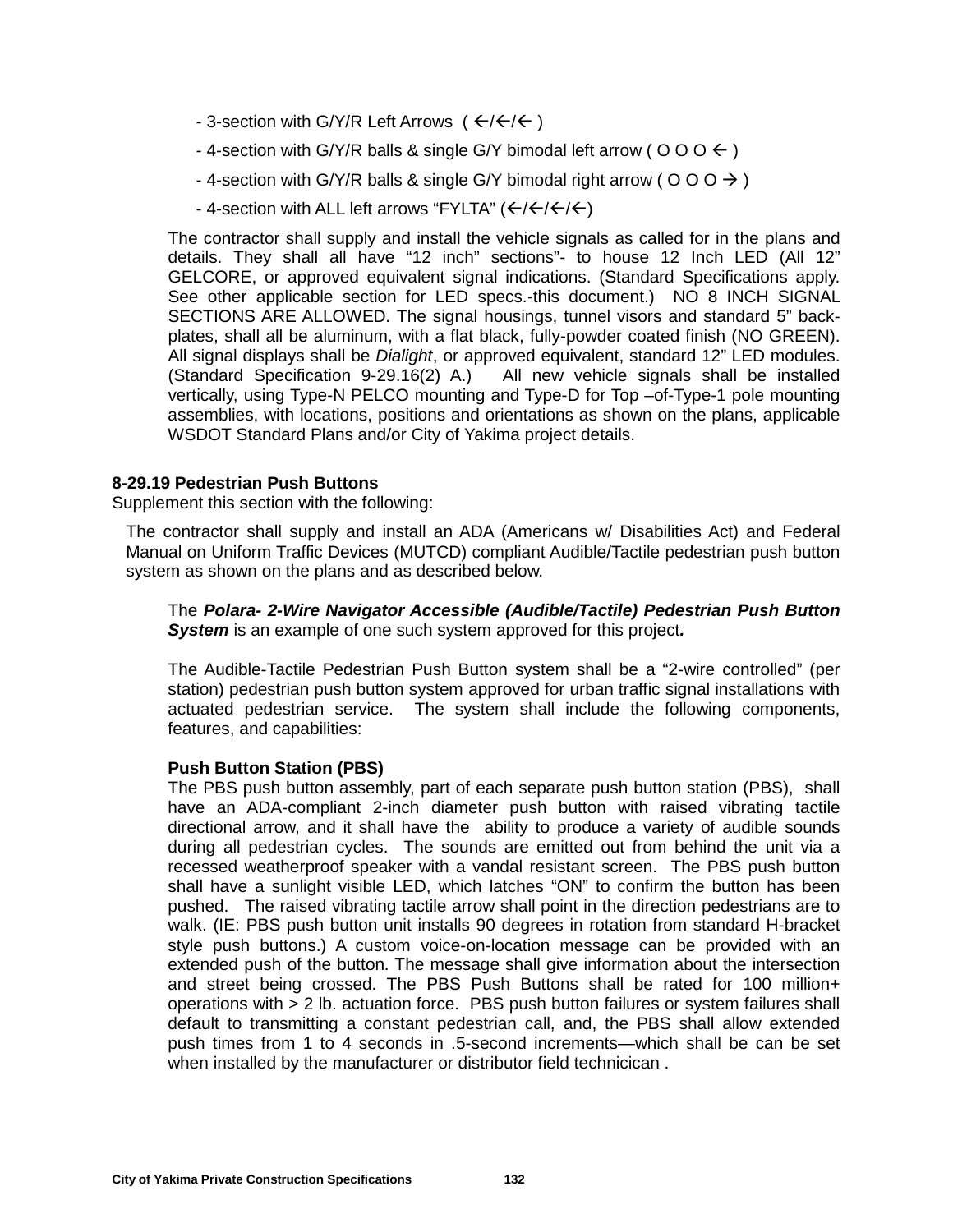- 3-section with G/Y/R Left Arrows ( ←/←/← )
- 4-section with G/Y/R balls & single G/Y bimodal left arrow ( O O O ← )
- 4-section with G/Y/R balls & single G/Y bimodal right arrow ( O O O → )
- 4-section with ALL left arrows "FYLTA" (←/←/←/←)

The contractor shall supply and install the vehicle signals as called for in the plans and details. They shall all have "12 inch" sections"- to house 12 Inch LED (All 12" GELCORE, or approved equivalent signal indications. (Standard Specifications apply. See other applicable section for LED specs.-this document.) NO 8 INCH SIGNAL SECTIONS ARE ALLOWED. The signal housings, tunnel visors and standard 5" back-plates, shall all be aluminum, with a flat black, fully-powder coated finish (NO GREEN). All signal displays shall be *Dialight*, or approved equivalent, standard 12" LED modules. (Standard Specification 9-29.16(2) A.) All new vehicle signals shall be installed vertically, using Type-N PELCO mounting and Type-D for Top –of-Type-1 pole mounting assemblies, with locations, positions and orientations as shown on the plans, applicable WSDOT Standard Plans and/or City of Yakima project details.

**8-29.19 Pedestrian Push Buttons**

Supplement this section with the following:

The contractor shall supply and install an ADA (Americans w/ Disabilities Act) and Federal Manual on Uniform Traffic Devices (MUTCD) compliant Audible/Tactile pedestrian push button system as shown on the plans and as described below.

The ***Polara- 2-Wire Navigator Accessible (Audible/Tactile) Pedestrian Push Button System*** is an example of one such system approved for this project***.***

The Audible-Tactile Pedestrian Push Button system shall be a "2-wire controlled" (per station) pedestrian push button system approved for urban traffic signal installations with actuated pedestrian service. The system shall include the following components, features, and capabilities:

**Push Button Station (PBS)**

The PBS push button assembly, part of each separate push button station (PBS), shall have an ADA-compliant 2-inch diameter push button with raised vibrating tactile directional arrow, and it shall have the ability to produce a variety of audible sounds during all pedestrian cycles. The sounds are emitted out from behind the unit via a recessed weatherproof speaker with a vandal resistant screen. The PBS push button shall have a sunlight visible LED, which latches "ON" to confirm the button has been pushed. The raised vibrating tactile arrow shall point in the direction pedestrians are to walk. (IE: PBS push button unit installs 90 degrees in rotation from standard H-bracket style push buttons.) A custom voice-on-location message can be provided with an extended push of the button. The message shall give information about the intersection and street being crossed. The PBS Push Buttons shall be rated for 100 million+ operations with > 2 lb. actuation force. PBS push button failures or system failures shall default to transmitting a constant pedestrian call, and, the PBS shall allow extended push times from 1 to 4 seconds in .5-second increments—which shall be can be set when installed by the manufacturer or distributor field technicican .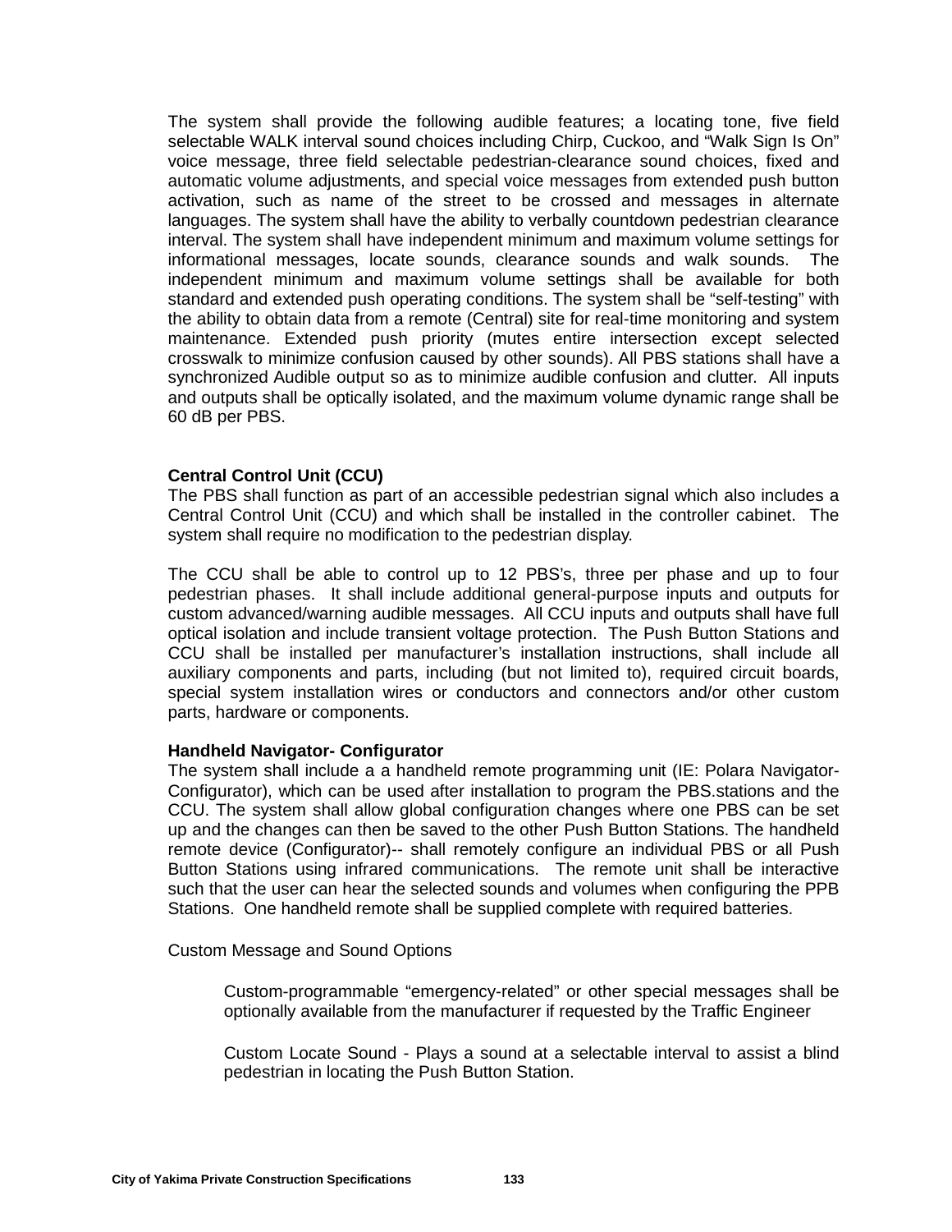The system shall provide the following audible features; a locating tone, five field selectable WALK interval sound choices including Chirp, Cuckoo, and "Walk Sign Is On" voice message, three field selectable pedestrian-clearance sound choices, fixed and automatic volume adjustments, and special voice messages from extended push button activation, such as name of the street to be crossed and messages in alternate languages. The system shall have the ability to verbally countdown pedestrian clearance interval. The system shall have independent minimum and maximum volume settings for informational messages, locate sounds, clearance sounds and walk sounds. The independent minimum and maximum volume settings shall be available for both standard and extended push operating conditions. The system shall be "self-testing" with the ability to obtain data from a remote (Central) site for real-time monitoring and system maintenance. Extended push priority (mutes entire intersection except selected crosswalk to minimize confusion caused by other sounds). All PBS stations shall have a synchronized Audible output so as to minimize audible confusion and clutter. All inputs and outputs shall be optically isolated, and the maximum volume dynamic range shall be 60 dB per PBS.

**Central Control Unit (CCU)**

The PBS shall function as part of an accessible pedestrian signal which also includes a Central Control Unit (CCU) and which shall be installed in the controller cabinet. The system shall require no modification to the pedestrian display.

The CCU shall be able to control up to 12 PBS's, three per phase and up to four pedestrian phases. It shall include additional general-purpose inputs and outputs for custom advanced/warning audible messages. All CCU inputs and outputs shall have full optical isolation and include transient voltage protection. The Push Button Stations and CCU shall be installed per manufacturer's installation instructions, shall include all auxiliary components and parts, including (but not limited to), required circuit boards, special system installation wires or conductors and connectors and/or other custom parts, hardware or components.

**Handheld Navigator- Configurator**

The system shall include a a handheld remote programming unit (IE: Polara Navigator-Configurator), which can be used after installation to program the PBS.stations and the CCU. The system shall allow global configuration changes where one PBS can be set up and the changes can then be saved to the other Push Button Stations. The handheld remote device (Configurator)-- shall remotely configure an individual PBS or all Push Button Stations using infrared communications. The remote unit shall be interactive such that the user can hear the selected sounds and volumes when configuring the PPB Stations. One handheld remote shall be supplied complete with required batteries.

Custom Message and Sound Options

> Custom-programmable "emergency-related" or other special messages shall be optionally available from the manufacturer if requested by the Traffic Engineer
>
> Custom Locate Sound - Plays a sound at a selectable interval to assist a blind pedestrian in locating the Push Button Station.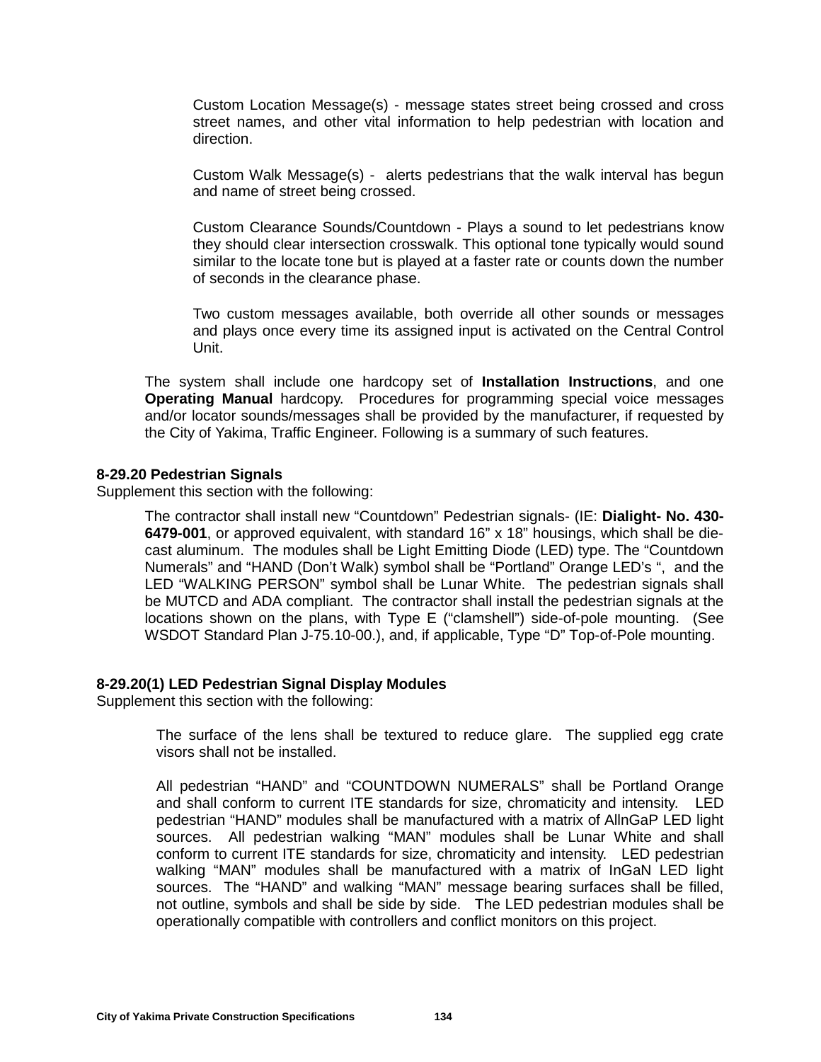Custom Location Message(s) - message states street being crossed and cross street names, and other vital information to help pedestrian with location and direction.

Custom Walk Message(s) - alerts pedestrians that the walk interval has begun and name of street being crossed.

Custom Clearance Sounds/Countdown - Plays a sound to let pedestrians know they should clear intersection crosswalk. This optional tone typically would sound similar to the locate tone but is played at a faster rate or counts down the number of seconds in the clearance phase.

Two custom messages available, both override all other sounds or messages and plays once every time its assigned input is activated on the Central Control Unit.

The system shall include one hardcopy set of **Installation Instructions**, and one **Operating Manual** hardcopy. Procedures for programming special voice messages and/or locator sounds/messages shall be provided by the manufacturer, if requested by the City of Yakima, Traffic Engineer. Following is a summary of such features.

**8-29.20 Pedestrian Signals**

Supplement this section with the following:

The contractor shall install new “Countdown” Pedestrian signals- (IE: **Dialight- No. 430-6479-001**, or approved equivalent, with standard 16” x 18” housings, which shall be die-cast aluminum. The modules shall be Light Emitting Diode (LED) type. The “Countdown Numerals” and “HAND (Don’t Walk) symbol shall be “Portland” Orange LED’s “, and the LED “WALKING PERSON” symbol shall be Lunar White. The pedestrian signals shall be MUTCD and ADA compliant. The contractor shall install the pedestrian signals at the locations shown on the plans, with Type E (“clamshell”) side-of-pole mounting. (See WSDOT Standard Plan J-75.10-00.), and, if applicable, Type “D” Top-of-Pole mounting.

**8-29.20(1) LED Pedestrian Signal Display Modules**

Supplement this section with the following:

The surface of the lens shall be textured to reduce glare. The supplied egg crate visors shall not be installed.

All pedestrian “HAND” and “COUNTDOWN NUMERALS” shall be Portland Orange and shall conform to current ITE standards for size, chromaticity and intensity. LED pedestrian “HAND” modules shall be manufactured with a matrix of AllnGaP LED light sources. All pedestrian walking “MAN” modules shall be Lunar White and shall conform to current ITE standards for size, chromaticity and intensity. LED pedestrian walking “MAN” modules shall be manufactured with a matrix of InGaN LED light sources. The “HAND” and walking “MAN” message bearing surfaces shall be filled, not outline, symbols and shall be side by side. The LED pedestrian modules shall be operationally compatible with controllers and conflict monitors on this project.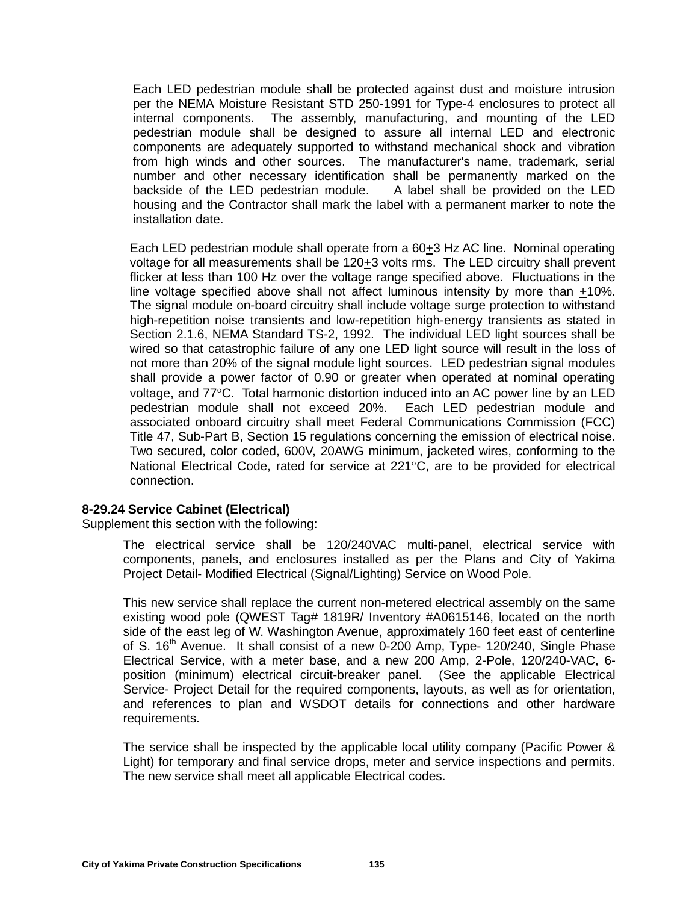Each LED pedestrian module shall be protected against dust and moisture intrusion per the NEMA Moisture Resistant STD 250-1991 for Type-4 enclosures to protect all internal components. The assembly, manufacturing, and mounting of the LED pedestrian module shall be designed to assure all internal LED and electronic components are adequately supported to withstand mechanical shock and vibration from high winds and other sources. The manufacturer's name, trademark, serial number and other necessary identification shall be permanently marked on the backside of the LED pedestrian module. A label shall be provided on the LED housing and the Contractor shall mark the label with a permanent marker to note the installation date.

Each LED pedestrian module shall operate from a 60±3 Hz AC line. Nominal operating voltage for all measurements shall be 120±3 volts rms. The LED circuitry shall prevent flicker at less than 100 Hz over the voltage range specified above. Fluctuations in the line voltage specified above shall not affect luminous intensity by more than ±10%. The signal module on-board circuitry shall include voltage surge protection to withstand high-repetition noise transients and low-repetition high-energy transients as stated in Section 2.1.6, NEMA Standard TS-2, 1992. The individual LED light sources shall be wired so that catastrophic failure of any one LED light source will result in the loss of not more than 20% of the signal module light sources. LED pedestrian signal modules shall provide a power factor of 0.90 or greater when operated at nominal operating voltage, and 77°C. Total harmonic distortion induced into an AC power line by an LED pedestrian module shall not exceed 20%. Each LED pedestrian module and associated onboard circuitry shall meet Federal Communications Commission (FCC) Title 47, Sub-Part B, Section 15 regulations concerning the emission of electrical noise. Two secured, color coded, 600V, 20AWG minimum, jacketed wires, conforming to the National Electrical Code, rated for service at 221°C, are to be provided for electrical connection.

**8-29.24 Service Cabinet (Electrical)**
Supplement this section with the following:

The electrical service shall be 120/240VAC multi-panel, electrical service with components, panels, and enclosures installed as per the Plans and City of Yakima Project Detail- Modified Electrical (Signal/Lighting) Service on Wood Pole.

This new service shall replace the current non-metered electrical assembly on the same existing wood pole (QWEST Tag# 1819R/ Inventory #A0615146, located on the north side of the east leg of W. Washington Avenue, approximately 160 feet east of centerline of S. 16th Avenue. It shall consist of a new 0-200 Amp, Type- 120/240, Single Phase Electrical Service, with a meter base, and a new 200 Amp, 2-Pole, 120/240-VAC, 6-position (minimum) electrical circuit-breaker panel. (See the applicable Electrical Service- Project Detail for the required components, layouts, as well as for orientation, and references to plan and WSDOT details for connections and other hardware requirements.

The service shall be inspected by the applicable local utility company (Pacific Power & Light) for temporary and final service drops, meter and service inspections and permits. The new service shall meet all applicable Electrical codes.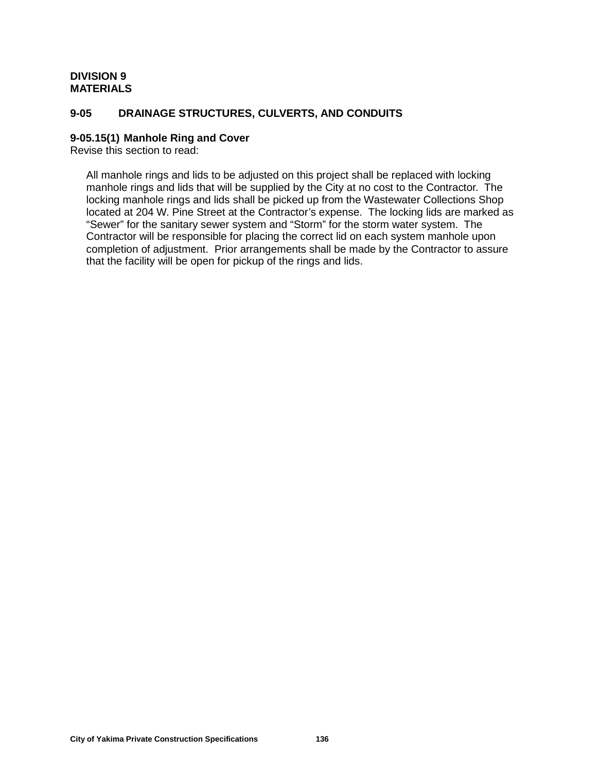# DIVISION 9
# MATERIALS

## 9-05 DRAINAGE STRUCTURES, CULVERTS, AND CONDUITS

### 9-05.15(1) Manhole Ring and Cover

Revise this section to read:

> All manhole rings and lids to be adjusted on this project shall be replaced with locking manhole rings and lids that will be supplied by the City at no cost to the Contractor. The locking manhole rings and lids shall be picked up from the Wastewater Collections Shop located at 204 W. Pine Street at the Contractor's expense. The locking lids are marked as "Sewer" for the sanitary sewer system and "Storm" for the storm water system. The Contractor will be responsible for placing the correct lid on each system manhole upon completion of adjustment. Prior arrangements shall be made by the Contractor to assure that the facility will be open for pickup of the rings and lids.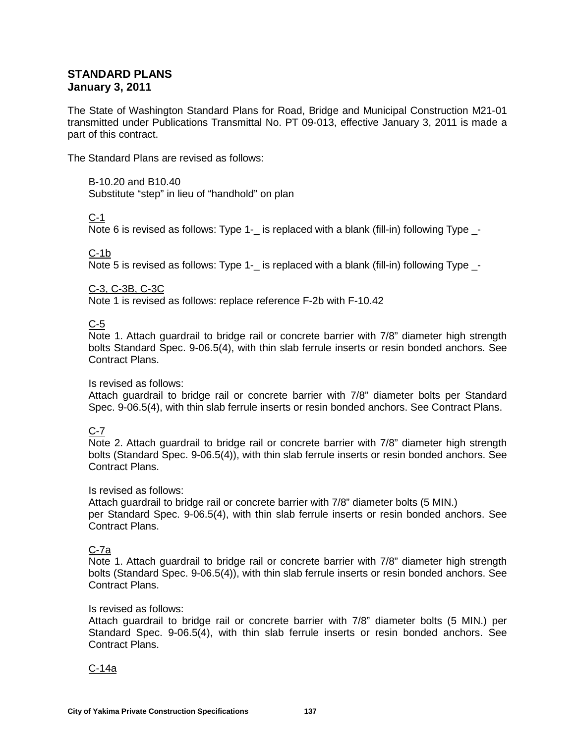## STANDARD PLANS
## January 3, 2011

The State of Washington Standard Plans for Road, Bridge and Municipal Construction M21-01 transmitted under Publications Transmittal No. PT 09-013, effective January 3, 2011 is made a part of this contract.

The Standard Plans are revised as follows:

<u>B-10.20 and B10.40</u>
Substitute "step" in lieu of "handhold" on plan

<u>C-1</u>
Note 6 is revised as follows: Type 1-_ is replaced with a blank (fill-in) following Type _-

<u>C-1b</u>
Note 5 is revised as follows: Type 1-_ is replaced with a blank (fill-in) following Type _-

<u>C-3, C-3B, C-3C</u>
Note 1 is revised as follows: replace reference F-2b with F-10.42

<u>C-5</u>
Note 1. Attach guardrail to bridge rail or concrete barrier with 7/8" diameter high strength bolts Standard Spec. 9-06.5(4), with thin slab ferrule inserts or resin bonded anchors. See Contract Plans.

Is revised as follows:
Attach guardrail to bridge rail or concrete barrier with 7/8" diameter bolts per Standard Spec. 9-06.5(4), with thin slab ferrule inserts or resin bonded anchors. See Contract Plans.

<u>C-7</u>
Note 2. Attach guardrail to bridge rail or concrete barrier with 7/8" diameter high strength bolts (Standard Spec. 9-06.5(4)), with thin slab ferrule inserts or resin bonded anchors. See Contract Plans.

Is revised as follows:
Attach guardrail to bridge rail or concrete barrier with 7/8" diameter bolts (5 MIN.) per Standard Spec. 9-06.5(4), with thin slab ferrule inserts or resin bonded anchors. See Contract Plans.

<u>C-7a</u>
Note 1. Attach guardrail to bridge rail or concrete barrier with 7/8" diameter high strength bolts (Standard Spec. 9-06.5(4)), with thin slab ferrule inserts or resin bonded anchors. See Contract Plans.

Is revised as follows:
Attach guardrail to bridge rail or concrete barrier with 7/8" diameter bolts (5 MIN.) per Standard Spec. 9-06.5(4), with thin slab ferrule inserts or resin bonded anchors. See Contract Plans.

<u>C-14a</u>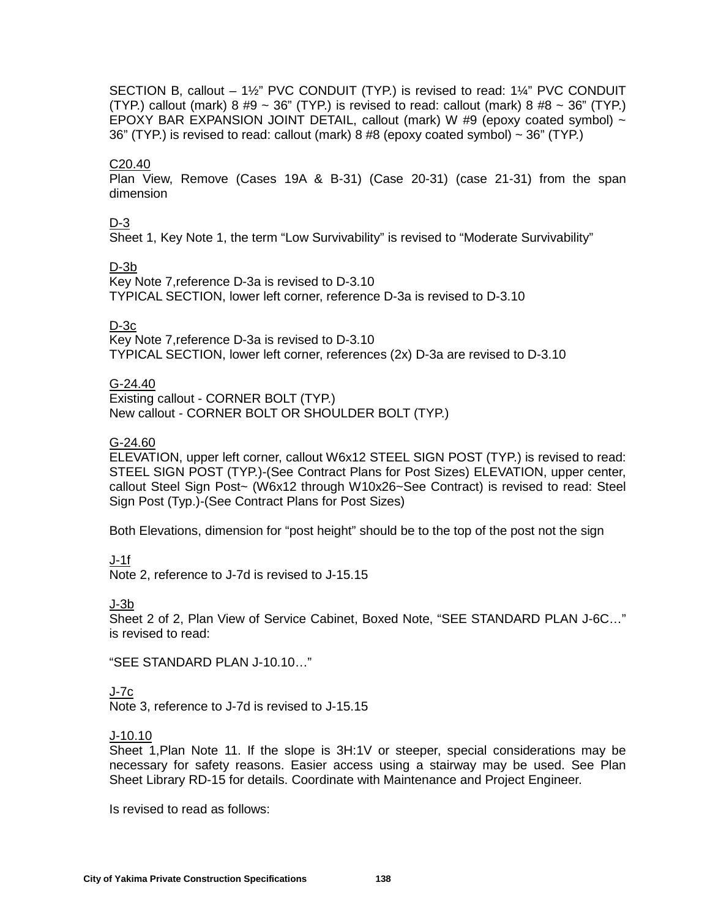SECTION B, callout – 1½" PVC CONDUIT (TYP.) is revised to read: 1¼" PVC CONDUIT (TYP.) callout (mark) 8 #9 ~ 36" (TYP.) is revised to read: callout (mark) 8 #8 ~ 36" (TYP.) EPOXY BAR EXPANSION JOINT DETAIL, callout (mark) W #9 (epoxy coated symbol) ~ 36" (TYP.) is revised to read: callout (mark) 8 #8 (epoxy coated symbol) ~ 36" (TYP.)

<u>C20.40</u>
Plan View, Remove (Cases 19A & B-31) (Case 20-31) (case 21-31) from the span dimension

<u>D-3</u>
Sheet 1, Key Note 1, the term "Low Survivability" is revised to "Moderate Survivability"

<u>D-3b</u>
Key Note 7,reference D-3a is revised to D-3.10
TYPICAL SECTION, lower left corner, reference D-3a is revised to D-3.10

<u>D-3c</u>
Key Note 7,reference D-3a is revised to D-3.10
TYPICAL SECTION, lower left corner, references (2x) D-3a are revised to D-3.10

<u>G-24.40</u>
Existing callout - CORNER BOLT (TYP.)
New callout - CORNER BOLT OR SHOULDER BOLT (TYP.)

<u>G-24.60</u>
ELEVATION, upper left corner, callout W6x12 STEEL SIGN POST (TYP.) is revised to read: STEEL SIGN POST (TYP.)-(See Contract Plans for Post Sizes) ELEVATION, upper center, callout Steel Sign Post~ (W6x12 through W10x26~See Contract) is revised to read: Steel Sign Post (Typ.)-(See Contract Plans for Post Sizes)

Both Elevations, dimension for "post height" should be to the top of the post not the sign

<u>J-1f</u>
Note 2, reference to J-7d is revised to J-15.15

<u>J-3b</u>
Sheet 2 of 2, Plan View of Service Cabinet, Boxed Note, "SEE STANDARD PLAN J-6C…" is revised to read:

"SEE STANDARD PLAN J-10.10…"

<u>J-7c</u>
Note 3, reference to J-7d is revised to J-15.15

<u>J-10.10</u>
Sheet 1,Plan Note 11. If the slope is 3H:1V or steeper, special considerations may be necessary for safety reasons. Easier access using a stairway may be used. See Plan Sheet Library RD-15 for details. Coordinate with Maintenance and Project Engineer.

Is revised to read as follows: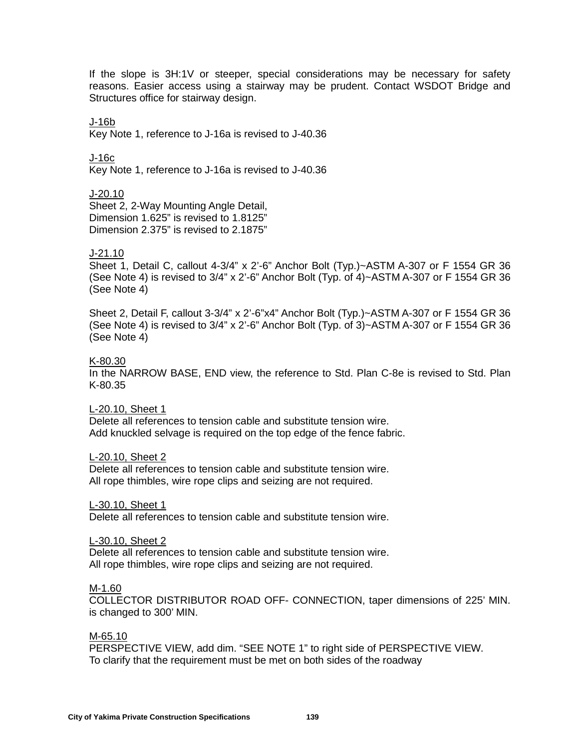If the slope is 3H:1V or steeper, special considerations may be necessary for safety reasons. Easier access using a stairway may be prudent. Contact WSDOT Bridge and Structures office for stairway design.

<u>J-16b</u>
Key Note 1, reference to J-16a is revised to J-40.36

<u>J-16c</u>
Key Note 1, reference to J-16a is revised to J-40.36

<u>J-20.10</u>
Sheet 2, 2-Way Mounting Angle Detail,
Dimension 1.625" is revised to 1.8125"
Dimension 2.375" is revised to 2.1875"

<u>J-21.10</u>
Sheet 1, Detail C, callout 4-3/4" x 2'-6" Anchor Bolt (Typ.)~ASTM A-307 or F 1554 GR 36 (See Note 4) is revised to 3/4" x 2'-6" Anchor Bolt (Typ. of 4)~ASTM A-307 or F 1554 GR 36 (See Note 4)

Sheet 2, Detail F, callout 3-3/4" x 2'-6"x4" Anchor Bolt (Typ.)~ASTM A-307 or F 1554 GR 36 (See Note 4) is revised to 3/4" x 2'-6" Anchor Bolt (Typ. of 3)~ASTM A-307 or F 1554 GR 36 (See Note 4)

<u>K-80.30</u>
In the NARROW BASE, END view, the reference to Std. Plan C-8e is revised to Std. Plan K-80.35

<u>L-20.10, Sheet 1</u>
Delete all references to tension cable and substitute tension wire.
Add knuckled selvage is required on the top edge of the fence fabric.

<u>L-20.10, Sheet 2</u>
Delete all references to tension cable and substitute tension wire.
All rope thimbles, wire rope clips and seizing are not required.

<u>L-30.10, Sheet 1</u>
Delete all references to tension cable and substitute tension wire.

<u>L-30.10, Sheet 2</u>
Delete all references to tension cable and substitute tension wire.
All rope thimbles, wire rope clips and seizing are not required.

<u>M-1.60</u>
COLLECTOR DISTRIBUTOR ROAD OFF- CONNECTION, taper dimensions of 225' MIN. is changed to 300' MIN.

<u>M-65.10</u>
PERSPECTIVE VIEW, add dim. "SEE NOTE 1" to right side of PERSPECTIVE VIEW.
To clarify that the requirement must be met on both sides of the roadway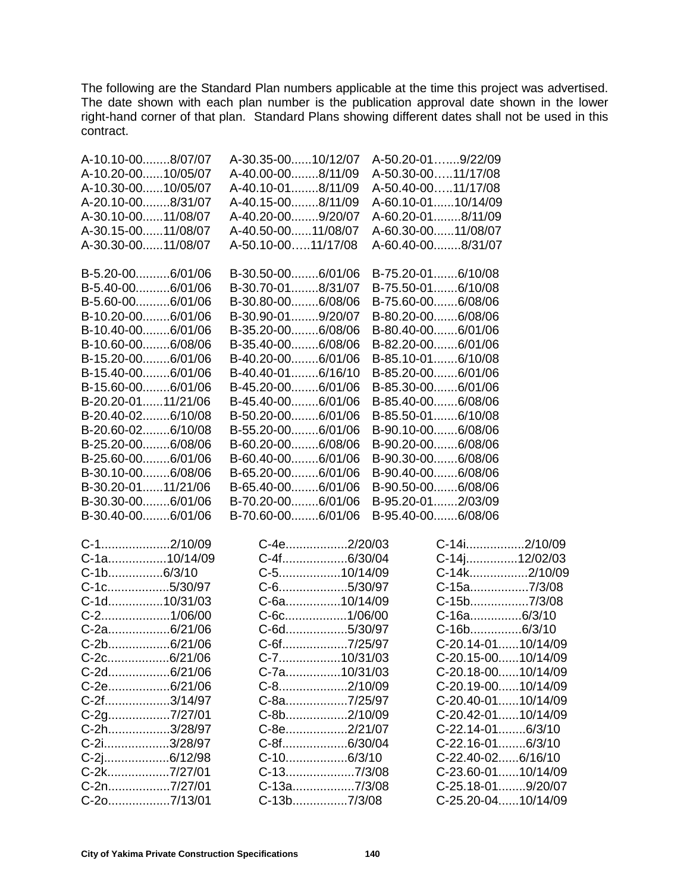The following are the Standard Plan numbers applicable at the time this project was advertised. The date shown with each plan number is the publication approval date shown in the lower right-hand corner of that plan. Standard Plans showing different dates shall not be used in this contract.

A-10.10-00........8/07/07
A-10.20-00......10/05/07
A-10.30-00......10/05/07
A-20.10-00........8/31/07
A-30.10-00......11/08/07
A-30.15-00......11/08/07
A-30.30-00......11/08/07
A-30.35-00......10/12/07
A-40.00-00........8/11/09
A-40.10-01........8/11/09
A-40.15-00........8/11/09
A-40.20-00........9/20/07
A-40.50-00......11/08/07
A-50.10-00…..11/17/08
A-50.20-01…....9/22/09
A-50.30-00…..11/17/08
A-50.40-00…..11/17/08
A-60.10-01......10/14/09
A-60.20-01........8/11/09
A-60.30-00......11/08/07
A-60.40-00........8/31/07

B-5.20-00..........6/01/06
B-5.40-00..........6/01/06
B-5.60-00..........6/01/06
B-10.20-00........6/01/06
B-10.40-00........6/01/06
B-10.60-00........6/08/06
B-15.20-00........6/01/06
B-15.40-00........6/01/06
B-15.60-00........6/01/06
B-20.20-01......11/21/06
B-20.40-02........6/10/08
B-20.60-02........6/10/08
B-25.20-00........6/08/06
B-25.60-00........6/01/06
B-30.10-00........6/08/06
B-30.20-01......11/21/06
B-30.30-00........6/01/06
B-30.40-00........6/01/06
B-30.50-00........6/01/06
B-30.70-01........8/31/07
B-30.80-00........6/08/06
B-30.90-01........9/20/07
B-35.20-00........6/08/06
B-35.40-00........6/08/06
B-40.20-00........6/01/06
B-40.40-01........6/16/10
B-45.20-00........6/01/06
B-45.40-00........6/01/06
B-50.20-00........6/01/06
B-55.20-00........6/01/06
B-60.20-00........6/08/06
B-60.40-00........6/01/06
B-65.20-00........6/01/06
B-65.40-00........6/01/06
B-70.20-00........6/01/06
B-70.60-00........6/01/06
B-75.20-01.......6/10/08
B-75.50-01.......6/10/08
B-75.60-00.......6/08/06
B-80.20-00.......6/08/06
B-80.40-00.......6/01/06
B-82.20-00.......6/01/06
B-85.10-01.......6/10/08
B-85.20-00.......6/01/06
B-85.30-00.......6/01/06
B-85.40-00.......6/08/06
B-85.50-01.......6/10/08
B-90.10-00.......6/08/06
B-90.20-00.......6/08/06
B-90.30-00.......6/08/06
B-90.40-00.......6/08/06
B-90.50-00.......6/08/06
B-95.20-01.......2/03/09
B-95.40-00.......6/08/06

C-1...................2/10/09
C-1a................10/14/09
C-1b................6/3/10
C-1c..................5/30/97
C-1d................10/31/03
C-2....................1/06/00
C-2a..................6/21/06
C-2b..................6/21/06
C-2c..................6/21/06
C-2d..................6/21/06
C-2e..................6/21/06
C-2f...................3/14/97
C-2g..................7/27/01
C-2h..................3/28/97
C-2i...................3/28/97
C-2j...................6/12/98
C-2k..................7/27/01
C-2n..................7/27/01
C-2o..................7/13/01
C-4e..................2/20/03
C-4f...................6/30/04
C-5..................10/14/09
C-6....................5/30/97
C-6a................10/14/09
C-6c..................1/06/00
C-6d..................5/30/97
C-6f...................7/25/97
C-7..................10/31/03
C-7a................10/31/03
C-8....................2/10/09
C-8a..................7/25/97
C-8b..................2/10/09
C-8e..................2/21/07
C-8f...................6/30/04
C-10..................6/3/10
C-13....................7/3/08
C-13a..................7/3/08
C-13b................7/3/08
C-14i.................2/10/09
C-14j...............12/02/03
C-14k.................2/10/09
C-15a.................7/3/08
C-15b.................7/3/08
C-16a...............6/3/10
C-16b...............6/3/10
C-20.14-01......10/14/09
C-20.15-00......10/14/09
C-20.18-00......10/14/09
C-20.19-00......10/14/09
C-20.40-01......10/14/09
C-20.42-01......10/14/09
C-22.14-01........6/3/10
C-22.16-01........6/3/10
C-22.40-02......6/16/10
C-23.60-01......10/14/09
C-25.18-01........9/20/07
C-25.20-04......10/14/09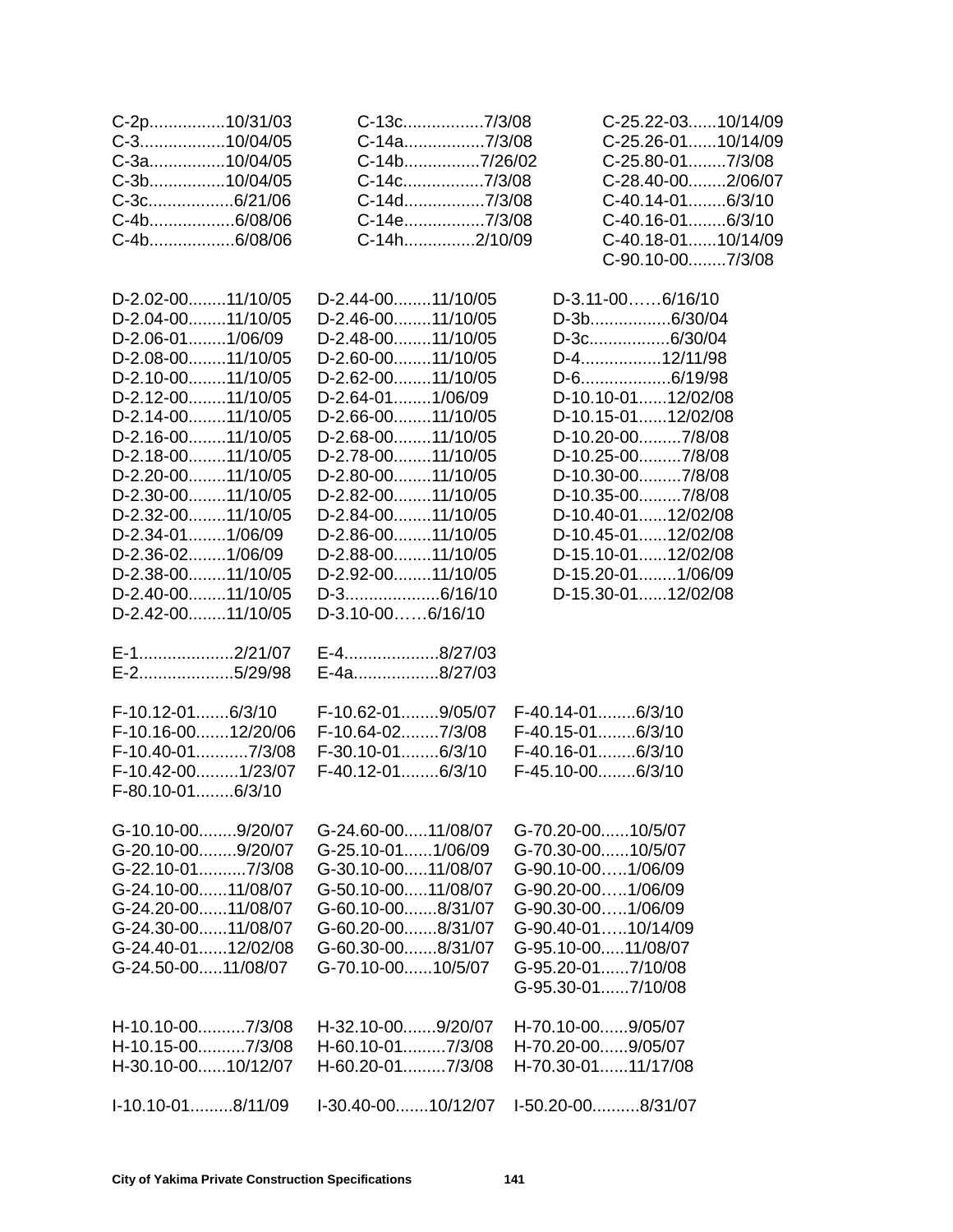C-2p................10/31/03
C-3..................10/04/05
C-3a................10/04/05
C-3b................10/04/05
C-3c..................6/21/06
C-4b..................6/08/06
C-4b..................6/08/06

C-13c.................7/3/08
C-14a.................7/3/08
C-14b................7/26/02
C-14c.................7/3/08
C-14d.................7/3/08
C-14e.................7/3/08
C-14h..............2/10/09

C-25.22-03......10/14/09
C-25.26-01......10/14/09
C-25.80-01........7/3/08
C-28.40-00........2/06/07
C-40.14-01........6/3/10
C-40.16-01........6/3/10
C-40.18-01......10/14/09
C-90.10-00........7/3/08

D-2.02-00........11/10/05
D-2.04-00........11/10/05
D-2.06-01........1/06/09
D-2.08-00........11/10/05
D-2.10-00........11/10/05
D-2.12-00........11/10/05
D-2.14-00........11/10/05
D-2.16-00........11/10/05
D-2.18-00........11/10/05
D-2.20-00........11/10/05
D-2.30-00........11/10/05
D-2.32-00........11/10/05
D-2.34-01........1/06/09
D-2.36-02........1/06/09
D-2.38-00........11/10/05
D-2.40-00........11/10/05
D-2.42-00........11/10/05

D-2.44-00........11/10/05
D-2.46-00........11/10/05
D-2.48-00........11/10/05
D-2.60-00........11/10/05
D-2.62-00........11/10/05
D-2.64-01........1/06/09
D-2.66-00........11/10/05
D-2.68-00........11/10/05
D-2.78-00........11/10/05
D-2.80-00........11/10/05
D-2.82-00........11/10/05
D-2.84-00........11/10/05
D-2.86-00........11/10/05
D-2.88-00........11/10/05
D-2.92-00........11/10/05
D-3...................6/16/10
D-3.10-00……6/16/10

D-3.11-00……6/16/10
D-3b................6/30/04
D-3c................6/30/04
D-4................12/11/98
D-6..................6/19/98
D-10.10-01......12/02/08
D-10.15-01......12/02/08
D-10.20-00.........7/8/08
D-10.25-00.........7/8/08
D-10.30-00.........7/8/08
D-10.35-00.........7/8/08
D-10.40-01......12/02/08
D-10.45-01......12/02/08
D-15.10-01......12/02/08
D-15.20-01........1/06/09
D-15.30-01......12/02/08

E-1...................2/21/07
E-2...................5/29/98

E-4...................8/27/03
E-4a.................8/27/03

F-10.12-01.......6/3/10
F-10.16-00.......12/20/06
F-10.40-01...........7/3/08
F-10.42-00.........1/23/07
F-80.10-01........6/3/10

F-10.62-01........9/05/07
F-10.64-02........7/3/08
F-30.10-01........6/3/10
F-40.12-01........6/3/10

F-40.14-01........6/3/10
F-40.15-01........6/3/10
F-40.16-01........6/3/10
F-45.10-00........6/3/10

G-10.10-00........9/20/07
G-20.10-00........9/20/07
G-22.10-01..........7/3/08
G-24.10-00......11/08/07
G-24.20-00......11/08/07
G-24.30-00......11/08/07
G-24.40-01......12/02/08
G-24.50-00.....11/08/07

G-24.60-00.....11/08/07
G-25.10-01......1/06/09
G-30.10-00.....11/08/07
G-50.10-00.....11/08/07
G-60.10-00.......8/31/07
G-60.20-00.......8/31/07
G-60.30-00.......8/31/07
G-70.10-00......10/5/07

G-70.20-00......10/5/07
G-70.30-00......10/5/07
G-90.10-00…..1/06/09
G-90.20-00…..1/06/09
G-90.30-00…..1/06/09
G-90.40-01…..10/14/09
G-95.10-00.....11/08/07
G-95.20-01......7/10/08
G-95.30-01......7/10/08

H-10.10-00..........7/3/08
H-10.15-00..........7/3/08
H-30.10-00......10/12/07

H-32.10-00.......9/20/07
H-60.10-01.........7/3/08
H-60.20-01.........7/3/08

H-70.10-00......9/05/07
H-70.20-00......9/05/07
H-70.30-01......11/17/08

I-10.10-01.........8/11/09

I-30.40-00.......10/12/07

I-50.20-00..........8/31/07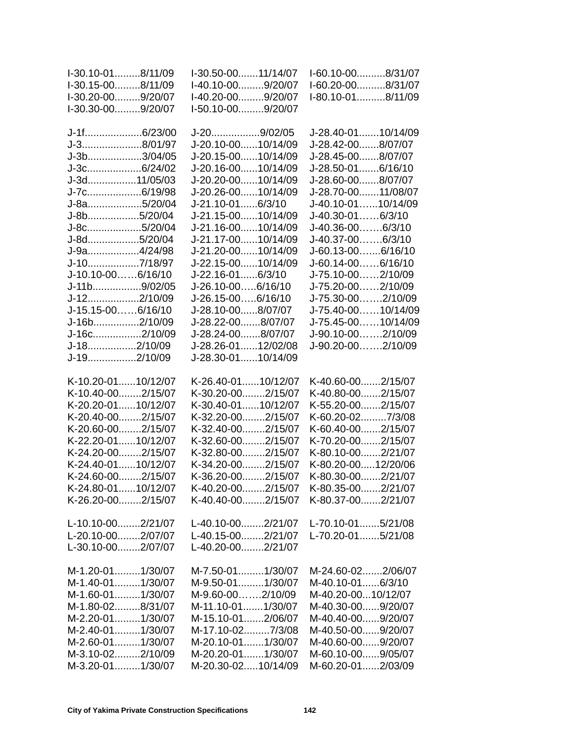I-30.10-01.........8/11/09
I-30.15-00.........8/11/09
I-30.20-00.........9/20/07
I-30.30-00.........9/20/07
I-30.50-00.......11/14/07
I-40.10-00.........9/20/07
I-40.20-00.........9/20/07
I-50.10-00.........9/20/07
I-60.10-00..........8/31/07
I-60.20-00..........8/31/07
I-80.10-01..........8/11/09

J-1f...................6/23/00
J-3.....................8/01/97
J-3b...................3/04/05
J-3c...................6/24/02
J-3d.................11/05/03
J-7c...................6/19/98
J-8a...................5/20/04
J-8b..................5/20/04
J-8c...................5/20/04
J-8d..................5/20/04
J-9a..................4/24/98
J-10..................7/18/97
J-10.10-00……6/16/10
J-11b.................9/02/05
J-12..................2/10/09
J-15.15-00……6/16/10
J-16b................2/10/09
J-16c.................2/10/09
J-18.................2/10/09
J-19.................2/10/09
J-20.................9/02/05
J-20.10-00......10/14/09
J-20.15-00......10/14/09
J-20.16-00......10/14/09
J-20.20-00......10/14/09
J-20.26-00......10/14/09
J-21.10-01......6/3/10
J-21.15-00......10/14/09
J-21.16-00......10/14/09
J-21.17-00......10/14/09
J-21.20-00......10/14/09
J-22.15-00......10/14/09
J-22.16-01......6/3/10
J-26.10-00…..6/16/10
J-26.15-00…..6/16/10
J-28.10-00......8/07/07
J-28.22-00.......8/07/07
J-28.24-00.......8/07/07
J-28.26-01......12/02/08
J-28.30-01......10/14/09
J-28.40-01.......10/14/09
J-28.42-00.......8/07/07
J-28.45-00.......8/07/07
J-28.50-01.......6/16/10
J-28.60-00.......8/07/07
J-28.70-00.......11/08/07
J-40.10-01…...10/14/09
J-40.30-01……6/3/10
J-40.36-00…….6/3/10
J-40.37-00…….6/3/10
J-60.13-00…....6/16/10
J-60.14-00……6/16/10
J-75.10-00……2/10/09
J-75.20-00……2/10/09
J-75.30-00…….2/10/09
J-75.40-00……10/14/09
J-75.45-00……10/14/09
J-90.10-00…….2/10/09
J-90.20-00…….2/10/09

K-10.20-01......10/12/07
K-10.40-00........2/15/07
K-20.20-01......10/12/07
K-20.40-00........2/15/07
K-20.60-00........2/15/07
K-22.20-01......10/12/07
K-24.20-00........2/15/07
K-24.40-01......10/12/07
K-24.60-00........2/15/07
K-24.80-01......10/12/07
K-26.20-00........2/15/07
K-26.40-01......10/12/07
K-30.20-00........2/15/07
K-30.40-01......10/12/07
K-32.20-00........2/15/07
K-32.40-00........2/15/07
K-32.60-00........2/15/07
K-32.80-00........2/15/07
K-34.20-00........2/15/07
K-36.20-00........2/15/07
K-40.20-00........2/15/07
K-40.40-00........2/15/07
K-40.60-00.......2/15/07
K-40.80-00.......2/15/07
K-55.20-00.......2/15/07
K-60.20-02.........7/3/08
K-60.40-00.......2/15/07
K-70.20-00.......2/15/07
K-80.10-00.......2/21/07
K-80.20-00.....12/20/06
K-80.30-00.......2/21/07
K-80.35-00.......2/21/07
K-80.37-00.......2/21/07

L-10.10-00........2/21/07
L-20.10-00........2/07/07
L-30.10-00........2/07/07
L-40.10-00........2/21/07
L-40.15-00........2/21/07
L-40.20-00........2/21/07
L-70.10-01.......5/21/08
L-70.20-01.......5/21/08

M-1.20-01.........1/30/07
M-1.40-01.........1/30/07
M-1.60-01.........1/30/07
M-1.80-02.........8/31/07
M-2.20-01.........1/30/07
M-2.40-01.........1/30/07
M-2.60-01.........1/30/07
M-3.10-02.........2/10/09
M-3.20-01.........1/30/07
M-7.50-01.........1/30/07
M-9.50-01.........1/30/07
M-9.60-00…….2/10/09
M-11.10-01.......1/30/07
M-15.10-01.......2/06/07
M-17.10-02.........7/3/08
M-20.10-01.......1/30/07
M-20.20-01.......1/30/07
M-20.30-02.....10/14/09
M-24.60-02.......2/06/07
M-40.10-01......6/3/10
M-40.20-00...10/12/07
M-40.30-00......9/20/07
M-40.40-00......9/20/07
M-40.50-00......9/20/07
M-40.60-00......9/20/07
M-60.10-00......9/05/07
M-60.20-01......2/03/09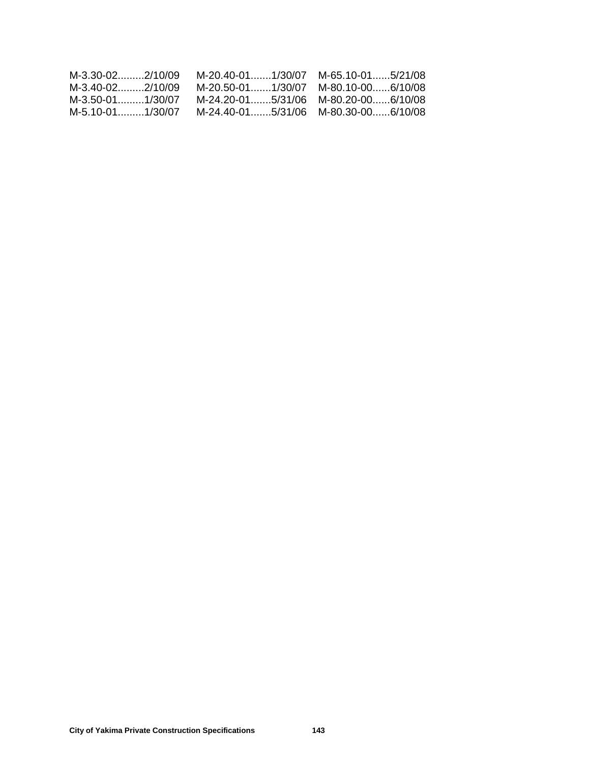| | | |
|---|---|---|
| M-3.30-02.........2/10/09 | M-20.40-01.......1/30/07 | M-65.10-01......5/21/08 |
| M-3.40-02.........2/10/09 | M-20.50-01.......1/30/07 | M-80.10-00......6/10/08 |
| M-3.50-01.........1/30/07 | M-24.20-01.......5/31/06 | M-80.20-00......6/10/08 |
| M-5.10-01.........1/30/07 | M-24.40-01.......5/31/06 | M-80.30-00......6/10/08 |